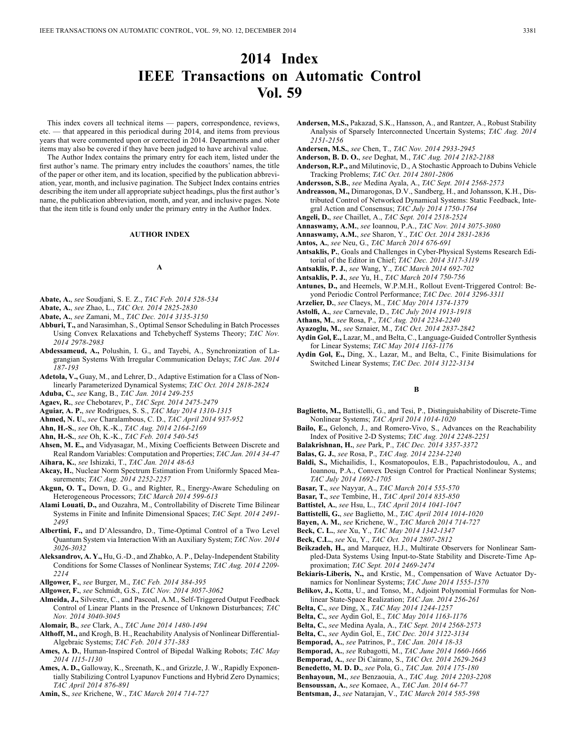# 2014 Index IEEE Transactions on Automatic Control Vol. 59

This index covers all technical items — papers, correspondence, reviews, etc. — that appeared in this periodical during 2014, and items from previous years that were commented upon or corrected in 2014. Departments and other items may also be covered if they have been judged to have archival value.

The Author Index contains the primary entry for each item, listed under the first author's name. The primary entry includes the coauthors' names, the title of the paper or other item, and its location, specified by the publication abbreviation, year, month, and inclusive pagination. The Subject Index contains entries describing the item under all appropriate subject headings, plus the first author's name, the publication abbreviation, month, and year, and inclusive pages. Note that the item title is found only under the primary entry in the Author Index.

## AUTHOR INDEX

### A

**Abate, A.**, *see* Soudjani, S. E. Z., *TAC Feb. 2014 528-534*

**Abate, A.**, *see* Zhao, L., *TAC Oct. 2014 2825-2830*

**Abate, A.**, *see* Zamani, M., *TAC Dec. 2014 3135-3150*

**Abburi, T.,** and Narasimhan, S., Optimal Sensor Scheduling in Batch Processes Using Convex Relaxations and Tchebycheff Systems Theory; *TAC Nov. 2014 2978-2983*

**Abdessameud, A.,** Polushin, I. G., and Tayebi, A., Synchronization of Lagrangian Systems With Irregular Communication Delays; *TAC Jan. 2014 187-193*

**Adetola, V.,** Guay, M., and Lehrer, D., Adaptive Estimation for a Class of Nonlinearly Parameterized Dynamical Systems; *TAC Oct. 2014 2818-2824*

**Aduba, C.**, *see* Kang, B., *TAC Jan. 2014 249-255*

**Agaev, R.**, *see* Chebotarev, P., *TAC Sept. 2014 2475-2479*

**Aguiar, A. P.**, *see* Rodrigues, S. S., *TAC May 2014 1310-1315*

**Ahmed, N. U.**, *see* Charalambous, C. D., *TAC April 2014 937-952*

**Ahn, H.-S.**, *see* Oh, K.-K., *TAC Aug. 2014 2164-2169*

**Ahn, H.-S.**, *see* Oh, K.-K., *TAC Feb. 2014 540-545*

**Ahsen, M. E.,** and Vidyasagar, M., Mixing Coefficients Between Discrete and Real Random Variables: Computation and Properties; *TAC Jan. 2014 34-47*

**Aihara, K.**, *see* Ishizaki, T., *TAC Jan. 2014 48-63*

**Akcay, H.**, Nuclear Norm Spectrum Estimation From Uniformly Spaced Measurements; *TAC Aug. 2014 2252-2257*

**Akgun, O. T.,** Down, D. G., and Righter, R., Energy-Aware Scheduling on Heterogeneous Processors; *TAC March 2014 599-613*

**Alami Louati, D.,** and Ouzahra, M., Controllability of Discrete Time Bilinear Systems in Finite and Infinite Dimensional Spaces; *TAC Sept. 2014 2491-2495*

**Albertini, F.,** and D'Alessandro, D., Time-Optimal Control of a Two Level Quantum System via Interaction With an Auxiliary System; *TAC Nov. 2014 3026-3032*

**Aleksandrov, A. Y.,** Hu, G.-D., and Zhabko, A. P., Delay-Independent Stability Conditions for Some Classes of Nonlinear Systems; *TAC Aug. 2014 2209-2214*

**Allgower, F.**, *see* Burger, M., *TAC Feb. 2014 384-395*

**Allgower, F.**, *see* Schmidt, G.S., *TAC Nov. 2014 3057-3062*

**Almeida, J.,** Silvestre, C., and Pascoal, A.M., Self-Triggered Output Feedback Control of Linear Plants in the Presence of Unknown Disturbances; *TAC Nov. 2014 3040-3045*

**Alomair, B.**, *see* Clark, A., *TAC June 2014 1480-1494*

**Althoff, M.,** and Krogh, B. H., Reachability Analysis of Nonlinear Differential-Algebraic Systems; *TAC Feb. 2014 371-383*

**Ames, A. D.**, Human-Inspired Control of Bipedal Walking Robots; *TAC May 2014 1115-1130*

**Ames, A. D.,** Galloway, K., Sreenath, K., and Grizzle, J. W., Rapidly Exponentially Stabilizing Control Lyapunov Functions and Hybrid Zero Dynamics; *TAC April 2014 876-891*

**Amin, S.**, *see* Krichene, W., *TAC March 2014 714-727*

**Andersen, M.S.,** Pakazad, S.K., Hansson, A., and Rantzer, A., Robust Stability Analysis of Sparsely Interconnected Uncertain Systems; *TAC Aug. 2014 2151-2156*

**Andersen, M.S.**, *see* Chen, T., *TAC Nov. 2014 2933-2945*

**Anderson, B. D. O.**, *see* Deghat, M., *TAC Aug. 2014 2182-2188*

**Anderson, R.P.,** and Milutinovic, D., A Stochastic Approach to Dubins Vehicle Tracking Problems; *TAC Oct. 2014 2801-2806*

**Andersson, S.B.**, *see* Medina Ayala, A., *TAC Sept. 2014 2568-2573*

**Andreasson, M.,** Dimarogonas, D.V., Sandberg, H., and Johansson, K.H., Distributed Control of Networked Dynamical Systems: Static Feedback, Integral Action and Consensus; *TAC July 2014 1750-1764*

**Angeli, D.**, *see* Chaillet, A., *TAC Sept. 2014 2518-2524*

**Annaswamy, A.M.**, *see* Ioannou, P.A., *TAC Nov. 2014 3075-3080*

**Annaswamy, A.M.**, *see* Sharon, Y., *TAC Oct. 2014 2831-2836*

**Antos, A.**, *see* Neu, G., *TAC March 2014 676-691*

**Antsaklis, P.**, Goals and Challenges in Cyber-Physical Systems Research Editorial of the Editor in Chief; *TAC Dec. 2014 3117-3119*

**Antsaklis, P. J.**, *see* Wang, Y., *TAC March 2014 692-702*

**Antsaklis, P. J.**, *see* Yu, H., *TAC March 2014 750-756*

**Antunes, D.,** and Heemels, W.P.M.H., Rollout Event-Triggered Control: Beyond Periodic Control Performance; *TAC Dec. 2014 3296-3311*

**Arzelier, D.**, *see* Claeys, M., *TAC May 2014 1374-1379*

**Astolfi, A.**, *see* Carnevale, D., *TAC July 2014 1913-1918*

**Athans, M.**, *see* Rosa, P., *TAC Aug. 2014 2234-2240*

**Ayazoglu, M.**, *see* Sznaier, M., *TAC Oct. 2014 2837-2842*

**Aydin Gol, E.,** Lazar, M., and Belta, C., Language-Guided Controller Synthesis for Linear Systems; *TAC May 2014 1163-1176*

**Aydin Gol, E.,** Ding, X., Lazar, M., and Belta, C., Finite Bisimulations for Switched Linear Systems; *TAC Dec. 2014 3122-3134*

### B

**Baglietto, M.,** Battistelli, G., and Tesi, P., Distinguishability of Discrete-Time Nonlinear Systems; *TAC April 2014 1014-1020*

**Bailo, E.,** Gelonch, J., and Romero-Vivo, S., Advances on the Reachability Index of Positive 2-D Systems; *TAC Aug. 2014 2248-2251*

**Balakrishnan, H.**, *see* Park, P., *TAC Dec. 2014 3357-3372*

**Balas, G. J.**, *see* Rosa, P., *TAC Aug. 2014 2234-2240*

**Baldi, S.,** Michailidis, I., Kosmatopoulos, E.B., Papachristodoulou, A., and Ioannou, P.A., Convex Design Control for Practical Nonlinear Systems; *TAC July 2014 1692-1705*

**Basar, T.**, *see* Nayyar, A., *TAC March 2014 555-570*

**Basar, T.**, *see* Tembine, H., *TAC April 2014 835-850*

**Battistel, A.**, *see* Hsu, L., *TAC April 2014 1041-1047*

**Battistelli, G.**, *see* Baglietto, M., *TAC April 2014 1014-1020*

**Bayen, A. M.**, *see* Krichene, W., *TAC March 2014 714-727*

**Beck, C. L.**, *see* Xu, Y., *TAC May 2014 1342-1347*

**Beck, C.L.**, *see* Xu, Y., *TAC Oct. 2014 2807-2812*

**Beikzadeh, H.,** and Marquez, H.J., Multirate Observers for Nonlinear Sampled-Data Systems Using Input-to-State Stability and Discrete-Time Approximation; *TAC Sept. 2014 2469-2474*

**Bekiaris-Liberis, N.,** and Krstic, M., Compensation of Wave Actuator Dynamics for Nonlinear Systems; *TAC June 2014 1555-1570*

**Belikov, J.,** Kotta, U., and Tonso, M., Adjoint Polynomial Formulas for Nonlinear State-Space Realization; *TAC Jan. 2014 256-261*

**Belta, C.**, *see* Ding, X., *TAC May 2014 1244-1257*

**Belta, C.**, *see* Aydin Gol, E., *TAC May 2014 1163-1176*

**Belta, C.**, *see* Medina Ayala, A., *TAC Sept. 2014 2568-2573*

**Belta, C.**, *see* Aydin Gol, E., *TAC Dec. 2014 3122-3134*

**Bemporad, A.**, *see* Patrinos, P., *TAC Jan. 2014 18-33*

**Bemporad, A.**, *see* Rubagotti, M., *TAC June 2014 1660-1666*

**Bemporad, A.**, *see* Di Cairano, S., *TAC Oct. 2014 2629-2643*

**Benedetto, M. D. D.**, *see* Pola, G., *TAC Jan. 2014 175-180*

**Benhayoun, M.**, *see* Benzaouia, A., *TAC Aug. 2014 2203-2208*

**Bensoussan, A.**, *see* Komaee, A., *TAC Jan. 2014 64-77*

**Bentsman, J.**, *see* Natarajan, V., *TAC March 2014 585-598*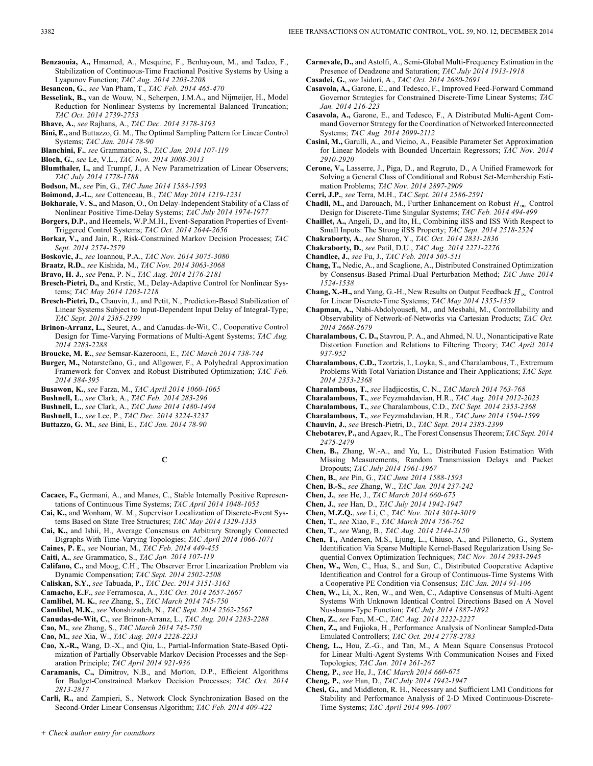**Benzaouia, A.,** Hmamed, A., Mesquine, F., Benhayoun, M., and Tadeo, F., Stabilization of Continuous-Time Fractional Positive Systems by Using a Lyapunov Function; *TAC Aug. 2014 2203-2208*

**Besancon, G.**, *see* Van Pham, T., *TAC Feb. 2014 465-470*

**Besselink, B.,** van de Wouw, N., Scherpen, J.M.A., and Nijmeijer, H., Model Reduction for Nonlinear Systems by Incremental Balanced Truncation; *TAC Oct. 2014 2739-2753*

**Bhave, A.**, *see* Rajhans, A., *TAC Dec. 2014 3178-3193*

**Bini, E.,** and Buttazzo, G. M., The Optimal Sampling Pattern for Linear Control Systems; *TAC Jan. 2014 78-90*

**Blanchini, F.**, *see* Grammatico, S., *TAC Jan. 2014 107-119*

**Bloch, G.**, *see* Le, V.L., *TAC Nov. 2014 3008-3013*

**Blumthaler, I.,** and Trumpf, J., A New Parametrization of Linear Observers; *TAC July 2014 1778-1788*

**Bodson, M.**, *see* Pin, G., *TAC June 2014 1588-1593*

**Boimond, J.-L.**, *see* Cottenceau, B., *TAC May 2014 1219-1231*

**Bokharaie, V. S.,** and Mason, O., On Delay-Independent Stability of a Class of Nonlinear Positive Time-Delay Systems; *TAC July 2014 1974-1977*

**Borgers, D.P.,** and Heemels, W.P.M.H., Event-Separation Properties of Event-Triggered Control Systems; *TAC Oct. 2014 2644-2656*

**Borkar, V.,** and Jain, R., Risk-Constrained Markov Decision Processes; *TAC Sept. 2014 2574-2579*

**Boskovic, J.**, *see* Ioannou, P.A., *TAC Nov. 2014 3075-3080*

**Braatz, R.D.**, *see* Kishida, M., *TAC Nov. 2014 3063-3068*

**Bravo, H. J.**, *see* Pena, P. N., *TAC Aug. 2014 2176-2181*

**Bresch-Pietri, D.,** and Krstic, M., Delay-Adaptive Control for Nonlinear Systems; *TAC May 2014 1203-1218*

**Bresch-Pietri, D.,** Chauvin, J., and Petit, N., Prediction-Based Stabilization of Linear Systems Subject to Input-Dependent Input Delay of Integral-Type; *TAC Sept. 2014 2385-2399*

**Brinon-Arranz, L.,** Seuret, A., and Canudas-de-Wit, C., Cooperative Control Design for Time-Varying Formations of Multi-Agent Systems; *TAC Aug. 2014 2283-2288*

**Broucke, M. E.**, *see* Semsar-Kazerooni, E., *TAC March 2014 738-744*

**Burger, M.,** Notarstefano, G., and Allgower, F., A Polyhedral Approximation Framework for Convex and Robust Distributed Optimization; *TAC Feb. 2014 384-395*

**Busawon, K.**, *see* Farza, M., *TAC April 2014 1060-1065*

**Bushnell, L.**, *see* Clark, A., *TAC Feb. 2014 283-296*

**Bushnell, L.**, *see* Clark, A., *TAC June 2014 1480-1494*

**Bushnell, L.**, *see* Lee, P., *TAC Dec. 2014 3224-3237*

**Buttazzo, G. M.**, *see* Bini, E., *TAC Jan. 2014 78-90*

## C

**Cacace, F.,** Germani, A., and Manes, C., Stable Internally Positive Representations of Continuous Time Systems; *TAC April 2014 1048-1053*

**Cai, K.,** and Wonham, W. M., Supervisor Localization of Discrete-Event Systems Based on State Tree Structures; *TAC May 2014 1329-1335*

**Cai, K.,** and Ishii, H., Average Consensus on Arbitrary Strongly Connected Digraphs With Time-Varying Topologies; *TAC April 2014 1066-1071*

**Caines, P. E.**, *see* Nourian, M., *TAC Feb. 2014 449-455*

**Caiti, A.**, *see* Grammatico, S., *TAC Jan. 2014 107-119*

**Califano, C.,** and Moog, C.H., The Observer Error Linearization Problem via Dynamic Compensation; *TAC Sept. 2014 2502-2508*

**Caliskan, S.Y.**, *see* Tabuada, P., *TAC Dec. 2014 3151-3163*

**Camacho, E.F.**, *see* Ferramosca, A., *TAC Oct. 2014 2657-2667*

**Camlibel, M. K.**, *see* Zhang, S., *TAC March 2014 745-750*

**Camlibel, M.K.**, *see* Monshizadeh, N., *TAC Sept. 2014 2562-2567*

**Canudas-de-Wit, C.**, *see* Brinon-Arranz, L., *TAC Aug. 2014 2283-2288*

**Cao, M.**, *see* Zhang, S., *TAC March 2014 745-750*

**Cao, M.**, *see* Xia, W., *TAC Aug. 2014 2228-2233*

**Cao, X.-R.,** Wang, D.-X., and Qiu, L., Partial-Information State-Based Optimization of Partially Observable Markov Decision Processes and the Separation Principle; *TAC April 2014 921-936*

**Caramanis, C.,** Dimitrov, N.B., and Morton, D.P., Efficient Algorithms for Budget-Constrained Markov Decision Processes; *TAC Oct. 2014 2813-2817*

**Carli, R.,** and Zampieri, S., Network Clock Synchronization Based on the Second-Order Linear Consensus Algorithm; *TAC Feb. 2014 409-422*

**Carnevale, D.,** and Astolfi, A., Semi-Global Multi-Frequency Estimation in the Presence of Deadzone and Saturation; *TAC July 2014 1913-1918*

**Casadei, G.**, *see* Isidori, A., *TAC Oct. 2014 2680-2691*

**Casavola, A.,** Garone, E., and Tedesco, F., Improved Feed-Forward Command Governor Strategies for Constrained Discrete-Time Linear Systems; *TAC Jan. 2014 216-223*

**Casavola, A.,** Garone, E., and Tedesco, F., A Distributed Multi-Agent Command Governor Strategy for the Coordination of Networked Interconnected Systems; *TAC Aug. 2014 2099-2112*

**Casini, M.,** Garulli, A., and Vicino, A., Feasible Parameter Set Approximation for Linear Models with Bounded Uncertain Regressors; *TAC Nov. 2014 2910-2920*

**Cerone, V.,** Lasserre, J., Piga, D., and Regruto, D., A Unified Framework for Solving a General Class of Conditional and Robust Set-Membership Estimation Problems; *TAC Nov. 2014 2897-2909*

**Cerri, J.P.**, *see* Terra, M.H., *TAC Sept. 2014 2586-2591*

**Chadli, M.,** and Darouach, M., Further Enhancement on Robust $H_\infty$ Control Design for Discrete-Time Singular Systems; *TAC Feb. 2014 494-499*

**Chaillet, A.,** Angeli, D., and Ito, H., Combining iISS and ISS With Respect to Small Inputs: The Strong iISS Property; *TAC Sept. 2014 2518-2524*

**Chakraborty, A.**, *see* Sharon, Y., *TAC Oct. 2014 2831-2836*

**Chakraborty, D.**, *see* Patil, D.U., *TAC Aug. 2014 2271-2276*

**Chandlee, J.**, *see* Fu, J., *TAC Feb. 2014 505-511*

**Chang, T.,** Nedic, A., and Scaglione, A., Distributed Constrained Optimization by Consensus-Based Primal-Dual Perturbation Method; *TAC June 2014 1524-1538*

**Chang, X.-H.,** and Yang, G.-H., New Results on Output Feedback $H_\infty$ Control for Linear Discrete-Time Systems; *TAC May 2014 1355-1359*

**Chapman, A.,** Nabi-Abdolyousefi, M., and Mesbahi, M., Controllability and Observability of Network-of-Networks via Cartesian Products; *TAC Oct. 2014 2668-2679*

**Charalambous, C. D.,** Stavrou, P. A., and Ahmed, N. U., Nonanticipative Rate Distortion Function and Relations to Filtering Theory; *TAC April 2014 937-952*

**Charalambous, C.D.,** Tzortzis, I., Loyka, S., and Charalambous, T., Extremum Problems With Total Variation Distance and Their Applications; *TAC Sept. 2014 2353-2368*

**Charalambous, T.**, *see* Hadjicostis, C. N., *TAC March 2014 763-768*

**Charalambous, T.**, *see* Feyzmahdavian, H.R., *TAC Aug. 2014 2012-2023*

**Charalambous, T.**, *see* Charalambous, C.D., *TAC Sept. 2014 2353-2368*

**Charalambous, T.**, *see* Feyzmahdavian, H.R., *TAC June 2014 1594-1599*

**Chauvin, J.**, *see* Bresch-Pietri, D., *TAC Sept. 2014 2385-2399*

**Chebotarev, P.,** and Agaev, R., The Forest Consensus Theorem; *TAC Sept. 2014 2475-2479*

**Chen, B.,** Zhang, W.-A., and Yu, L., Distributed Fusion Estimation With Missing Measurements, Random Transmission Delays and Packet Dropouts; *TAC July 2014 1961-1967*

**Chen, B.**, *see* Pin, G., *TAC June 2014 1588-1593*

**Chen, B.-S.**, *see* Zhang, W., *TAC Jan. 2014 237-242*

**Chen, J.**, *see* He, J., *TAC March 2014 660-675*

**Chen, J.**, *see* Han, D., *TAC July 2014 1942-1947*

**Chen, M.Z.Q.**, *see* Li, C., *TAC Nov. 2014 3014-3019*

**Chen, T.**, *see* Xiao, F., *TAC March 2014 756-762*

**Chen, T.**, *see* Wang, B., *TAC Aug. 2014 2144-2150*

**Chen, T.,** Andersen, M.S., Ljung, L., Chiuso, A., and Pillonetto, G., System Identification Via Sparse Multiple Kernel-Based Regularization Using Sequential Convex Optimization Techniques; *TAC Nov. 2014 2933-2945*

**Chen, W.,** Wen, C., Hua, S., and Sun, C., Distributed Cooperative Adaptive Identification and Control for a Group of Continuous-Time Systems With a Cooperative PE Condition via Consensus; *TAC Jan. 2014 91-106*

**Chen, W.,** Li, X., Ren, W., and Wen, C., Adaptive Consensus of Multi-Agent Systems With Unknown Identical Control Directions Based on A Novel Nussbaum-Type Function; *TAC July 2014 1887-1892*

**Chen, Z.**, *see* Fan, M.-C., *TAC Aug. 2014 2222-2227*

**Chen, Z.,** and Fujioka, H., Performance Analysis of Nonlinear Sampled-Data Emulated Controllers; *TAC Oct. 2014 2778-2783*

**Cheng, L.,** Hou, Z.-G., and Tan, M., A Mean Square Consensus Protocol for Linear Multi-Agent Systems With Communication Noises and Fixed Topologies; *TAC Jan. 2014 261-267*

**Cheng, P.**, *see* He, J., *TAC March 2014 660-675*

**Cheng, P.**, *see* Han, D., *TAC July 2014 1942-1947*

**Chesi, G.,** and Middleton, R. H., Necessary and Sufficient LMI Conditions for Stability and Performance Analysis of 2-D Mixed Continuous-Discrete-Time Systems; *TAC April 2014 996-1007*

*+ Check author entry for coauthors*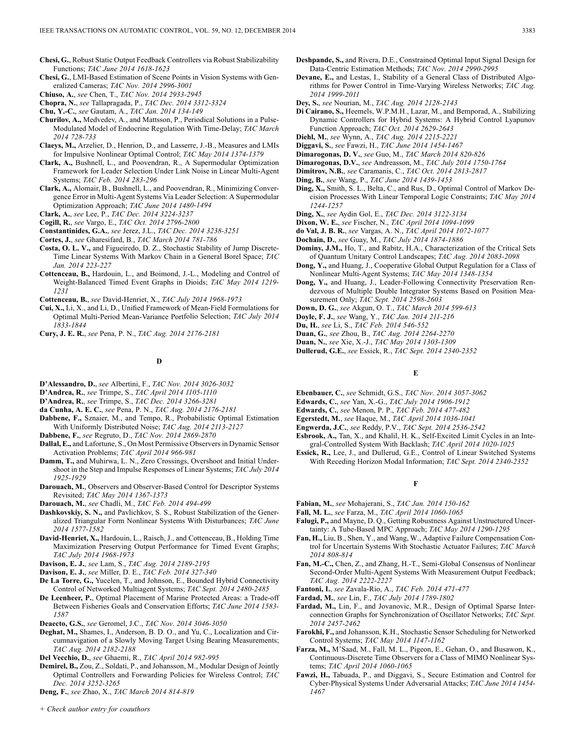**Chesi, G.**, Robust Static Output Feedback Controllers via Robust Stabilizability Functions; *TAC June 2014 1618-1623*

**Chesi, G.**, LMI-Based Estimation of Scene Points in Vision Systems with Generalized Cameras; *TAC Nov. 2014 2996-3001*

**Chiuso, A.**, *see* Chen, T., *TAC Nov. 2014 2933-2945*

**Chopra, N.**, *see* Tallapragada, P., *TAC Dec. 2014 3312-3324*

**Chu, Y.-C.**, *see* Gautam, A., *TAC Jan. 2014 134-149*

**Churilov, A.**, Medvedev, A., and Mattsson, P., Periodical Solutions in a Pulse-Modulated Model of Endocrine Regulation With Time-Delay; *TAC March 2014 728-733*

**Claeys, M.**, Arzelier, D., Henrion, D., and Lasserre, J.-B., Measures and LMIs for Impulsive Nonlinear Optimal Control; *TAC May 2014 1374-1379*

**Clark, A.**, Bushnell, L., and Poovendran, R., A Supermodular Optimization Framework for Leader Selection Under Link Noise in Linear Multi-Agent Systems; *TAC Feb. 2014 283-296*

**Clark, A.**, Alomair, B., Bushnell, L., and Poovendran, R., Minimizing Convergence Error in Multi-Agent Systems Via Leader Selection: A Supermodular Optimization Approach; *TAC June 2014 1480-1494*

**Clark, A.**, *see* Lee, P., *TAC Dec. 2014 3224-3237*

**Cogill, R.**, *see* Vargo, E., *TAC Oct. 2014 2796-2800*

**Constantinides, G.A.**, *see* Jerez, J.L., *TAC Dec. 2014 3238-3251*

**Cortes, J.**, *see* Gharesifard, B., *TAC March 2014 781-786*

**Costa, O. L. V.**, and Figueiredo, D. Z., Stochastic Stability of Jump Discrete-Time Linear Systems With Markov Chain in a General Borel Space; *TAC Jan. 2014 223-227*

**Cottenceau, B.**, Hardouin, L., and Boimond, J.-L., Modeling and Control of Weight-Balanced Timed Event Graphs in Dioids; *TAC May 2014 1219-1231*

**Cottenceau, B.**, *see* David-Henriet, X., *TAC July 2014 1968-1973*

**Cui, X.**, Li, X., and Li, D., Unified Framework of Mean-Field Formulations for Optimal Multi-Period Mean-Variance Portfolio Selection; *TAC July 2014 1833-1844*

**Cury, J. E. R.**, *see* Pena, P. N., *TAC Aug. 2014 2176-2181*

## D

**D'Alessandro, D.**, *see* Albertini, F., *TAC Nov. 2014 3026-3032*

**D'Andrea, R.**, *see* Trimpe, S., *TAC April 2014 1105-1110*

**D'Andrea, R.**, *see* Trimpe, S., *TAC Dec. 2014 3266-3281*

**da Cunha, A. E. C.**, *see* Pena, P. N., *TAC Aug. 2014 2176-2181*

**Dabbene, F.**, Sznaier, M., and Tempo, R., Probabilistic Optimal Estimation With Uniformly Distributed Noise; *TAC Aug. 2014 2113-2127*

**Dabbene, F.**, *see* Regruto, D., *TAC Nov. 2014 2869-2870*

**Dallal, E.**, and Lafortune, S., On Most Permissive Observers in Dynamic Sensor Activation Problems; *TAC April 2014 966-981*

**Damm, T.**, and Muhirwa, L. N., Zero Crossings, Overshoot and Initial Undershoot in the Step and Impulse Responses of Linear Systems; *TAC July 2014 1925-1929*

**Darouach, M.**, Observers and Observer-Based Control for Descriptor Systems Revisited; *TAC May 2014 1367-1373*

**Darouach, M.**, *see* Chadli, M., *TAC Feb. 2014 494-499*

**Dashkovskiy, S. N.**, and Pavlichkov, S. S., Robust Stabilization of the Generalized Triangular Form Nonlinear Systems With Disturbances; *TAC June 2014 1577-1582*

**David-Henriet, X.**, Hardouin, L., Raisch, J., and Cottenceau, B., Holding Time Maximization Preserving Output Performance for Timed Event Graphs; *TAC July 2014 1968-1973*

**Davison, E. J.**, *see* Lam, S., *TAC Aug. 2014 2189-2195*

**Davison, E. J.**, *see* Miller, D. E., *TAC Feb. 2014 327-340*

**De La Torre, G.**, Yucelen, T., and Johnson, E., Bounded Hybrid Connectivity Control of Networked Multiagent Systems; *TAC Sept. 2014 2480-2485*

**De Leenheer, P.**, Optimal Placement of Marine Protected Areas: a Trade-off Between Fisheries Goals and Conservation Efforts; *TAC June 2014 1583-1587*

**Deaecto, G.S.**, *see* Geromel, J.C., *TAC Nov. 2014 3046-3050*

**Deghat, M.**, Shames, I., Anderson, B. D. O., and Yu, C., Localization and Circumnavigation of a Slowly Moving Target Using Bearing Measurements; *TAC Aug. 2014 2182-2188*

**Del Vecchio, D.**, *see* Ghaemi, R., *TAC April 2014 982-995*

**Demirel, B.**, Zou, Z., Soldati, P., and Johansson, M., Modular Design of Jointly Optimal Controllers and Forwarding Policies for Wireless Control; *TAC Dec. 2014 3252-3265*

**Deng, F.**, *see* Zhao, X., *TAC March 2014 814-819*

**Deshpande, S.**, and Rivera, D.E., Constrained Optimal Input Signal Design for Data-Centric Estimation Methods; *TAC Nov. 2014 2990-2995*

**Devane, E.**, and Lestas, I., Stability of a General Class of Distributed Algorithms for Power Control in Time-Varying Wireless Networks; *TAC Aug. 2014 1999-2011*

**Dey, S.**, *see* Nourian, M., *TAC Aug. 2014 2128-2143*

**Di Cairano, S.**, Heemels, W.P.M.H., Lazar, M., and Bemporad, A., Stabilizing Dynamic Controllers for Hybrid Systems: A Hybrid Control Lyapunov Function Approach; *TAC Oct. 2014 2629-2643*

**Diehl, M.**, *see* Wynn, A., *TAC Aug. 2014 2215-2221*

**Diggavi, S.**, *see* Fawzi, H., *TAC June 2014 1454-1467*

**Dimarogonas, D. V.**, *see* Guo, M., *TAC March 2014 820-826*

**Dimarogonas, D.V.**, *see* Andreasson, M., *TAC July 2014 1750-1764*

**Dimitrov, N.B.**, *see* Caramanis, C., *TAC Oct. 2014 2813-2817*

**Ding, B.**, *see* Wang, P., *TAC June 2014 1439-1453*

**Ding, X.**, Smith, S. L., Belta, C., and Rus, D., Optimal Control of Markov Decision Processes With Linear Temporal Logic Constraints; *TAC May 2014 1244-1257*

**Ding, X.**, *see* Aydin Gol, E., *TAC Dec. 2014 3122-3134*

**Dixon, W. E.**, *see* Fischer, N., *TAC April 2014 1094-1099*

**do Val, J. B. R.**, *see* Vargas, A. N., *TAC April 2014 1072-1077*

**Dochain, D.**, *see* Guay, M., *TAC July 2014 1874-1886*

**Dominy, J.M.**, Ho, T., and Rabitz, H.A., Characterization of the Critical Sets of Quantum Unitary Control Landscapes; *TAC Aug. 2014 2083-2098*

**Dong, Y.**, and Huang, J., Cooperative Global Output Regulation for a Class of Nonlinear Multi-Agent Systems; *TAC May 2014 1348-1354*

**Dong, Y.**, and Huang, J., Leader-Following Connectivity Preservation Rendezvous of Multiple Double Integrator Systems Based on Position Measurement Only; *TAC Sept. 2014 2598-2603*

**Down, D. G.**, *see* Akgun, O. T., *TAC March 2014 599-613*

**Doyle, F. J.**, *see* Wang, Y., *TAC Jan. 2014 211-216*

**Du, H.**, *see* Li, S., *TAC Feb. 2014 546-552*

**Duan, G.**, *see* Zhou, B., *TAC Aug. 2014 2264-2270*

**Duan, N.**, *see* Xie, X.-J., *TAC May 2014 1303-1309*

**Dullerud, G.E.**, *see* Essick, R., *TAC Sept. 2014 2340-2352*

## E

**Ebenbauer, C.**, *see* Schmidt, G.S., *TAC Nov. 2014 3057-3062*

**Edwards, C.**, *see* Yan, X.-G., *TAC July 2014 1906-1912*

**Edwards, C.**, *see* Menon, P. P., *TAC Feb. 2014 477-482*

**Egerstedt, M.**, *see* Haque, M., *TAC April 2014 1036-1041*

**Engwerda, J.C.**, *see* Reddy, P.V., *TAC Sept. 2014 2536-2542*

**Esbrook, A.**, Tan, X., and Khalil, H. K., Self-Excited Limit Cycles in an Integral-Controlled System With Backlash; *TAC April 2014 1020-1025*

**Essick, R.**, Lee, J., and Dullerud, G.E., Control of Linear Switched Systems With Receding Horizon Modal Information; *TAC Sept. 2014 2340-2352*

## F

**Fabian, M.**, *see* Mohajerani, S., *TAC Jan. 2014 150-162*

**Fall, M. L.**, *see* Farza, M., *TAC April 2014 1060-1065*

**Falugi, P.**, and Mayne, D. Q., Getting Robustness Against Unstructured Uncertainty: A Tube-Based MPC Approach; *TAC May 2014 1290-1295*

**Fan, H.**, Liu, B., Shen, Y., and Wang, W., Adaptive Failure Compensation Control for Uncertain Systems With Stochastic Actuator Failures; *TAC March 2014 808-814*

**Fan, M.-C.**, Chen, Z., and Zhang, H.-T., Semi-Global Consensus of Nonlinear Second-Order Multi-Agent Systems With Measurement Output Feedback; *TAC Aug. 2014 2222-2227*

**Fantoni, I.**, *see* Zavala-Rio, A., *TAC Feb. 2014 471-477*

**Fardad, M.**, *see* Lin, F., *TAC July 2014 1789-1802*

**Fardad, M.**, Lin, F., and Jovanovic, M.R., Design of Optimal Sparse Interconnection Graphs for Synchronization of Oscillator Networks; *TAC Sept. 2014 2457-2462*

**Farokhi, F.**, and Johansson, K.H., Stochastic Sensor Scheduling for Networked Control Systems; *TAC May 2014 1147-1162*

**Farza, M.**, M'Saad, M., Fall, M. L., Pigeon, E., Gehan, O., and Busawon, K., Continuous-Discrete Time Observers for a Class of MIMO Nonlinear Systems; *TAC April 2014 1060-1065*

**Fawzi, H.**, Tabuada, P., and Diggavi, S., Secure Estimation and Control for Cyber-Physical Systems Under Adversarial Attacks; *TAC June 2014 1454-1467*

*+ Check author entry for coauthors*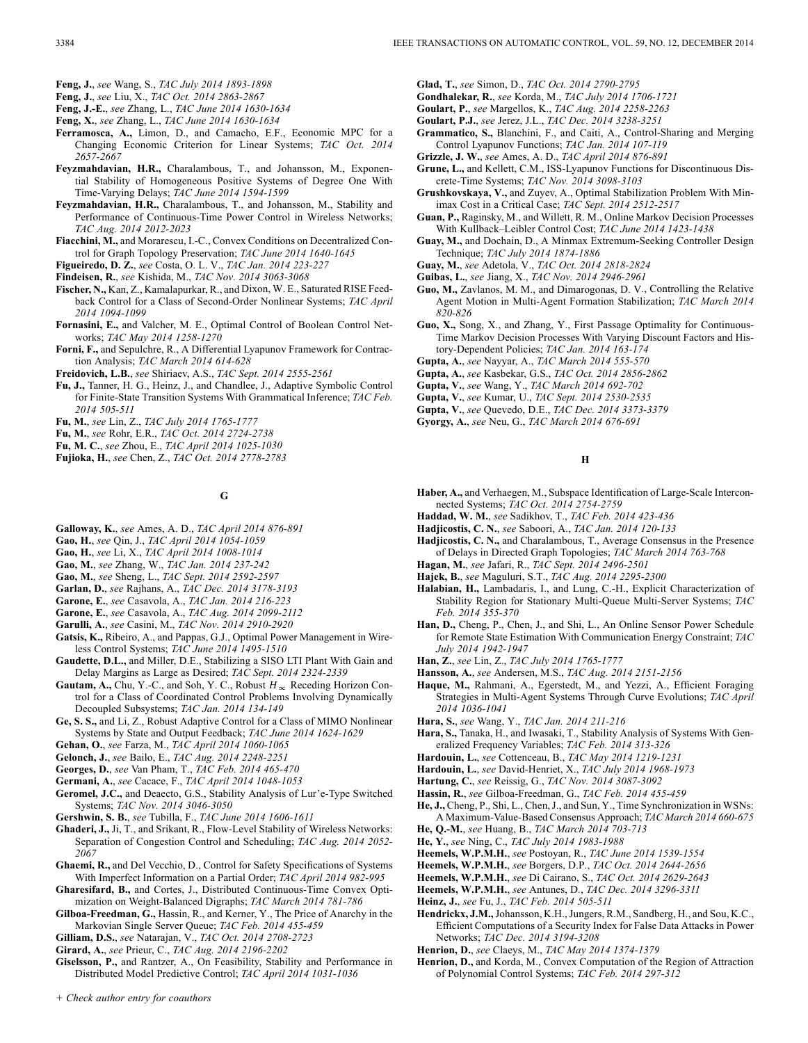**Feng, J.**, *see* Wang, S., *TAC July 2014 1893-1898*

**Feng, J.**, *see* Liu, X., *TAC Oct. 2014 2863-2867*

**Feng, J.-E.**, *see* Zhang, L., *TAC June 2014 1630-1634*

**Feng, X.**, *see* Zhang, L., *TAC June 2014 1630-1634*

**Ferramosca, A.**, Limon, D., and Camacho, E.F., Economic MPC for a Changing Economic Criterion for Linear Systems; *TAC Oct. 2014 2657-2667*

**Feyzmahdavian, H.R.**, Charalambous, T., and Johansson, M., Exponential Stability of Homogeneous Positive Systems of Degree One With Time-Varying Delays; *TAC June 2014 1594-1599*

**Feyzmahdavian, H.R.**, Charalambous, T., and Johansson, M., Stability and Performance of Continuous-Time Power Control in Wireless Networks; *TAC Aug. 2014 2012-2023*

**Fiacchini, M.**, and Morarescu, I.-C., Convex Conditions on Decentralized Control for Graph Topology Preservation; *TAC June 2014 1640-1645*

**Figueiredo, D. Z.**, *see* Costa, O. L. V., *TAC Jan. 2014 223-227*

**Findeisen, R.**, *see* Kishida, M., *TAC Nov. 2014 3063-3068*

**Fischer, N.**, Kan, Z., Kamalapurkar, R., and Dixon, W. E., Saturated RISE Feedback Control for a Class of Second-Order Nonlinear Systems; *TAC April 2014 1094-1099*

**Fornasini, E.**, and Valcher, M. E., Optimal Control of Boolean Control Networks; *TAC May 2014 1258-1270*

**Forni, F.**, and Sepulchre, R., A Differential Lyapunov Framework for Contraction Analysis; *TAC March 2014 614-628*

**Freidovich, L.B.**, *see* Shiriaev, A.S., *TAC Sept. 2014 2555-2561*

**Fu, J.**, Tanner, H. G., Heinz, J., and Chandlee, J., Adaptive Symbolic Control for Finite-State Transition Systems With Grammatical Inference; *TAC Feb. 2014 505-511*

**Fu, M.**, *see* Lin, Z., *TAC July 2014 1765-1777*

**Fu, M.**, *see* Rohr, E.R., *TAC Oct. 2014 2724-2738*

**Fu, M. C.**, *see* Zhou, E., *TAC April 2014 1025-1030*

**Fujioka, H.**, *see* Chen, Z., *TAC Oct. 2014 2778-2783*

## G

**Galloway, K.**, *see* Ames, A. D., *TAC April 2014 876-891*

**Gao, H.**, *see* Qin, J., *TAC April 2014 1054-1059*

**Gao, H.**, *see* Li, X., *TAC April 2014 1008-1014*

**Gao, M.**, *see* Zhang, W., *TAC Jan. 2014 237-242*

**Gao, M.**, *see* Sheng, L., *TAC Sept. 2014 2592-2597*

**Garlan, D.**, *see* Rajhans, A., *TAC Dec. 2014 3178-3193*

**Garone, E.**, *see* Casavola, A., *TAC Jan. 2014 216-223*

**Garone, E.**, *see* Casavola, A., *TAC Aug. 2014 2099-2112*

**Garulli, A.**, *see* Casini, M., *TAC Nov. 2014 2910-2920*

**Gatsis, K.**, Ribeiro, A., and Pappas, G.J., Optimal Power Management in Wireless Control Systems; *TAC June 2014 1495-1510*

**Gaudette, D.L.**, and Miller, D.E., Stabilizing a SISO LTI Plant With Gain and Delay Margins as Large as Desired; *TAC Sept. 2014 2324-2339*

**Gautam, A.**, Chu, Y.-C., and Soh, Y. C., Robust $H_\infty$ Receding Horizon Control for a Class of Coordinated Control Problems Involving Dynamically Decoupled Subsystems; *TAC Jan. 2014 134-149*

**Ge, S. S.**, and Li, Z., Robust Adaptive Control for a Class of MIMO Nonlinear Systems by State and Output Feedback; *TAC June 2014 1624-1629*

**Gehan, O.**, *see* Farza, M., *TAC April 2014 1060-1065*

**Gelonch, J.**, *see* Bailo, E., *TAC Aug. 2014 2248-2251*

**Georges, D.**, *see* Van Pham, T., *TAC Feb. 2014 465-470*

**Germani, A.**, *see* Cacace, F., *TAC April 2014 1048-1053*

**Geromel, J.C.**, and Deaecto, G.S., Stability Analysis of Lur'e-Type Switched Systems; *TAC Nov. 2014 3046-3050*

**Gershwin, S. B.**, *see* Tubilla, F., *TAC June 2014 1606-1611*

**Ghaderi, J.**, Ji, T., and Srikant, R., Flow-Level Stability of Wireless Networks: Separation of Congestion Control and Scheduling; *TAC Aug. 2014 2052-2067*

**Ghaemi, R.**, and Del Vecchio, D., Control for Safety Specifications of Systems With Imperfect Information on a Partial Order; *TAC April 2014 982-995*

**Gharesifard, B.**, and Cortes, J., Distributed Continuous-Time Convex Optimization on Weight-Balanced Digraphs; *TAC March 2014 781-786*

**Gilboa-Freedman, G.**, Hassin, R., and Kerner, Y., The Price of Anarchy in the Markovian Single Server Queue; *TAC Feb. 2014 455-459*

**Gilliam, D.S.**, *see* Natarajan, V., *TAC Oct. 2014 2708-2723*

**Girard, A.**, *see* Prieur, C., *TAC Aug. 2014 2196-2202*

**Giselsson, P.**, and Rantzer, A., On Feasibility, Stability and Performance in Distributed Model Predictive Control; *TAC April 2014 1031-1036*

**Glad, T.**, *see* Simon, D., *TAC Oct. 2014 2790-2795*

**Gondhalekar, R.**, *see* Korda, M., *TAC July 2014 1706-1721*

**Goulart, P.**, *see* Margellos, K., *TAC Aug. 2014 2258-2263*

**Goulart, P.J.**, *see* Jerez, J.L., *TAC Dec. 2014 3238-3251*

**Grammatico, S.**, Blanchini, F., and Caiti, A., Control-Sharing and Merging Control Lyapunov Functions; *TAC Jan. 2014 107-119*

**Grizzle, J. W.**, *see* Ames, A. D., *TAC April 2014 876-891*

**Grune, L.**, and Kellett, C.M., ISS-Lyapunov Functions for Discontinuous Discrete-Time Systems; *TAC Nov. 2014 3098-3103*

**Grushkovskaya, V.**, and Zuyev, A., Optimal Stabilization Problem With Minimax Cost in a Critical Case; *TAC Sept. 2014 2512-2517*

**Guan, P.**, Raginsky, M., and Willett, R. M., Online Markov Decision Processes With Kullback–Leibler Control Cost; *TAC June 2014 1423-1438*

**Guay, M.**, and Dochain, D., A Minmax Extremum-Seeking Controller Design Technique; *TAC July 2014 1874-1886*

**Guay, M.**, *see* Adetola, V., *TAC Oct. 2014 2818-2824*

**Guibas, L.**, *see* Jiang, X., *TAC Nov. 2014 2946-2961*

**Guo, M.**, Zavlanos, M. M., and Dimarogonas, D. V., Controlling the Relative Agent Motion in Multi-Agent Formation Stabilization; *TAC March 2014 820-826*

**Guo, X.**, Song, X., and Zhang, Y., First Passage Optimality for Continuous-Time Markov Decision Processes With Varying Discount Factors and History-Dependent Policies; *TAC Jan. 2014 163-174*

**Gupta, A.**, *see* Nayyar, A., *TAC March 2014 555-570*

**Gupta, A.**, *see* Kasbekar, G.S., *TAC Oct. 2014 2856-2862*

**Gupta, V.**, *see* Wang, Y., *TAC March 2014 692-702*

**Gupta, V.**, *see* Kumar, U., *TAC Sept. 2014 2530-2535*

**Gupta, V.**, *see* Quevedo, D.E., *TAC Dec. 2014 3373-3379*

**Gyorgy, A.**, *see* Neu, G., *TAC March 2014 676-691*

## H

**Haber, A.**, and Verhaegen, M., Subspace Identification of Large-Scale Interconnected Systems; *TAC Oct. 2014 2754-2759*

**Haddad, W. M.**, *see* Sadikhov, T., *TAC Feb. 2014 423-436*

**Hadjicostis, C. N.**, *see* Saboori, A., *TAC Jan. 2014 120-133*

**Hadjicostis, C. N.**, and Charalambous, T., Average Consensus in the Presence of Delays in Directed Graph Topologies; *TAC March 2014 763-768*

**Hagan, M.**, *see* Jafari, R., *TAC Sept. 2014 2496-2501*

**Hajek, B.**, *see* Maguluri, S.T., *TAC Aug. 2014 2295-2300*

**Halabian, H.**, Lambadaris, I., and Lung, C.-H., Explicit Characterization of Stability Region for Stationary Multi-Queue Multi-Server Systems; *TAC Feb. 2014 355-370*

**Han, D.**, Cheng, P., Chen, J., and Shi, L., An Online Sensor Power Schedule for Remote State Estimation With Communication Energy Constraint; *TAC July 2014 1942-1947*

**Han, Z.**, *see* Lin, Z., *TAC July 2014 1765-1777*

**Hansson, A.**, *see* Andersen, M.S., *TAC Aug. 2014 2151-2156*

**Haque, M.**, Rahmani, A., Egerstedt, M., and Yezzi, A., Efficient Foraging Strategies in Multi-Agent Systems Through Curve Evolutions; *TAC April 2014 1036-1041*

**Hara, S.**, *see* Wang, Y., *TAC Jan. 2014 211-216*

**Hara, S.**, Tanaka, H., and Iwasaki, T., Stability Analysis of Systems With Generalized Frequency Variables; *TAC Feb. 2014 313-326*

**Hardouin, L.**, *see* Cottenceau, B., *TAC May 2014 1219-1231*

**Hardouin, L.**, *see* David-Henriet, X., *TAC July 2014 1968-1973*

**Hartung, C.**, *see* Reissig, G., *TAC Nov. 2014 3087-3092*

**Hassin, R.**, *see* Gilboa-Freedman, G., *TAC Feb. 2014 455-459*

**He, J.**, Cheng, P., Shi, L., Chen, J., and Sun, Y., Time Synchronization in WSNs: A Maximum-Value-Based Consensus Approach; *TAC March 2014 660-675*

**He, Q.-M.**, *see* Huang, B., *TAC March 2014 703-713*

**He, Y.**, *see* Ning, C., *TAC July 2014 1983-1988*

**Heemels, W.P.M.H.**, *see* Postoyan, R., *TAC June 2014 1539-1554*

**Heemels, W.P.M.H.**, *see* Borgers, D.P., *TAC Oct. 2014 2644-2656*

**Heemels, W.P.M.H.**, *see* Di Cairano, S., *TAC Oct. 2014 2629-2643*

**Heemels, W.P.M.H.**, *see* Antunes, D., *TAC Dec. 2014 3296-3311*

**Heinz, J.**, *see* Fu, J., *TAC Feb. 2014 505-511*

**Hendrickx, J.M.**, Johansson, K.H., Jungers, R.M., Sandberg, H., and Sou, K.C., Efficient Computations of a Security Index for False Data Attacks in Power Networks; *TAC Dec. 2014 3194-3208*

**Henrion, D.**, *see* Claeys, M., *TAC May 2014 1374-1379*

**Henrion, D.**, and Korda, M., Convex Computation of the Region of Attraction of Polynomial Control Systems; *TAC Feb. 2014 297-312*

+ *Check author entry for coauthors*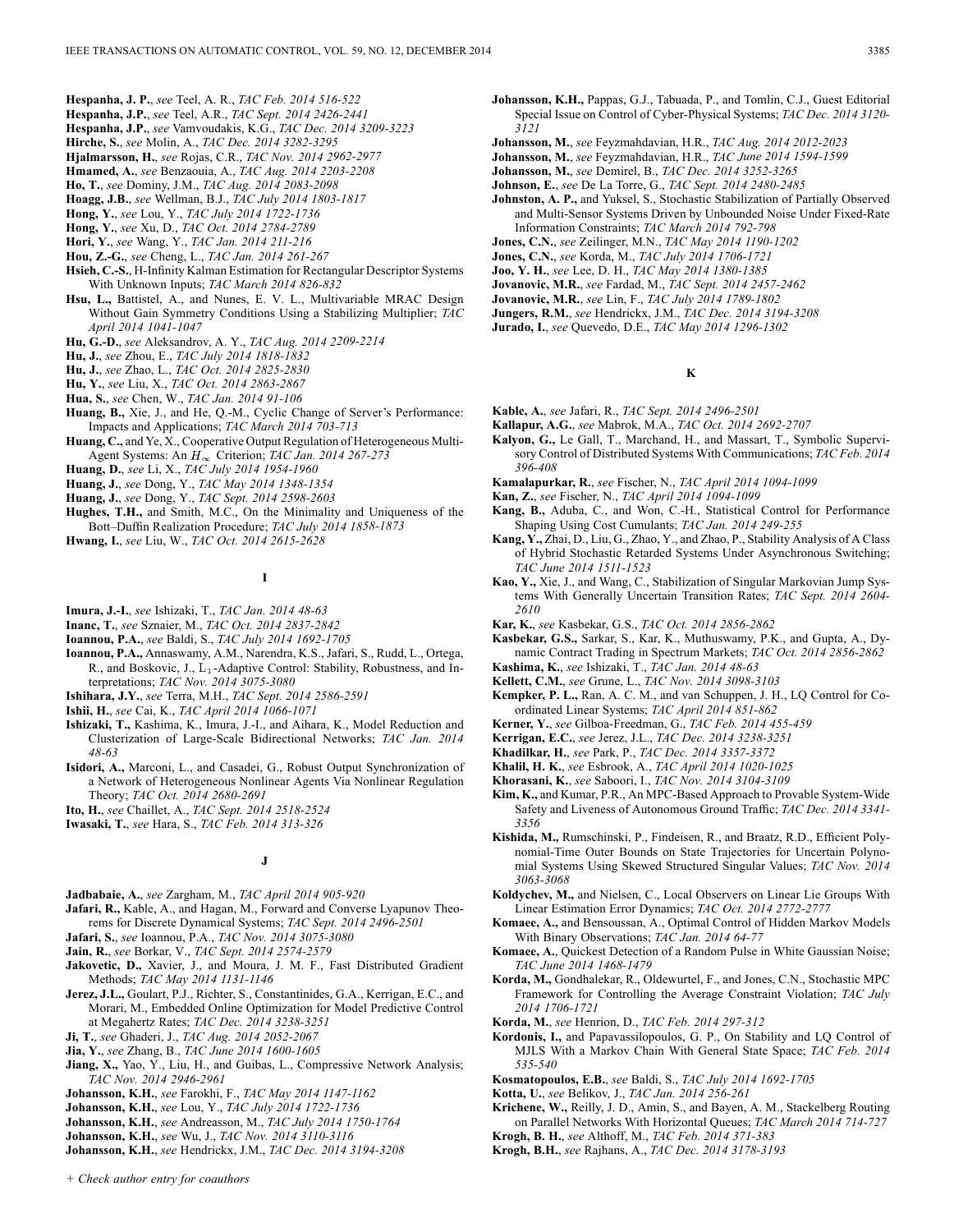**Hespanha, J. P.**, *see* Teel, A. R., *TAC Feb. 2014 516-522*

**Hespanha, J.P.**, *see* Teel, A.R., *TAC Sept. 2014 2426-2441*

**Hespanha, J.P.**, *see* Vamvoudakis, K.G., *TAC Dec. 2014 3209-3223*

**Hirche, S.**, *see* Molin, A., *TAC Dec. 2014 3282-3295*

**Hjalmarsson, H.**, *see* Rojas, C.R., *TAC Nov. 2014 2962-2977*

**Hmamed, A.**, *see* Benzaouia, A., *TAC Aug. 2014 2203-2208*

**Ho, T.**, *see* Dominy, J.M., *TAC Aug. 2014 2083-2098*

**Hoagg, J.B.**, *see* Wellman, B.J., *TAC July 2014 1803-1817*

**Hong, Y.**, *see* Lou, Y., *TAC July 2014 1722-1736*

**Hong, Y.**, *see* Xu, D., *TAC Oct. 2014 2784-2789*

**Hori, Y.**, *see* Wang, Y., *TAC Jan. 2014 211-216*

**Hou, Z.-G.**, *see* Cheng, L., *TAC Jan. 2014 261-267*

**Hsieh, C.-S.**, H-Infinity Kalman Estimation for Rectangular Descriptor Systems With Unknown Inputs; *TAC March 2014 826-832*

**Hsu, L.**, Battistel, A., and Nunes, E. V. L., Multivariable MRAC Design Without Gain Symmetry Conditions Using a Stabilizing Multiplier; *TAC April 2014 1041-1047*

**Hu, G.-D.**, *see* Aleksandrov, A. Y., *TAC Aug. 2014 2209-2214*

**Hu, J.**, *see* Zhou, E., *TAC July 2014 1818-1832*

**Hu, J.**, *see* Zhao, L., *TAC Oct. 2014 2825-2830*

**Hu, Y.**, *see* Liu, X., *TAC Oct. 2014 2863-2867*

**Hua, S.**, *see* Chen, W., *TAC Jan. 2014 91-106*

**Huang, B.**, Xie, J., and He, Q.-M., Cyclic Change of Server's Performance: Impacts and Applications; *TAC March 2014 703-713*

**Huang, C.**, and Ye, X., Cooperative Output Regulation of Heterogeneous Multi-Agent Systems: An $H_\infty$ Criterion; *TAC Jan. 2014 267-273*

**Huang, D.**, *see* Li, X., *TAC July 2014 1954-1960*

**Huang, J.**, *see* Dong, Y., *TAC May 2014 1348-1354*

**Huang, J.**, *see* Dong, Y., *TAC Sept. 2014 2598-2603*

**Hughes, T.H.**, and Smith, M.C., On the Minimality and Uniqueness of the Bott–Duffin Realization Procedure; *TAC July 2014 1858-1873*

**Hwang, I.**, *see* Liu, W., *TAC Oct. 2014 2615-2628*

## I

**Imura, J.-I.**, *see* Ishizaki, T., *TAC Jan. 2014 48-63*

**Inanc, T.**, *see* Sznaier, M., *TAC Oct. 2014 2837-2842*

**Ioannou, P.A.**, *see* Baldi, S., *TAC July 2014 1692-1705*

**Ioannou, P.A.**, Annaswamy, A.M., Narendra, K.S., Jafari, S., Rudd, L., Ortega, R., and Boskovic, J., $L_1$-Adaptive Control: Stability, Robustness, and Interpretations; *TAC Nov. 2014 3075-3080*

**Ishihara, J.Y.**, *see* Terra, M.H., *TAC Sept. 2014 2586-2591*

**Ishii, H.**, *see* Cai, K., *TAC April 2014 1066-1071*

**Ishizaki, T.**, Kashima, K., Imura, J.-I., and Aihara, K., Model Reduction and Clusterization of Large-Scale Bidirectional Networks; *TAC Jan. 2014 48-63*

**Isidori, A.**, Marconi, L., and Casadei, G., Robust Output Synchronization of a Network of Heterogeneous Nonlinear Agents Via Nonlinear Regulation Theory; *TAC Oct. 2014 2680-2691*

**Ito, H.**, *see* Chaillet, A., *TAC Sept. 2014 2518-2524*

**Iwasaki, T.**, *see* Hara, S., *TAC Feb. 2014 313-326*

## J

**Jadbabaie, A.**, *see* Zargham, M., *TAC April 2014 905-920*

**Jafari, R.**, Kable, A., and Hagan, M., Forward and Converse Lyapunov Theorems for Discrete Dynamical Systems; *TAC Sept. 2014 2496-2501*

**Jafari, S.**, *see* Ioannou, P.A., *TAC Nov. 2014 3075-3080*

**Jain, R.**, *see* Borkar, V., *TAC Sept. 2014 2574-2579*

**Jakovetic, D.**, Xavier, J., and Moura, J. M. F., Fast Distributed Gradient Methods; *TAC May 2014 1131-1146*

**Jerez, J.L.**, Goulart, P.J., Richter, S., Constantinides, G.A., Kerrigan, E.C., and Morari, M., Embedded Online Optimization for Model Predictive Control at Megahertz Rates; *TAC Dec. 2014 3238-3251*

**Ji, T.**, *see* Ghaderi, J., *TAC Aug. 2014 2052-2067*

**Jia, Y.**, *see* Zhang, B., *TAC June 2014 1600-1605*

**Jiang, X.**, Yao, Y., Liu, H., and Guibas, L., Compressive Network Analysis; *TAC Nov. 2014 2946-2961*

**Johansson, K.H.**, *see* Farokhi, F., *TAC May 2014 1147-1162*

**Johansson, K.H.**, *see* Lou, Y., *TAC July 2014 1722-1736*

**Johansson, K.H.**, *see* Andreasson, M., *TAC July 2014 1750-1764*

**Johansson, K.H.**, *see* Wu, J., *TAC Nov. 2014 3110-3116*

**Johansson, K.H.**, *see* Hendrickx, J.M., *TAC Dec. 2014 3194-3208*

**Johansson, K.H.**, Pappas, G.J., Tabuada, P., and Tomlin, C.J., Guest Editorial Special Issue on Control of Cyber-Physical Systems; *TAC Dec. 2014 3120-3121*

**Johansson, M.**, *see* Feyzmahdavian, H.R., *TAC Aug. 2014 2012-2023*

**Johansson, M.**, *see* Feyzmahdavian, H.R., *TAC June 2014 1594-1599*

**Johansson, M.**, *see* Demirel, B., *TAC Dec. 2014 3252-3265*

**Johnson, E.**, *see* De La Torre, G., *TAC Sept. 2014 2480-2485*

**Johnston, A. P.**, and Yuksel, S., Stochastic Stabilization of Partially Observed and Multi-Sensor Systems Driven by Unbounded Noise Under Fixed-Rate Information Constraints; *TAC March 2014 792-798*

**Jones, C.N.**, *see* Zeilinger, M.N., *TAC May 2014 1190-1202*

**Jones, C.N.**, *see* Korda, M., *TAC July 2014 1706-1721*

**Joo, Y. H.**, *see* Lee, D. H., *TAC May 2014 1380-1385*

**Jovanovic, M.R.**, *see* Fardad, M., *TAC Sept. 2014 2457-2462*

**Jovanovic, M.R.**, *see* Lin, F., *TAC July 2014 1789-1802*

**Jungers, R.M.**, *see* Hendrickx, J.M., *TAC Dec. 2014 3194-3208*

**Jurado, I.**, *see* Quevedo, D.E., *TAC May 2014 1296-1302*

## K

**Kable, A.**, *see* Jafari, R., *TAC Sept. 2014 2496-2501*

**Kallapur, A.G.**, *see* Mabrok, M.A., *TAC Oct. 2014 2692-2707*

**Kalyon, G.**, Le Gall, T., Marchand, H., and Massart, T., Symbolic Supervisory Control of Distributed Systems With Communications; *TAC Feb. 2014 396-408*

**Kamalapurkar, R.**, *see* Fischer, N., *TAC April 2014 1094-1099*

**Kan, Z.**, *see* Fischer, N., *TAC April 2014 1094-1099*

**Kang, B.**, Aduba, C., and Won, C.-H., Statistical Control for Performance Shaping Using Cost Cumulants; *TAC Jan. 2014 249-255*

**Kang, Y.**, Zhai, D., Liu, G., Zhao, Y., and Zhao, P., Stability Analysis of A Class of Hybrid Stochastic Retarded Systems Under Asynchronous Switching; *TAC June 2014 1511-1523*

**Kao, Y.**, Xie, J., and Wang, C., Stabilization of Singular Markovian Jump Systems With Generally Uncertain Transition Rates; *TAC Sept. 2014 2604-2610*

**Kar, K.**, *see* Kasbekar, G.S., *TAC Oct. 2014 2856-2862*

**Kasbekar, G.S.**, Sarkar, S., Kar, K., Muthuswamy, P.K., and Gupta, A., Dynamic Contract Trading in Spectrum Markets; *TAC Oct. 2014 2856-2862*

**Kashima, K.**, *see* Ishizaki, T., *TAC Jan. 2014 48-63*

**Kellett, C.M.**, *see* Grune, L., *TAC Nov. 2014 3098-3103*

**Kempker, P. L.**, Ran, A. C. M., and van Schuppen, J. H., LQ Control for Coordinated Linear Systems; *TAC April 2014 851-862*

**Kerner, Y.**, *see* Gilboa-Freedman, G., *TAC Feb. 2014 455-459*

**Kerrigan, E.C.**, *see* Jerez, J.L., *TAC Dec. 2014 3238-3251*

**Khadilkar, H.**, *see* Park, P., *TAC Dec. 2014 3357-3372*

**Khalil, H. K.**, *see* Esbrook, A., *TAC April 2014 1020-1025*

**Khorasani, K.**, *see* Saboori, I., *TAC Nov. 2014 3104-3109*

**Kim, K.**, and Kumar, P.R., An MPC-Based Approach to Provable System-Wide Safety and Liveness of Autonomous Ground Traffic; *TAC Dec. 2014 3341-3356*

**Kishida, M.**, Rumschinski, P., Findeisen, R., and Braatz, R.D., Efficient Polynomial-Time Outer Bounds on State Trajectories for Uncertain Polynomial Systems Using Skewed Structured Singular Values; *TAC Nov. 2014 3063-3068*

**Koldychev, M.**, and Nielsen, C., Local Observers on Linear Lie Groups With Linear Estimation Error Dynamics; *TAC Oct. 2014 2772-2777*

**Komaee, A.**, and Bensoussan, A., Optimal Control of Hidden Markov Models With Binary Observations; *TAC Jan. 2014 64-77*

**Komaee, A.**, Quickest Detection of a Random Pulse in White Gaussian Noise; *TAC June 2014 1468-1479*

**Korda, M.**, Gondhalekar, R., Oldewurtel, F., and Jones, C.N., Stochastic MPC Framework for Controlling the Average Constraint Violation; *TAC July 2014 1706-1721*

**Korda, M.**, *see* Henrion, D., *TAC Feb. 2014 297-312*

**Kordonis, I.**, and Papavassilopoulos, G. P., On Stability and LQ Control of MJLS With a Markov Chain With General State Space; *TAC Feb. 2014 535-540*

**Kosmatopoulos, E.B.**, *see* Baldi, S., *TAC July 2014 1692-1705*

**Kotta, U.**, *see* Belikov, J., *TAC Jan. 2014 256-261*

**Krichene, W.**, Reilly, J. D., Amin, S., and Bayen, A. M., Stackelberg Routing on Parallel Networks With Horizontal Queues; *TAC March 2014 714-727*

**Krogh, B. H.**, *see* Althoff, M., *TAC Feb. 2014 371-383*

**Krogh, B.H.**, *see* Rajhans, A., *TAC Dec. 2014 3178-3193*

*+ Check author entry for coauthors*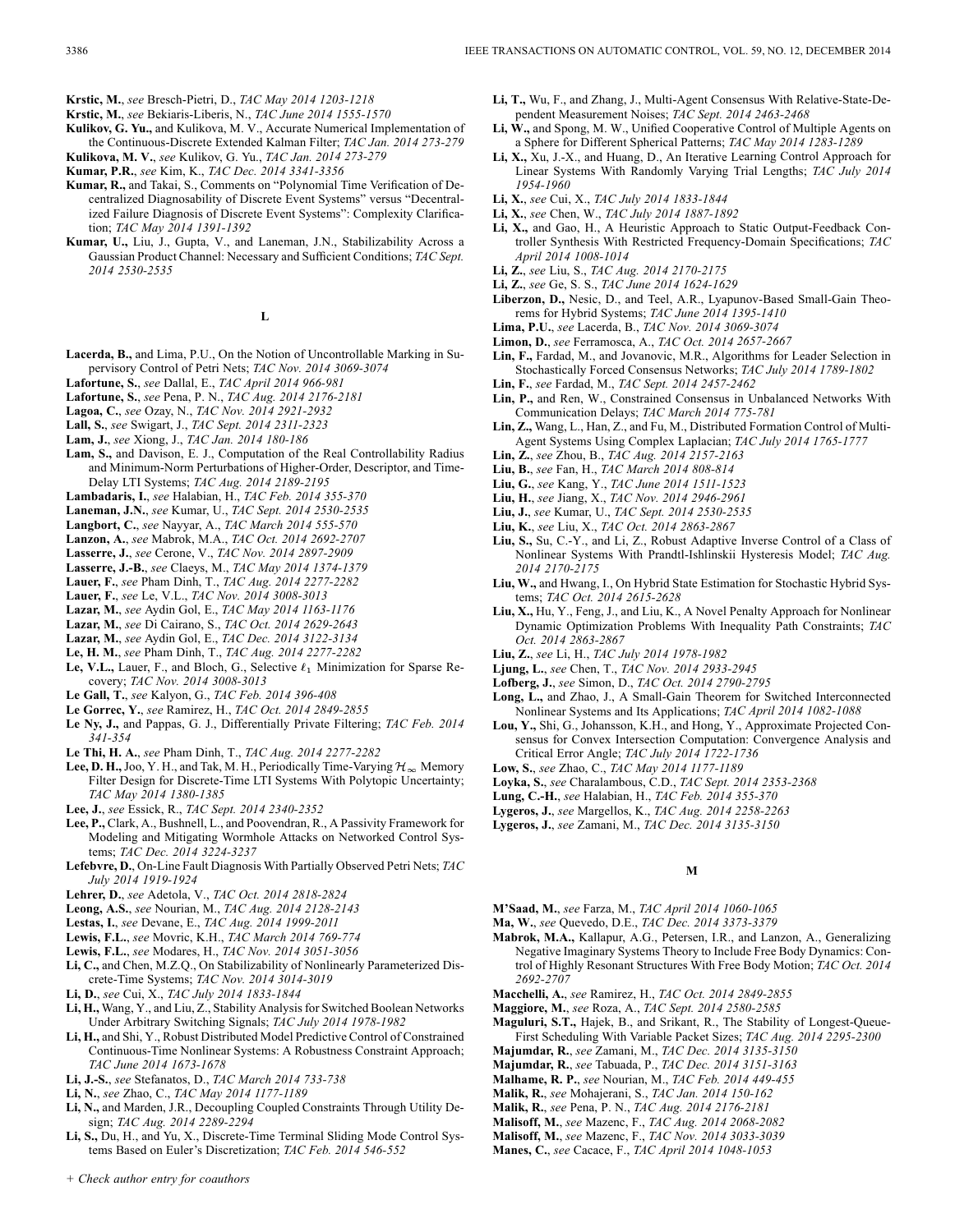**Krstic, M.**, *see* Bresch-Pietri, D., *TAC May 2014 1203-1218*

**Krstic, M.**, *see* Bekiaris-Liberis, N., *TAC June 2014 1555-1570*

**Kulikov, G. Yu.,** and Kulikova, M. V., Accurate Numerical Implementation of the Continuous-Discrete Extended Kalman Filter; *TAC Jan. 2014 273-279*

**Kulikova, M. V.**, *see* Kulikov, G. Yu., *TAC Jan. 2014 273-279*

**Kumar, P.R.**, *see* Kim, K., *TAC Dec. 2014 3341-3356*

**Kumar, R.,** and Takai, S., Comments on "Polynomial Time Verification of Decentralized Diagnosability of Discrete Event Systems" versus "Decentralized Failure Diagnosis of Discrete Event Systems": Complexity Clarification; *TAC May 2014 1391-1392*

**Kumar, U.,** Liu, J., Gupta, V., and Laneman, J.N., Stabilizability Across a Gaussian Product Channel: Necessary and Sufficient Conditions; *TAC Sept. 2014 2530-2535*

## L

**Lacerda, B.,** and Lima, P.U., On the Notion of Uncontrollable Marking in Supervisory Control of Petri Nets; *TAC Nov. 2014 3069-3074*

**Lafortune, S.**, *see* Dallal, E., *TAC April 2014 966-981*

**Lafortune, S.**, *see* Pena, P. N., *TAC Aug. 2014 2176-2181*

**Lagoa, C.**, *see* Ozay, N., *TAC Nov. 2014 2921-2932*

**Lall, S.**, *see* Swigart, J., *TAC Sept. 2014 2311-2323*

**Lam, J.**, *see* Xiong, J., *TAC Jan. 2014 180-186*

**Lam, S.,** and Davison, E. J., Computation of the Real Controllability Radius and Minimum-Norm Perturbations of Higher-Order, Descriptor, and Time-Delay LTI Systems; *TAC Aug. 2014 2189-2195*

**Lambadaris, I.**, *see* Halabian, H., *TAC Feb. 2014 355-370*

**Laneman, J.N.**, *see* Kumar, U., *TAC Sept. 2014 2530-2535*

**Langbort, C.**, *see* Nayyar, A., *TAC March 2014 555-570*

**Lanzon, A.**, *see* Mabrok, M.A., *TAC Oct. 2014 2692-2707*

**Lasserre, J.**, *see* Cerone, V., *TAC Nov. 2014 2897-2909*

**Lasserre, J.-B.**, *see* Claeys, M., *TAC May 2014 1374-1379*

**Lauer, F.**, *see* Pham Dinh, T., *TAC Aug. 2014 2277-2282*

**Lauer, F.**, *see* Le, V.L., *TAC Nov. 2014 3008-3013*

**Lazar, M.**, *see* Aydin Gol, E., *TAC May 2014 1163-1176*

**Lazar, M.**, *see* Di Cairano, S., *TAC Oct. 2014 2629-2643*

**Lazar, M.**, *see* Aydin Gol, E., *TAC Dec. 2014 3122-3134*

**Le, H. M.**, *see* Pham Dinh, T., *TAC Aug. 2014 2277-2282*

**Le, V.L.,** Lauer, F., and Bloch, G., Selective $\ell_1$ Minimization for Sparse Recovery; *TAC Nov. 2014 3008-3013*

**Le Gall, T.**, *see* Kalyon, G., *TAC Feb. 2014 396-408*

**Le Gorrec, Y.**, *see* Ramirez, H., *TAC Oct. 2014 2849-2855*

**Le Ny, J.,** and Pappas, G. J., Differentially Private Filtering; *TAC Feb. 2014 341-354*

**Le Thi, H. A.**, *see* Pham Dinh, T., *TAC Aug. 2014 2277-2282*

**Lee, D. H.,** Joo, Y. H., and Tak, M. H., Periodically Time-Varying $\mathcal{H}_\infty$ Memory Filter Design for Discrete-Time LTI Systems With Polytopic Uncertainty; *TAC May 2014 1380-1385*

**Lee, J.**, *see* Essick, R., *TAC Sept. 2014 2340-2352*

**Lee, P.,** Clark, A., Bushnell, L., and Poovendran, R., A Passivity Framework for Modeling and Mitigating Wormhole Attacks on Networked Control Systems; *TAC Dec. 2014 3224-3237*

**Lefebvre, D.**, On-Line Fault Diagnosis With Partially Observed Petri Nets; *TAC July 2014 1919-1924*

**Lehrer, D.**, *see* Adetola, V., *TAC Oct. 2014 2818-2824*

**Leong, A.S.**, *see* Nourian, M., *TAC Aug. 2014 2128-2143*

**Lestas, I.**, *see* Devane, E., *TAC Aug. 2014 1999-2011*

**Lewis, F.L.**, *see* Movric, K.H., *TAC March 2014 769-774*

**Lewis, F.L.**, *see* Modares, H., *TAC Nov. 2014 3051-3056*

**Li, C.,** and Chen, M.Z.Q., On Stabilizability of Nonlinearly Parameterized Discrete-Time Systems; *TAC Nov. 2014 3014-3019*

**Li, D.**, *see* Cui, X., *TAC July 2014 1833-1844*

**Li, H.,** Wang, Y., and Liu, Z., Stability Analysis for Switched Boolean Networks Under Arbitrary Switching Signals; *TAC July 2014 1978-1982*

**Li, H.,** and Shi, Y., Robust Distributed Model Predictive Control of Constrained Continuous-Time Nonlinear Systems: A Robustness Constraint Approach; *TAC June 2014 1673-1678*

**Li, J.-S.**, *see* Stefanatos, D., *TAC March 2014 733-738*

**Li, N.**, *see* Zhao, C., *TAC May 2014 1177-1189*

**Li, N.,** and Marden, J.R., Decoupling Coupled Constraints Through Utility Design; *TAC Aug. 2014 2289-2294*

**Li, S.,** Du, H., and Yu, X., Discrete-Time Terminal Sliding Mode Control Systems Based on Euler's Discretization; *TAC Feb. 2014 546-552*

**Li, T.,** Wu, F., and Zhang, J., Multi-Agent Consensus With Relative-State-Dependent Measurement Noises; *TAC Sept. 2014 2463-2468*

**Li, W.,** and Spong, M. W., Unified Cooperative Control of Multiple Agents on a Sphere for Different Spherical Patterns; *TAC May 2014 1283-1289*

**Li, X.,** Xu, J.-X., and Huang, D., An Iterative Learning Control Approach for Linear Systems With Randomly Varying Trial Lengths; *TAC July 2014 1954-1960*

**Li, X.**, *see* Cui, X., *TAC July 2014 1833-1844*

**Li, X.**, *see* Chen, W., *TAC July 2014 1887-1892*

**Li, X.,** and Gao, H., A Heuristic Approach to Static Output-Feedback Controller Synthesis With Restricted Frequency-Domain Specifications; *TAC April 2014 1008-1014*

**Li, Z.**, *see* Liu, S., *TAC Aug. 2014 2170-2175*

**Li, Z.**, *see* Ge, S. S., *TAC June 2014 1624-1629*

**Liberzon, D.,** Nesic, D., and Teel, A.R., Lyapunov-Based Small-Gain Theorems for Hybrid Systems; *TAC June 2014 1395-1410*

**Lima, P.U.**, *see* Lacerda, B., *TAC Nov. 2014 3069-3074*

**Limon, D.**, *see* Ferramosca, A., *TAC Oct. 2014 2657-2667*

**Lin, F.,** Fardad, M., and Jovanovic, M.R., Algorithms for Leader Selection in Stochastically Forced Consensus Networks; *TAC July 2014 1789-1802*

**Lin, F.**, *see* Fardad, M., *TAC Sept. 2014 2457-2462*

**Lin, P.,** and Ren, W., Constrained Consensus in Unbalanced Networks With Communication Delays; *TAC March 2014 775-781*

**Lin, Z.,** Wang, L., Han, Z., and Fu, M., Distributed Formation Control of Multi-Agent Systems Using Complex Laplacian; *TAC July 2014 1765-1777*

**Lin, Z.**, *see* Zhou, B., *TAC Aug. 2014 2157-2163*

**Liu, B.**, *see* Fan, H., *TAC March 2014 808-814*

**Liu, G.**, *see* Kang, Y., *TAC June 2014 1511-1523*

**Liu, H.**, *see* Jiang, X., *TAC Nov. 2014 2946-2961*

**Liu, J.**, *see* Kumar, U., *TAC Sept. 2014 2530-2535*

**Liu, K.**, *see* Liu, X., *TAC Oct. 2014 2863-2867*

**Liu, S.,** Su, C.-Y., and Li, Z., Robust Adaptive Inverse Control of a Class of Nonlinear Systems With Prandtl-Ishlinskii Hysteresis Model; *TAC Aug. 2014 2170-2175*

**Liu, W.,** and Hwang, I., On Hybrid State Estimation for Stochastic Hybrid Systems; *TAC Oct. 2014 2615-2628*

**Liu, X.,** Hu, Y., Feng, J., and Liu, K., A Novel Penalty Approach for Nonlinear Dynamic Optimization Problems With Inequality Path Constraints; *TAC Oct. 2014 2863-2867*

**Liu, Z.**, *see* Li, H., *TAC July 2014 1978-1982*

**Ljung, L.**, *see* Chen, T., *TAC Nov. 2014 2933-2945*

**Lofberg, J.**, *see* Simon, D., *TAC Oct. 2014 2790-2795*

**Long, L.,** and Zhao, J., A Small-Gain Theorem for Switched Interconnected Nonlinear Systems and Its Applications; *TAC April 2014 1082-1088*

**Lou, Y.,** Shi, G., Johansson, K.H., and Hong, Y., Approximate Projected Consensus for Convex Intersection Computation: Convergence Analysis and Critical Error Angle; *TAC July 2014 1722-1736*

**Low, S.**, *see* Zhao, C., *TAC May 2014 1177-1189*

**Loyka, S.**, *see* Charalambous, C.D., *TAC Sept. 2014 2353-2368*

**Lung, C.-H.**, *see* Halabian, H., *TAC Feb. 2014 355-370*

**Lygeros, J.**, *see* Margellos, K., *TAC Aug. 2014 2258-2263*

**Lygeros, J.**, *see* Zamani, M., *TAC Dec. 2014 3135-3150*

## M

**M'Saad, M.**, *see* Farza, M., *TAC April 2014 1060-1065*

**Ma, W.**, *see* Quevedo, D.E., *TAC Dec. 2014 3373-3379*

**Mabrok, M.A.,** Kallapur, A.G., Petersen, I.R., and Lanzon, A., Generalizing Negative Imaginary Systems Theory to Include Free Body Dynamics: Control of Highly Resonant Structures With Free Body Motion; *TAC Oct. 2014 2692-2707*

**Macchelli, A.**, *see* Ramirez, H., *TAC Oct. 2014 2849-2855*

**Maggiore, M.**, *see* Roza, A., *TAC Sept. 2014 2580-2585*

**Maguluri, S.T.,** Hajek, B., and Srikant, R., The Stability of Longest-Queue-First Scheduling With Variable Packet Sizes; *TAC Aug. 2014 2295-2300*

**Majumdar, R.**, *see* Zamani, M., *TAC Dec. 2014 3135-3150*

**Majumdar, R.**, *see* Tabuada, P., *TAC Dec. 2014 3151-3163*

**Malhame, R. P.**, *see* Nourian, M., *TAC Feb. 2014 449-455*

**Malik, R.**, *see* Mohajerani, S., *TAC Jan. 2014 150-162*

**Malik, R.**, *see* Pena, P. N., *TAC Aug. 2014 2176-2181*

**Malisoff, M.**, *see* Mazenc, F., *TAC Aug. 2014 2068-2082*

**Malisoff, M.**, *see* Mazenc, F., *TAC Nov. 2014 3033-3039*

**Manes, C.**, *see* Cacace, F., *TAC April 2014 1048-1053*

*+ Check author entry for coauthors*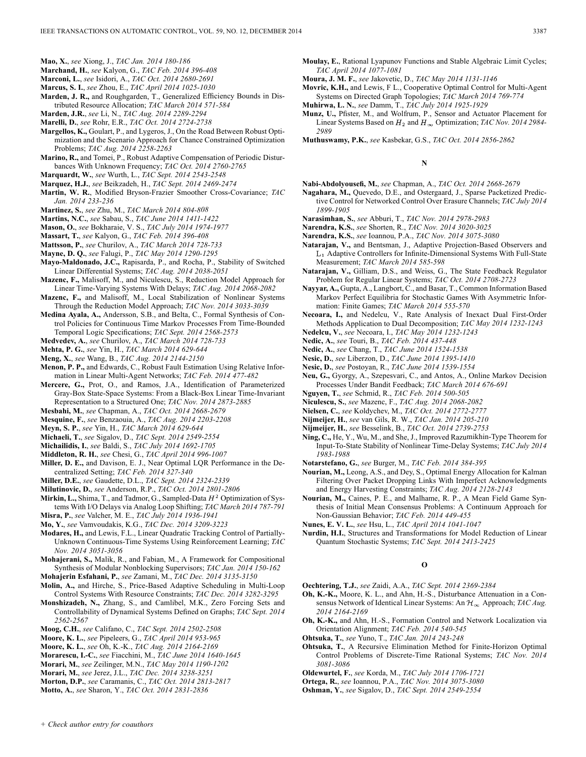**Mao, X.**, *see* Xiong, J., *TAC Jan. 2014 180-186*

**Marchand, H.**, *see* Kalyon, G., *TAC Feb. 2014 396-408*

**Marconi, L.**, *see* Isidori, A., *TAC Oct. 2014 2680-2691*

**Marcus, S. I.**, *see* Zhou, E., *TAC April 2014 1025-1030*

**Marden, J. R.,** and Roughgarden, T., Generalized Efficiency Bounds in Distributed Resource Allocation; *TAC March 2014 571-584*

**Marden, J.R.**, *see* Li, N., *TAC Aug. 2014 2289-2294*

**Marelli, D.**, *see* Rohr, E.R., *TAC Oct. 2014 2724-2738*

**Margellos, K.,** Goulart, P., and Lygeros, J., On the Road Between Robust Optimization and the Scenario Approach for Chance Constrained Optimization Problems; *TAC Aug. 2014 2258-2263*

**Marino, R.,** and Tomei, P., Robust Adaptive Compensation of Periodic Disturbances With Unknown Frequency; *TAC Oct. 2014 2760-2765*

**Marquardt, W.**, *see* Wurth, L., *TAC Sept. 2014 2543-2548*

**Marquez, H.J.**, *see* Beikzadeh, H., *TAC Sept. 2014 2469-2474*

**Martin, W. R.**, Modified Bryson-Frazier Smoother Cross-Covariance; *TAC Jan. 2014 233-236*

**Martinez, S.**, *see* Zhu, M., *TAC March 2014 804-808*

**Martins, N.C.**, *see* Sabau, S., *TAC June 2014 1411-1422*

**Mason, O.**, *see* Bokharaie, V. S., *TAC July 2014 1974-1977*

**Massart, T.**, *see* Kalyon, G., *TAC Feb. 2014 396-408*

**Mattsson, P.**, *see* Churilov, A., *TAC March 2014 728-733*

**Mayne, D. Q.**, *see* Falugi, P., *TAC May 2014 1290-1295*

**Mayo-Maldonado, J.C.,** Rapisarda, P., and Rocha, P., Stability of Switched Linear Differential Systems; *TAC Aug. 2014 2038-2051*

**Mazenc, F.,** Malisoff, M., and Niculescu, S., Reduction Model Approach for Linear Time-Varying Systems With Delays; *TAC Aug. 2014 2068-2082*

**Mazenc, F.,** and Malisoff, M., Local Stabilization of Nonlinear Systems Through the Reduction Model Approach; *TAC Nov. 2014 3033-3039*

**Medina Ayala, A.,** Andersson, S.B., and Belta, C., Formal Synthesis of Control Policies for Continuous Time Markov Processes From Time-Bounded Temporal Logic Specifications; *TAC Sept. 2014 2568-2573*

**Medvedev, A.**, *see* Churilov, A., *TAC March 2014 728-733*

**Mehta, P. G.**, *see* Yin, H., *TAC March 2014 629-644*

**Meng, X.**, *see* Wang, B., *TAC Aug. 2014 2144-2150*

**Menon, P. P.,** and Edwards, C., Robust Fault Estimation Using Relative Information in Linear Multi-Agent Networks; *TAC Feb. 2014 477-482*

**Mercere, G.,** Prot, O., and Ramos, J.A., Identification of Parameterized Gray-Box State-Space Systems: From a Black-Box Linear Time-Invariant Representation to a Structured One; *TAC Nov. 2014 2873-2885*

**Mesbahi, M.**, *see* Chapman, A., *TAC Oct. 2014 2668-2679*

**Mesquine, F.**, *see* Benzaouia, A., *TAC Aug. 2014 2203-2208*

**Meyn, S. P.**, *see* Yin, H., *TAC March 2014 629-644*

**Michaeli, T.**, *see* Sigalov, D., *TAC Sept. 2014 2549-2554*

**Michailidis, I.**, *see* Baldi, S., *TAC July 2014 1692-1705*

**Middleton, R. H.**, *see* Chesi, G., *TAC April 2014 996-1007*

**Miller, D. E.,** and Davison, E. J., Near Optimal LQR Performance in the Decentralized Setting; *TAC Feb. 2014 327-340*

**Miller, D.E.**, *see* Gaudette, D.L., *TAC Sept. 2014 2324-2339*

**Milutinovic, D.**, *see* Anderson, R.P., *TAC Oct. 2014 2801-2806*

**Mirkin, L.,** Shima, T., and Tadmor, G., Sampled-Data $H^2$ Optimization of Systems With I/O Delays via Analog Loop Shifting; *TAC March 2014 787-791*

**Misra, P.**, *see* Valcher, M. E., *TAC July 2014 1936-1941*

**Mo, Y.**, *see* Vamvoudakis, K.G., *TAC Dec. 2014 3209-3223*

**Modares, H.,** and Lewis, F.L., Linear Quadratic Tracking Control of Partially-Unknown Continuous-Time Systems Using Reinforcement Learning; *TAC Nov. 2014 3051-3056*

**Mohajerani, S.,** Malik, R., and Fabian, M., A Framework for Compositional Synthesis of Modular Nonblocking Supervisors; *TAC Jan. 2014 150-162*

**Mohajerin Esfahani, P.**, *see* Zamani, M., *TAC Dec. 2014 3135-3150*

**Molin, A.,** and Hirche, S., Price-Based Adaptive Scheduling in Multi-Loop Control Systems With Resource Constraints; *TAC Dec. 2014 3282-3295*

**Monshizadeh, N.,** Zhang, S., and Camlibel, M.K., Zero Forcing Sets and Controllability of Dynamical Systems Defined on Graphs; *TAC Sept. 2014 2562-2567*

**Moog, C.H.**, *see* Califano, C., *TAC Sept. 2014 2502-2508*

**Moore, K. L.**, *see* Pipeleers, G., *TAC April 2014 953-965*

**Moore, K. L.**, *see* Oh, K.-K., *TAC Aug. 2014 2164-2169*

**Moraresc u, I.-C.**, *see* Fiacchini, M., *TAC June 2014 1640-1645*

**Morari, M.**, *see* Zeilinger, M.N., *TAC May 2014 1190-1202*

**Morari, M.**, *see* Jerez, J.L., *TAC Dec. 2014 3238-3251*

**Morton, D.P.**, *see* Caramanis, C., *TAC Oct. 2014 2813-2817*

**Motto, A.**, *see* Sharon, Y., *TAC Oct. 2014 2831-2836*

**Moulay, E.**, Rational Lyapunov Functions and Stable Algebraic Limit Cycles; *TAC April 2014 1077-1081*

**Moura, J. M. F.**, *see* Jakovetic, D., *TAC May 2014 1131-1146*

**Movric, K.H.,** and Lewis, F L., Cooperative Optimal Control for Multi-Agent Systems on Directed Graph Topologies; *TAC March 2014 769-774*

**Muhirwa, L. N.**, *see* Damm, T., *TAC July 2014 1925-1929*

**Munz, U.,** Pfister, M., and Wolfrum, P., Sensor and Actuator Placement for Linear Systems Based on $H_2$ and $H_\infty$ Optimization; *TAC Nov. 2014 2984-2989*

**Muthuswamy, P.K.**, *see* Kasbekar, G.S., *TAC Oct. 2014 2856-2862*

## N

**Nabi-Abdolyousefi, M.**, *see* Chapman, A., *TAC Oct. 2014 2668-2679*

**Nagahara, M.,** Quevedo, D.E., and Ostergaard, J., Sparse Packetized Predictive Control for Networked Control Over Erasure Channels; *TAC July 2014 1899-1905*

**Narasimhan, S.**, *see* Abburi, T., *TAC Nov. 2014 2978-2983*

**Narendra, K.S.**, *see* Shorten, R., *TAC Nov. 2014 3020-3025*

**Narendra, K.S.**, *see* Ioannou, P.A., *TAC Nov. 2014 3075-3080*

**Natarajan, V.,** and Bentsman, J., Adaptive Projection-Based Observers and $L_1$ Adaptive Controllers for Infinite-Dimensional Systems With Full-State Measurement; *TAC March 2014 585-598*

**Natarajan, V.,** Gilliam, D.S., and Weiss, G., The State Feedback Regulator Problem for Regular Linear Systems; *TAC Oct. 2014 2708-2723*

**Nayyar, A.,** Gupta, A., Langbort, C., and Basar, T., Common Information Based Markov Perfect Equilibria for Stochastic Games With Asymmetric Information: Finite Games; *TAC March 2014 555-570*

**Necoara, I.,** and Nedelcu, V., Rate Analysis of Inexact Dual First-Order Methods Application to Dual Decomposition; *TAC May 2014 1232-1243*

**Nedelcu, V.**, *see* Necoara, I., *TAC May 2014 1232-1243*

**Nedic, A.**, *see* Touri, B., *TAC Feb. 2014 437-448*

**Nedic, A.**, *see* Chang, T., *TAC June 2014 1524-1538*

**Nesic, D.**, *see* Liberzon, D., *TAC June 2014 1395-1410*

**Nesic, D.**, *see* Postoyan, R., *TAC June 2014 1539-1554*

**Neu, G.,** Gyorgy, A., Szepesvari, C., and Antos, A., Online Markov Decision Processes Under Bandit Feedback; *TAC March 2014 676-691*

**Nguyen, T.**, *see* Schmid, R., *TAC Feb. 2014 500-505*

**Niculescu, S.**, *see* Mazenc, F., *TAC Aug. 2014 2068-2082*

**Nielsen, C.**, *see* Koldychev, M., *TAC Oct. 2014 2772-2777*

**Nijmeijer, H.**, *see* van Gils, R. W., *TAC Jan. 2014 205-210*

**Nijmeijer, H.**, *see* Besselink, B., *TAC Oct. 2014 2739-2753*

**Ning, C.,** He, Y., Wu, M., and She, J., Improved Razumikhin-Type Theorem for Input-To-State Stability of Nonlinear Time-Delay Systems; *TAC July 2014 1983-1988*

**Notarstefano, G.**, *see* Burger, M., *TAC Feb. 2014 384-395*

**Nourian, M.,** Leong, A.S., and Dey, S., Optimal Energy Allocation for Kalman Filtering Over Packet Dropping Links With Imperfect Acknowledgments and Energy Harvesting Constraints; *TAC Aug. 2014 2128-2143*

**Nourian, M.,** Caines, P. E., and Malhame, R. P., A Mean Field Game Synthesis of Initial Mean Consensus Problems: A Continuum Approach for Non-Gaussian Behavior; *TAC Feb. 2014 449-455*

**Nunes, E. V. L.**, *see* Hsu, L., *TAC April 2014 1041-1047*

**Nurdin, H.I.**, Structures and Transformations for Model Reduction of Linear Quantum Stochastic Systems; *TAC Sept. 2014 2413-2425*

## O

**Oechtering, T.J.**, *see* Zaidi, A.A., *TAC Sept. 2014 2369-2384*

**Oh, K.-K.,** Moore, K. L., and Ahn, H.-S., Disturbance Attenuation in a Consensus Network of Identical Linear Systems: An $\mathcal{H}_\infty$ Approach; *TAC Aug. 2014 2164-2169*

**Oh, K.-K.,** and Ahn, H.-S., Formation Control and Network Localization via Orientation Alignment; *TAC Feb. 2014 540-545*

**Ohtsuka, T.**, *see* Yuno, T., *TAC Jan. 2014 243-248*

**Ohtsuka, T.**, A Recursive Elimination Method for Finite-Horizon Optimal Control Problems of Discrete-Time Rational Systems; *TAC Nov. 2014 3081-3086*

**Oldewurtel, F.**, *see* Korda, M., *TAC July 2014 1706-1721*

**Ortega, R.**, *see* Ioannou, P.A., *TAC Nov. 2014 3075-3080*

**Oshman, Y.**, *see* Sigalov, D., *TAC Sept. 2014 2549-2554*

+ Check author entry for coauthors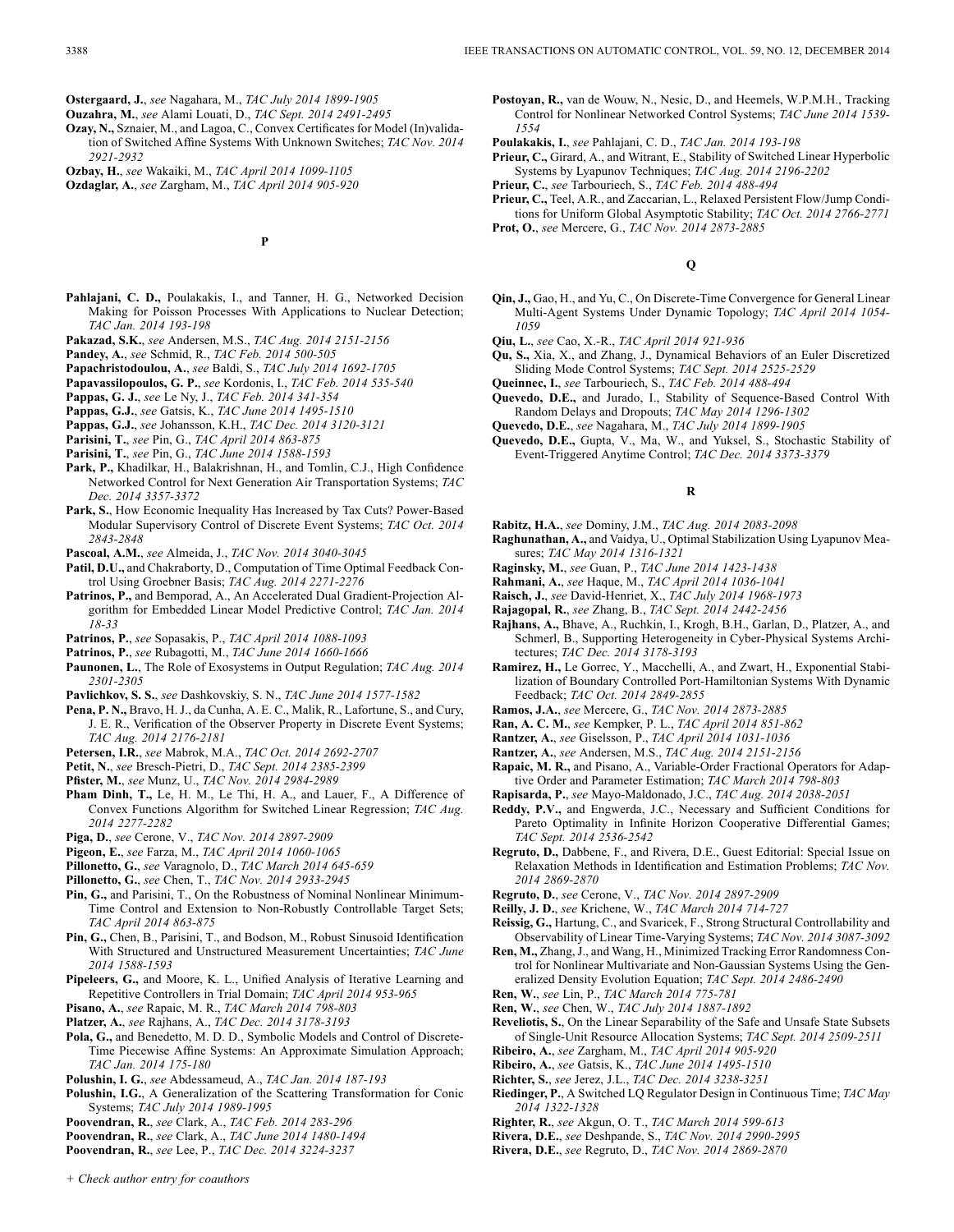**Ostergaard, J.**, *see* Nagahara, M., *TAC July 2014 1899-1905*

**Ouzahra, M.**, *see* Alami Louati, D., *TAC Sept. 2014 2491-2495*

**Ozay, N.,** Sznaier, M., and Lagoa, C., Convex Certificates for Model (In)validation of Switched Affine Systems With Unknown Switches; *TAC Nov. 2014 2921-2932*

**Ozbay, H.**, *see* Wakaiki, M., *TAC April 2014 1099-1105*

**Ozdaglar, A.**, *see* Zargham, M., *TAC April 2014 905-920*

## P

**Pahlajani, C. D.,** Poulakakis, I., and Tanner, H. G., Networked Decision Making for Poisson Processes With Applications to Nuclear Detection; *TAC Jan. 2014 193-198*

**Pakazad, S.K.**, *see* Andersen, M.S., *TAC Aug. 2014 2151-2156*

**Pandey, A.**, *see* Schmid, R., *TAC Feb. 2014 500-505*

**Papachristodoulou, A.**, *see* Baldi, S., *TAC July 2014 1692-1705*

**Papavassilopoulos, G. P.**, *see* Kordonis, I., *TAC Feb. 2014 535-540*

**Pappas, G. J.**, *see* Le Ny, J., *TAC Feb. 2014 341-354*

**Pappas, G.J.**, *see* Gatsis, K., *TAC June 2014 1495-1510*

**Pappas, G.J.**, *see* Johansson, K.H., *TAC Dec. 2014 3120-3121*

**Parisini, T.**, *see* Pin, G., *TAC April 2014 863-875*

**Parisini, T.**, *see* Pin, G., *TAC June 2014 1588-1593*

**Park, P.,** Khadilkar, H., Balakrishnan, H., and Tomlin, C.J., High Confidence Networked Control for Next Generation Air Transportation Systems; *TAC Dec. 2014 3357-3372*

**Park, S.**, How Economic Inequality Has Increased by Tax Cuts? Power-Based Modular Supervisory Control of Discrete Event Systems; *TAC Oct. 2014 2843-2848*

**Pascoal, A.M.**, *see* Almeida, J., *TAC Nov. 2014 3040-3045*

**Patil, D.U.,** and Chakraborty, D., Computation of Time Optimal Feedback Control Using Groebner Basis; *TAC Aug. 2014 2271-2276*

**Patrinos, P.,** and Bemporad, A., An Accelerated Dual Gradient-Projection Algorithm for Embedded Linear Model Predictive Control; *TAC Jan. 2014 18-33*

**Patrinos, P.**, *see* Sopasakis, P., *TAC April 2014 1088-1093*

**Patrinos, P.**, *see* Rubagotti, M., *TAC June 2014 1660-1666*

**Paunonen, L.**, The Role of Exosystems in Output Regulation; *TAC Aug. 2014 2301-2305*

**Pavlichkov, S. S.**, *see* Dashkovskiy, S. N., *TAC June 2014 1577-1582*

**Pena, P. N.,** Bravo, H. J., da Cunha, A. E. C., Malik, R., Lafortune, S., and Cury, J. E. R., Verification of the Observer Property in Discrete Event Systems; *TAC Aug. 2014 2176-2181*

**Petersen, I.R.**, *see* Mabrok, M.A., *TAC Oct. 2014 2692-2707*

**Petit, N.**, *see* Bresch-Pietri, D., *TAC Sept. 2014 2385-2399*

**Pfister, M.**, *see* Munz, U., *TAC Nov. 2014 2984-2989*

**Pham Dinh, T.,** Le, H. M., Le Thi, H. A., and Lauer, F., A Difference of Convex Functions Algorithm for Switched Linear Regression; *TAC Aug. 2014 2277-2282*

**Piga, D.**, *see* Cerone, V., *TAC Nov. 2014 2897-2909*

**Pigeon, E.**, *see* Farza, M., *TAC April 2014 1060-1065*

**Pillonetto, G.**, *see* Varagnolo, D., *TAC March 2014 645-659*

**Pillonetto, G.**, *see* Chen, T., *TAC Nov. 2014 2933-2945*

**Pin, G.,** and Parisini, T., On the Robustness of Nominal Nonlinear Minimum-Time Control and Extension to Non-Robustly Controllable Target Sets; *TAC April 2014 863-875*

**Pin, G.,** Chen, B., Parisini, T., and Bodson, M., Robust Sinusoid Identification With Structured and Unstructured Measurement Uncertainties; *TAC June 2014 1588-1593*

**Pipeleers, G.,** and Moore, K. L., Unified Analysis of Iterative Learning and Repetitive Controllers in Trial Domain; *TAC April 2014 953-965*

**Pisano, A.**, *see* Rapaic, M. R., *TAC March 2014 798-803*

**Platzer, A.**, *see* Rajhans, A., *TAC Dec. 2014 3178-3193*

**Pola, G.,** and Benedetto, M. D. D., Symbolic Models and Control of Discrete-Time Piecewise Affine Systems: An Approximate Simulation Approach; *TAC Jan. 2014 175-180*

**Polushin, I. G.**, *see* Abdessameud, A., *TAC Jan. 2014 187-193*

**Polushin, I.G.**, A Generalization of the Scattering Transformation for Conic Systems; *TAC July 2014 1989-1995*

**Poovendran, R.**, *see* Clark, A., *TAC Feb. 2014 283-296*

**Poovendran, R.**, *see* Clark, A., *TAC June 2014 1480-1494*

**Poovendran, R.**, *see* Lee, P., *TAC Dec. 2014 3224-3237*

**Postoyan, R.,** van de Wouw, N., Nesic, D., and Heemels, W.P.M.H., Tracking Control for Nonlinear Networked Control Systems; *TAC June 2014 1539-1554*

**Poulakakis, I.**, *see* Pahlajani, C. D., *TAC Jan. 2014 193-198*

**Prieur, C.,** Girard, A., and Witrant, E., Stability of Switched Linear Hyperbolic Systems by Lyapunov Techniques; *TAC Aug. 2014 2196-2202*

**Prieur, C.**, *see* Tarbouriech, S., *TAC Feb. 2014 488-494*

**Prieur, C.,** Teel, A.R., and Zaccarian, L., Relaxed Persistent Flow/Jump Conditions for Uniform Global Asymptotic Stability; *TAC Oct. 2014 2766-2771*

**Prot, O.**, *see* Mercere, G., *TAC Nov. 2014 2873-2885*

## Q

**Qin, J.,** Gao, H., and Yu, C., On Discrete-Time Convergence for General Linear Multi-Agent Systems Under Dynamic Topology; *TAC April 2014 1054-1059*

**Qiu, L.**, *see* Cao, X.-R., *TAC April 2014 921-936*

**Qu, S.,** Xia, X., and Zhang, J., Dynamical Behaviors of an Euler Discretized Sliding Mode Control Systems; *TAC Sept. 2014 2525-2529*

**Queinnec, I.**, *see* Tarbouriech, S., *TAC Feb. 2014 488-494*

**Quevedo, D.E.,** and Jurado, I., Stability of Sequence-Based Control With Random Delays and Dropouts; *TAC May 2014 1296-1302*

**Quevedo, D.E.**, *see* Nagahara, M., *TAC July 2014 1899-1905*

**Quevedo, D.E.,** Gupta, V., Ma, W., and Yuksel, S., Stochastic Stability of Event-Triggered Anytime Control; *TAC Dec. 2014 3373-3379*

## R

**Rabitz, H.A.**, *see* Dominy, J.M., *TAC Aug. 2014 2083-2098*

**Raghunathan, A.,** and Vaidya, U., Optimal Stabilization Using Lyapunov Measures; *TAC May 2014 1316-1321*

**Raginsky, M.**, *see* Guan, P., *TAC June 2014 1423-1438*

**Rahmani, A.**, *see* Haque, M., *TAC April 2014 1036-1041*

**Raisch, J.**, *see* David-Henriet, X., *TAC July 2014 1968-1973*

**Rajagopal, R.**, *see* Zhang, B., *TAC Sept. 2014 2442-2456*

**Rajhans, A.,** Bhave, A., Ruchkin, I., Krogh, B.H., Garlan, D., Platzer, A., and Schmerl, B., Supporting Heterogeneity in Cyber-Physical Systems Architectures; *TAC Dec. 2014 3178-3193*

**Ramirez, H.,** Le Gorrec, Y., Macchelli, A., and Zwart, H., Exponential Stabilization of Boundary Controlled Port-Hamiltonian Systems With Dynamic Feedback; *TAC Oct. 2014 2849-2855*

**Ramos, J.A.**, *see* Mercere, G., *TAC Nov. 2014 2873-2885*

**Ran, A. C. M.**, *see* Kempker, P. L., *TAC April 2014 851-862*

**Rantzer, A.**, *see* Giselsson, P., *TAC April 2014 1031-1036*

**Rantzer, A.**, *see* Andersen, M.S., *TAC Aug. 2014 2151-2156*

**Rapaic, M. R.,** and Pisano, A., Variable-Order Fractional Operators for Adaptive Order and Parameter Estimation; *TAC March 2014 798-803*

**Rapisarda, P.**, *see* Mayo-Maldonado, J.C., *TAC Aug. 2014 2038-2051*

**Reddy, P.V.,** and Engwerda, J.C., Necessary and Sufficient Conditions for Pareto Optimality in Infinite Horizon Cooperative Differential Games; *TAC Sept. 2014 2536-2542*

**Regruto, D.,** Dabbene, F., and Rivera, D.E., Guest Editorial: Special Issue on Relaxation Methods in Identification and Estimation Problems; *TAC Nov. 2014 2869-2870*

**Regruto, D.**, *see* Cerone, V., *TAC Nov. 2014 2897-2909*

**Reilly, J. D.**, *see* Krichene, W., *TAC March 2014 714-727*

**Reissig, G.,** Hartung, C., and Svaricek, F., Strong Structural Controllability and Observability of Linear Time-Varying Systems; *TAC Nov. 2014 3087-3092*

**Ren, M.,** Zhang, J., and Wang, H., Minimized Tracking Error Randomness Control for Nonlinear Multivariate and Non-Gaussian Systems Using the Generalized Density Evolution Equation; *TAC Sept. 2014 2486-2490*

**Ren, W.**, *see* Lin, P., *TAC March 2014 775-781*

**Ren, W.**, *see* Chen, W., *TAC July 2014 1887-1892*

**Reveliotis, S.**, On the Linear Separability of the Safe and Unsafe State Subsets of Single-Unit Resource Allocation Systems; *TAC Sept. 2014 2509-2511*

**Ribeiro, A.**, *see* Zargham, M., *TAC April 2014 905-920*

**Ribeiro, A.**, *see* Gatsis, K., *TAC June 2014 1495-1510*

**Richter, S.**, *see* Jerez, J.L., *TAC Dec. 2014 3238-3251*

**Riedinger, P.**, A Switched LQ Regulator Design in Continuous Time; *TAC May 2014 1322-1328*

**Righter, R.**, *see* Akgun, O. T., *TAC March 2014 599-613*

**Rivera, D.E.**, *see* Deshpande, S., *TAC Nov. 2014 2990-2995*

**Rivera, D.E.**, *see* Regruto, D., *TAC Nov. 2014 2869-2870*

*+ Check author entry for coauthors*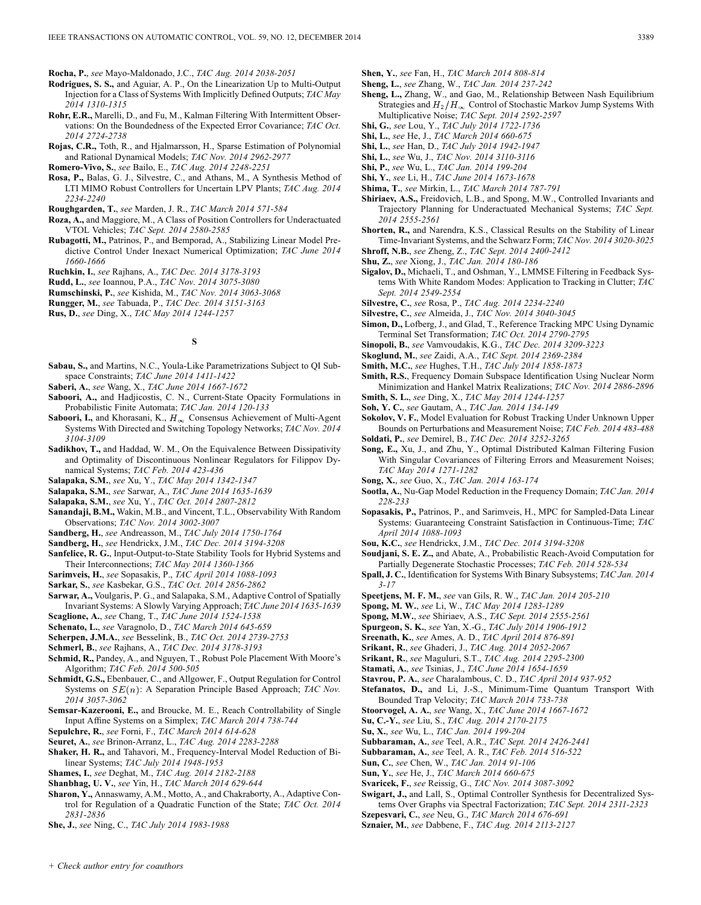**Rocha, P.**, *see* Mayo-Maldonado, J.C., *TAC Aug. 2014 2038-2051*

**Rodrigues, S. S.,** and Aguiar, A. P., On the Linearization Up to Multi-Output Injection for a Class of Systems With Implicitly Defined Outputs; *TAC May 2014 1310-1315*

**Rohr, E.R.,** Marelli, D., and Fu, M., Kalman Filtering With Intermittent Observations: On the Boundedness of the Expected Error Covariance; *TAC Oct. 2014 2724-2738*

**Rojas, C.R.,** Toth, R., and Hjalmarsson, H., Sparse Estimation of Polynomial and Rational Dynamical Models; *TAC Nov. 2014 2962-2977*

**Romero-Vivo, S.**, *see* Bailo, E., *TAC Aug. 2014 2248-2251*

**Rosa, P.,** Balas, G. J., Silvestre, C., and Athans, M., A Synthesis Method of LTI MIMO Robust Controllers for Uncertain LPV Plants; *TAC Aug. 2014 2234-2240*

**Roughgarden, T.**, *see* Marden, J. R., *TAC March 2014 571-584*

**Roza, A.,** and Maggiore, M., A Class of Position Controllers for Underactuated VTOL Vehicles; *TAC Sept. 2014 2580-2585*

**Rubagotti, M.,** Patrinos, P., and Bemporad, A., Stabilizing Linear Model Predictive Control Under Inexact Numerical Optimization; *TAC June 2014 1660-1666*

**Ruchkin, I.**, *see* Rajhans, A., *TAC Dec. 2014 3178-3193*

**Rudd, L.**, *see* Ioannou, P.A., *TAC Nov. 2014 3075-3080*

**Rumschinski, P.**, *see* Kishida, M., *TAC Nov. 2014 3063-3068*

**Rungger, M.**, *see* Tabuada, P., *TAC Dec. 2014 3151-3163*

**Rus, D.**, *see* Ding, X., *TAC May 2014 1244-1257*

## S

**Sabau, S.,** and Martins, N.C., Youla-Like Parametrizations Subject to QI Subspace Constraints; *TAC June 2014 1411-1422*

**Saberi, A.**, *see* Wang, X., *TAC June 2014 1667-1672*

**Saboori, A.,** and Hadjicostis, C. N., Current-State Opacity Formulations in Probabilistic Finite Automata; *TAC Jan. 2014 120-133*

**Saboori, I.,** and Khorasani, K., $H_\infty$ Consensus Achievement of Multi-Agent Systems With Directed and Switching Topology Networks; *TAC Nov. 2014 3104-3109*

**Sadikhov, T.,** and Haddad, W. M., On the Equivalence Between Dissipativity and Optimality of Discontinuous Nonlinear Regulators for Filippov Dynamical Systems; *TAC Feb. 2014 423-436*

**Salapaka, S.M.**, *see* Xu, Y., *TAC May 2014 1342-1347*

**Salapaka, S.M.**, *see* Sarwar, A., *TAC June 2014 1635-1639*

**Salapaka, S.M.**, *see* Xu, Y., *TAC Oct. 2014 2807-2812*

**Sanandaji, B.M.,** Wakin, M.B., and Vincent, T.L., Observability With Random Observations; *TAC Nov. 2014 3002-3007*

**Sandberg, H.**, *see* Andreasson, M., *TAC July 2014 1750-1764*

**Sandberg, H.**, *see* Hendrickx, J.M., *TAC Dec. 2014 3194-3208*

**Sanfelice, R. G.**, Input-Output-to-State Stability Tools for Hybrid Systems and Their Interconnections; *TAC May 2014 1360-1366*

**Sarimveis, H.**, *see* Sopasakis, P., *TAC April 2014 1088-1093*

**Sarkar, S.**, *see* Kasbekar, G.S., *TAC Oct. 2014 2856-2862*

**Sarwar, A.,** Voulgaris, P. G., and Salapaka, S.M., Adaptive Control of Spatially Invariant Systems: A Slowly Varying Approach; *TAC June 2014 1635-1639*

**Scaglione, A.**, *see* Chang, T., *TAC June 2014 1524-1538*

**Schenato, L.**, *see* Varagnolo, D., *TAC March 2014 645-659*

**Scherpen, J.M.A.**, *see* Besselink, B., *TAC Oct. 2014 2739-2753*

**Schmerl, B.**, *see* Rajhans, A., *TAC Dec. 2014 3178-3193*

**Schmid, R.,** Pandey, A., and Nguyen, T., Robust Pole Placement With Moore's Algorithm; *TAC Feb. 2014 500-505*

**Schmidt, G.S.,** Ebenbauer, C., and Allgower, F., Output Regulation for Control Systems on $SE(n)$: A Separation Principle Based Approach; *TAC Nov. 2014 3057-3062*

**Semsar-Kazerooni, E.,** and Broucke, M. E., Reach Controllability of Single Input Affine Systems on a Simplex; *TAC March 2014 738-744*

**Sepulchre, R.**, *see* Forni, F., *TAC March 2014 614-628*

**Seuret, A.**, *see* Brinon-Arranz, L., *TAC Aug. 2014 2283-2288*

**Shaker, H. R.,** and Tahavori, M., Frequency-Interval Model Reduction of Bilinear Systems; *TAC July 2014 1948-1953*

**Shames, I.**, *see* Deghat, M., *TAC Aug. 2014 2182-2188*

**Shanbhag, U. V.**, *see* Yin, H., *TAC March 2014 629-644*

**Sharon, Y.,** Annaswamy, A.M., Motto, A., and Chakraborty, A., Adaptive Control for Regulation of a Quadratic Function of the State; *TAC Oct. 2014 2831-2836*

**She, J.**, *see* Ning, C., *TAC July 2014 1983-1988*

**Shen, Y.**, *see* Fan, H., *TAC March 2014 808-814*

**Sheng, L.**, *see* Zhang, W., *TAC Jan. 2014 237-242*

**Sheng, L.,** Zhang, W., and Gao, M., Relationship Between Nash Equilibrium Strategies and $H_2/H_\infty$ Control of Stochastic Markov Jump Systems With Multiplicative Noise; *TAC Sept. 2014 2592-2597*

**Shi, G.**, *see* Lou, Y., *TAC July 2014 1722-1736*

**Shi, L.**, *see* He, J., *TAC March 2014 660-675*

**Shi, L.**, *see* Han, D., *TAC July 2014 1942-1947*

**Shi, L.**, *see* Wu, J., *TAC Nov. 2014 3110-3116*

**Shi, P.**, *see* Wu, L., *TAC Jan. 2014 199-204*

**Shi, Y.**, *see* Li, H., *TAC June 2014 1673-1678*

**Shima, T.**, *see* Mirkin, L., *TAC March 2014 787-791*

**Shiriaev, A.S.,** Freidovich, L.B., and Spong, M.W., Controlled Invariants and Trajectory Planning for Underactuated Mechanical Systems; *TAC Sept. 2014 2555-2561*

**Shorten, R.,** and Narendra, K.S., Classical Results on the Stability of Linear Time-Invariant Systems, and the Schwarz Form; *TAC Nov. 2014 3020-3025*

**Shroff, N.B.**, *see* Zheng, Z., *TAC Sept. 2014 2400-2412*

**Shu, Z.**, *see* Xiong, J., *TAC Jan. 2014 180-186*

**Sigalov, D.,** Michaeli, T., and Oshman, Y., LMMSE Filtering in Feedback Systems With White Random Modes: Application to Tracking in Clutter; *TAC Sept. 2014 2549-2554*

**Silvestre, C.**, *see* Rosa, P., *TAC Aug. 2014 2234-2240*

**Silvestre, C.**, *see* Almeida, J., *TAC Nov. 2014 3040-3045*

**Simon, D.,** Lofberg, J., and Glad, T., Reference Tracking MPC Using Dynamic Terminal Set Transformation; *TAC Oct. 2014 2790-2795*

**Sinopoli, B.**, *see* Vamvoudakis, K.G., *TAC Dec. 2014 3209-3223*

**Skoglund, M.**, *see* Zaidi, A.A., *TAC Sept. 2014 2369-2384*

**Smith, M.C.**, *see* Hughes, T.H., *TAC July 2014 1858-1873*

**Smith, R.S.**, Frequency Domain Subspace Identification Using Nuclear Norm Minimization and Hankel Matrix Realizations; *TAC Nov. 2014 2886-2896*

**Smith, S. L.**, *see* Ding, X., *TAC May 2014 1244-1257*

**Soh, Y. C.**, *see* Gautam, A., *TAC Jan. 2014 134-149*

**Sokolov, V. F.**, Model Evaluation for Robust Tracking Under Unknown Upper Bounds on Perturbations and Measurement Noise; *TAC Feb. 2014 483-488*

**Soldati, P.**, *see* Demirel, B., *TAC Dec. 2014 3252-3265*

**Song, E.,** Xu, J., and Zhu, Y., Optimal Distributed Kalman Filtering Fusion With Singular Covariances of Filtering Errors and Measurement Noises; *TAC May 2014 1271-1282*

**Song, X.**, *see* Guo, X., *TAC Jan. 2014 163-174*

**Sootla, A.**, Nu-Gap Model Reduction in the Frequency Domain; *TAC Jan. 2014 228-233*

**Sopasakis, P.,** Patrinos, P., and Sarimveis, H., MPC for Sampled-Data Linear Systems: Guaranteeing Constraint Satisfaction in Continuous-Time; *TAC April 2014 1088-1093*

**Sou, K.C.**, *see* Hendrickx, J.M., *TAC Dec. 2014 3194-3208*

**Soudjani, S. E. Z.,** and Abate, A., Probabilistic Reach-Avoid Computation for Partially Degenerate Stochastic Processes; *TAC Feb. 2014 528-534*

**Spall, J. C.**, Identification for Systems With Binary Subsystems; *TAC Jan. 2014 3-17*

**Speetjens, M. F. M.**, *see* van Gils, R. W., *TAC Jan. 2014 205-210*

**Spong, M. W.**, *see* Li, W., *TAC May 2014 1283-1289*

**Spong, M.W.**, *see* Shiriaev, A.S., *TAC Sept. 2014 2555-2561*

**Spurgeon, S. K.**, *see* Yan, X.-G., *TAC July 2014 1906-1912*

**Sreenath, K.**, *see* Ames, A. D., *TAC April 2014 876-891*

**Srikant, R.**, *see* Ghaderi, J., *TAC Aug. 2014 2052-2067*

**Srikant, R.**, *see* Maguluri, S.T., *TAC Aug. 2014 2295-2300*

**Stamati, A.**, *see* Tsinias, J., *TAC June 2014 1654-1659*

**Stavrou, P. A.**, *see* Charalambous, C. D., *TAC April 2014 937-952*

**Stefanatos, D.,** and Li, J.-S., Minimum-Time Quantum Transport With Bounded Trap Velocity; *TAC March 2014 733-738*

**Stoorvogel, A. A.**, *see* Wang, X., *TAC June 2014 1667-1672*

**Su, C.-Y.**, *see* Liu, S., *TAC Aug. 2014 2170-2175*

**Su, X.**, *see* Wu, L., *TAC Jan. 2014 199-204*

**Subbaraman, A.**, *see* Teel, A.R., *TAC Sept. 2014 2426-2441*

**Subbaraman, A.**, *see* Teel, A. R., *TAC Feb. 2014 516-522*

**Sun, C.**, *see* Chen, W., *TAC Jan. 2014 91-106*

**Sun, Y.**, *see* He, J., *TAC March 2014 660-675*

**Svaricek, F.**, *see* Reissig, G., *TAC Nov. 2014 3087-3092*

**Swigart, J.,** and Lall, S., Optimal Controller Synthesis for Decentralized Systems Over Graphs via Spectral Factorization; *TAC Sept. 2014 2311-2323*

**Szepesvari, C.**, *see* Neu, G., *TAC March 2014 676-691*

**Sznaier, M.**, *see* Dabbene, F., *TAC Aug. 2014 2113-2127*

*+ Check author entry for coauthors*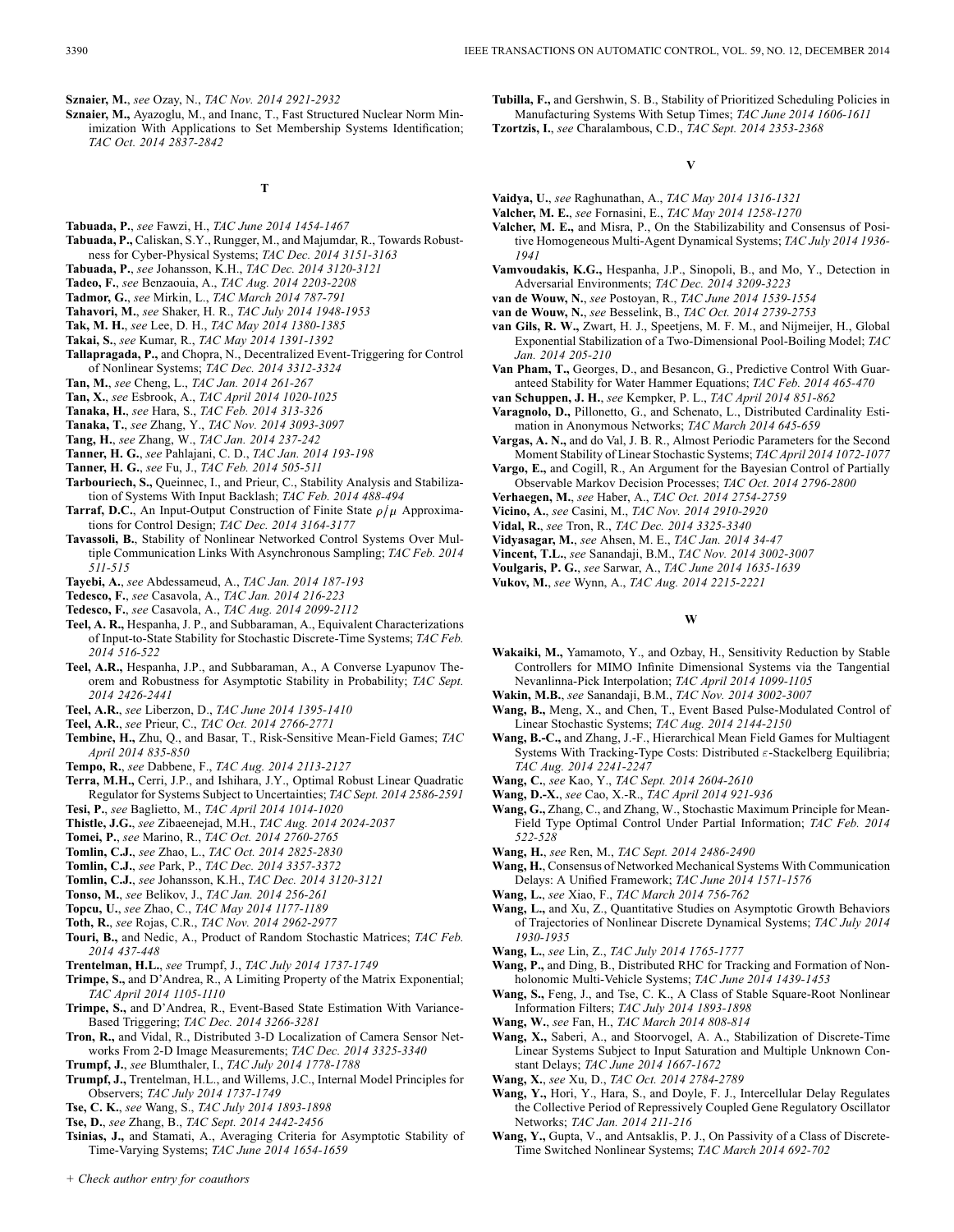**Sznaier, M.**, *see* Ozay, N., *TAC Nov. 2014 2921-2932*

**Sznaier, M.,** Ayazoglu, M., and Inanc, T., Fast Structured Nuclear Norm Minimization With Applications to Set Membership Systems Identification; *TAC Oct. 2014 2837-2842*

## T

**Tabuada, P.**, *see* Fawzi, H., *TAC June 2014 1454-1467*

**Tabuada, P.,** Caliskan, S.Y., Rungger, M., and Majumdar, R., Towards Robustness for Cyber-Physical Systems; *TAC Dec. 2014 3151-3163*

**Tabuada, P.**, *see* Johansson, K.H., *TAC Dec. 2014 3120-3121*

**Tadeo, F.**, *see* Benzaouia, A., *TAC Aug. 2014 2203-2208*

**Tadmor, G.**, *see* Mirkin, L., *TAC March 2014 787-791*

**Tahavori, M.**, *see* Shaker, H. R., *TAC July 2014 1948-1953*

**Tak, M. H.**, *see* Lee, D. H., *TAC May 2014 1380-1385*

**Takai, S.**, *see* Kumar, R., *TAC May 2014 1391-1392*

**Tallapragada, P.,** and Chopra, N., Decentralized Event-Triggering for Control of Nonlinear Systems; *TAC Dec. 2014 3312-3324*

**Tan, M.**, *see* Cheng, L., *TAC Jan. 2014 261-267*

**Tan, X.**, *see* Esbrook, A., *TAC April 2014 1020-1025*

**Tanaka, H.**, *see* Hara, S., *TAC Feb. 2014 313-326*

**Tanaka, T.**, *see* Zhang, Y., *TAC Nov. 2014 3093-3097*

**Tang, H.**, *see* Zhang, W., *TAC Jan. 2014 237-242*

**Tanner, H. G.**, *see* Pahlajani, C. D., *TAC Jan. 2014 193-198*

**Tanner, H. G.**, *see* Fu, J., *TAC Feb. 2014 505-511*

**Tarbouriech, S.,** Queinnec, I., and Prieur, C., Stability Analysis and Stabilization of Systems With Input Backlash; *TAC Feb. 2014 488-494*

**Tarraf, D.C.**, An Input-Output Construction of Finite State $\rho/\mu$ Approximations for Control Design; *TAC Dec. 2014 3164-3177*

**Tavassoli, B.**, Stability of Nonlinear Networked Control Systems Over Multiple Communication Links With Asynchronous Sampling; *TAC Feb. 2014 511-515*

**Tayebi, A.**, *see* Abdessameud, A., *TAC Jan. 2014 187-193*

**Tedesco, F.**, *see* Casavola, A., *TAC Jan. 2014 216-223*

**Tedesco, F.**, *see* Casavola, A., *TAC Aug. 2014 2099-2112*

**Teel, A. R.,** Hespanha, J. P., and Subbaraman, A., Equivalent Characterizations of Input-to-State Stability for Stochastic Discrete-Time Systems; *TAC Feb. 2014 516-522*

**Teel, A.R.,** Hespanha, J.P., and Subbaraman, A., A Converse Lyapunov Theorem and Robustness for Asymptotic Stability in Probability; *TAC Sept. 2014 2426-2441*

**Teel, A.R.**, *see* Liberzon, D., *TAC June 2014 1395-1410*

**Teel, A.R.**, *see* Prieur, C., *TAC Oct. 2014 2766-2771*

**Tembine, H.,** Zhu, Q., and Basar, T., Risk-Sensitive Mean-Field Games; *TAC April 2014 835-850*

**Tempo, R.**, *see* Dabbene, F., *TAC Aug. 2014 2113-2127*

**Terra, M.H.,** Cerri, J.P., and Ishihara, J.Y., Optimal Robust Linear Quadratic Regulator for Systems Subject to Uncertainties; *TAC Sept. 2014 2586-2591*

**Tesi, P.**, *see* Baglietto, M., *TAC April 2014 1014-1020*

**Thistle, J.G.**, *see* Zibaeenejad, M.H., *TAC Aug. 2014 2024-2037*

**Tomei, P.**, *see* Marino, R., *TAC Oct. 2014 2760-2765*

**Tomlin, C.J.**, *see* Zhao, L., *TAC Oct. 2014 2825-2830*

**Tomlin, C.J.**, *see* Park, P., *TAC Dec. 2014 3357-3372*

**Tomlin, C.J.**, *see* Johansson, K.H., *TAC Dec. 2014 3120-3121*

**Tonso, M.**, *see* Belikov, J., *TAC Jan. 2014 256-261*

**Topcu, U.**, *see* Zhao, C., *TAC May 2014 1177-1189*

**Toth, R.**, *see* Rojas, C.R., *TAC Nov. 2014 2962-2977*

**Touri, B.,** and Nedic, A., Product of Random Stochastic Matrices; *TAC Feb. 2014 437-448*

**Trentelman, H.L.**, *see* Trumpf, J., *TAC July 2014 1737-1749*

**Trimpe, S.,** and D'Andrea, R., A Limiting Property of the Matrix Exponential; *TAC April 2014 1105-1110*

**Trimpe, S.,** and D'Andrea, R., Event-Based State Estimation With Variance-Based Triggering; *TAC Dec. 2014 3266-3281*

**Tron, R.,** and Vidal, R., Distributed 3-D Localization of Camera Sensor Networks From 2-D Image Measurements; *TAC Dec. 2014 3325-3340*

**Trumpf, J.**, *see* Blumthaler, I., *TAC July 2014 1778-1788*

**Trumpf, J.,** Trentelman, H.L., and Willems, J.C., Internal Model Principles for Observers; *TAC July 2014 1737-1749*

**Tse, C. K.**, *see* Wang, S., *TAC July 2014 1893-1898*

**Tse, D.**, *see* Zhang, B., *TAC Sept. 2014 2442-2456*

**Tsinias, J.,** and Stamati, A., Averaging Criteria for Asymptotic Stability of Time-Varying Systems; *TAC June 2014 1654-1659*

**Tubilla, F.,** and Gershwin, S. B., Stability of Prioritized Scheduling Policies in Manufacturing Systems With Setup Times; *TAC June 2014 1606-1611*

**Tzortzis, I.**, *see* Charalambous, C.D., *TAC Sept. 2014 2353-2368*

## V

**Vaidya, U.**, *see* Raghunathan, A., *TAC May 2014 1316-1321*

**Valcher, M. E.**, *see* Fornasini, E., *TAC May 2014 1258-1270*

**Valcher, M. E.,** and Misra, P., On the Stabilizability and Consensus of Positive Homogeneous Multi-Agent Dynamical Systems; *TAC July 2014 1936-1941*

**Vamvoudakis, K.G.,** Hespanha, J.P., Sinopoli, B., and Mo, Y., Detection in Adversarial Environments; *TAC Dec. 2014 3209-3223*

**van de Wouw, N.**, *see* Postoyan, R., *TAC June 2014 1539-1554*

**van de Wouw, N.**, *see* Besselink, B., *TAC Oct. 2014 2739-2753*

**van Gils, R. W.,** Zwart, H. J., Speetjens, M. F. M., and Nijmeijer, H., Global Exponential Stabilization of a Two-Dimensional Pool-Boiling Model; *TAC Jan. 2014 205-210*

**Van Pham, T.,** Georges, D., and Besancon, G., Predictive Control With Guaranteed Stability for Water Hammer Equations; *TAC Feb. 2014 465-470*

**van Schuppen, J. H.**, *see* Kempker, P. L., *TAC April 2014 851-862*

**Varagnolo, D.,** Pillonetto, G., and Schenato, L., Distributed Cardinality Estimation in Anonymous Networks; *TAC March 2014 645-659*

**Vargas, A. N.,** and do Val, J. B. R., Almost Periodic Parameters for the Second Moment Stability of Linear Stochastic Systems; *TAC April 2014 1072-1077*

**Vargo, E.,** and Cogill, R., An Argument for the Bayesian Control of Partially Observable Markov Decision Processes; *TAC Oct. 2014 2796-2800*

**Verhaegen, M.**, *see* Haber, A., *TAC Oct. 2014 2754-2759*

**Vicino, A.**, *see* Casini, M., *TAC Nov. 2014 2910-2920*

**Vidal, R.**, *see* Tron, R., *TAC Dec. 2014 3325-3340*

**Vidyasagar, M.**, *see* Ahsen, M. E., *TAC Jan. 2014 34-47*

**Vincent, T.L.**, *see* Sanandaji, B.M., *TAC Nov. 2014 3002-3007*

**Voulgaris, P. G.**, *see* Sarwar, A., *TAC June 2014 1635-1639*

**Vukov, M.**, *see* Wynn, A., *TAC Aug. 2014 2215-2221*

## W

**Wakaiki, M.,** Yamamoto, Y., and Ozbay, H., Sensitivity Reduction by Stable Controllers for MIMO Infinite Dimensional Systems via the Tangential Nevanlinna-Pick Interpolation; *TAC April 2014 1099-1105*

**Wakin, M.B.**, *see* Sanandaji, B.M., *TAC Nov. 2014 3002-3007*

**Wang, B.,** Meng, X., and Chen, T., Event Based Pulse-Modulated Control of Linear Stochastic Systems; *TAC Aug. 2014 2144-2150*

**Wang, B.-C.,** and Zhang, J.-F., Hierarchical Mean Field Games for Multiagent Systems With Tracking-Type Costs: Distributed $\varepsilon$-Stackelberg Equilibria; *TAC Aug. 2014 2241-2247*

**Wang, C.**, *see* Kao, Y., *TAC Sept. 2014 2604-2610*

**Wang, D.-X.**, *see* Cao, X.-R., *TAC April 2014 921-936*

**Wang, G.,** Zhang, C., and Zhang, W., Stochastic Maximum Principle for Mean-Field Type Optimal Control Under Partial Information; *TAC Feb. 2014 522-528*

**Wang, H.**, *see* Ren, M., *TAC Sept. 2014 2486-2490*

**Wang, H.**, Consensus of Networked Mechanical Systems With Communication Delays: A Unified Framework; *TAC June 2014 1571-1576*

**Wang, L.**, *see* Xiao, F., *TAC March 2014 756-762*

**Wang, L.,** and Xu, Z., Quantitative Studies on Asymptotic Growth Behaviors of Trajectories of Nonlinear Discrete Dynamical Systems; *TAC July 2014 1930-1935*

**Wang, L.**, *see* Lin, Z., *TAC July 2014 1765-1777*

**Wang, P.,** and Ding, B., Distributed RHC for Tracking and Formation of Nonholonomic Multi-Vehicle Systems; *TAC June 2014 1439-1453*

**Wang, S.,** Feng, J., and Tse, C. K., A Class of Stable Square-Root Nonlinear Information Filters; *TAC July 2014 1893-1898*

**Wang, W.**, *see* Fan, H., *TAC March 2014 808-814*

**Wang, X.,** Saberi, A., and Stoorvogel, A. A., Stabilization of Discrete-Time Linear Systems Subject to Input Saturation and Multiple Unknown Constant Delays; *TAC June 2014 1667-1672*

**Wang, X.**, *see* Xu, D., *TAC Oct. 2014 2784-2789*

**Wang, Y.,** Hori, Y., Hara, S., and Doyle, F. J., Intercellular Delay Regulates the Collective Period of Repressively Coupled Gene Regulatory Oscillator Networks; *TAC Jan. 2014 211-216*

**Wang, Y.,** Gupta, V., and Antsaklis, P. J., On Passivity of a Class of Discrete-Time Switched Nonlinear Systems; *TAC March 2014 692-702*

+ Check author entry for coauthors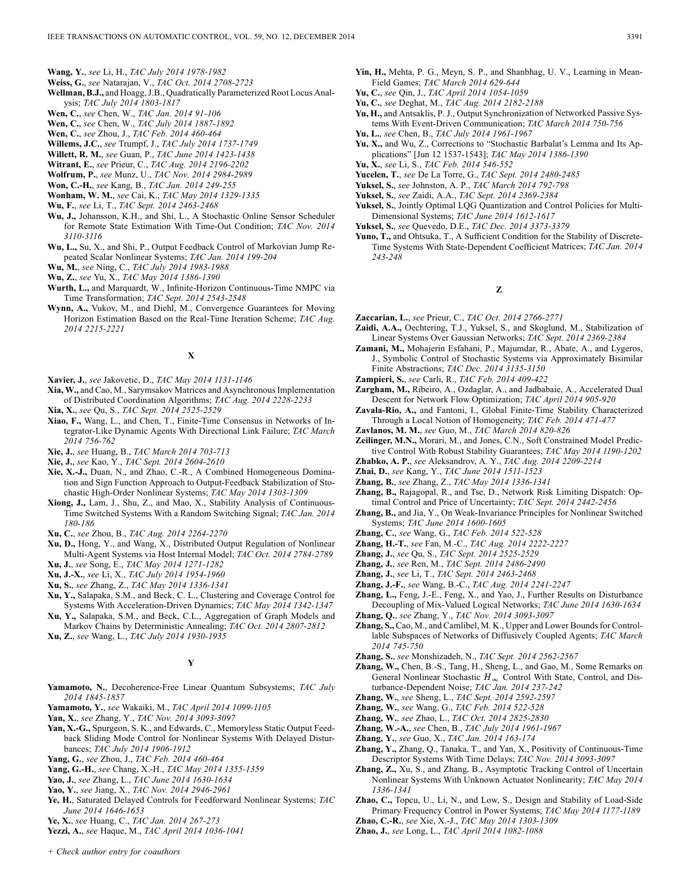**Wang, Y.**, *see* Li, H., *TAC July 2014 1978-1982*

**Weiss, G.**, *see* Natarajan, V., *TAC Oct. 2014 2708-2723*

**Wellman, B.J.,** and Hoagg, J.B., Quadratically Parameterized Root Locus Analysis; *TAC July 2014 1803-1817*

**Wen, C.**, *see* Chen, W., *TAC Jan. 2014 91-106*

**Wen, C.**, *see* Chen, W., *TAC July 2014 1887-1892*

**Wen, C.**, *see* Zhou, J., *TAC Feb. 2014 460-464*

**Willems, J.C.**, *see* Trumpf, J., *TAC July 2014 1737-1749*

**Willett, R. M.**, *see* Guan, P., *TAC June 2014 1423-1438*

**Witrant, E.**, *see* Prieur, C., *TAC Aug. 2014 2196-2202*

**Wolfrum, P.**, *see* Munz, U., *TAC Nov. 2014 2984-2989*

**Won, C.-H.**, *see* Kang, B., *TAC Jan. 2014 249-255*

**Wonham, W. M.**, *see* Cai, K., *TAC May 2014 1329-1335*

**Wu, F.**, *see* Li, T., *TAC Sept. 2014 2463-2468*

**Wu, J.,** Johansson, K.H., and Shi, L., A Stochastic Online Sensor Scheduler for Remote State Estimation With Time-Out Condition; *TAC Nov. 2014 3110-3116*

**Wu, L.,** Su, X., and Shi, P., Output Feedback Control of Markovian Jump Repeated Scalar Nonlinear Systems; *TAC Jan. 2014 199-204*

**Wu, M.**, *see* Ning, C., *TAC July 2014 1983-1988*

**Wu, Z.**, *see* Yu, X., *TAC May 2014 1386-1390*

**Wurth, L.,** and Marquardt, W., Infinite-Horizon Continuous-Time NMPC via Time Transformation; *TAC Sept. 2014 2543-2548*

**Wynn, A.,** Vukov, M., and Diehl, M., Convergence Guarantees for Moving Horizon Estimation Based on the Real-Time Iteration Scheme; *TAC Aug. 2014 2215-2221*

## X

**Xavier, J.**, *see* Jakovetic, D., *TAC May 2014 1131-1146*

**Xia, W.,** and Cao, M., Sarymsakov Matrices and Asynchronous Implementation of Distributed Coordination Algorithms; *TAC Aug. 2014 2228-2233*

**Xia, X.**, *see* Qu, S., *TAC Sept. 2014 2525-2529*

**Xiao, F.,** Wang, L., and Chen, T., Finite-Time Consensus in Networks of Integrator-Like Dynamic Agents With Directional Link Failure; *TAC March 2014 756-762*

**Xie, J.**, *see* Huang, B., *TAC March 2014 703-713*

**Xie, J.**, *see* Kao, Y., *TAC Sept. 2014 2604-2610*

**Xie, X.-J.,** Duan, N., and Zhao, C.-R., A Combined Homogeneous Domination and Sign Function Approach to Output-Feedback Stabilization of Stochastic High-Order Nonlinear Systems; *TAC May 2014 1303-1309*

**Xiong, J.,** Lam, J., Shu, Z., and Mao, X., Stability Analysis of Continuous-Time Switched Systems With a Random Switching Signal; *TAC Jan. 2014 180-186*

**Xu, C.**, *see* Zhou, B., *TAC Aug. 2014 2264-2270*

**Xu, D.,** Hong, Y., and Wang, X., Distributed Output Regulation of Nonlinear Multi-Agent Systems via Host Internal Model; *TAC Oct. 2014 2784-2789*

**Xu, J.**, *see* Song, E., *TAC May 2014 1271-1282*

**Xu, J.-X.**, *see* Li, X., *TAC July 2014 1954-1960*

**Xu, S.**, *see* Zhang, Z., *TAC May 2014 1336-1341*

**Xu, Y.,** Salapaka, S.M., and Beck, C. L., Clustering and Coverage Control for Systems With Acceleration-Driven Dynamics; *TAC May 2014 1342-1347*

**Xu, Y.,** Salapaka, S.M., and Beck, C.L., Aggregation of Graph Models and Markov Chains by Deterministic Annealing; *TAC Oct. 2014 2807-2812*

**Xu, Z.**, *see* Wang, L., *TAC July 2014 1930-1935*

## Y

**Yamamoto, N.**, Decoherence-Free Linear Quantum Subsystems; *TAC July 2014 1845-1857*

**Yamamoto, Y.**, *see* Wakaiki, M., *TAC April 2014 1099-1105*

**Yan, X.**, *see* Zhang, Y., *TAC Nov. 2014 3093-3097*

**Yan, X.-G.,** Spurgeon, S. K., and Edwards, C., Memoryless Static Output Feedback Sliding Mode Control for Nonlinear Systems With Delayed Disturbances; *TAC July 2014 1906-1912*

**Yang, G.**, *see* Zhou, J., *TAC Feb. 2014 460-464*

**Yang, G.-H.**, *see* Chang, X.-H., *TAC May 2014 1355-1359*

**Yao, J.**, *see* Zhang, L., *TAC June 2014 1630-1634*

**Yao, Y.**, *see* Jiang, X., *TAC Nov. 2014 2946-2961*

**Ye, H.**, Saturated Delayed Controls for Feedforward Nonlinear Systems; *TAC June 2014 1646-1653*

**Ye, X.**, *see* Huang, C., *TAC Jan. 2014 267-273*

**Yezzi, A.**, *see* Haque, M., *TAC April 2014 1036-1041*

**Yin, H.,** Mehta, P. G., Meyn, S. P., and Shanbhag, U. V., Learning in Mean-Field Games; *TAC March 2014 629-644*

**Yu, C.**, *see* Qin, J., *TAC April 2014 1054-1059*

**Yu, C.**, *see* Deghat, M., *TAC Aug. 2014 2182-2188*

**Yu, H.,** and Antsaklis, P. J., Output Synchronization of Networked Passive Systems With Event-Driven Communication; *TAC March 2014 750-756*

**Yu, L.**, *see* Chen, B., *TAC July 2014 1961-1967*

**Yu, X.,** and Wu, Z., Corrections to "Stochastic Barbalat's Lemma and Its Applications" [Jun 12 1537-1543]; *TAC May 2014 1386-1390*

**Yu, X.**, *see* Li, S., *TAC Feb. 2014 546-552*

**Yucelen, T.**, *see* De La Torre, G., *TAC Sept. 2014 2480-2485*

**Yuksel, S.**, *see* Johnston, A. P., *TAC March 2014 792-798*

**Yuksel, S.**, *see* Zaidi, A.A., *TAC Sept. 2014 2369-2384*

**Yuksel, S.**, Jointly Optimal LQG Quantization and Control Policies for Multi-Dimensional Systems; *TAC June 2014 1612-1617*

**Yuksel, S.**, *see* Quevedo, D.E., *TAC Dec. 2014 3373-3379*

**Yuno, T.,** and Ohtsuka, T., A Sufficient Condition for the Stability of Discrete-Time Systems With State-Dependent Coefficient Matrices; *TAC Jan. 2014 243-248*

## Z

**Zaccarian, L.**, *see* Prieur, C., *TAC Oct. 2014 2766-2771*

**Zaidi, A.A.,** Oechtering, T.J., Yuksel, S., and Skoglund, M., Stabilization of Linear Systems Over Gaussian Networks; *TAC Sept. 2014 2369-2384*

**Zamani, M.,** Mohajerin Esfahani, P., Majumdar, R., Abate, A., and Lygeros, J., Symbolic Control of Stochastic Systems via Approximately Bisimilar Finite Abstractions; *TAC Dec. 2014 3135-3150*

**Zampieri, S.**, *see* Carli, R., *TAC Feb. 2014 409-422*

**Zargham, M.,** Ribeiro, A., Ozdaglar, A., and Jadbabaie, A., Accelerated Dual Descent for Network Flow Optimization; *TAC April 2014 905-920*

**Zavala-Rio, A.,** and Fantoni, I., Global Finite-Time Stability Characterized Through a Local Notion of Homogeneity; *TAC Feb. 2014 471-477*

**Zavlanos, M. M.**, *see* Guo, M., *TAC March 2014 820-826*

**Zeilinger, M.N.,** Morari, M., and Jones, C.N., Soft Constrained Model Predictive Control With Robust Stability Guarantees; *TAC May 2014 1190-1202*

**Zhabko, A. P.**, *see* Aleksandrov, A. Y., *TAC Aug. 2014 2209-2214*

**Zhai, D.**, *see* Kang, Y., *TAC June 2014 1511-1523*

**Zhang, B.**, *see* Zhang, Z., *TAC May 2014 1336-1341*

**Zhang, B.,** Rajagopal, R., and Tse, D., Network Risk Limiting Dispatch: Optimal Control and Price of Uncertainty; *TAC Sept. 2014 2442-2456*

**Zhang, B.,** and Jia, Y., On Weak-Invariance Principles for Nonlinear Switched Systems; *TAC June 2014 1600-1605*

**Zhang, C.**, *see* Wang, G., *TAC Feb. 2014 522-528*

**Zhang, H.-T.**, *see* Fan, M.-C., *TAC Aug. 2014 2222-2227*

**Zhang, J.**, *see* Qu, S., *TAC Sept. 2014 2525-2529*

**Zhang, J.**, *see* Ren, M., *TAC Sept. 2014 2486-2490*

**Zhang, J.**, *see* Li, T., *TAC Sept. 2014 2463-2468*

**Zhang, J.-F.**, *see* Wang, B.-C., *TAC Aug. 2014 2241-2247*

**Zhang, L.,** Feng, J.-E., Feng, X., and Yao, J., Further Results on Disturbance Decoupling of Mix-Valued Logical Networks; *TAC June 2014 1630-1634*

**Zhang, Q.**, *see* Zhang, Y., *TAC Nov. 2014 3093-3097*

**Zhang, S.,** Cao, M., and Camlibel, M. K., Upper and Lower Bounds for Controllable Subspaces of Networks of Diffusively Coupled Agents; *TAC March 2014 745-750*

**Zhang, S.**, *see* Monshizadeh, N., *TAC Sept. 2014 2562-2567*

**Zhang, W.,** Chen, B.-S., Tang, H., Sheng, L., and Gao, M., Some Remarks on General Nonlinear Stochastic $H_\infty$ Control With State, Control, and Disturbance-Dependent Noise; *TAC Jan. 2014 237-242*

**Zhang, W.**, *see* Sheng, L., *TAC Sept. 2014 2592-2597*

**Zhang, W.**, *see* Wang, G., *TAC Feb. 2014 522-528*

**Zhang, W.**, *see* Zhao, L., *TAC Oct. 2014 2825-2830*

**Zhang, W.-A.**, *see* Chen, B., *TAC July 2014 1961-1967*

**Zhang, Y.**, *see* Guo, X., *TAC Jan. 2014 163-174*

**Zhang, Y.,** Zhang, Q., Tanaka, T., and Yan, X., Positivity of Continuous-Time Descriptor Systems With Time Delays; *TAC Nov. 2014 3093-3097*

**Zhang, Z.,** Xu, S., and Zhang, B., Asymptotic Tracking Control of Uncertain Nonlinear Systems With Unknown Actuator Nonlinearity; *TAC May 2014 1336-1341*

**Zhao, C.,** Topcu, U., Li, N., and Low, S., Design and Stability of Load-Side Primary Frequency Control in Power Systems; *TAC May 2014 1177-1189*

**Zhao, C.-R.**, *see* Xie, X.-J., *TAC May 2014 1303-1309*

**Zhao, J.**, *see* Long, L., *TAC April 2014 1082-1088*

+ *Check author entry for coauthors*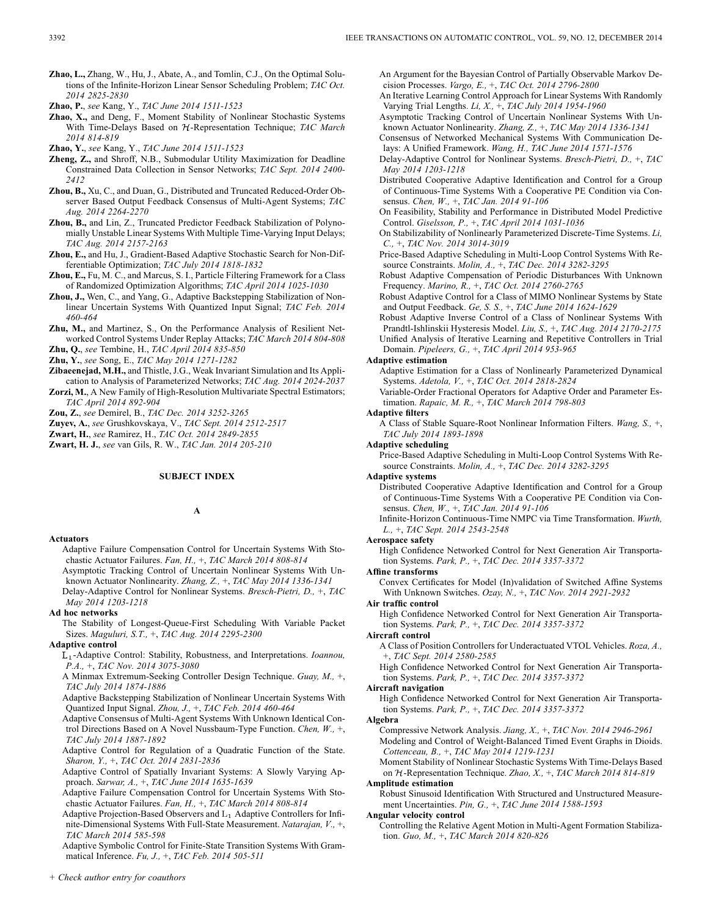**Zhao, L.,** Zhang, W., Hu, J., Abate, A., and Tomlin, C.J., On the Optimal Solutions of the Infinite-Horizon Linear Sensor Scheduling Problem; *TAC Oct. 2014 2825-2830*

**Zhao, P.**, *see* Kang, Y., *TAC June 2014 1511-1523*

**Zhao, X.,** and Deng, F., Moment Stability of Nonlinear Stochastic Systems With Time-Delays Based on $\mathcal{H}$-Representation Technique; *TAC March 2014 814-819*

**Zhao, Y.**, *see* Kang, Y., *TAC June 2014 1511-1523*

**Zheng, Z.,** and Shroff, N.B., Submodular Utility Maximization for Deadline Constrained Data Collection in Sensor Networks; *TAC Sept. 2014 2400-2412*

**Zhou, B.,** Xu, C., and Duan, G., Distributed and Truncated Reduced-Order Observer Based Output Feedback Consensus of Multi-Agent Systems; *TAC Aug. 2014 2264-2270*

**Zhou, B.,** and Lin, Z., Truncated Predictor Feedback Stabilization of Polynomially Unstable Linear Systems With Multiple Time-Varying Input Delays; *TAC Aug. 2014 2157-2163*

**Zhou, E.,** and Hu, J., Gradient-Based Adaptive Stochastic Search for Non-Differentiable Optimization; *TAC July 2014 1818-1832*

**Zhou, E.,** Fu, M. C., and Marcus, S. I., Particle Filtering Framework for a Class of Randomized Optimization Algorithms; *TAC April 2014 1025-1030*

**Zhou, J.,** Wen, C., and Yang, G., Adaptive Backstepping Stabilization of Nonlinear Uncertain Systems With Quantized Input Signal; *TAC Feb. 2014 460-464*

**Zhu, M.,** and Martinez, S., On the Performance Analysis of Resilient Networked Control Systems Under Replay Attacks; *TAC March 2014 804-808*

**Zhu, Q.**, *see* Tembine, H., *TAC April 2014 835-850*

**Zhu, Y.**, *see* Song, E., *TAC May 2014 1271-1282*

**Zibaeenejad, M.H.,** and Thistle, J.G., Weak Invariant Simulation and Its Application to Analysis of Parameterized Networks; *TAC Aug. 2014 2024-2037*

**Zorzi, M.**, A New Family of High-Resolution Multivariate Spectral Estimators; *TAC April 2014 892-904*

**Zou, Z.**, *see* Demirel, B., *TAC Dec. 2014 3252-3265*

**Zuyev, A.**, *see* Grushkovskaya, V., *TAC Sept. 2014 2512-2517*

**Zwart, H.**, *see* Ramirez, H., *TAC Oct. 2014 2849-2855*

**Zwart, H. J.**, *see* van Gils, R. W., *TAC Jan. 2014 205-210*

## SUBJECT INDEX

### A

**Actuators**

Adaptive Failure Compensation Control for Uncertain Systems With Stochastic Actuator Failures. *Fan, H., +, TAC March 2014 808-814*

Asymptotic Tracking Control of Uncertain Nonlinear Systems With Unknown Actuator Nonlinearity. *Zhang, Z., +, TAC May 2014 1336-1341*

Delay-Adaptive Control for Nonlinear Systems. *Bresch-Pietri, D., +, TAC May 2014 1203-1218*

**Ad hoc networks**

The Stability of Longest-Queue-First Scheduling With Variable Packet Sizes. *Maguluri, S.T., +, TAC Aug. 2014 2295-2300*

**Adaptive control**

$L_1$-Adaptive Control: Stability, Robustness, and Interpretations. *Ioannou, P.A., +, TAC Nov. 2014 3075-3080*

A Minmax Extremum-Seeking Controller Design Technique. *Guay, M., +, TAC July 2014 1874-1886*

Adaptive Backstepping Stabilization of Nonlinear Uncertain Systems With Quantized Input Signal. *Zhou, J., +, TAC Feb. 2014 460-464*

Adaptive Consensus of Multi-Agent Systems With Unknown Identical Control Directions Based on A Novel Nussbaum-Type Function. *Chen, W., +, TAC July 2014 1887-1892*

Adaptive Control for Regulation of a Quadratic Function of the State. *Sharon, Y., +, TAC Oct. 2014 2831-2836*

Adaptive Control of Spatially Invariant Systems: A Slowly Varying Approach. *Sarwar, A., +, TAC June 2014 1635-1639*

Adaptive Failure Compensation Control for Uncertain Systems With Stochastic Actuator Failures. *Fan, H., +, TAC March 2014 808-814*

Adaptive Projection-Based Observers and $L_1$ Adaptive Controllers for Infinite-Dimensional Systems With Full-State Measurement. *Natarajan, V., +, TAC March 2014 585-598*

Adaptive Symbolic Control for Finite-State Transition Systems With Grammatical Inference. *Fu, J., +, TAC Feb. 2014 505-511*

An Argument for the Bayesian Control of Partially Observable Markov Decision Processes. *Vargo, E., +, TAC Oct. 2014 2796-2800*

An Iterative Learning Control Approach for Linear Systems With Randomly Varying Trial Lengths. *Li, X., +, TAC July 2014 1954-1960*

Asymptotic Tracking Control of Uncertain Nonlinear Systems With Unknown Actuator Nonlinearity. *Zhang, Z., +, TAC May 2014 1336-1341*

Consensus of Networked Mechanical Systems With Communication Delays: A Unified Framework. *Wang, H., TAC June 2014 1571-1576*

Delay-Adaptive Control for Nonlinear Systems. *Bresch-Pietri, D., +, TAC May 2014 1203-1218*

Distributed Cooperative Adaptive Identification and Control for a Group of Continuous-Time Systems With a Cooperative PE Condition via Consensus. *Chen, W., +, TAC Jan. 2014 91-106*

On Feasibility, Stability and Performance in Distributed Model Predictive Control. *Giselsson, P., +, TAC April 2014 1031-1036*

On Stabilizability of Nonlinearly Parameterized Discrete-Time Systems. *Li, C., +, TAC Nov. 2014 3014-3019*

Price-Based Adaptive Scheduling in Multi-Loop Control Systems With Resource Constraints. *Molin, A., +, TAC Dec. 2014 3282-3295*

Robust Adaptive Compensation of Periodic Disturbances With Unknown Frequency. *Marino, R., +, TAC Oct. 2014 2760-2765*

Robust Adaptive Control for a Class of MIMO Nonlinear Systems by State and Output Feedback. *Ge, S. S., +, TAC June 2014 1624-1629*

Robust Adaptive Inverse Control of a Class of Nonlinear Systems With Prandtl-Ishlinskii Hysteresis Model. *Liu, S., +, TAC Aug. 2014 2170-2175*

Unified Analysis of Iterative Learning and Repetitive Controllers in Trial Domain. *Pipeleers, G., +, TAC April 2014 953-965*

**Adaptive estimation**

Adaptive Estimation for a Class of Nonlinearly Parameterized Dynamical Systems. *Adetola, V., +, TAC Oct. 2014 2818-2824*

Variable-Order Fractional Operators for Adaptive Order and Parameter Estimation. *Rapaic, M. R., +, TAC March 2014 798-803*

**Adaptive filters**

A Class of Stable Square-Root Nonlinear Information Filters. *Wang, S., +, TAC July 2014 1893-1898*

**Adaptive scheduling**

Price-Based Adaptive Scheduling in Multi-Loop Control Systems With Resource Constraints. *Molin, A., +, TAC Dec. 2014 3282-3295*

**Adaptive systems**

Distributed Cooperative Adaptive Identification and Control for a Group of Continuous-Time Systems With a Cooperative PE Condition via Consensus. *Chen, W., +, TAC Jan. 2014 91-106*

Infinite-Horizon Continuous-Time NMPC via Time Transformation. *Wurth, L., +, TAC Sept. 2014 2543-2548*

**Aerospace safety**

High Confidence Networked Control for Next Generation Air Transportation Systems. *Park, P., +, TAC Dec. 2014 3357-3372*

**Affine transforms**

Convex Certificates for Model (In)validation of Switched Affine Systems With Unknown Switches. *Ozay, N., +, TAC Nov. 2014 2921-2932*

**Air traffic control**

High Confidence Networked Control for Next Generation Air Transportation Systems. *Park, P., +, TAC Dec. 2014 3357-3372*

**Aircraft control**

A Class of Position Controllers for Underactuated VTOL Vehicles. *Roza, A., +, TAC Sept. 2014 2580-2585*

High Confidence Networked Control for Next Generation Air Transportation Systems. *Park, P., +, TAC Dec. 2014 3357-3372*

**Aircraft navigation**

High Confidence Networked Control for Next Generation Air Transportation Systems. *Park, P., +, TAC Dec. 2014 3357-3372*

**Algebra**

Compressive Network Analysis. *Jiang, X., +, TAC Nov. 2014 2946-2961*

Modeling and Control of Weight-Balanced Timed Event Graphs in Dioids. *Cottenceau, B., +, TAC May 2014 1219-1231*

Moment Stability of Nonlinear Stochastic Systems With Time-Delays Based on $\mathcal{H}$-Representation Technique. *Zhao, X., +, TAC March 2014 814-819*

**Amplitude estimation**

Robust Sinusoid Identification With Structured and Unstructured Measurement Uncertainties. *Pin, G., +, TAC June 2014 1588-1593*

**Angular velocity control**

Controlling the Relative Agent Motion in Multi-Agent Formation Stabilization. *Guo, M., +, TAC March 2014 820-826*

+ Check author entry for coauthors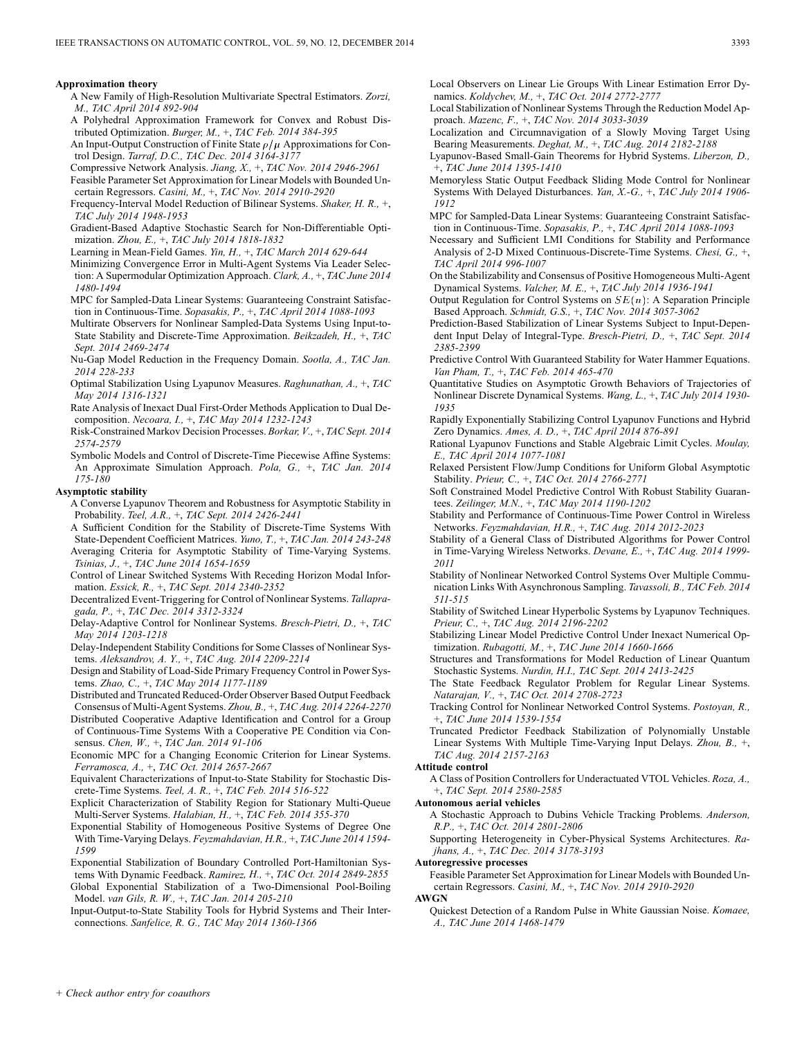**Approximation theory**

A New Family of High-Resolution Multivariate Spectral Estimators. *Zorzi, M., TAC April 2014 892-904*

A Polyhedral Approximation Framework for Convex and Robust Distributed Optimization. *Burger, M.,* +, *TAC Feb. 2014 384-395*

An Input-Output Construction of Finite State $\rho/\mu$ Approximations for Control Design. *Tarraf, D.C., TAC Dec. 2014 3164-3177*

Compressive Network Analysis. *Jiang, X.,* +, *TAC Nov. 2014 2946-2961*

Feasible Parameter Set Approximation for Linear Models with Bounded Uncertain Regressors. *Casini, M.,* +, *TAC Nov. 2014 2910-2920*

Frequency-Interval Model Reduction of Bilinear Systems. *Shaker, H. R.,* +, *TAC July 2014 1948-1953*

Gradient-Based Adaptive Stochastic Search for Non-Differentiable Optimization. *Zhou, E.,* +, *TAC July 2014 1818-1832*

Learning in Mean-Field Games. *Yin, H.,* +, *TAC March 2014 629-644*

Minimizing Convergence Error in Multi-Agent Systems Via Leader Selection: A Supermodular Optimization Approach. *Clark, A.,* +, *TAC June 2014 1480-1494*

MPC for Sampled-Data Linear Systems: Guaranteeing Constraint Satisfaction in Continuous-Time. *Sopasakis, P.,* +, *TAC April 2014 1088-1093*

Multirate Observers for Nonlinear Sampled-Data Systems Using Input-to-State Stability and Discrete-Time Approximation. *Beikzadeh, H.,* +, *TAC Sept. 2014 2469-2474*

Nu-Gap Model Reduction in the Frequency Domain. *Sootla, A., TAC Jan. 2014 228-233*

Optimal Stabilization Using Lyapunov Measures. *Raghunathan, A.,* +, *TAC May 2014 1316-1321*

Rate Analysis of Inexact Dual First-Order Methods Application to Dual Decomposition. *Necoara, I.,* +, *TAC May 2014 1232-1243*

Risk-Constrained Markov Decision Processes. *Borkar, V.,* +, *TAC Sept. 2014 2574-2579*

Symbolic Models and Control of Discrete-Time Piecewise Affine Systems: An Approximate Simulation Approach. *Pola, G.,* +, *TAC Jan. 2014 175-180*

**Asymptotic stability**

A Converse Lyapunov Theorem and Robustness for Asymptotic Stability in Probability. *Teel, A.R.,* +, *TAC Sept. 2014 2426-2441*

A Sufficient Condition for the Stability of Discrete-Time Systems With State-Dependent Coefficient Matrices. *Yuno, T.,* +, *TAC Jan. 2014 243-248*

Averaging Criteria for Asymptotic Stability of Time-Varying Systems. *Tsinias, J.,* +, *TAC June 2014 1654-1659*

Control of Linear Switched Systems With Receding Horizon Modal Information. *Essick, R.,* +, *TAC Sept. 2014 2340-2352*

Decentralized Event-Triggering for Control of Nonlinear Systems. *Tallapragada, P.,* +, *TAC Dec. 2014 3312-3324*

Delay-Adaptive Control for Nonlinear Systems. *Bresch-Pietri, D.,* +, *TAC May 2014 1203-1218*

Delay-Independent Stability Conditions for Some Classes of Nonlinear Systems. *Aleksandrov, A. Y.,* +, *TAC Aug. 2014 2209-2214*

Design and Stability of Load-Side Primary Frequency Control in Power Systems. *Zhao, C.,* +, *TAC May 2014 1177-1189*

Distributed and Truncated Reduced-Order Observer Based Output Feedback Consensus of Multi-Agent Systems. *Zhou, B.,* +, *TAC Aug. 2014 2264-2270*

Distributed Cooperative Adaptive Identification and Control for a Group of Continuous-Time Systems With a Cooperative PE Condition via Consensus. *Chen, W.,* +, *TAC Jan. 2014 91-106*

Economic MPC for a Changing Economic Criterion for Linear Systems. *Ferramosca, A.,* +, *TAC Oct. 2014 2657-2667*

Equivalent Characterizations of Input-to-State Stability for Stochastic Discrete-Time Systems. *Teel, A. R.,* +, *TAC Feb. 2014 516-522*

Explicit Characterization of Stability Region for Stationary Multi-Queue Multi-Server Systems. *Halabian, H.,* +, *TAC Feb. 2014 355-370*

Exponential Stability of Homogeneous Positive Systems of Degree One With Time-Varying Delays. *Feyzmahdavian, H.R.,* +, *TAC June 2014 1594-1599*

Exponential Stabilization of Boundary Controlled Port-Hamiltonian Systems With Dynamic Feedback. *Ramirez, H.,* +, *TAC Oct. 2014 2849-2855*

Global Exponential Stabilization of a Two-Dimensional Pool-Boiling Model. *van Gils, R. W.,* +, *TAC Jan. 2014 205-210*

Input-Output-to-State Stability Tools for Hybrid Systems and Their Interconnections. *Sanfelice, R. G., TAC May 2014 1360-1366*

Local Observers on Linear Lie Groups With Linear Estimation Error Dynamics. *Koldychev, M.,* +, *TAC Oct. 2014 2772-2777*

Local Stabilization of Nonlinear Systems Through the Reduction Model Approach. *Mazenc, F.,* +, *TAC Nov. 2014 3033-3039*

Localization and Circumnavigation of a Slowly Moving Target Using Bearing Measurements. *Deghat, M.,* +, *TAC Aug. 2014 2182-2188*

Lyapunov-Based Small-Gain Theorems for Hybrid Systems. *Liberzon, D.,* +, *TAC June 2014 1395-1410*

Memoryless Static Output Feedback Sliding Mode Control for Nonlinear Systems With Delayed Disturbances. *Yan, X.-G.,* +, *TAC July 2014 1906-1912*

MPC for Sampled-Data Linear Systems: Guaranteeing Constraint Satisfaction in Continuous-Time. *Sopasakis, P.,* +, *TAC April 2014 1088-1093*

Necessary and Sufficient LMI Conditions for Stability and Performance Analysis of 2-D Mixed Continuous-Discrete-Time Systems. *Chesi, G.,* +, *TAC April 2014 996-1007*

On the Stabilizability and Consensus of Positive Homogeneous Multi-Agent Dynamical Systems. *Valcher, M. E.,* +, *TAC July 2014 1936-1941*

Output Regulation for Control Systems on $SE(n)$: A Separation Principle Based Approach. *Schmidt, G.S.,* +, *TAC Nov. 2014 3057-3062*

Prediction-Based Stabilization of Linear Systems Subject to Input-Dependent Input Delay of Integral-Type. *Bresch-Pietri, D.,* +, *TAC Sept. 2014 2385-2399*

Predictive Control With Guaranteed Stability for Water Hammer Equations. *Van Pham, T.,* +, *TAC Feb. 2014 465-470*

Quantitative Studies on Asymptotic Growth Behaviors of Trajectories of Nonlinear Discrete Dynamical Systems. *Wang, L.,* +, *TAC July 2014 1930-1935*

Rapidly Exponentially Stabilizing Control Lyapunov Functions and Hybrid Zero Dynamics. *Ames, A. D.,* +, *TAC April 2014 876-891*

Rational Lyapunov Functions and Stable Algebraic Limit Cycles. *Moulay, E., TAC April 2014 1077-1081*

Relaxed Persistent Flow/Jump Conditions for Uniform Global Asymptotic Stability. *Prieur, C.,* +, *TAC Oct. 2014 2766-2771*

Soft Constrained Model Predictive Control With Robust Stability Guarantees. *Zeilinger, M.N.,* +, *TAC May 2014 1190-1202*

Stability and Performance of Continuous-Time Power Control in Wireless Networks. *Feyzmahdavian, H.R.,* +, *TAC Aug. 2014 2012-2023*

Stability of a General Class of Distributed Algorithms for Power Control in Time-Varying Wireless Networks. *Devane, E.,* +, *TAC Aug. 2014 1999-2011*

Stability of Nonlinear Networked Control Systems Over Multiple Communication Links With Asynchronous Sampling. *Tavassoli, B., TAC Feb. 2014 511-515*

Stability of Switched Linear Hyperbolic Systems by Lyapunov Techniques. *Prieur, C.,* +, *TAC Aug. 2014 2196-2202*

Stabilizing Linear Model Predictive Control Under Inexact Numerical Optimization. *Rubagotti, M.,* +, *TAC June 2014 1660-1666*

Structures and Transformations for Model Reduction of Linear Quantum Stochastic Systems. *Nurdin, H.I., TAC Sept. 2014 2413-2425*

The State Feedback Regulator Problem for Regular Linear Systems. *Natarajan, V.,* +, *TAC Oct. 2014 2708-2723*

Tracking Control for Nonlinear Networked Control Systems. *Postoyan, R.,* +, *TAC June 2014 1539-1554*

Truncated Predictor Feedback Stabilization of Polynomially Unstable Linear Systems With Multiple Time-Varying Input Delays. *Zhou, B.,* +, *TAC Aug. 2014 2157-2163*

**Attitude control**

A Class of Position Controllers for Underactuated VTOL Vehicles. *Roza, A.,* +, *TAC Sept. 2014 2580-2585*

**Autonomous aerial vehicles**

A Stochastic Approach to Dubins Vehicle Tracking Problems. *Anderson, R.P.,* +, *TAC Oct. 2014 2801-2806*

Supporting Heterogeneity in Cyber-Physical Systems Architectures. *Rajhans, A.,* +, *TAC Dec. 2014 3178-3193*

**Autoregressive processes**

Feasible Parameter Set Approximation for Linear Models with Bounded Uncertain Regressors. *Casini, M.,* +, *TAC Nov. 2014 2910-2920*

**AWGN**

Quickest Detection of a Random Pulse in White Gaussian Noise. *Komaee, A., TAC June 2014 1468-1479*

*+ Check author entry for coauthors*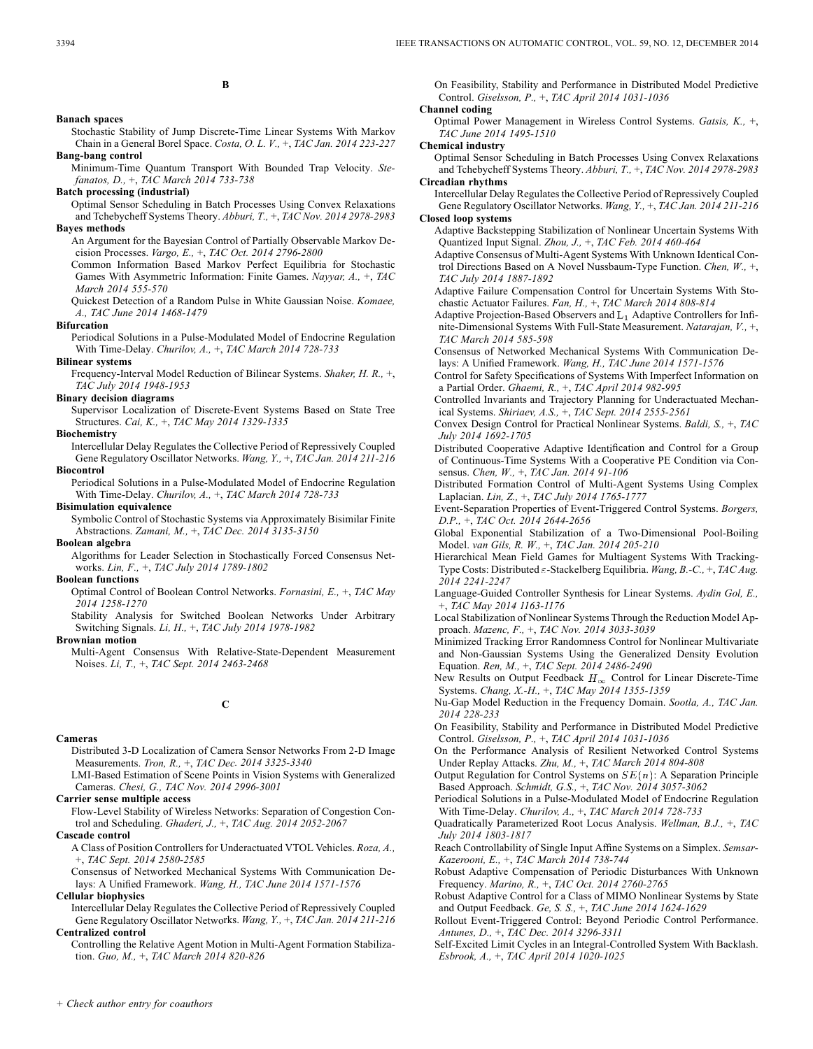## B

**Banach spaces**

Stochastic Stability of Jump Discrete-Time Linear Systems With Markov Chain in a General Borel Space. *Costa, O. L. V.,* +, *TAC Jan. 2014 223-227*

**Bang-bang control**

Minimum-Time Quantum Transport With Bounded Trap Velocity. *Stefanatos, D.,* +, *TAC March 2014 733-738*

**Batch processing (industrial)**

Optimal Sensor Scheduling in Batch Processes Using Convex Relaxations and Tchebycheff Systems Theory. *Abburi, T.,* +, *TAC Nov. 2014 2978-2983*

**Bayes methods**

An Argument for the Bayesian Control of Partially Observable Markov Decision Processes. *Vargo, E.,* +, *TAC Oct. 2014 2796-2800*

Common Information Based Markov Perfect Equilibria for Stochastic Games With Asymmetric Information: Finite Games. *Nayyar, A.,* +, *TAC March 2014 555-570*

Quickest Detection of a Random Pulse in White Gaussian Noise. *Komaee, A., TAC June 2014 1468-1479*

**Bifurcation**

Periodical Solutions in a Pulse-Modulated Model of Endocrine Regulation With Time-Delay. *Churilov, A.,* +, *TAC March 2014 728-733*

**Bilinear systems**

Frequency-Interval Model Reduction of Bilinear Systems. *Shaker, H. R.,* +, *TAC July 2014 1948-1953*

**Binary decision diagrams**

Supervisor Localization of Discrete-Event Systems Based on State Tree Structures. *Cai, K.,* +, *TAC May 2014 1329-1335*

**Biochemistry**

Intercellular Delay Regulates the Collective Period of Repressively Coupled Gene Regulatory Oscillator Networks. *Wang, Y.,* +, *TAC Jan. 2014 211-216*

**Biocontrol**

Periodical Solutions in a Pulse-Modulated Model of Endocrine Regulation With Time-Delay. *Churilov, A.,* +, *TAC March 2014 728-733*

**Bisimulation equivalence**

Symbolic Control of Stochastic Systems via Approximately Bisimilar Finite Abstractions. *Zamani, M.,* +, *TAC Dec. 2014 3135-3150*

**Boolean algebra**

Algorithms for Leader Selection in Stochastically Forced Consensus Networks. *Lin, F.,* +, *TAC July 2014 1789-1802*

**Boolean functions**

Optimal Control of Boolean Control Networks. *Fornasini, E.,* +, *TAC May 2014 1258-1270*

Stability Analysis for Switched Boolean Networks Under Arbitrary Switching Signals. *Li, H.,* +, *TAC July 2014 1978-1982*

**Brownian motion**

Multi-Agent Consensus With Relative-State-Dependent Measurement Noises. *Li, T.,* +, *TAC Sept. 2014 2463-2468*

## C

**Cameras**

Distributed 3-D Localization of Camera Sensor Networks From 2-D Image Measurements. *Tron, R.,* +, *TAC Dec. 2014 3325-3340*

LMI-Based Estimation of Scene Points in Vision Systems with Generalized Cameras. *Chesi, G., TAC Nov. 2014 2996-3001*

**Carrier sense multiple access**

Flow-Level Stability of Wireless Networks: Separation of Congestion Control and Scheduling. *Ghaderi, J.,* +, *TAC Aug. 2014 2052-2067*

**Cascade control**

A Class of Position Controllers for Underactuated VTOL Vehicles. *Roza, A.,* +, *TAC Sept. 2014 2580-2585*

Consensus of Networked Mechanical Systems With Communication Delays: A Unified Framework. *Wang, H., TAC June 2014 1571-1576*

**Cellular biophysics**

Intercellular Delay Regulates the Collective Period of Repressively Coupled Gene Regulatory Oscillator Networks. *Wang, Y.,* +, *TAC Jan. 2014 211-216*

**Centralized control**

Controlling the Relative Agent Motion in Multi-Agent Formation Stabilization. *Guo, M.,* +, *TAC March 2014 820-826*

On Feasibility, Stability and Performance in Distributed Model Predictive Control. *Giselsson, P.,* +, *TAC April 2014 1031-1036*

**Channel coding**

Optimal Power Management in Wireless Control Systems. *Gatsis, K.,* +, *TAC June 2014 1495-1510*

**Chemical industry**

Optimal Sensor Scheduling in Batch Processes Using Convex Relaxations and Tchebycheff Systems Theory. *Abburi, T.,* +, *TAC Nov. 2014 2978-2983*

**Circadian rhythms**

Intercellular Delay Regulates the Collective Period of Repressively Coupled Gene Regulatory Oscillator Networks. *Wang, Y.,* +, *TAC Jan. 2014 211-216*

**Closed loop systems**

Adaptive Backstepping Stabilization of Nonlinear Uncertain Systems With Quantized Input Signal. *Zhou, J.,* +, *TAC Feb. 2014 460-464*

Adaptive Consensus of Multi-Agent Systems With Unknown Identical Control Directions Based on A Novel Nussbaum-Type Function. *Chen, W.,* +, *TAC July 2014 1887-1892*

Adaptive Failure Compensation Control for Uncertain Systems With Stochastic Actuator Failures. *Fan, H.,* +, *TAC March 2014 808-814*

Adaptive Projection-Based Observers and $L_1$ Adaptive Controllers for Infinite-Dimensional Systems With Full-State Measurement. *Natarajan, V.,* +, *TAC March 2014 585-598*

Consensus of Networked Mechanical Systems With Communication Delays: A Unified Framework. *Wang, H., TAC June 2014 1571-1576*

Control for Safety Specifications of Systems With Imperfect Information on a Partial Order. *Ghaemi, R.,* +, *TAC April 2014 982-995*

Controlled Invariants and Trajectory Planning for Underactuated Mechanical Systems. *Shiriaev, A.S.,* +, *TAC Sept. 2014 2555-2561*

Convex Design Control for Practical Nonlinear Systems. *Baldi, S.,* +, *TAC July 2014 1692-1705*

Distributed Cooperative Adaptive Identification and Control for a Group of Continuous-Time Systems With a Cooperative PE Condition via Consensus. *Chen, W.,* +, *TAC Jan. 2014 91-106*

Distributed Formation Control of Multi-Agent Systems Using Complex Laplacian. *Lin, Z.,* +, *TAC July 2014 1765-1777*

Event-Separation Properties of Event-Triggered Control Systems. *Borgers, D.P.,* +, *TAC Oct. 2014 2644-2656*

Global Exponential Stabilization of a Two-Dimensional Pool-Boiling Model. *van Gils, R. W.,* +, *TAC Jan. 2014 205-210*

Hierarchical Mean Field Games for Multiagent Systems With Tracking-Type Costs: Distributed $\varepsilon$-Stackelberg Equilibria. *Wang, B.-C.,* +, *TAC Aug. 2014 2241-2247*

Language-Guided Controller Synthesis for Linear Systems. *Aydin Gol, E.,* +, *TAC May 2014 1163-1176*

Local Stabilization of Nonlinear Systems Through the Reduction Model Approach. *Mazenc, F.,* +, *TAC Nov. 2014 3033-3039*

Minimized Tracking Error Randomness Control for Nonlinear Multivariate and Non-Gaussian Systems Using the Generalized Density Evolution Equation. *Ren, M.,* +, *TAC Sept. 2014 2486-2490*

New Results on Output Feedback $H_\infty$ Control for Linear Discrete-Time Systems. *Chang, X.-H.,* +, *TAC May 2014 1355-1359*

Nu-Gap Model Reduction in the Frequency Domain. *Sootla, A., TAC Jan. 2014 228-233*

On Feasibility, Stability and Performance in Distributed Model Predictive Control. *Giselsson, P.,* +, *TAC April 2014 1031-1036*

On the Performance Analysis of Resilient Networked Control Systems Under Replay Attacks. *Zhu, M.,* +, *TAC March 2014 804-808*

Output Regulation for Control Systems on $SE(n)$: A Separation Principle Based Approach. *Schmidt, G.S.,* +, *TAC Nov. 2014 3057-3062*

Periodical Solutions in a Pulse-Modulated Model of Endocrine Regulation With Time-Delay. *Churilov, A.,* +, *TAC March 2014 728-733*

Quadratically Parameterized Root Locus Analysis. *Wellman, B.J.,* +, *TAC July 2014 1803-1817*

Reach Controllability of Single Input Affine Systems on a Simplex. *Semsar-Kazerooni, E.,* +, *TAC March 2014 738-744*

Robust Adaptive Compensation of Periodic Disturbances With Unknown Frequency. *Marino, R.,* +, *TAC Oct. 2014 2760-2765*

Robust Adaptive Control for a Class of MIMO Nonlinear Systems by State and Output Feedback. *Ge, S. S.,* +, *TAC June 2014 1624-1629*

Rollout Event-Triggered Control: Beyond Periodic Control Performance. *Antunes, D.,* +, *TAC Dec. 2014 3296-3311*

Self-Excited Limit Cycles in an Integral-Controlled System With Backlash. *Esbrook, A.,* +, *TAC April 2014 1020-1025*

+ Check author entry for coauthors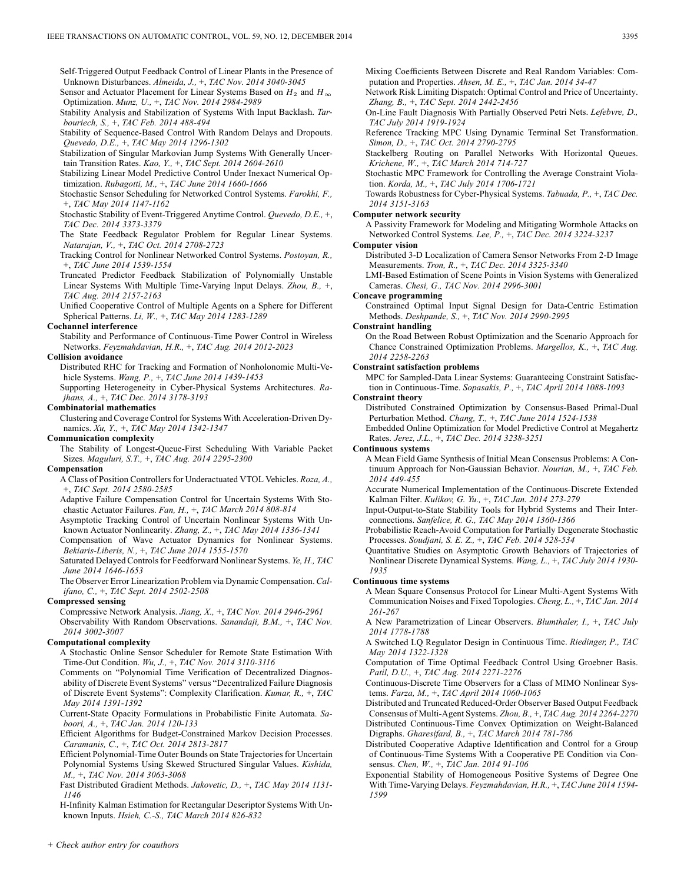Self-Triggered Output Feedback Control of Linear Plants in the Presence of Unknown Disturbances. *Almeida, J.,* +, *TAC Nov. 2014 3040-3045*

Sensor and Actuator Placement for Linear Systems Based on $H_2$ and $H_\infty$ Optimization. *Munz, U.,* +, *TAC Nov. 2014 2984-2989*

Stability Analysis and Stabilization of Systems With Input Backlash. *Tarbouriech, S.,* +, *TAC Feb. 2014 488-494*

Stability of Sequence-Based Control With Random Delays and Dropouts. *Quevedo, D.E.,* +, *TAC May 2014 1296-1302*

Stabilization of Singular Markovian Jump Systems With Generally Uncertain Transition Rates. *Kao, Y.,* +, *TAC Sept. 2014 2604-2610*

Stabilizing Linear Model Predictive Control Under Inexact Numerical Optimization. *Rubagotti, M.,* +, *TAC June 2014 1660-1666*

Stochastic Sensor Scheduling for Networked Control Systems. *Farokhi, F.,* +, *TAC May 2014 1147-1162*

Stochastic Stability of Event-Triggered Anytime Control. *Quevedo, D.E.,* +, *TAC Dec. 2014 3373-3379*

The State Feedback Regulator Problem for Regular Linear Systems. *Natarajan, V.,* +, *TAC Oct. 2014 2708-2723*

Tracking Control for Nonlinear Networked Control Systems. *Postoyan, R.,* +, *TAC June 2014 1539-1554*

Truncated Predictor Feedback Stabilization of Polynomially Unstable Linear Systems With Multiple Time-Varying Input Delays. *Zhou, B.,* +, *TAC Aug. 2014 2157-2163*

Unified Cooperative Control of Multiple Agents on a Sphere for Different Spherical Patterns. *Li, W.,* +, *TAC May 2014 1283-1289*

**Cochannel interference**

Stability and Performance of Continuous-Time Power Control in Wireless Networks. *Feyzmahdavian, H.R.,* +, *TAC Aug. 2014 2012-2023*

**Collision avoidance**

Distributed RHC for Tracking and Formation of Nonholonomic Multi-Vehicle Systems. *Wang, P.,* +, *TAC June 2014 1439-1453*

Supporting Heterogeneity in Cyber-Physical Systems Architectures. *Rajhans, A.,* +, *TAC Dec. 2014 3178-3193*

**Combinatorial mathematics**

Clustering and Coverage Control for Systems With Acceleration-Driven Dynamics. *Xu, Y.,* +, *TAC May 2014 1342-1347*

**Communication complexity**

The Stability of Longest-Queue-First Scheduling With Variable Packet Sizes. *Maguluri, S.T.,* +, *TAC Aug. 2014 2295-2300*

**Compensation**

A Class of Position Controllers for Underactuated VTOL Vehicles. *Roza, A.,* +, *TAC Sept. 2014 2580-2585*

Adaptive Failure Compensation Control for Uncertain Systems With Stochastic Actuator Failures. *Fan, H.,* +, *TAC March 2014 808-814*

Asymptotic Tracking Control of Uncertain Nonlinear Systems With Unknown Actuator Nonlinearity. *Zhang, Z.,* +, *TAC May 2014 1336-1341*

Compensation of Wave Actuator Dynamics for Nonlinear Systems. *Bekiaris-Liberis, N.,* +, *TAC June 2014 1555-1570*

Saturated Delayed Controls for Feedforward Nonlinear Systems. *Ye, H., TAC June 2014 1646-1653*

The Observer Error Linearization Problem via Dynamic Compensation. *Califano, C.,* +, *TAC Sept. 2014 2502-2508*

**Compressed sensing**

Compressive Network Analysis. *Jiang, X.,* +, *TAC Nov. 2014 2946-2961*

Observability With Random Observations. *Sanandaji, B.M.,* +, *TAC Nov. 2014 3002-3007*

**Computational complexity**

A Stochastic Online Sensor Scheduler for Remote State Estimation With Time-Out Condition. *Wu, J.,* +, *TAC Nov. 2014 3110-3116*

Comments on "Polynomial Time Verification of Decentralized Diagnosability of Discrete Event Systems" versus "Decentralized Failure Diagnosis of Discrete Event Systems": Complexity Clarification. *Kumar, R.,* +, *TAC May 2014 1391-1392*

Current-State Opacity Formulations in Probabilistic Finite Automata. *Saboori, A.,* +, *TAC Jan. 2014 120-133*

Efficient Algorithms for Budget-Constrained Markov Decision Processes. *Caramanis, C.,* +, *TAC Oct. 2014 2813-2817*

Efficient Polynomial-Time Outer Bounds on State Trajectories for Uncertain Polynomial Systems Using Skewed Structured Singular Values. *Kishida, M.,* +, *TAC Nov. 2014 3063-3068*

Fast Distributed Gradient Methods. *Jakovetic, D.,* +, *TAC May 2014 1131-1146*

H-Infinity Kalman Estimation for Rectangular Descriptor Systems With Unknown Inputs. *Hsieh, C.-S., TAC March 2014 826-832*

Mixing Coefficients Between Discrete and Real Random Variables: Computation and Properties. *Ahsen, M. E.,* +, *TAC Jan. 2014 34-47*

Network Risk Limiting Dispatch: Optimal Control and Price of Uncertainty. *Zhang, B.,* +, *TAC Sept. 2014 2442-2456*

On-Line Fault Diagnosis With Partially Observed Petri Nets. *Lefebvre, D., TAC July 2014 1919-1924*

Reference Tracking MPC Using Dynamic Terminal Set Transformation. *Simon, D.,* +, *TAC Oct. 2014 2790-2795*

Stackelberg Routing on Parallel Networks With Horizontal Queues. *Krichene, W.,* +, *TAC March 2014 714-727*

Stochastic MPC Framework for Controlling the Average Constraint Violation. *Korda, M.,* +, *TAC July 2014 1706-1721*

Towards Robustness for Cyber-Physical Systems. *Tabuada, P.,* +, *TAC Dec. 2014 3151-3163*

**Computer network security**

A Passivity Framework for Modeling and Mitigating Wormhole Attacks on Networked Control Systems. *Lee, P.,* +, *TAC Dec. 2014 3224-3237*

**Computer vision**

Distributed 3-D Localization of Camera Sensor Networks From 2-D Image Measurements. *Tron, R.,* +, *TAC Dec. 2014 3325-3340*

LMI-Based Estimation of Scene Points in Vision Systems with Generalized Cameras. *Chesi, G., TAC Nov. 2014 2996-3001*

**Concave programming**

Constrained Optimal Input Signal Design for Data-Centric Estimation Methods. *Deshpande, S.,* +, *TAC Nov. 2014 2990-2995*

**Constraint handling**

On the Road Between Robust Optimization and the Scenario Approach for Chance Constrained Optimization Problems. *Margellos, K.,* +, *TAC Aug. 2014 2258-2263*

**Constraint satisfaction problems**

MPC for Sampled-Data Linear Systems: Guaranteeing Constraint Satisfaction in Continuous-Time. *Sopasakis, P.,* +, *TAC April 2014 1088-1093*

**Constraint theory**

Distributed Constrained Optimization by Consensus-Based Primal-Dual Perturbation Method. *Chang, T.,* +, *TAC June 2014 1524-1538*

Embedded Online Optimization for Model Predictive Control at Megahertz Rates. *Jerez, J.L.,* +, *TAC Dec. 2014 3238-3251*

**Continuous systems**

A Mean Field Game Synthesis of Initial Mean Consensus Problems: A Continuum Approach for Non-Gaussian Behavior. *Nourian, M.,* +, *TAC Feb. 2014 449-455*

Accurate Numerical Implementation of the Continuous-Discrete Extended Kalman Filter. *Kulikov, G. Yu.,* +, *TAC Jan. 2014 273-279*

Input-Output-to-State Stability Tools for Hybrid Systems and Their Interconnections. *Sanfelice, R. G., TAC May 2014 1360-1366*

Probabilistic Reach-Avoid Computation for Partially Degenerate Stochastic Processes. *Soudjani, S. E. Z.,* +, *TAC Feb. 2014 528-534*

Quantitative Studies on Asymptotic Growth Behaviors of Trajectories of Nonlinear Discrete Dynamical Systems. *Wang, L.,* +, *TAC July 2014 1930-1935*

**Continuous time systems**

A Mean Square Consensus Protocol for Linear Multi-Agent Systems With Communication Noises and Fixed Topologies. *Cheng, L.,* +, *TAC Jan. 2014 261-267*

A New Parametrization of Linear Observers. *Blumthaler, I.,* +, *TAC July 2014 1778-1788*

A Switched LQ Regulator Design in Continuous Time. *Riedinger, P., TAC May 2014 1322-1328*

Computation of Time Optimal Feedback Control Using Groebner Basis. *Patil, D.U.,* +, *TAC Aug. 2014 2271-2276*

Continuous-Discrete Time Observers for a Class of MIMO Nonlinear Systems. *Farza, M.,* +, *TAC April 2014 1060-1065*

Distributed and Truncated Reduced-Order Observer Based Output Feedback Consensus of Multi-Agent Systems. *Zhou, B.,* +, *TAC Aug. 2014 2264-2270*

Distributed Continuous-Time Convex Optimization on Weight-Balanced Digraphs. *Gharesifard, B.,* +, *TAC March 2014 781-786*

Distributed Cooperative Adaptive Identification and Control for a Group of Continuous-Time Systems With a Cooperative PE Condition via Consensus. *Chen, W.,* +, *TAC Jan. 2014 91-106*

Exponential Stability of Homogeneous Positive Systems of Degree One With Time-Varying Delays. *Feyzmahdavian, H.R.,* +, *TAC June 2014 1594-1599*

+ Check author entry for coauthors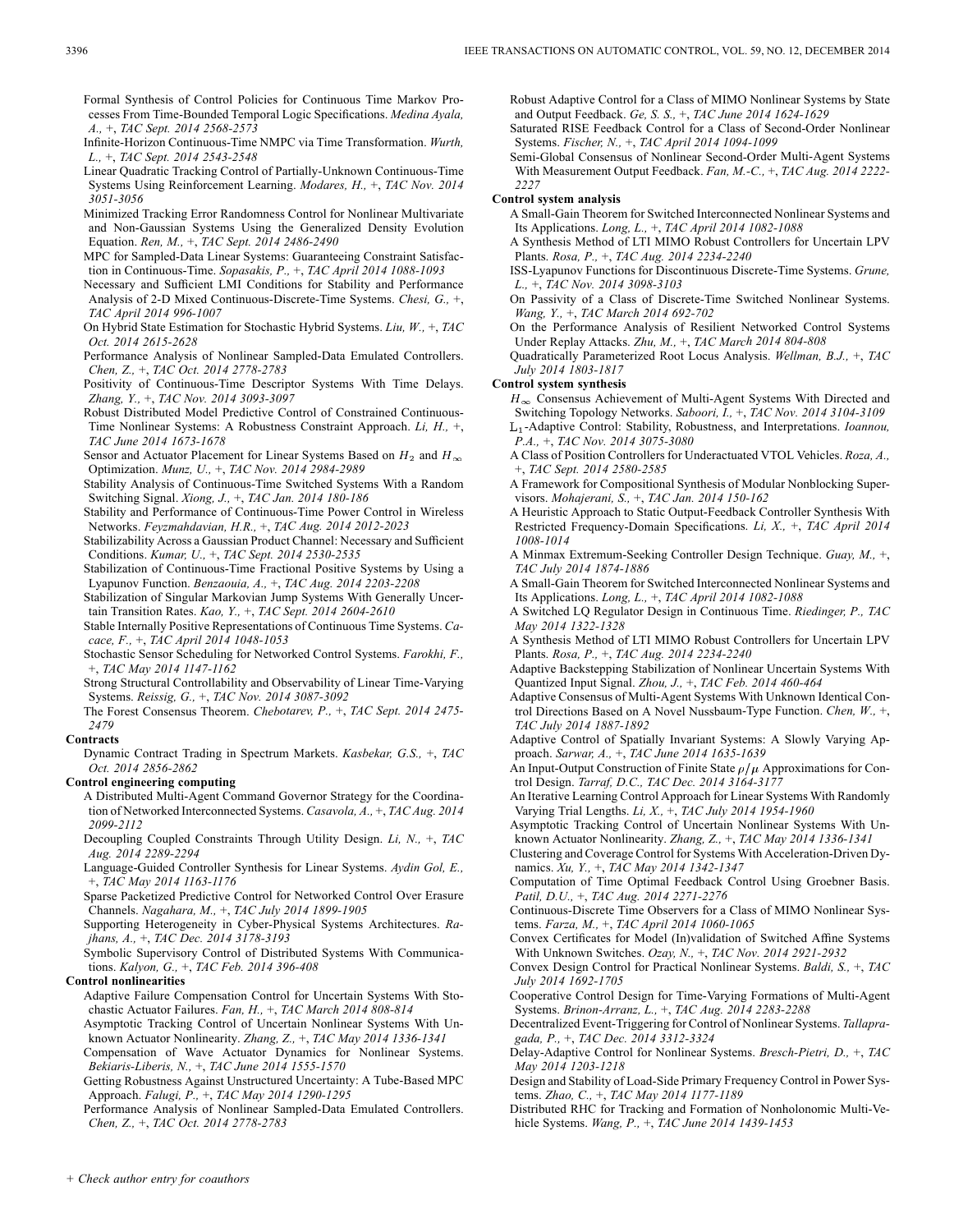Formal Synthesis of Control Policies for Continuous Time Markov Processes From Time-Bounded Temporal Logic Specifications. *Medina Ayala, A.*, +, *TAC Sept. 2014 2568-2573*

Infinite-Horizon Continuous-Time NMPC via Time Transformation. *Wurth, L.*, +, *TAC Sept. 2014 2543-2548*

Linear Quadratic Tracking Control of Partially-Unknown Continuous-Time Systems Using Reinforcement Learning. *Modares, H.*, +, *TAC Nov. 2014 3051-3056*

Minimized Tracking Error Randomness Control for Nonlinear Multivariate and Non-Gaussian Systems Using the Generalized Density Evolution Equation. *Ren, M.*, +, *TAC Sept. 2014 2486-2490*

MPC for Sampled-Data Linear Systems: Guaranteeing Constraint Satisfaction in Continuous-Time. *Sopasakis, P.*, +, *TAC April 2014 1088-1093*

Necessary and Sufficient LMI Conditions for Stability and Performance Analysis of 2-D Mixed Continuous-Discrete-Time Systems. *Chesi, G.*, +, *TAC April 2014 996-1007*

On Hybrid State Estimation for Stochastic Hybrid Systems. *Liu, W.*, +, *TAC Oct. 2014 2615-2628*

Performance Analysis of Nonlinear Sampled-Data Emulated Controllers. *Chen, Z.*, +, *TAC Oct. 2014 2778-2783*

Positivity of Continuous-Time Descriptor Systems With Time Delays. *Zhang, Y.*, +, *TAC Nov. 2014 3093-3097*

Robust Distributed Model Predictive Control of Constrained Continuous-Time Nonlinear Systems: A Robustness Constraint Approach. *Li, H.*, +, *TAC June 2014 1673-1678*

Sensor and Actuator Placement for Linear Systems Based on $H_2$ and $H_\infty$ Optimization. *Munz, U.*, +, *TAC Nov. 2014 2984-2989*

Stability Analysis of Continuous-Time Switched Systems With a Random Switching Signal. *Xiong, J.*, +, *TAC Jan. 2014 180-186*

Stability and Performance of Continuous-Time Power Control in Wireless Networks. *Feyzmahdavian, H.R.*, +, *TAC Aug. 2014 2012-2023*

Stabilizability Across a Gaussian Product Channel: Necessary and Sufficient Conditions. *Kumar, U.*, +, *TAC Sept. 2014 2530-2535*

Stabilization of Continuous-Time Fractional Positive Systems by Using a Lyapunov Function. *Benzaouia, A.*, +, *TAC Aug. 2014 2203-2208*

Stabilization of Singular Markovian Jump Systems With Generally Uncertain Transition Rates. *Kao, Y.*, +, *TAC Sept. 2014 2604-2610*

Stable Internally Positive Representations of Continuous Time Systems. *Cacace, F.*, +, *TAC April 2014 1048-1053*

Stochastic Sensor Scheduling for Networked Control Systems. *Farokhi, F.*, +, *TAC May 2014 1147-1162*

Strong Structural Controllability and Observability of Linear Time-Varying Systems. *Reissig, G.*, +, *TAC Nov. 2014 3087-3092*

The Forest Consensus Theorem. *Chebotarev, P.*, +, *TAC Sept. 2014 2475-2479*

**Contracts**

Dynamic Contract Trading in Spectrum Markets. *Kasbekar, G.S.*, +, *TAC Oct. 2014 2856-2862*

**Control engineering computing**

A Distributed Multi-Agent Command Governor Strategy for the Coordination of Networked Interconnected Systems. *Casavola, A.*, +, *TAC Aug. 2014 2099-2112*

Decoupling Coupled Constraints Through Utility Design. *Li, N.*, +, *TAC Aug. 2014 2289-2294*

Language-Guided Controller Synthesis for Linear Systems. *Aydin Gol, E.*, +, *TAC May 2014 1163-1176*

Sparse Packetized Predictive Control for Networked Control Over Erasure Channels. *Nagahara, M.*, +, *TAC July 2014 1899-1905*

Supporting Heterogeneity in Cyber-Physical Systems Architectures. *Rajhans, A.*, +, *TAC Dec. 2014 3178-3193*

Symbolic Supervisory Control of Distributed Systems With Communications. *Kalyon, G.*, +, *TAC Feb. 2014 396-408*

**Control nonlinearities**

Adaptive Failure Compensation Control for Uncertain Systems With Stochastic Actuator Failures. *Fan, H.*, +, *TAC March 2014 808-814*

Asymptotic Tracking Control of Uncertain Nonlinear Systems With Unknown Actuator Nonlinearity. *Zhang, Z.*, +, *TAC May 2014 1336-1341*

Compensation of Wave Actuator Dynamics for Nonlinear Systems. *Bekiaris-Liberis, N.*, +, *TAC June 2014 1555-1570*

Getting Robustness Against Unstructured Uncertainty: A Tube-Based MPC Approach. *Falugi, P.*, +, *TAC May 2014 1290-1295*

Performance Analysis of Nonlinear Sampled-Data Emulated Controllers. *Chen, Z.*, +, *TAC Oct. 2014 2778-2783*

Robust Adaptive Control for a Class of MIMO Nonlinear Systems by State and Output Feedback. *Ge, S. S.*, +, *TAC June 2014 1624-1629*

Saturated RISE Feedback Control for a Class of Second-Order Nonlinear Systems. *Fischer, N.*, +, *TAC April 2014 1094-1099*

Semi-Global Consensus of Nonlinear Second-Order Multi-Agent Systems With Measurement Output Feedback. *Fan, M.-C.*, +, *TAC Aug. 2014 2222-2227*

**Control system analysis**

A Small-Gain Theorem for Switched Interconnected Nonlinear Systems and Its Applications. *Long, L.*, +, *TAC April 2014 1082-1088*

A Synthesis Method of LTI MIMO Robust Controllers for Uncertain LPV Plants. *Rosa, P.*, +, *TAC Aug. 2014 2234-2240*

ISS-Lyapunov Functions for Discontinuous Discrete-Time Systems. *Grune, L.*, +, *TAC Nov. 2014 3098-3103*

On Passivity of a Class of Discrete-Time Switched Nonlinear Systems. *Wang, Y.*, +, *TAC March 2014 692-702*

On the Performance Analysis of Resilient Networked Control Systems Under Replay Attacks. *Zhu, M.*, +, *TAC March 2014 804-808*

Quadratically Parameterized Root Locus Analysis. *Wellman, B.J.*, +, *TAC July 2014 1803-1817*

**Control system synthesis**

$H_\infty$ Consensus Achievement of Multi-Agent Systems With Directed and Switching Topology Networks. *Saboori, I.*, +, *TAC Nov. 2014 3104-3109*

$\mathcal{L}_1$-Adaptive Control: Stability, Robustness, and Interpretations. *Ioannou, P.A.*, +, *TAC Nov. 2014 3075-3080*

A Class of Position Controllers for Underactuated VTOL Vehicles. *Roza, A.*, +, *TAC Sept. 2014 2580-2585*

A Framework for Compositional Synthesis of Modular Nonblocking Supervisors. *Mohajerani, S.*, +, *TAC Jan. 2014 150-162*

A Heuristic Approach to Static Output-Feedback Controller Synthesis With Restricted Frequency-Domain Specifications. *Li, X.*, +, *TAC April 2014 1008-1014*

A Minmax Extremum-Seeking Controller Design Technique. *Guay, M.*, +, *TAC July 2014 1874-1886*

A Small-Gain Theorem for Switched Interconnected Nonlinear Systems and Its Applications. *Long, L.*, +, *TAC April 2014 1082-1088*

A Switched LQ Regulator Design in Continuous Time. *Riedinger, P.*, *TAC May 2014 1322-1328*

A Synthesis Method of LTI MIMO Robust Controllers for Uncertain LPV Plants. *Rosa, P.*, +, *TAC Aug. 2014 2234-2240*

Adaptive Backstepping Stabilization of Nonlinear Uncertain Systems With Quantized Input Signal. *Zhou, J.*, +, *TAC Feb. 2014 460-464*

Adaptive Consensus of Multi-Agent Systems With Unknown Identical Control Directions Based on A Novel Nussbaum-Type Function. *Chen, W.*, +, *TAC July 2014 1887-1892*

Adaptive Control of Spatially Invariant Systems: A Slowly Varying Approach. *Sarwar, A.*, +, *TAC June 2014 1635-1639*

An Input-Output Construction of Finite State $\rho/\mu$ Approximations for Control Design. *Tarraf, D.C.*, *TAC Dec. 2014 3164-3177*

An Iterative Learning Control Approach for Linear Systems With Randomly Varying Trial Lengths. *Li, X.*, +, *TAC July 2014 1954-1960*

Asymptotic Tracking Control of Uncertain Nonlinear Systems With Unknown Actuator Nonlinearity. *Zhang, Z.*, +, *TAC May 2014 1336-1341*

Clustering and Coverage Control for Systems With Acceleration-Driven Dynamics. *Xu, Y.*, +, *TAC May 2014 1342-1347*

Computation of Time Optimal Feedback Control Using Groebner Basis. *Patil, D.U.*, +, *TAC Aug. 2014 2271-2276*

Continuous-Discrete Time Observers for a Class of MIMO Nonlinear Systems. *Farza, M.*, +, *TAC April 2014 1060-1065*

Convex Certificates for Model (In)validation of Switched Affine Systems With Unknown Switches. *Ozay, N.*, +, *TAC Nov. 2014 2921-2932*

Convex Design Control for Practical Nonlinear Systems. *Baldi, S.*, +, *TAC July 2014 1692-1705*

Cooperative Control Design for Time-Varying Formations of Multi-Agent Systems. *Brinon-Arranz, L.*, +, *TAC Aug. 2014 2283-2288*

Decentralized Event-Triggering for Control of Nonlinear Systems. *Tallapragada, P.*, +, *TAC Dec. 2014 3312-3324*

Delay-Adaptive Control for Nonlinear Systems. *Bresch-Pietri, D.*, +, *TAC May 2014 1203-1218*

Design and Stability of Load-Side Primary Frequency Control in Power Systems. *Zhao, C.*, +, *TAC May 2014 1177-1189*

Distributed RHC for Tracking and Formation of Nonholonomic Multi-Vehicle Systems. *Wang, P.*, +, *TAC June 2014 1439-1453*

+ Check author entry for coauthors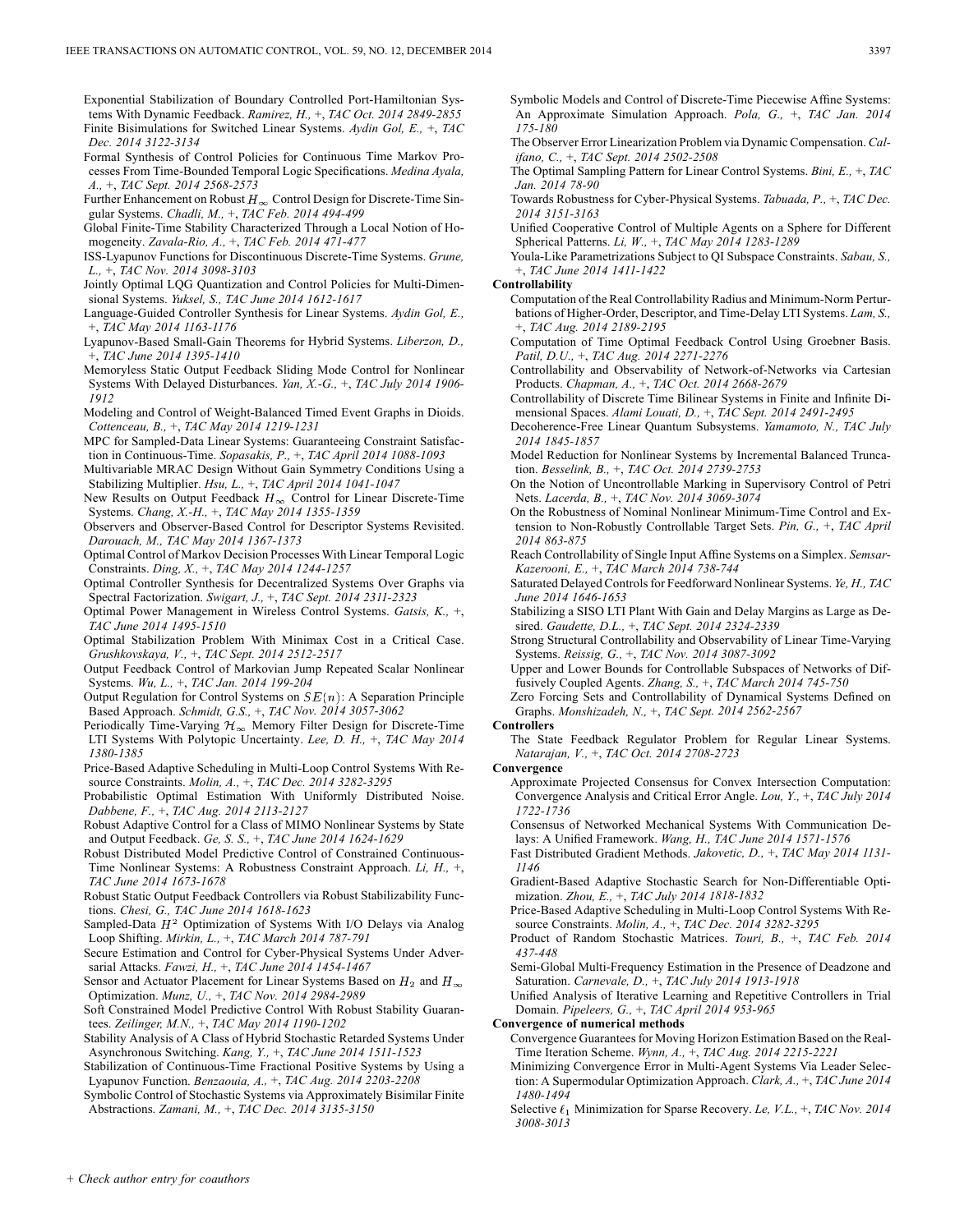Exponential Stabilization of Boundary Controlled Port-Hamiltonian Systems With Dynamic Feedback. *Ramirez, H.,* +, *TAC Oct. 2014 2849-2855*

Finite Bisimulations for Switched Linear Systems. *Aydin Gol, E.,* +, *TAC Dec. 2014 3122-3134*

Formal Synthesis of Control Policies for Continuous Time Markov Processes From Time-Bounded Temporal Logic Specifications. *Medina Ayala, A.,* +, *TAC Sept. 2014 2568-2573*

Further Enhancement on Robust $H_\infty$ Control Design for Discrete-Time Singular Systems. *Chadli, M.,* +, *TAC Feb. 2014 494-499*

Global Finite-Time Stability Characterized Through a Local Notion of Homogeneity. *Zavala-Rio, A.,* +, *TAC Feb. 2014 471-477*

ISS-Lyapunov Functions for Discontinuous Discrete-Time Systems. *Grune, L.,* +, *TAC Nov. 2014 3098-3103*

Jointly Optimal LQG Quantization and Control Policies for Multi-Dimensional Systems. *Yuksel, S., TAC June 2014 1612-1617*

Language-Guided Controller Synthesis for Linear Systems. *Aydin Gol, E.,* +, *TAC May 2014 1163-1176*

Lyapunov-Based Small-Gain Theorems for Hybrid Systems. *Liberzon, D.,* +, *TAC June 2014 1395-1410*

Memoryless Static Output Feedback Sliding Mode Control for Nonlinear Systems With Delayed Disturbances. *Yan, X.-G.,* +, *TAC July 2014 1906-1912*

Modeling and Control of Weight-Balanced Timed Event Graphs in Dioids. *Cottenceau, B.,* +, *TAC May 2014 1219-1231*

MPC for Sampled-Data Linear Systems: Guaranteeing Constraint Satisfaction in Continuous-Time. *Sopasakis, P.,* +, *TAC April 2014 1088-1093*

Multivariable MRAC Design Without Gain Symmetry Conditions Using a Stabilizing Multiplier. *Hsu, L.,* +, *TAC April 2014 1041-1047*

New Results on Output Feedback $H_\infty$ Control for Linear Discrete-Time Systems. *Chang, X.-H.,* +, *TAC May 2014 1355-1359*

Observers and Observer-Based Control for Descriptor Systems Revisited. *Darouach, M., TAC May 2014 1367-1373*

Optimal Control of Markov Decision Processes With Linear Temporal Logic Constraints. *Ding, X.,* +, *TAC May 2014 1244-1257*

Optimal Controller Synthesis for Decentralized Systems Over Graphs via Spectral Factorization. *Swigart, J.,* +, *TAC Sept. 2014 2311-2323*

Optimal Power Management in Wireless Control Systems. *Gatsis, K.,* +, *TAC June 2014 1495-1510*

Optimal Stabilization Problem With Minimax Cost in a Critical Case. *Grushkovskaya, V.,* +, *TAC Sept. 2014 2512-2517*

Output Feedback Control of Markovian Jump Repeated Scalar Nonlinear Systems. *Wu, L.,* +, *TAC Jan. 2014 199-204*

Output Regulation for Control Systems on $SE(n)$: A Separation Principle Based Approach. *Schmidt, G.S.,* +, *TAC Nov. 2014 3057-3062*

Periodically Time-Varying $\mathcal{H}_\infty$ Memory Filter Design for Discrete-Time LTI Systems With Polytopic Uncertainty. *Lee, D. H.,* +, *TAC May 2014 1380-1385*

Price-Based Adaptive Scheduling in Multi-Loop Control Systems With Resource Constraints. *Molin, A.,* +, *TAC Dec. 2014 3282-3295*

Probabilistic Optimal Estimation With Uniformly Distributed Noise. *Dabbene, F.,* +, *TAC Aug. 2014 2113-2127*

Robust Adaptive Control for a Class of MIMO Nonlinear Systems by State and Output Feedback. *Ge, S. S.,* +, *TAC June 2014 1624-1629*

Robust Distributed Model Predictive Control of Constrained Continuous-Time Nonlinear Systems: A Robustness Constraint Approach. *Li, H.,* +, *TAC June 2014 1673-1678*

Robust Static Output Feedback Controllers via Robust Stabilizability Functions. *Chesi, G., TAC June 2014 1618-1623*

Sampled-Data $H^2$ Optimization of Systems With I/O Delays via Analog Loop Shifting. *Mirkin, L.,* +, *TAC March 2014 787-791*

Secure Estimation and Control for Cyber-Physical Systems Under Adversarial Attacks. *Fawzi, H.,* +, *TAC June 2014 1454-1467*

Sensor and Actuator Placement for Linear Systems Based on $H_2$ and $H_\infty$ Optimization. *Munz, U.,* +, *TAC Nov. 2014 2984-2989*

Soft Constrained Model Predictive Control With Robust Stability Guarantees. *Zeilinger, M.N.,* +, *TAC May 2014 1190-1202*

Stability Analysis of A Class of Hybrid Stochastic Retarded Systems Under Asynchronous Switching. *Kang, Y.,* +, *TAC June 2014 1511-1523*

Stabilization of Continuous-Time Fractional Positive Systems by Using a Lyapunov Function. *Benzaouia, A.,* +, *TAC Aug. 2014 2203-2208*

Symbolic Control of Stochastic Systems via Approximately Bisimilar Finite Abstractions. *Zamani, M.,* +, *TAC Dec. 2014 3135-3150*

Symbolic Models and Control of Discrete-Time Piecewise Affine Systems: An Approximate Simulation Approach. *Pola, G.,* +, *TAC Jan. 2014 175-180*

The Observer Error Linearization Problem via Dynamic Compensation. *Califano, C.,* +, *TAC Sept. 2014 2502-2508*

The Optimal Sampling Pattern for Linear Control Systems. *Bini, E.,* +, *TAC Jan. 2014 78-90*

Towards Robustness for Cyber-Physical Systems. *Tabuada, P.,* +, *TAC Dec. 2014 3151-3163*

Unified Cooperative Control of Multiple Agents on a Sphere for Different Spherical Patterns. *Li, W.,* +, *TAC May 2014 1283-1289*

Youla-Like Parametrizations Subject to QI Subspace Constraints. *Sabau, S.,* +, *TAC June 2014 1411-1422*

**Controllability**

Computation of the Real Controllability Radius and Minimum-Norm Perturbations of Higher-Order, Descriptor, and Time-Delay LTI Systems. *Lam, S.,* +, *TAC Aug. 2014 2189-2195*

Computation of Time Optimal Feedback Control Using Groebner Basis. *Patil, D.U.,* +, *TAC Aug. 2014 2271-2276*

Controllability and Observability of Network-of-Networks via Cartesian Products. *Chapman, A.,* +, *TAC Oct. 2014 2668-2679*

Controllability of Discrete Time Bilinear Systems in Finite and Infinite Dimensional Spaces. *Alami Louati, D.,* +, *TAC Sept. 2014 2491-2495*

Decoherence-Free Linear Quantum Subsystems. *Yamamoto, N., TAC July 2014 1845-1857*

Model Reduction for Nonlinear Systems by Incremental Balanced Truncation. *Besselink, B.,* +, *TAC Oct. 2014 2739-2753*

On the Notion of Uncontrollable Marking in Supervisory Control of Petri Nets. *Lacerda, B.,* +, *TAC Nov. 2014 3069-3074*

On the Robustness of Nominal Nonlinear Minimum-Time Control and Extension to Non-Robustly Controllable Target Sets. *Pin, G.,* +, *TAC April 2014 863-875*

Reach Controllability of Single Input Affine Systems on a Simplex. *Semsar-Kazerooni, E.,* +, *TAC March 2014 738-744*

Saturated Delayed Controls for Feedforward Nonlinear Systems. *Ye, H., TAC June 2014 1646-1653*

Stabilizing a SISO LTI Plant With Gain and Delay Margins as Large as Desired. *Gaudette, D.L.,* +, *TAC Sept. 2014 2324-2339*

Strong Structural Controllability and Observability of Linear Time-Varying Systems. *Reissig, G.,* +, *TAC Nov. 2014 3087-3092*

Upper and Lower Bounds for Controllable Subspaces of Networks of Diffusively Coupled Agents. *Zhang, S.,* +, *TAC March 2014 745-750*

Zero Forcing Sets and Controllability of Dynamical Systems Defined on Graphs. *Monshizadeh, N.,* +, *TAC Sept. 2014 2562-2567*

**Controllers**

The State Feedback Regulator Problem for Regular Linear Systems. *Natarajan, V.,* +, *TAC Oct. 2014 2708-2723*

**Convergence**

Approximate Projected Consensus for Convex Intersection Computation: Convergence Analysis and Critical Error Angle. *Lou, Y.,* +, *TAC July 2014 1722-1736*

Consensus of Networked Mechanical Systems With Communication Delays: A Unified Framework. *Wang, H., TAC June 2014 1571-1576*

Fast Distributed Gradient Methods. *Jakovetic, D.,* +, *TAC May 2014 1131-1146*

Gradient-Based Adaptive Stochastic Search for Non-Differentiable Optimization. *Zhou, E.,* +, *TAC July 2014 1818-1832*

Price-Based Adaptive Scheduling in Multi-Loop Control Systems With Resource Constraints. *Molin, A.,* +, *TAC Dec. 2014 3282-3295*

Product of Random Stochastic Matrices. *Touri, B.,* +, *TAC Feb. 2014 437-448*

Semi-Global Multi-Frequency Estimation in the Presence of Deadzone and Saturation. *Carnevale, D.,* +, *TAC July 2014 1913-1918*

Unified Analysis of Iterative Learning and Repetitive Controllers in Trial Domain. *Pipeleers, G.,* +, *TAC April 2014 953-965*

**Convergence of numerical methods**

Convergence Guarantees for Moving Horizon Estimation Based on the Real-Time Iteration Scheme. *Wynn, A.,* +, *TAC Aug. 2014 2215-2221*

Minimizing Convergence Error in Multi-Agent Systems Via Leader Selection: A Supermodular Optimization Approach. *Clark, A.,* +, *TAC June 2014 1480-1494*

Selective $\ell_1$ Minimization for Sparse Recovery. *Le, V.L.,* +, *TAC Nov. 2014 3008-3013*

+ *Check author entry for coauthors*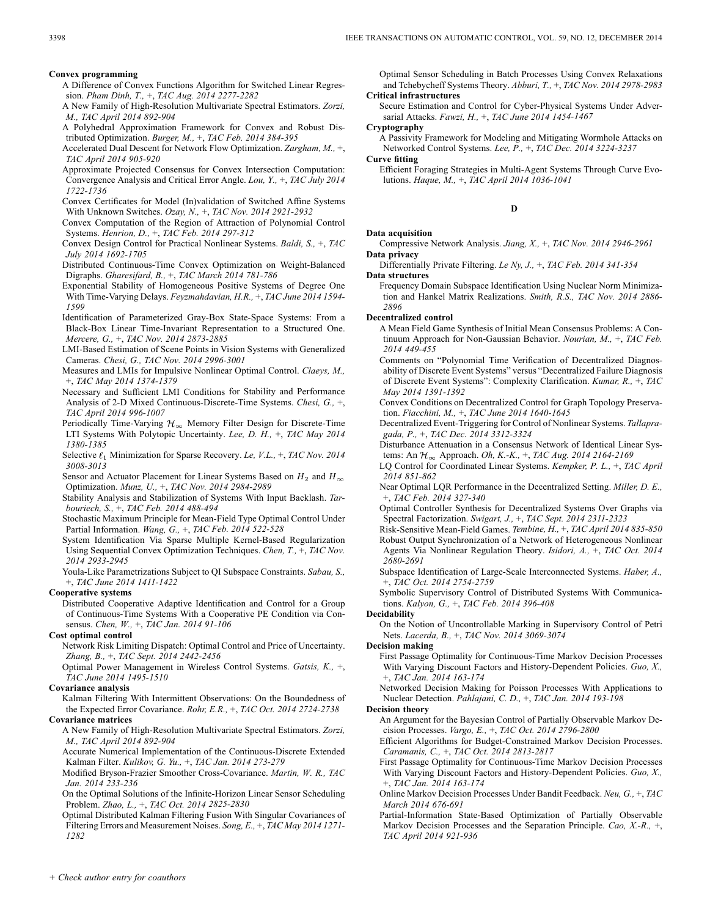**Convex programming**

A Difference of Convex Functions Algorithm for Switched Linear Regression. *Pham Dinh, T.,* +, *TAC Aug. 2014 2277-2282*

A New Family of High-Resolution Multivariate Spectral Estimators. *Zorzi, M., TAC April 2014 892-904*

A Polyhedral Approximation Framework for Convex and Robust Distributed Optimization. *Burger, M.,* +, *TAC Feb. 2014 384-395*

Accelerated Dual Descent for Network Flow Optimization. *Zargham, M.,* +, *TAC April 2014 905-920*

Approximate Projected Consensus for Convex Intersection Computation: Convergence Analysis and Critical Error Angle. *Lou, Y.,* +, *TAC July 2014 1722-1736*

Convex Certificates for Model (In)validation of Switched Affine Systems With Unknown Switches. *Ozay, N.,* +, *TAC Nov. 2014 2921-2932*

Convex Computation of the Region of Attraction of Polynomial Control Systems. *Henrion, D.,* +, *TAC Feb. 2014 297-312*

Convex Design Control for Practical Nonlinear Systems. *Baldi, S.,* +, *TAC July 2014 1692-1705*

Distributed Continuous-Time Convex Optimization on Weight-Balanced Digraphs. *Gharesifard, B.,* +, *TAC March 2014 781-786*

Exponential Stability of Homogeneous Positive Systems of Degree One With Time-Varying Delays. *Feyzmahdavian, H.R.,* +, *TAC June 2014 1594-1599*

Identification of Parameterized Gray-Box State-Space Systems: From a Black-Box Linear Time-Invariant Representation to a Structured One. *Mercere, G.,* +, *TAC Nov. 2014 2873-2885*

LMI-Based Estimation of Scene Points in Vision Systems with Generalized Cameras. *Chesi, G., TAC Nov. 2014 2996-3001*

Measures and LMIs for Impulsive Nonlinear Optimal Control. *Claeys, M.,* +, *TAC May 2014 1374-1379*

Necessary and Sufficient LMI Conditions for Stability and Performance Analysis of 2-D Mixed Continuous-Discrete-Time Systems. *Chesi, G.,* +, *TAC April 2014 996-1007*

Periodically Time-Varying $\mathcal{H}_\infty$ Memory Filter Design for Discrete-Time LTI Systems With Polytopic Uncertainty. *Lee, D. H.,* +, *TAC May 2014 1380-1385*

Selective $\ell_1$ Minimization for Sparse Recovery. *Le, V.L.,* +, *TAC Nov. 2014 3008-3013*

Sensor and Actuator Placement for Linear Systems Based on $H_2$ and $H_\infty$ Optimization. *Munz, U.,* +, *TAC Nov. 2014 2984-2989*

Stability Analysis and Stabilization of Systems With Input Backlash. *Tarbouriech, S.,* +, *TAC Feb. 2014 488-494*

Stochastic Maximum Principle for Mean-Field Type Optimal Control Under Partial Information. *Wang, G.,* +, *TAC Feb. 2014 522-528*

System Identification Via Sparse Multiple Kernel-Based Regularization Using Sequential Convex Optimization Techniques. *Chen, T.,* +, *TAC Nov. 2014 2933-2945*

Youla-Like Parametrizations Subject to QI Subspace Constraints. *Sabau, S.,* +, *TAC June 2014 1411-1422*

**Cooperative systems**

Distributed Cooperative Adaptive Identification and Control for a Group of Continuous-Time Systems With a Cooperative PE Condition via Consensus. *Chen, W.,* +, *TAC Jan. 2014 91-106*

**Cost optimal control**

Network Risk Limiting Dispatch: Optimal Control and Price of Uncertainty. *Zhang, B.,* +, *TAC Sept. 2014 2442-2456*

Optimal Power Management in Wireless Control Systems. *Gatsis, K.,* +, *TAC June 2014 1495-1510*

**Covariance analysis**

Kalman Filtering With Intermittent Observations: On the Boundedness of the Expected Error Covariance. *Rohr, E.R.,* +, *TAC Oct. 2014 2724-2738*

**Covariance matrices**

A New Family of High-Resolution Multivariate Spectral Estimators. *Zorzi, M., TAC April 2014 892-904*

Accurate Numerical Implementation of the Continuous-Discrete Extended Kalman Filter. *Kulikov, G. Yu.,* +, *TAC Jan. 2014 273-279*

Modified Bryson-Frazier Smoother Cross-Covariance. *Martin, W. R., TAC Jan. 2014 233-236*

On the Optimal Solutions of the Infinite-Horizon Linear Sensor Scheduling Problem. *Zhao, L.,* +, *TAC Oct. 2014 2825-2830*

Optimal Distributed Kalman Filtering Fusion With Singular Covariances of Filtering Errors and Measurement Noises. *Song, E.,* +, *TAC May 2014 1271-1282*

Optimal Sensor Scheduling in Batch Processes Using Convex Relaxations and Tchebycheff Systems Theory. *Abburi, T.,* +, *TAC Nov. 2014 2978-2983*

**Critical infrastructures**

Secure Estimation and Control for Cyber-Physical Systems Under Adversarial Attacks. *Fawzi, H.,* +, *TAC June 2014 1454-1467*

**Cryptography**

A Passivity Framework for Modeling and Mitigating Wormhole Attacks on Networked Control Systems. *Lee, P.,* +, *TAC Dec. 2014 3224-3237*

**Curve fitting**

Efficient Foraging Strategies in Multi-Agent Systems Through Curve Evolutions. *Haque, M.,* +, *TAC April 2014 1036-1041*

## D

**Data acquisition**

Compressive Network Analysis. *Jiang, X.,* +, *TAC Nov. 2014 2946-2961*

**Data privacy**

Differentially Private Filtering. *Le Ny, J.,* +, *TAC Feb. 2014 341-354*

**Data structures**

Frequency Domain Subspace Identification Using Nuclear Norm Minimization and Hankel Matrix Realizations. *Smith, R.S., TAC Nov. 2014 2886-2896*

**Decentralized control**

A Mean Field Game Synthesis of Initial Mean Consensus Problems: A Continuum Approach for Non-Gaussian Behavior. *Nourian, M.,* +, *TAC Feb. 2014 449-455*

Comments on "Polynomial Time Verification of Decentralized Diagnosability of Discrete Event Systems" versus "Decentralized Failure Diagnosis of Discrete Event Systems": Complexity Clarification. *Kumar, R.,* +, *TAC May 2014 1391-1392*

Convex Conditions on Decentralized Control for Graph Topology Preservation. *Fiacchini, M.,* +, *TAC June 2014 1640-1645*

Decentralized Event-Triggering for Control of Nonlinear Systems. *Tallapragada, P.,* +, *TAC Dec. 2014 3312-3324*

Disturbance Attenuation in a Consensus Network of Identical Linear Systems: An $\mathcal{H}_\infty$ Approach. *Oh, K.-K.,* +, *TAC Aug. 2014 2164-2169*

LQ Control for Coordinated Linear Systems. *Kempker, P. L.,* +, *TAC April 2014 851-862*

Near Optimal LQR Performance in the Decentralized Setting. *Miller, D. E.,* +, *TAC Feb. 2014 327-340*

Optimal Controller Synthesis for Decentralized Systems Over Graphs via Spectral Factorization. *Swigart, J.,* +, *TAC Sept. 2014 2311-2323*

Risk-Sensitive Mean-Field Games. *Tembine, H.,* +, *TAC April 2014 835-850*

Robust Output Synchronization of a Network of Heterogeneous Nonlinear Agents Via Nonlinear Regulation Theory. *Isidori, A.,* +, *TAC Oct. 2014 2680-2691*

Subspace Identification of Large-Scale Interconnected Systems. *Haber, A.,* +, *TAC Oct. 2014 2754-2759*

Symbolic Supervisory Control of Distributed Systems With Communications. *Kalyon, G.,* +, *TAC Feb. 2014 396-408*

**Decidability**

On the Notion of Uncontrollable Marking in Supervisory Control of Petri Nets. *Lacerda, B.,* +, *TAC Nov. 2014 3069-3074*

**Decision making**

First Passage Optimality for Continuous-Time Markov Decision Processes With Varying Discount Factors and History-Dependent Policies. *Guo, X.,* +, *TAC Jan. 2014 163-174*

Networked Decision Making for Poisson Processes With Applications to Nuclear Detection. *Pahlajani, C. D.,* +, *TAC Jan. 2014 193-198*

**Decision theory**

An Argument for the Bayesian Control of Partially Observable Markov Decision Processes. *Vargo, E.,* +, *TAC Oct. 2014 2796-2800*

Efficient Algorithms for Budget-Constrained Markov Decision Processes. *Caramanis, C.,* +, *TAC Oct. 2014 2813-2817*

First Passage Optimality for Continuous-Time Markov Decision Processes With Varying Discount Factors and History-Dependent Policies. *Guo, X.,* +, *TAC Jan. 2014 163-174*

Online Markov Decision Processes Under Bandit Feedback. *Neu, G.,* +, *TAC March 2014 676-691*

Partial-Information State-Based Optimization of Partially Observable Markov Decision Processes and the Separation Principle. *Cao, X.-R.,* +, *TAC April 2014 921-936*

+ *Check author entry for coauthors*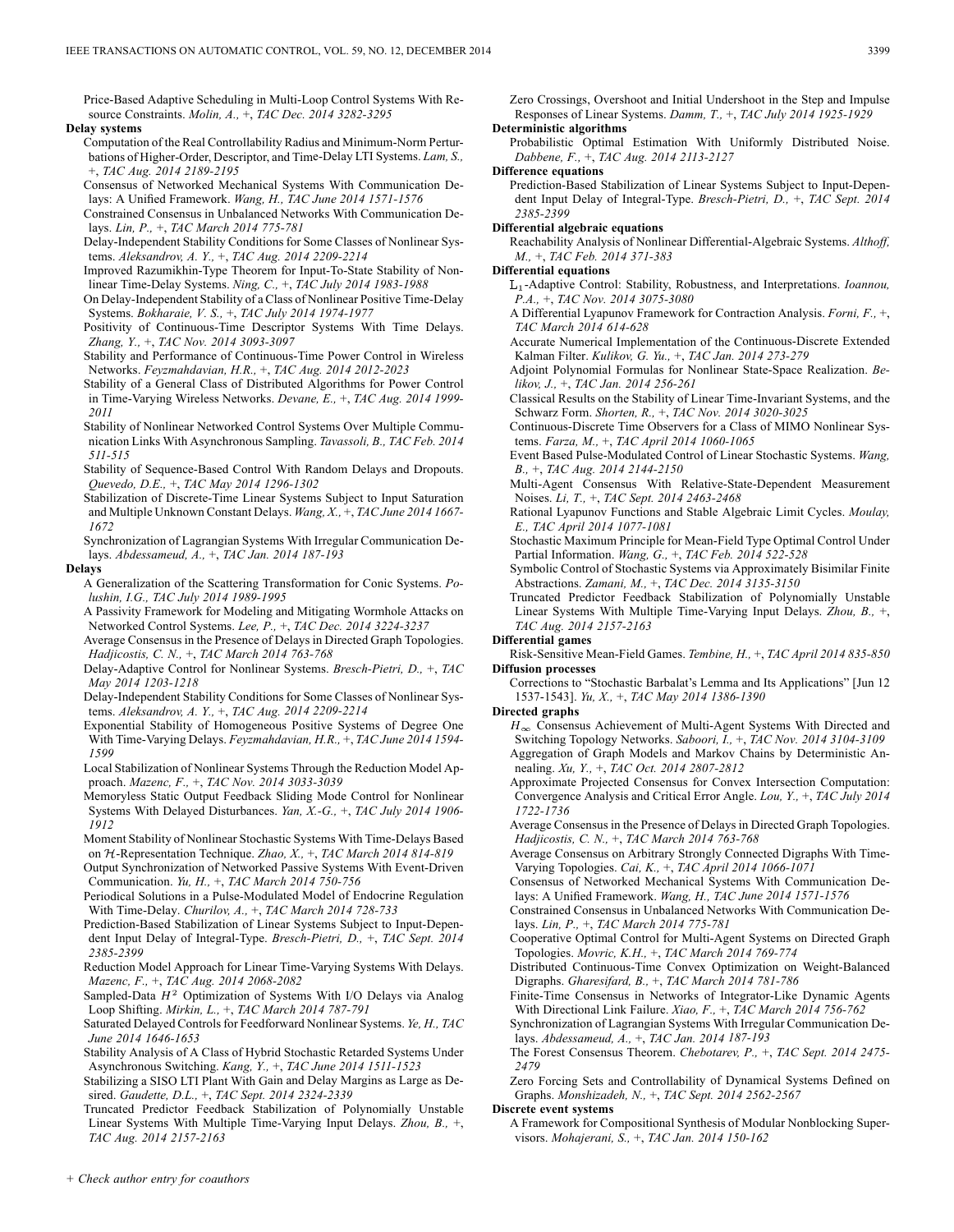Price-Based Adaptive Scheduling in Multi-Loop Control Systems With Resource Constraints. *Molin, A.,* +, *TAC Dec. 2014 3282-3295*

**Delay systems**

Computation of the Real Controllability Radius and Minimum-Norm Perturbations of Higher-Order, Descriptor, and Time-Delay LTI Systems. *Lam, S.,* +, *TAC Aug. 2014 2189-2195*

Consensus of Networked Mechanical Systems With Communication Delays: A Unified Framework. *Wang, H., TAC June 2014 1571-1576*

Constrained Consensus in Unbalanced Networks With Communication Delays. *Lin, P.,* +, *TAC March 2014 775-781*

Delay-Independent Stability Conditions for Some Classes of Nonlinear Systems. *Aleksandrov, A. Y.,* +, *TAC Aug. 2014 2209-2214*

Improved Razumikhin-Type Theorem for Input-To-State Stability of Nonlinear Time-Delay Systems. *Ning, C.,* +, *TAC July 2014 1983-1988*

On Delay-Independent Stability of a Class of Nonlinear Positive Time-Delay Systems. *Bokharaie, V. S.,* +, *TAC July 2014 1974-1977*

Positivity of Continuous-Time Descriptor Systems With Time Delays. *Zhang, Y.,* +, *TAC Nov. 2014 3093-3097*

Stability and Performance of Continuous-Time Power Control in Wireless Networks. *Feyzmahdavian, H.R.,* +, *TAC Aug. 2014 2012-2023*

Stability of a General Class of Distributed Algorithms for Power Control in Time-Varying Wireless Networks. *Devane, E.,* +, *TAC Aug. 2014 1999-2011*

Stability of Nonlinear Networked Control Systems Over Multiple Communication Links With Asynchronous Sampling. *Tavassoli, B., TAC Feb. 2014 511-515*

Stability of Sequence-Based Control With Random Delays and Dropouts. *Quevedo, D.E.,* +, *TAC May 2014 1296-1302*

Stabilization of Discrete-Time Linear Systems Subject to Input Saturation and Multiple Unknown Constant Delays. *Wang, X.,* +, *TAC June 2014 1667-1672*

Synchronization of Lagrangian Systems With Irregular Communication Delays. *Abdessameud, A.,* +, *TAC Jan. 2014 187-193*

**Delays**

A Generalization of the Scattering Transformation for Conic Systems. *Polushin, I.G., TAC July 2014 1989-1995*

A Passivity Framework for Modeling and Mitigating Wormhole Attacks on Networked Control Systems. *Lee, P.,* +, *TAC Dec. 2014 3224-3237*

Average Consensus in the Presence of Delays in Directed Graph Topologies. *Hadjicostis, C. N.,* +, *TAC March 2014 763-768*

Delay-Adaptive Control for Nonlinear Systems. *Bresch-Pietri, D.,* +, *TAC May 2014 1203-1218*

Delay-Independent Stability Conditions for Some Classes of Nonlinear Systems. *Aleksandrov, A. Y.,* +, *TAC Aug. 2014 2209-2214*

Exponential Stability of Homogeneous Positive Systems of Degree One With Time-Varying Delays. *Feyzmahdavian, H.R.,* +, *TAC June 2014 1594-1599*

Local Stabilization of Nonlinear Systems Through the Reduction Model Approach. *Mazenc, F.,* +, *TAC Nov. 2014 3033-3039*

Memoryless Static Output Feedback Sliding Mode Control for Nonlinear Systems With Delayed Disturbances. *Yan, X.-G.,* +, *TAC July 2014 1906-1912*

Moment Stability of Nonlinear Stochastic Systems With Time-Delays Based on $\mathcal{H}$-Representation Technique. *Zhao, X.,* +, *TAC March 2014 814-819*

Output Synchronization of Networked Passive Systems With Event-Driven Communication. *Yu, H.,* +, *TAC March 2014 750-756*

Periodical Solutions in a Pulse-Modulated Model of Endocrine Regulation With Time-Delay. *Churilov, A.,* +, *TAC March 2014 728-733*

Prediction-Based Stabilization of Linear Systems Subject to Input-Dependent Input Delay of Integral-Type. *Bresch-Pietri, D.,* +, *TAC Sept. 2014 2385-2399*

Reduction Model Approach for Linear Time-Varying Systems With Delays. *Mazenc, F.,* +, *TAC Aug. 2014 2068-2082*

Sampled-Data $H^2$ Optimization of Systems With I/O Delays via Analog Loop Shifting. *Mirkin, L.,* +, *TAC March 2014 787-791*

Saturated Delayed Controls for Feedforward Nonlinear Systems. *Ye, H., TAC June 2014 1646-1653*

Stability Analysis of A Class of Hybrid Stochastic Retarded Systems Under Asynchronous Switching. *Kang, Y.,* +, *TAC June 2014 1511-1523*

Stabilizing a SISO LTI Plant With Gain and Delay Margins as Large as Desired. *Gaudette, D.L.,* +, *TAC Sept. 2014 2324-2339*

Truncated Predictor Feedback Stabilization of Polynomially Unstable Linear Systems With Multiple Time-Varying Input Delays. *Zhou, B.,* +, *TAC Aug. 2014 2157-2163*

Zero Crossings, Overshoot and Initial Undershoot in the Step and Impulse Responses of Linear Systems. *Damm, T.,* +, *TAC July 2014 1925-1929*

**Deterministic algorithms**

Probabilistic Optimal Estimation With Uniformly Distributed Noise. *Dabbene, F.,* +, *TAC Aug. 2014 2113-2127*

**Difference equations**

Prediction-Based Stabilization of Linear Systems Subject to Input-Dependent Input Delay of Integral-Type. *Bresch-Pietri, D.,* +, *TAC Sept. 2014 2385-2399*

**Differential algebraic equations**

Reachability Analysis of Nonlinear Differential-Algebraic Systems. *Althoff, M.,* +, *TAC Feb. 2014 371-383*

**Differential equations**

$\mathcal{L}_1$-Adaptive Control: Stability, Robustness, and Interpretations. *Ioannou, P.A.,* +, *TAC Nov. 2014 3075-3080*

A Differential Lyapunov Framework for Contraction Analysis. *Forni, F.,* +, *TAC March 2014 614-628*

Accurate Numerical Implementation of the Continuous-Discrete Extended Kalman Filter. *Kulikov, G. Yu.,* +, *TAC Jan. 2014 273-279*

Adjoint Polynomial Formulas for Nonlinear State-Space Realization. *Belikov, J.,* +, *TAC Jan. 2014 256-261*

Classical Results on the Stability of Linear Time-Invariant Systems, and the Schwarz Form. *Shorten, R.,* +, *TAC Nov. 2014 3020-3025*

Continuous-Discrete Time Observers for a Class of MIMO Nonlinear Systems. *Farza, M.,* +, *TAC April 2014 1060-1065*

Event Based Pulse-Modulated Control of Linear Stochastic Systems. *Wang, B.,* +, *TAC Aug. 2014 2144-2150*

Multi-Agent Consensus With Relative-State-Dependent Measurement Noises. *Li, T.,* +, *TAC Sept. 2014 2463-2468*

Rational Lyapunov Functions and Stable Algebraic Limit Cycles. *Moulay, E., TAC April 2014 1077-1081*

Stochastic Maximum Principle for Mean-Field Type Optimal Control Under Partial Information. *Wang, G.,* +, *TAC Feb. 2014 522-528*

Symbolic Control of Stochastic Systems via Approximately Bisimilar Finite Abstractions. *Zamani, M.,* +, *TAC Dec. 2014 3135-3150*

Truncated Predictor Feedback Stabilization of Polynomially Unstable Linear Systems With Multiple Time-Varying Input Delays. *Zhou, B.,* +, *TAC Aug. 2014 2157-2163*

**Differential games**

Risk-Sensitive Mean-Field Games. *Tembine, H.,* +, *TAC April 2014 835-850*

**Diffusion processes**

Corrections to "Stochastic Barbalat's Lemma and Its Applications" [Jun 12 1537-1543]. *Yu, X.,* +, *TAC May 2014 1386-1390*

**Directed graphs**

$H_\infty$ Consensus Achievement of Multi-Agent Systems With Directed and Switching Topology Networks. *Saboori, I.,* +, *TAC Nov. 2014 3104-3109*

Aggregation of Graph Models and Markov Chains by Deterministic Annealing. *Xu, Y.,* +, *TAC Oct. 2014 2807-2812*

Approximate Projected Consensus for Convex Intersection Computation: Convergence Analysis and Critical Error Angle. *Lou, Y.,* +, *TAC July 2014 1722-1736*

Average Consensus in the Presence of Delays in Directed Graph Topologies. *Hadjicostis, C. N.,* +, *TAC March 2014 763-768*

Average Consensus on Arbitrary Strongly Connected Digraphs With Time-Varying Topologies. *Cai, K.,* +, *TAC April 2014 1066-1071*

Consensus of Networked Mechanical Systems With Communication Delays: A Unified Framework. *Wang, H., TAC June 2014 1571-1576*

Constrained Consensus in Unbalanced Networks With Communication Delays. *Lin, P.,* +, *TAC March 2014 775-781*

Cooperative Optimal Control for Multi-Agent Systems on Directed Graph Topologies. *Movric, K.H.,* +, *TAC March 2014 769-774*

Distributed Continuous-Time Convex Optimization on Weight-Balanced Digraphs. *Gharesifard, B.,* +, *TAC March 2014 781-786*

Finite-Time Consensus in Networks of Integrator-Like Dynamic Agents With Directional Link Failure. *Xiao, F.,* +, *TAC March 2014 756-762*

Synchronization of Lagrangian Systems With Irregular Communication Delays. *Abdessameud, A.,* +, *TAC Jan. 2014 187-193*

The Forest Consensus Theorem. *Chebotarev, P.,* +, *TAC Sept. 2014 2475-2479*

Zero Forcing Sets and Controllability of Dynamical Systems Defined on Graphs. *Monshizadeh, N.,* +, *TAC Sept. 2014 2562-2567*

**Discrete event systems**

A Framework for Compositional Synthesis of Modular Nonblocking Supervisors. *Mohajerani, S.,* +, *TAC Jan. 2014 150-162*

*+ Check author entry for coauthors*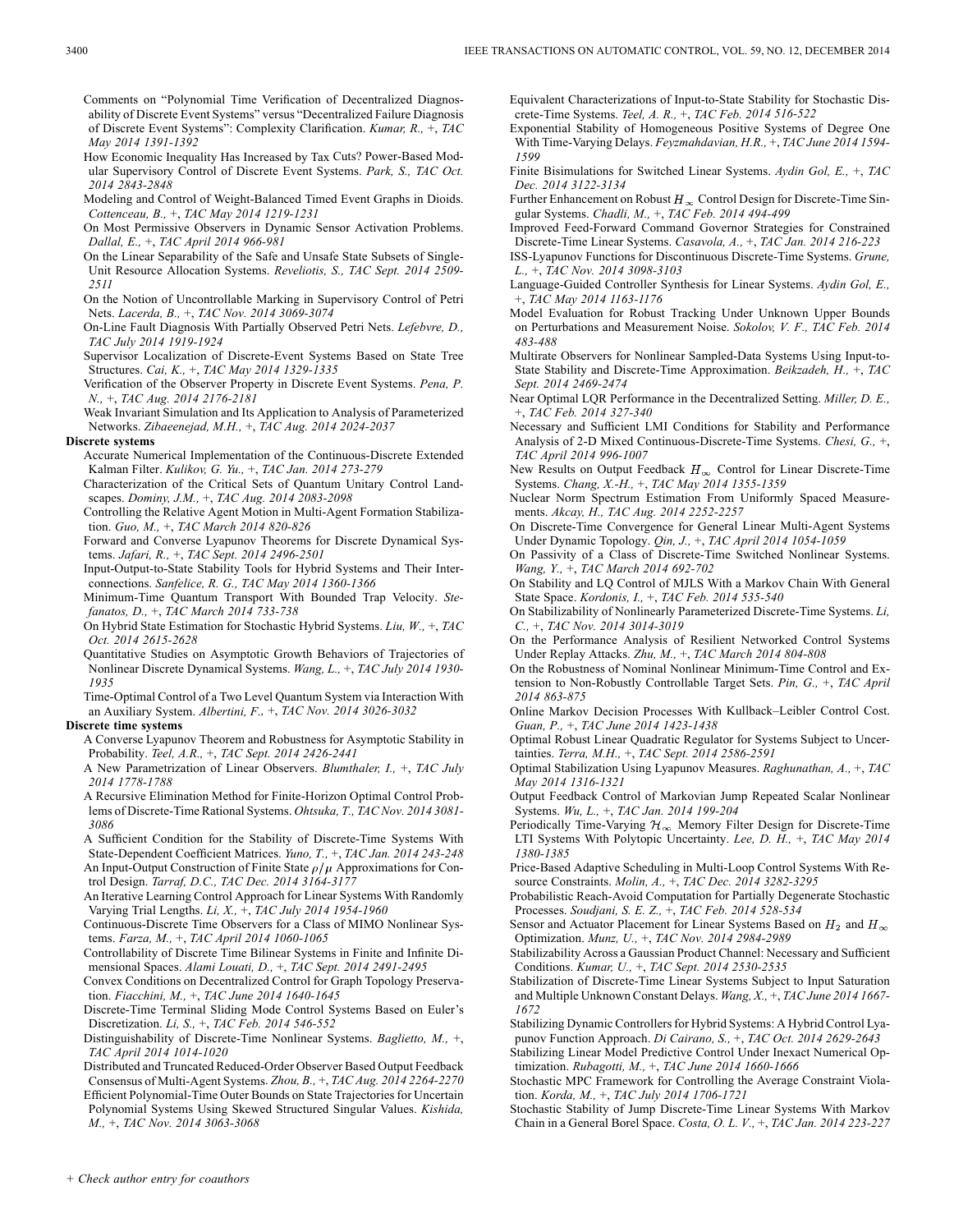Comments on "Polynomial Time Verification of Decentralized Diagnosability of Discrete Event Systems" versus "Decentralized Failure Diagnosis of Discrete Event Systems": Complexity Clarification. *Kumar, R.,* +, *TAC May 2014 1391-1392*

How Economic Inequality Has Increased by Tax Cuts? Power-Based Modular Supervisory Control of Discrete Event Systems. *Park, S., TAC Oct. 2014 2843-2848*

Modeling and Control of Weight-Balanced Timed Event Graphs in Dioids. *Cottenceau, B.,* +, *TAC May 2014 1219-1231*

On Most Permissive Observers in Dynamic Sensor Activation Problems. *Dallal, E.,* +, *TAC April 2014 966-981*

On the Linear Separability of the Safe and Unsafe State Subsets of Single-Unit Resource Allocation Systems. *Reveliotis, S., TAC Sept. 2014 2509-2511*

On the Notion of Uncontrollable Marking in Supervisory Control of Petri Nets. *Lacerda, B.,* +, *TAC Nov. 2014 3069-3074*

On-Line Fault Diagnosis With Partially Observed Petri Nets. *Lefebvre, D., TAC July 2014 1919-1924*

Supervisor Localization of Discrete-Event Systems Based on State Tree Structures. *Cai, K.,* +, *TAC May 2014 1329-1335*

Verification of the Observer Property in Discrete Event Systems. *Pena, P. N.,* +, *TAC Aug. 2014 2176-2181*

Weak Invariant Simulation and Its Application to Analysis of Parameterized Networks. *Zibaeenejad, M.H.,* +, *TAC Aug. 2014 2024-2037*

**Discrete systems**

Accurate Numerical Implementation of the Continuous-Discrete Extended Kalman Filter. *Kulikov, G. Yu.,* +, *TAC Jan. 2014 273-279*

Characterization of the Critical Sets of Quantum Unitary Control Landscapes. *Dominy, J.M.,* +, *TAC Aug. 2014 2083-2098*

Controlling the Relative Agent Motion in Multi-Agent Formation Stabilization. *Guo, M.,* +, *TAC March 2014 820-826*

Forward and Converse Lyapunov Theorems for Discrete Dynamical Systems. *Jafari, R.,* +, *TAC Sept. 2014 2496-2501*

Input-Output-to-State Stability Tools for Hybrid Systems and Their Interconnections. *Sanfelice, R. G., TAC May 2014 1360-1366*

Minimum-Time Quantum Transport With Bounded Trap Velocity. *Stefanatos, D.,* +, *TAC March 2014 733-738*

On Hybrid State Estimation for Stochastic Hybrid Systems. *Liu, W.,* +, *TAC Oct. 2014 2615-2628*

Quantitative Studies on Asymptotic Growth Behaviors of Trajectories of Nonlinear Discrete Dynamical Systems. *Wang, L.,* +, *TAC July 2014 1930-1935*

Time-Optimal Control of a Two Level Quantum System via Interaction With an Auxiliary System. *Albertini, F.,* +, *TAC Nov. 2014 3026-3032*

**Discrete time systems**

A Converse Lyapunov Theorem and Robustness for Asymptotic Stability in Probability. *Teel, A.R.,* +, *TAC Sept. 2014 2426-2441*

A New Parametrization of Linear Observers. *Blumthaler, I.,* +, *TAC July 2014 1778-1788*

A Recursive Elimination Method for Finite-Horizon Optimal Control Problems of Discrete-Time Rational Systems. *Ohtsuka, T., TAC Nov. 2014 3081-3086*

A Sufficient Condition for the Stability of Discrete-Time Systems With State-Dependent Coefficient Matrices. *Yuno, T.,* +, *TAC Jan. 2014 243-248*

An Input-Output Construction of Finite State $\rho/\mu$ Approximations for Control Design. *Tarraf, D.C., TAC Dec. 2014 3164-3177*

An Iterative Learning Control Approach for Linear Systems With Randomly Varying Trial Lengths. *Li, X.,* +, *TAC July 2014 1954-1960*

Continuous-Discrete Time Observers for a Class of MIMO Nonlinear Systems. *Farza, M.,* +, *TAC April 2014 1060-1065*

Controllability of Discrete Time Bilinear Systems in Finite and Infinite Dimensional Spaces. *Alami Louati, D.,* +, *TAC Sept. 2014 2491-2495*

Convex Conditions on Decentralized Control for Graph Topology Preservation. *Fiacchini, M.,* +, *TAC June 2014 1640-1645*

Discrete-Time Terminal Sliding Mode Control Systems Based on Euler's Discretization. *Li, S.,* +, *TAC Feb. 2014 546-552*

Distinguishability of Discrete-Time Nonlinear Systems. *Baglietto, M.,* +, *TAC April 2014 1014-1020*

Distributed and Truncated Reduced-Order Observer Based Output Feedback Consensus of Multi-Agent Systems. *Zhou, B.,* +, *TAC Aug. 2014 2264-2270*

Efficient Polynomial-Time Outer Bounds on State Trajectories for Uncertain Polynomial Systems Using Skewed Structured Singular Values. *Kishida, M.,* +, *TAC Nov. 2014 3063-3068*

Equivalent Characterizations of Input-to-State Stability for Stochastic Discrete-Time Systems. *Teel, A. R.,* +, *TAC Feb. 2014 516-522*

Exponential Stability of Homogeneous Positive Systems of Degree One With Time-Varying Delays. *Feyzmahdavian, H.R.,* +, *TAC June 2014 1594-1599*

Finite Bisimulations for Switched Linear Systems. *Aydin Gol, E.,* +, *TAC Dec. 2014 3122-3134*

Further Enhancement on Robust $H_\infty$ Control Design for Discrete-Time Singular Systems. *Chadli, M.,* +, *TAC Feb. 2014 494-499*

Improved Feed-Forward Command Governor Strategies for Constrained Discrete-Time Linear Systems. *Casavola, A.,* +, *TAC Jan. 2014 216-223*

ISS-Lyapunov Functions for Discontinuous Discrete-Time Systems. *Grune, L.,* +, *TAC Nov. 2014 3098-3103*

Language-Guided Controller Synthesis for Linear Systems. *Aydin Gol, E.,* +, *TAC May 2014 1163-1176*

Model Evaluation for Robust Tracking Under Unknown Upper Bounds on Perturbations and Measurement Noise. *Sokolov, V. F., TAC Feb. 2014 483-488*

Multirate Observers for Nonlinear Sampled-Data Systems Using Input-to-State Stability and Discrete-Time Approximation. *Beikzadeh, H.,* +, *TAC Sept. 2014 2469-2474*

Near Optimal LQR Performance in the Decentralized Setting. *Miller, D. E.,* +, *TAC Feb. 2014 327-340*

Necessary and Sufficient LMI Conditions for Stability and Performance Analysis of 2-D Mixed Continuous-Discrete-Time Systems. *Chesi, G.,* +, *TAC April 2014 996-1007*

New Results on Output Feedback $H_\infty$ Control for Linear Discrete-Time Systems. *Chang, X.-H.,* +, *TAC May 2014 1355-1359*

Nuclear Norm Spectrum Estimation From Uniformly Spaced Measurements. *Akcay, H., TAC Aug. 2014 2252-2257*

On Discrete-Time Convergence for General Linear Multi-Agent Systems Under Dynamic Topology. *Qin, J.,* +, *TAC April 2014 1054-1059*

On Passivity of a Class of Discrete-Time Switched Nonlinear Systems. *Wang, Y.,* +, *TAC March 2014 692-702*

On Stability and LQ Control of MJLS With a Markov Chain With General State Space. *Kordonis, I.,* +, *TAC Feb. 2014 535-540*

On Stabilizability of Nonlinearly Parameterized Discrete-Time Systems. *Li, C.,* +, *TAC Nov. 2014 3014-3019*

On the Performance Analysis of Resilient Networked Control Systems Under Replay Attacks. *Zhu, M.,* +, *TAC March 2014 804-808*

On the Robustness of Nominal Nonlinear Minimum-Time Control and Extension to Non-Robustly Controllable Target Sets. *Pin, G.,* +, *TAC April 2014 863-875*

Online Markov Decision Processes With Kullback–Leibler Control Cost. *Guan, P.,* +, *TAC June 2014 1423-1438*

Optimal Robust Linear Quadratic Regulator for Systems Subject to Uncertainties. *Terra, M.H.,* +, *TAC Sept. 2014 2586-2591*

Optimal Stabilization Using Lyapunov Measures. *Raghunathan, A.,* +, *TAC May 2014 1316-1321*

Output Feedback Control of Markovian Jump Repeated Scalar Nonlinear Systems. *Wu, L.,* +, *TAC Jan. 2014 199-204*

Periodically Time-Varying $\mathcal{H}_\infty$ Memory Filter Design for Discrete-Time LTI Systems With Polytopic Uncertainty. *Lee, D. H.,* +, *TAC May 2014 1380-1385*

Price-Based Adaptive Scheduling in Multi-Loop Control Systems With Resource Constraints. *Molin, A.,* +, *TAC Dec. 2014 3282-3295*

Probabilistic Reach-Avoid Computation for Partially Degenerate Stochastic Processes. *Soudjani, S. E. Z.,* +, *TAC Feb. 2014 528-534*

Sensor and Actuator Placement for Linear Systems Based on $H_2$ and $H_\infty$ Optimization. *Munz, U.,* +, *TAC Nov. 2014 2984-2989*

Stabilizability Across a Gaussian Product Channel: Necessary and Sufficient Conditions. *Kumar, U.,* +, *TAC Sept. 2014 2530-2535*

Stabilization of Discrete-Time Linear Systems Subject to Input Saturation and Multiple Unknown Constant Delays. *Wang, X.,* +, *TAC June 2014 1667-1672*

Stabilizing Dynamic Controllers for Hybrid Systems: A Hybrid Control Lyapunov Function Approach. *Di Cairano, S.,* +, *TAC Oct. 2014 2629-2643*

Stabilizing Linear Model Predictive Control Under Inexact Numerical Optimization. *Rubagotti, M.,* +, *TAC June 2014 1660-1666*

Stochastic MPC Framework for Controlling the Average Constraint Violation. *Korda, M.,* +, *TAC July 2014 1706-1721*

Stochastic Stability of Jump Discrete-Time Linear Systems With Markov Chain in a General Borel Space. *Costa, O. L. V.,* +, *TAC Jan. 2014 223-227*

*+ Check author entry for coauthors*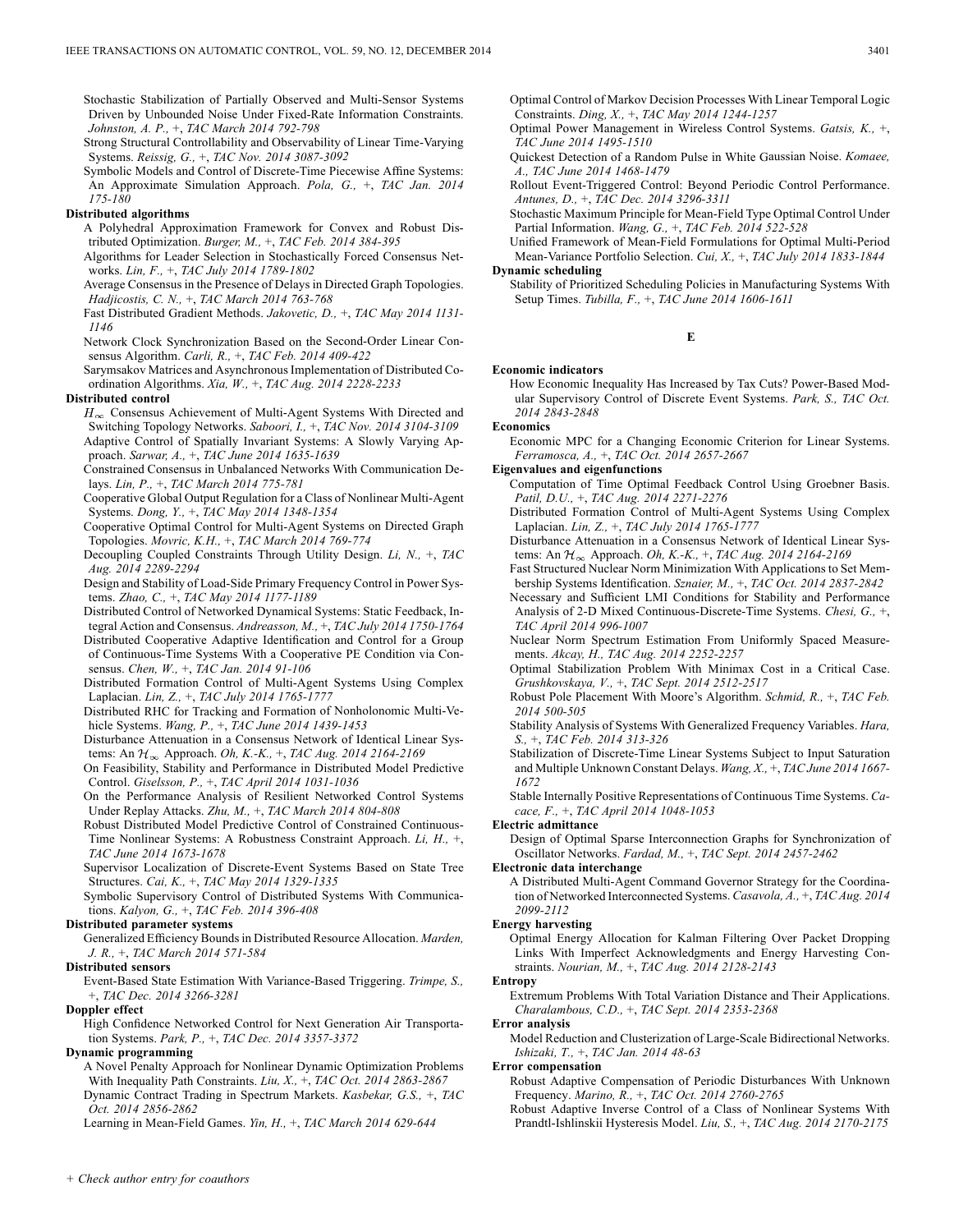Stochastic Stabilization of Partially Observed and Multi-Sensor Systems Driven by Unbounded Noise Under Fixed-Rate Information Constraints. *Johnston, A. P.,* +, *TAC March 2014 792-798*

Strong Structural Controllability and Observability of Linear Time-Varying Systems. *Reissig, G.,* +, *TAC Nov. 2014 3087-3092*

Symbolic Models and Control of Discrete-Time Piecewise Affine Systems: An Approximate Simulation Approach. *Pola, G.,* +, *TAC Jan. 2014 175-180*

**Distributed algorithms**

A Polyhedral Approximation Framework for Convex and Robust Distributed Optimization. *Burger, M.,* +, *TAC Feb. 2014 384-395*

Algorithms for Leader Selection in Stochastically Forced Consensus Networks. *Lin, F.,* +, *TAC July 2014 1789-1802*

Average Consensus in the Presence of Delays in Directed Graph Topologies. *Hadjicostis, C. N.,* +, *TAC March 2014 763-768*

Fast Distributed Gradient Methods. *Jakovetic, D.,* +, *TAC May 2014 1131-1146*

Network Clock Synchronization Based on the Second-Order Linear Consensus Algorithm. *Carli, R.,* +, *TAC Feb. 2014 409-422*

Sarymsakov Matrices and Asynchronous Implementation of Distributed Coordination Algorithms. *Xia, W.,* +, *TAC Aug. 2014 2228-2233*

**Distributed control**

$H_\infty$ Consensus Achievement of Multi-Agent Systems With Directed and Switching Topology Networks. *Saboori, I.,* +, *TAC Nov. 2014 3104-3109*

Adaptive Control of Spatially Invariant Systems: A Slowly Varying Approach. *Sarwar, A.,* +, *TAC June 2014 1635-1639*

Constrained Consensus in Unbalanced Networks With Communication Delays. *Lin, P.,* +, *TAC March 2014 775-781*

Cooperative Global Output Regulation for a Class of Nonlinear Multi-Agent Systems. *Dong, Y.,* +, *TAC May 2014 1348-1354*

Cooperative Optimal Control for Multi-Agent Systems on Directed Graph Topologies. *Movric, K.H.,* +, *TAC March 2014 769-774*

Decoupling Coupled Constraints Through Utility Design. *Li, N.,* +, *TAC Aug. 2014 2289-2294*

Design and Stability of Load-Side Primary Frequency Control in Power Systems. *Zhao, C.,* +, *TAC May 2014 1177-1189*

Distributed Control of Networked Dynamical Systems: Static Feedback, Integral Action and Consensus. *Andreasson, M.,* +, *TAC July 2014 1750-1764*

Distributed Cooperative Adaptive Identification and Control for a Group of Continuous-Time Systems With a Cooperative PE Condition via Consensus. *Chen, W.,* +, *TAC Jan. 2014 91-106*

Distributed Formation Control of Multi-Agent Systems Using Complex Laplacian. *Lin, Z.,* +, *TAC July 2014 1765-1777*

Distributed RHC for Tracking and Formation of Nonholonomic Multi-Vehicle Systems. *Wang, P.,* +, *TAC June 2014 1439-1453*

Disturbance Attenuation in a Consensus Network of Identical Linear Systems: An $\mathcal{H}_\infty$ Approach. *Oh, K.-K.,* +, *TAC Aug. 2014 2164-2169*

On Feasibility, Stability and Performance in Distributed Model Predictive Control. *Giselsson, P.,* +, *TAC April 2014 1031-1036*

On the Performance Analysis of Resilient Networked Control Systems Under Replay Attacks. *Zhu, M.,* +, *TAC March 2014 804-808*

Robust Distributed Model Predictive Control of Constrained Continuous-Time Nonlinear Systems: A Robustness Constraint Approach. *Li, H.,* +, *TAC June 2014 1673-1678*

Supervisor Localization of Discrete-Event Systems Based on State Tree Structures. *Cai, K.,* +, *TAC May 2014 1329-1335*

Symbolic Supervisory Control of Distributed Systems With Communications. *Kalyon, G.,* +, *TAC Feb. 2014 396-408*

**Distributed parameter systems**

Generalized Efficiency Bounds in Distributed Resource Allocation. *Marden, J. R.,* +, *TAC March 2014 571-584*

**Distributed sensors**

Event-Based State Estimation With Variance-Based Triggering. *Trimpe, S.,* +, *TAC Dec. 2014 3266-3281*

**Doppler effect**

High Confidence Networked Control for Next Generation Air Transportation Systems. *Park, P.,* +, *TAC Dec. 2014 3357-3372*

**Dynamic programming**

A Novel Penalty Approach for Nonlinear Dynamic Optimization Problems With Inequality Path Constraints. *Liu, X.,* +, *TAC Oct. 2014 2863-2867*

Dynamic Contract Trading in Spectrum Markets. *Kasbekar, G.S.,* +, *TAC Oct. 2014 2856-2862*

Learning in Mean-Field Games. *Yin, H.,* +, *TAC March 2014 629-644*

Optimal Control of Markov Decision Processes With Linear Temporal Logic Constraints. *Ding, X.,* +, *TAC May 2014 1244-1257*

Optimal Power Management in Wireless Control Systems. *Gatsis, K.,* +, *TAC June 2014 1495-1510*

Quickest Detection of a Random Pulse in White Gaussian Noise. *Komaee, A., TAC June 2014 1468-1479*

Rollout Event-Triggered Control: Beyond Periodic Control Performance. *Antunes, D.,* +, *TAC Dec. 2014 3296-3311*

Stochastic Maximum Principle for Mean-Field Type Optimal Control Under Partial Information. *Wang, G.,* +, *TAC Feb. 2014 522-528*

Unified Framework of Mean-Field Formulations for Optimal Multi-Period Mean-Variance Portfolio Selection. *Cui, X.,* +, *TAC July 2014 1833-1844*

**Dynamic scheduling**

Stability of Prioritized Scheduling Policies in Manufacturing Systems With Setup Times. *Tubilla, F.,* +, *TAC June 2014 1606-1611*

## E

**Economic indicators**

How Economic Inequality Has Increased by Tax Cuts? Power-Based Modular Supervisory Control of Discrete Event Systems. *Park, S., TAC Oct. 2014 2843-2848*

**Economics**

Economic MPC for a Changing Economic Criterion for Linear Systems. *Ferramosca, A.,* +, *TAC Oct. 2014 2657-2667*

**Eigenvalues and eigenfunctions**

Computation of Time Optimal Feedback Control Using Groebner Basis. *Patil, D.U.,* +, *TAC Aug. 2014 2271-2276*

Distributed Formation Control of Multi-Agent Systems Using Complex Laplacian. *Lin, Z.,* +, *TAC July 2014 1765-1777*

Disturbance Attenuation in a Consensus Network of Identical Linear Systems: An $\mathcal{H}_\infty$ Approach. *Oh, K.-K.,* +, *TAC Aug. 2014 2164-2169*

Fast Structured Nuclear Norm Minimization With Applications to Set Membership Systems Identification. *Sznaier, M.,* +, *TAC Oct. 2014 2837-2842*

Necessary and Sufficient LMI Conditions for Stability and Performance Analysis of 2-D Mixed Continuous-Discrete-Time Systems. *Chesi, G.,* +, *TAC April 2014 996-1007*

Nuclear Norm Spectrum Estimation From Uniformly Spaced Measurements. *Akcay, H., TAC Aug. 2014 2252-2257*

Optimal Stabilization Problem With Minimax Cost in a Critical Case. *Grushkovskaya, V.,* +, *TAC Sept. 2014 2512-2517*

Robust Pole Placement With Moore's Algorithm. *Schmid, R.,* +, *TAC Feb. 2014 500-505*

Stability Analysis of Systems With Generalized Frequency Variables. *Hara, S.,* +, *TAC Feb. 2014 313-326*

Stabilization of Discrete-Time Linear Systems Subject to Input Saturation and Multiple Unknown Constant Delays. *Wang, X.,* +, *TAC June 2014 1667-1672*

Stable Internally Positive Representations of Continuous Time Systems. *Cacace, F.,* +, *TAC April 2014 1048-1053*

**Electric admittance**

Design of Optimal Sparse Interconnection Graphs for Synchronization of Oscillator Networks. *Fardad, M.,* +, *TAC Sept. 2014 2457-2462*

**Electronic data interchange**

A Distributed Multi-Agent Command Governor Strategy for the Coordination of Networked Interconnected Systems. *Casavola, A.,* +, *TAC Aug. 2014 2099-2112*

**Energy harvesting**

Optimal Energy Allocation for Kalman Filtering Over Packet Dropping Links With Imperfect Acknowledgments and Energy Harvesting Constraints. *Nourian, M.,* +, *TAC Aug. 2014 2128-2143*

**Entropy**

Extremum Problems With Total Variation Distance and Their Applications. *Charalambous, C.D.,* +, *TAC Sept. 2014 2353-2368*

**Error analysis**

Model Reduction and Clusterization of Large-Scale Bidirectional Networks. *Ishizaki, T.,* +, *TAC Jan. 2014 48-63*

**Error compensation**

Robust Adaptive Compensation of Periodic Disturbances With Unknown Frequency. *Marino, R.,* +, *TAC Oct. 2014 2760-2765*

Robust Adaptive Inverse Control of a Class of Nonlinear Systems With Prandtl-Ishlinskii Hysteresis Model. *Liu, S.,* +, *TAC Aug. 2014 2170-2175*

+ *Check author entry for coauthors*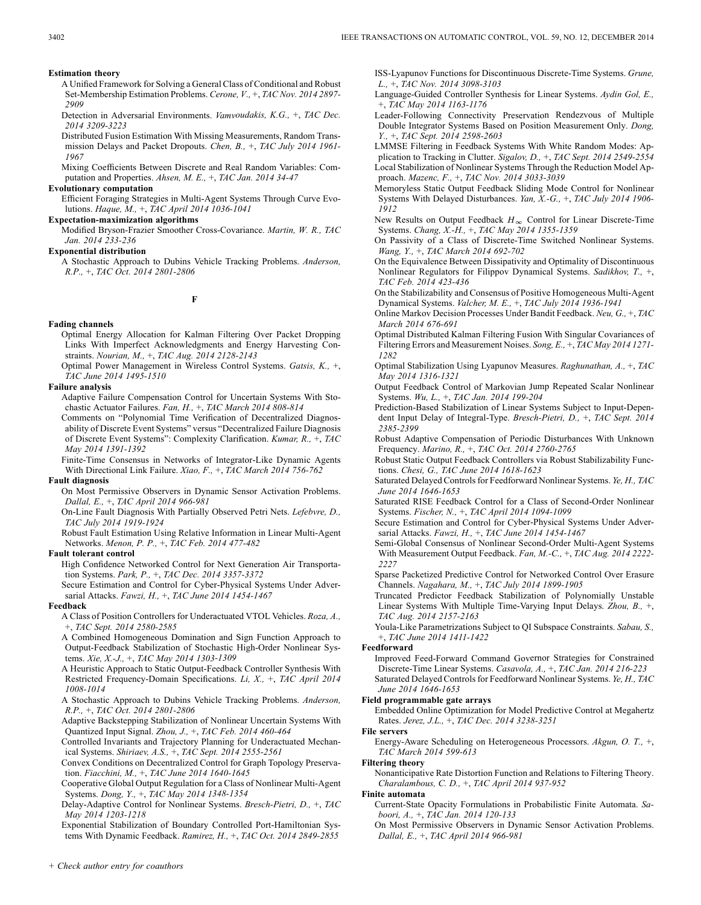**Estimation theory**

A Unified Framework for Solving a General Class of Conditional and Robust Set-Membership Estimation Problems. *Cerone, V.,* +, *TAC Nov. 2014 2897-2909*

Detection in Adversarial Environments. *Vamvoudakis, K.G.,* +, *TAC Dec. 2014 3209-3223*

Distributed Fusion Estimation With Missing Measurements, Random Transmission Delays and Packet Dropouts. *Chen, B.,* +, *TAC July 2014 1961-1967*

Mixing Coefficients Between Discrete and Real Random Variables: Computation and Properties. *Ahsen, M. E.,* +, *TAC Jan. 2014 34-47*

**Evolutionary computation**

Efficient Foraging Strategies in Multi-Agent Systems Through Curve Evolutions. *Haque, M.,* +, *TAC April 2014 1036-1041*

**Expectation-maximization algorithms**

Modified Bryson-Frazier Smoother Cross-Covariance. *Martin, W. R., TAC Jan. 2014 233-236*

**Exponential distribution**

A Stochastic Approach to Dubins Vehicle Tracking Problems. *Anderson, R.P.,* +, *TAC Oct. 2014 2801-2806*

## F

**Fading channels**

Optimal Energy Allocation for Kalman Filtering Over Packet Dropping Links With Imperfect Acknowledgments and Energy Harvesting Constraints. *Nourian, M.,* +, *TAC Aug. 2014 2128-2143*

Optimal Power Management in Wireless Control Systems. *Gatsis, K.,* +, *TAC June 2014 1495-1510*

**Failure analysis**

Adaptive Failure Compensation Control for Uncertain Systems With Stochastic Actuator Failures. *Fan, H.,* +, *TAC March 2014 808-814*

Comments on "Polynomial Time Verification of Decentralized Diagnosability of Discrete Event Systems" versus "Decentralized Failure Diagnosis of Discrete Event Systems": Complexity Clarification. *Kumar, R.,* +, *TAC May 2014 1391-1392*

Finite-Time Consensus in Networks of Integrator-Like Dynamic Agents With Directional Link Failure. *Xiao, F.,* +, *TAC March 2014 756-762*

**Fault diagnosis**

On Most Permissive Observers in Dynamic Sensor Activation Problems. *Dallal, E.,* +, *TAC April 2014 966-981*

On-Line Fault Diagnosis With Partially Observed Petri Nets. *Lefebvre, D., TAC July 2014 1919-1924*

Robust Fault Estimation Using Relative Information in Linear Multi-Agent Networks. *Menon, P. P.,* +, *TAC Feb. 2014 477-482*

**Fault tolerant control**

High Confidence Networked Control for Next Generation Air Transportation Systems. *Park, P.,* +, *TAC Dec. 2014 3357-3372*

Secure Estimation and Control for Cyber-Physical Systems Under Adversarial Attacks. *Fawzi, H.,* +, *TAC June 2014 1454-1467*

**Feedback**

A Class of Position Controllers for Underactuated VTOL Vehicles. *Roza, A.,* +, *TAC Sept. 2014 2580-2585*

A Combined Homogeneous Domination and Sign Function Approach to Output-Feedback Stabilization of Stochastic High-Order Nonlinear Systems. *Xie, X.-J.,* +, *TAC May 2014 1303-1309*

A Heuristic Approach to Static Output-Feedback Controller Synthesis With Restricted Frequency-Domain Specifications. *Li, X.,* +, *TAC April 2014 1008-1014*

A Stochastic Approach to Dubins Vehicle Tracking Problems. *Anderson, R.P.,* +, *TAC Oct. 2014 2801-2806*

Adaptive Backstepping Stabilization of Nonlinear Uncertain Systems With Quantized Input Signal. *Zhou, J.,* +, *TAC Feb. 2014 460-464*

Controlled Invariants and Trajectory Planning for Underactuated Mechanical Systems. *Shiriaev, A.S.,* +, *TAC Sept. 2014 2555-2561*

Convex Conditions on Decentralized Control for Graph Topology Preservation. *Fiacchini, M.,* +, *TAC June 2014 1640-1645*

Cooperative Global Output Regulation for a Class of Nonlinear Multi-Agent Systems. *Dong, Y.,* +, *TAC May 2014 1348-1354*

Delay-Adaptive Control for Nonlinear Systems. *Bresch-Pietri, D.,* +, *TAC May 2014 1203-1218*

Exponential Stabilization of Boundary Controlled Port-Hamiltonian Systems With Dynamic Feedback. *Ramirez, H.,* +, *TAC Oct. 2014 2849-2855*

ISS-Lyapunov Functions for Discontinuous Discrete-Time Systems. *Grune, L.,* +, *TAC Nov. 2014 3098-3103*

Language-Guided Controller Synthesis for Linear Systems. *Aydin Gol, E.,* +, *TAC May 2014 1163-1176*

Leader-Following Connectivity Preservation Rendezvous of Multiple Double Integrator Systems Based on Position Measurement Only. *Dong, Y.,* +, *TAC Sept. 2014 2598-2603*

LMMSE Filtering in Feedback Systems With White Random Modes: Application to Tracking in Clutter. *Sigalov, D.,* +, *TAC Sept. 2014 2549-2554*

Local Stabilization of Nonlinear Systems Through the Reduction Model Approach. *Mazenc, F.,* +, *TAC Nov. 2014 3033-3039*

Memoryless Static Output Feedback Sliding Mode Control for Nonlinear Systems With Delayed Disturbances. *Yan, X.-G.,* +, *TAC July 2014 1906-1912*

New Results on Output Feedback $H_\infty$ Control for Linear Discrete-Time Systems. *Chang, X.-H.,* +, *TAC May 2014 1355-1359*

On Passivity of a Class of Discrete-Time Switched Nonlinear Systems. *Wang, Y.,* +, *TAC March 2014 692-702*

On the Equivalence Between Dissipativity and Optimality of Discontinuous Nonlinear Regulators for Filippov Dynamical Systems. *Sadikhov, T.,* +, *TAC Feb. 2014 423-436*

On the Stabilizability and Consensus of Positive Homogeneous Multi-Agent Dynamical Systems. *Valcher, M. E.,* +, *TAC July 2014 1936-1941*

Online Markov Decision Processes Under Bandit Feedback. *Neu, G.,* +, *TAC March 2014 676-691*

Optimal Distributed Kalman Filtering Fusion With Singular Covariances of Filtering Errors and Measurement Noises. *Song, E.,* +, *TAC May 2014 1271-1282*

Optimal Stabilization Using Lyapunov Measures. *Raghunathan, A.,* +, *TAC May 2014 1316-1321*

Output Feedback Control of Markovian Jump Repeated Scalar Nonlinear Systems. *Wu, L.,* +, *TAC Jan. 2014 199-204*

Prediction-Based Stabilization of Linear Systems Subject to Input-Dependent Input Delay of Integral-Type. *Bresch-Pietri, D.,* +, *TAC Sept. 2014 2385-2399*

Robust Adaptive Compensation of Periodic Disturbances With Unknown Frequency. *Marino, R.,* +, *TAC Oct. 2014 2760-2765*

Robust Static Output Feedback Controllers via Robust Stabilizability Functions. *Chesi, G., TAC June 2014 1618-1623*

Saturated Delayed Controls for Feedforward Nonlinear Systems. *Ye, H., TAC June 2014 1646-1653*

Saturated RISE Feedback Control for a Class of Second-Order Nonlinear Systems. *Fischer, N.,* +, *TAC April 2014 1094-1099*

Secure Estimation and Control for Cyber-Physical Systems Under Adversarial Attacks. *Fawzi, H.,* +, *TAC June 2014 1454-1467*

Semi-Global Consensus of Nonlinear Second-Order Multi-Agent Systems With Measurement Output Feedback. *Fan, M.-C.,* +, *TAC Aug. 2014 2222-2227*

Sparse Packetized Predictive Control for Networked Control Over Erasure Channels. *Nagahara, M.,* +, *TAC July 2014 1899-1905*

Truncated Predictor Feedback Stabilization of Polynomially Unstable Linear Systems With Multiple Time-Varying Input Delays. *Zhou, B.,* +, *TAC Aug. 2014 2157-2163*

Youla-Like Parametrizations Subject to QI Subspace Constraints. *Sabau, S.,* +, *TAC June 2014 1411-1422*

**Feedforward**

Improved Feed-Forward Command Governor Strategies for Constrained Discrete-Time Linear Systems. *Casavola, A.,* +, *TAC Jan. 2014 216-223*

Saturated Delayed Controls for Feedforward Nonlinear Systems. *Ye, H., TAC June 2014 1646-1653*

**Field programmable gate arrays**

Embedded Online Optimization for Model Predictive Control at Megahertz Rates. *Jerez, J.L.,* +, *TAC Dec. 2014 3238-3251*

**File servers**

Energy-Aware Scheduling on Heterogeneous Processors. *Akgun, O. T.,* +, *TAC March 2014 599-613*

**Filtering theory**

Nonanticipative Rate Distortion Function and Relations to Filtering Theory. *Charalambous, C. D.,* +, *TAC April 2014 937-952*

**Finite automata**

Current-State Opacity Formulations in Probabilistic Finite Automata. *Saboori, A.,* +, *TAC Jan. 2014 120-133*

On Most Permissive Observers in Dynamic Sensor Activation Problems. *Dallal, E.,* +, *TAC April 2014 966-981*

+ Check author entry for coauthors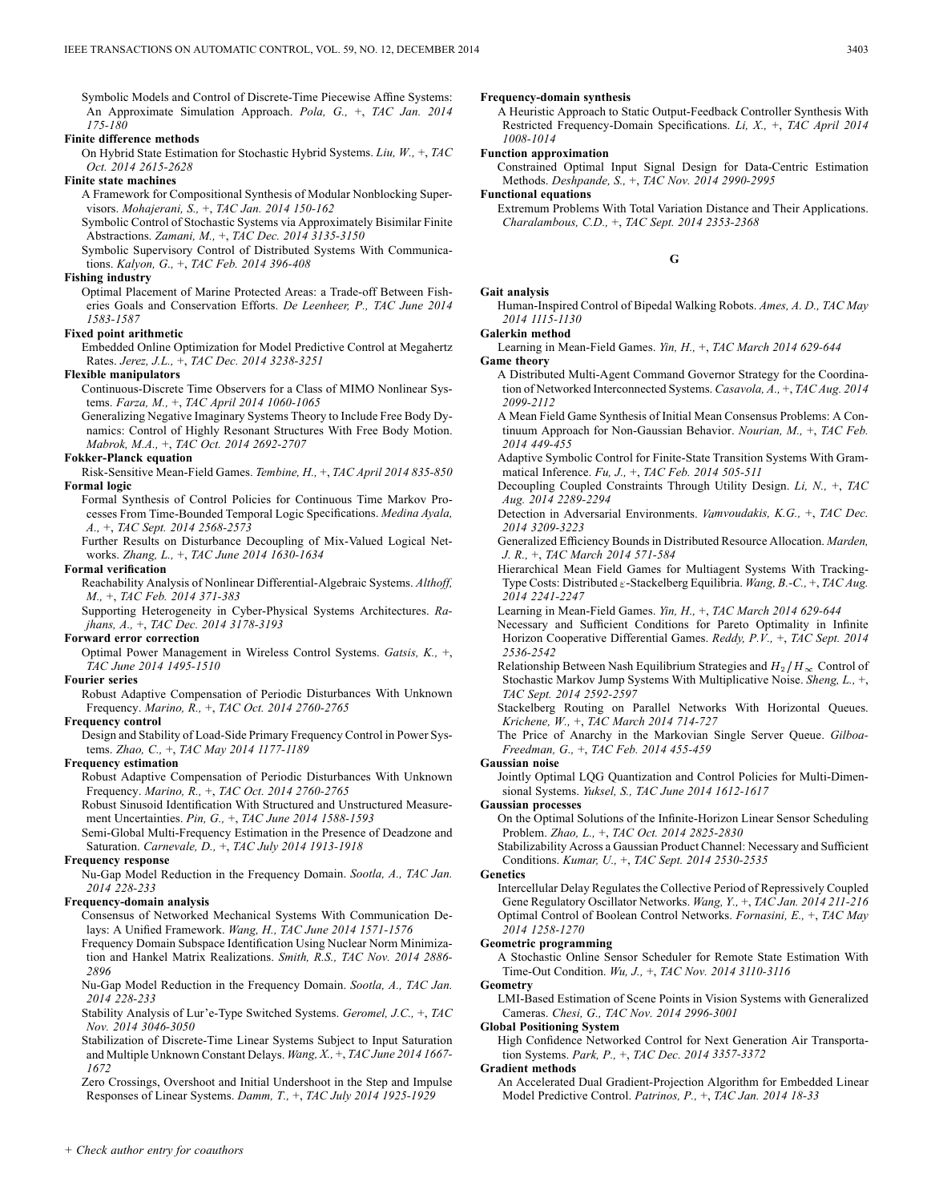Symbolic Models and Control of Discrete-Time Piecewise Affine Systems: An Approximate Simulation Approach. *Pola, G.,* +, *TAC Jan. 2014 175-180*

**Finite difference methods**

On Hybrid State Estimation for Stochastic Hybrid Systems. *Liu, W.,* +, *TAC Oct. 2014 2615-2628*

**Finite state machines**

A Framework for Compositional Synthesis of Modular Nonblocking Supervisors. *Mohajerani, S.,* +, *TAC Jan. 2014 150-162*

Symbolic Control of Stochastic Systems via Approximately Bisimilar Finite Abstractions. *Zamani, M.,* +, *TAC Dec. 2014 3135-3150*

Symbolic Supervisory Control of Distributed Systems With Communications. *Kalyon, G.,* +, *TAC Feb. 2014 396-408*

**Fishing industry**

Optimal Placement of Marine Protected Areas: a Trade-off Between Fisheries Goals and Conservation Efforts. *De Leenheer, P., TAC June 2014 1583-1587*

**Fixed point arithmetic**

Embedded Online Optimization for Model Predictive Control at Megahertz Rates. *Jerez, J.L.,* +, *TAC Dec. 2014 3238-3251*

**Flexible manipulators**

Continuous-Discrete Time Observers for a Class of MIMO Nonlinear Systems. *Farza, M.,* +, *TAC April 2014 1060-1065*

Generalizing Negative Imaginary Systems Theory to Include Free Body Dynamics: Control of Highly Resonant Structures With Free Body Motion. *Mabrok, M.A.,* +, *TAC Oct. 2014 2692-2707*

**Fokker-Planck equation**

Risk-Sensitive Mean-Field Games. *Tembine, H.,* +, *TAC April 2014 835-850*

**Formal logic**

Formal Synthesis of Control Policies for Continuous Time Markov Processes From Time-Bounded Temporal Logic Specifications. *Medina Ayala, A.,* +, *TAC Sept. 2014 2568-2573*

Further Results on Disturbance Decoupling of Mix-Valued Logical Networks. *Zhang, L.,* +, *TAC June 2014 1630-1634*

**Formal verification**

Reachability Analysis of Nonlinear Differential-Algebraic Systems. *Althoff, M.,* +, *TAC Feb. 2014 371-383*

Supporting Heterogeneity in Cyber-Physical Systems Architectures. *Rajhans, A.,* +, *TAC Dec. 2014 3178-3193*

**Forward error correction**

Optimal Power Management in Wireless Control Systems. *Gatsis, K.,* +, *TAC June 2014 1495-1510*

**Fourier series**

Robust Adaptive Compensation of Periodic Disturbances With Unknown Frequency. *Marino, R.,* +, *TAC Oct. 2014 2760-2765*

**Frequency control**

Design and Stability of Load-Side Primary Frequency Control in Power Systems. *Zhao, C.,* +, *TAC May 2014 1177-1189*

**Frequency estimation**

Robust Adaptive Compensation of Periodic Disturbances With Unknown Frequency. *Marino, R.,* +, *TAC Oct. 2014 2760-2765*

Robust Sinusoid Identification With Structured and Unstructured Measurement Uncertainties. *Pin, G.,* +, *TAC June 2014 1588-1593*

Semi-Global Multi-Frequency Estimation in the Presence of Deadzone and Saturation. *Carnevale, D.,* +, *TAC July 2014 1913-1918*

**Frequency response**

Nu-Gap Model Reduction in the Frequency Domain. *Sootla, A., TAC Jan. 2014 228-233*

**Frequency-domain analysis**

Consensus of Networked Mechanical Systems With Communication Delays: A Unified Framework. *Wang, H., TAC June 2014 1571-1576*

Frequency Domain Subspace Identification Using Nuclear Norm Minimization and Hankel Matrix Realizations. *Smith, R.S., TAC Nov. 2014 2886-2896*

Nu-Gap Model Reduction in the Frequency Domain. *Sootla, A., TAC Jan. 2014 228-233*

Stability Analysis of Lur'e-Type Switched Systems. *Geromel, J.C.,* +, *TAC Nov. 2014 3046-3050*

Stabilization of Discrete-Time Linear Systems Subject to Input Saturation and Multiple Unknown Constant Delays. *Wang, X.,* +, *TAC June 2014 1667-1672*

Zero Crossings, Overshoot and Initial Undershoot in the Step and Impulse Responses of Linear Systems. *Damm, T.,* +, *TAC July 2014 1925-1929*

**Frequency-domain synthesis**

A Heuristic Approach to Static Output-Feedback Controller Synthesis With Restricted Frequency-Domain Specifications. *Li, X.,* +, *TAC April 2014 1008-1014*

**Function approximation**

Constrained Optimal Input Signal Design for Data-Centric Estimation Methods. *Deshpande, S.,* +, *TAC Nov. 2014 2990-2995*

**Functional equations**

Extremum Problems With Total Variation Distance and Their Applications. *Charalambous, C.D.,* +, *TAC Sept. 2014 2353-2368*

## G

**Gait analysis**

Human-Inspired Control of Bipedal Walking Robots. *Ames, A. D., TAC May 2014 1115-1130*

**Galerkin method**

Learning in Mean-Field Games. *Yin, H.,* +, *TAC March 2014 629-644*

**Game theory**

A Distributed Multi-Agent Command Governor Strategy for the Coordination of Networked Interconnected Systems. *Casavola, A.,* +, *TAC Aug. 2014 2099-2112*

A Mean Field Game Synthesis of Initial Mean Consensus Problems: A Continuum Approach for Non-Gaussian Behavior. *Nourian, M.,* +, *TAC Feb. 2014 449-455*

Adaptive Symbolic Control for Finite-State Transition Systems With Grammatical Inference. *Fu, J.,* +, *TAC Feb. 2014 505-511*

Decoupling Coupled Constraints Through Utility Design. *Li, N.,* +, *TAC Aug. 2014 2289-2294*

Detection in Adversarial Environments. *Vamvoudakis, K.G.,* +, *TAC Dec. 2014 3209-3223*

Generalized Efficiency Bounds in Distributed Resource Allocation. *Marden, J. R.,* +, *TAC March 2014 571-584*

Hierarchical Mean Field Games for Multiagent Systems With Tracking-Type Costs: Distributed $\varepsilon$-Stackelberg Equilibria. *Wang, B.-C.,* +, *TAC Aug. 2014 2241-2247*

Learning in Mean-Field Games. *Yin, H.,* +, *TAC March 2014 629-644*

Necessary and Sufficient Conditions for Pareto Optimality in Infinite Horizon Cooperative Differential Games. *Reddy, P.V.,* +, *TAC Sept. 2014 2536-2542*

Relationship Between Nash Equilibrium Strategies and $H_2/H_\infty$ Control of Stochastic Markov Jump Systems With Multiplicative Noise. *Sheng, L.,* +, *TAC Sept. 2014 2592-2597*

Stackelberg Routing on Parallel Networks With Horizontal Queues. *Krichene, W.,* +, *TAC March 2014 714-727*

The Price of Anarchy in the Markovian Single Server Queue. *Gilboa-Freedman, G.,* +, *TAC Feb. 2014 455-459*

**Gaussian noise**

Jointly Optimal LQG Quantization and Control Policies for Multi-Dimensional Systems. *Yuksel, S., TAC June 2014 1612-1617*

**Gaussian processes**

On the Optimal Solutions of the Infinite-Horizon Linear Sensor Scheduling Problem. *Zhao, L.,* +, *TAC Oct. 2014 2825-2830*

Stabilizability Across a Gaussian Product Channel: Necessary and Sufficient Conditions. *Kumar, U.,* +, *TAC Sept. 2014 2530-2535*

**Genetics**

Intercellular Delay Regulates the Collective Period of Repressively Coupled Gene Regulatory Oscillator Networks. *Wang, Y.,* +, *TAC Jan. 2014 211-216*

Optimal Control of Boolean Control Networks. *Fornasini, E.,* +, *TAC May 2014 1258-1270*

**Geometric programming**

A Stochastic Online Sensor Scheduler for Remote State Estimation With Time-Out Condition. *Wu, J.,* +, *TAC Nov. 2014 3110-3116*

**Geometry**

LMI-Based Estimation of Scene Points in Vision Systems with Generalized Cameras. *Chesi, G., TAC Nov. 2014 2996-3001*

**Global Positioning System**

High Confidence Networked Control for Next Generation Air Transportation Systems. *Park, P.,* +, *TAC Dec. 2014 3357-3372*

**Gradient methods**

An Accelerated Dual Gradient-Projection Algorithm for Embedded Linear Model Predictive Control. *Patrinos, P.,* +, *TAC Jan. 2014 18-33*

+ *Check author entry for coauthors*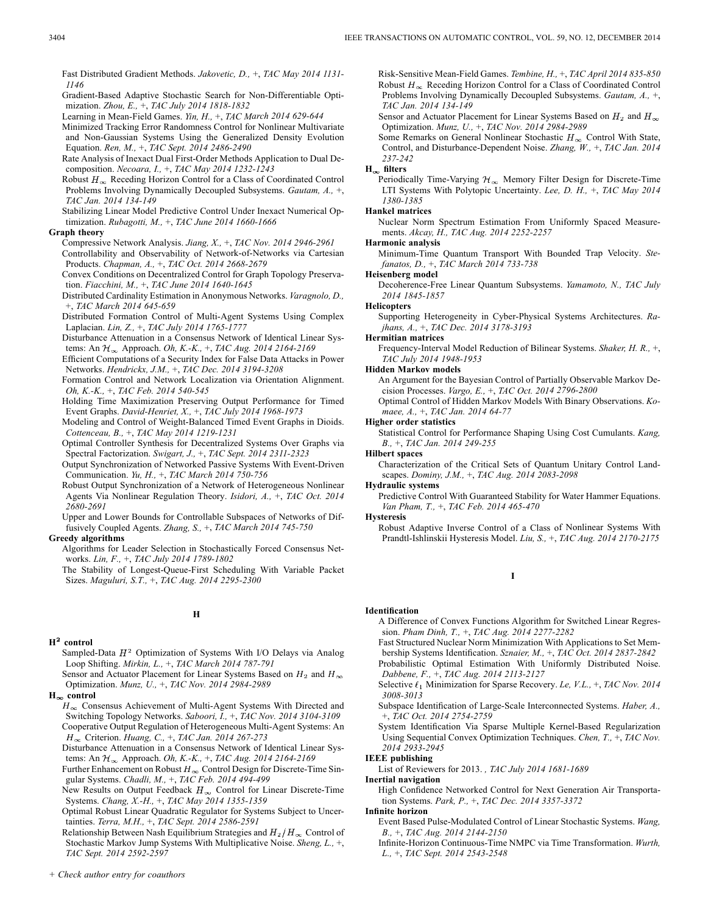Fast Distributed Gradient Methods. *Jakovetic, D.,* +, *TAC May 2014 1131-1146*

Gradient-Based Adaptive Stochastic Search for Non-Differentiable Optimization. *Zhou, E.,* +, *TAC July 2014 1818-1832*

Learning in Mean-Field Games. *Yin, H.,* +, *TAC March 2014 629-644*

Minimized Tracking Error Randomness Control for Nonlinear Multivariate and Non-Gaussian Systems Using the Generalized Density Evolution Equation. *Ren, M.,* +, *TAC Sept. 2014 2486-2490*

Rate Analysis of Inexact Dual First-Order Methods Application to Dual Decomposition. *Necoara, I.,* +, *TAC May 2014 1232-1243*

Robust $H_\infty$ Receding Horizon Control for a Class of Coordinated Control Problems Involving Dynamically Decoupled Subsystems. *Gautam, A.,* +, *TAC Jan. 2014 134-149*

Stabilizing Linear Model Predictive Control Under Inexact Numerical Optimization. *Rubagotti, M.,* +, *TAC June 2014 1660-1666*

**Graph theory**

Compressive Network Analysis. *Jiang, X.,* +, *TAC Nov. 2014 2946-2961*

Controllability and Observability of Network-of-Networks via Cartesian Products. *Chapman, A.,* +, *TAC Oct. 2014 2668-2679*

Convex Conditions on Decentralized Control for Graph Topology Preservation. *Fiacchini, M.,* +, *TAC June 2014 1640-1645*

Distributed Cardinality Estimation in Anonymous Networks. *Varagnolo, D.,* +, *TAC March 2014 645-659*

Distributed Formation Control of Multi-Agent Systems Using Complex Laplacian. *Lin, Z.,* +, *TAC July 2014 1765-1777*

Disturbance Attenuation in a Consensus Network of Identical Linear Systems: An $\mathcal{H}_\infty$ Approach. *Oh, K.-K.,* +, *TAC Aug. 2014 2164-2169*

Efficient Computations of a Security Index for False Data Attacks in Power Networks. *Hendrickx, J.M.,* +, *TAC Dec. 2014 3194-3208*

Formation Control and Network Localization via Orientation Alignment. *Oh, K.-K.,* +, *TAC Feb. 2014 540-545*

Holding Time Maximization Preserving Output Performance for Timed Event Graphs. *David-Henriet, X.,* +, *TAC July 2014 1968-1973*

Modeling and Control of Weight-Balanced Timed Event Graphs in Dioids. *Cottenceau, B.,* +, *TAC May 2014 1219-1231*

Optimal Controller Synthesis for Decentralized Systems Over Graphs via Spectral Factorization. *Swigart, J.,* +, *TAC Sept. 2014 2311-2323*

Output Synchronization of Networked Passive Systems With Event-Driven Communication. *Yu, H.,* +, *TAC March 2014 750-756*

Robust Output Synchronization of a Network of Heterogeneous Nonlinear Agents Via Nonlinear Regulation Theory. *Isidori, A.,* +, *TAC Oct. 2014 2680-2691*

Upper and Lower Bounds for Controllable Subspaces of Networks of Diffusively Coupled Agents. *Zhang, S.,* +, *TAC March 2014 745-750*

**Greedy algorithms**

Algorithms for Leader Selection in Stochastically Forced Consensus Networks. *Lin, F.,* +, *TAC July 2014 1789-1802*

The Stability of Longest-Queue-First Scheduling With Variable Packet Sizes. *Maguluri, S.T.,* +, *TAC Aug. 2014 2295-2300*

## H

**$H^2$ control**

Sampled-Data $H^2$ Optimization of Systems With I/O Delays via Analog Loop Shifting. *Mirkin, L.,* +, *TAC March 2014 787-791*

Sensor and Actuator Placement for Linear Systems Based on $H_2$ and $H_\infty$ Optimization. *Munz, U.,* +, *TAC Nov. 2014 2984-2989*

**$H_\infty$ control**

$H_\infty$ Consensus Achievement of Multi-Agent Systems With Directed and Switching Topology Networks. *Saboori, I.,* +, *TAC Nov. 2014 3104-3109*

Cooperative Output Regulation of Heterogeneous Multi-Agent Systems: An $H_\infty$ Criterion. *Huang, C.,* +, *TAC Jan. 2014 267-273*

Disturbance Attenuation in a Consensus Network of Identical Linear Systems: An $\mathcal{H}_\infty$ Approach. *Oh, K.-K.,* +, *TAC Aug. 2014 2164-2169*

Further Enhancement on Robust $H_\infty$ Control Design for Discrete-Time Singular Systems. *Chadli, M.,* +, *TAC Feb. 2014 494-499*

New Results on Output Feedback $H_\infty$ Control for Linear Discrete-Time Systems. *Chang, X.-H.,* +, *TAC May 2014 1355-1359*

Optimal Robust Linear Quadratic Regulator for Systems Subject to Uncertainties. *Terra, M.H.,* +, *TAC Sept. 2014 2586-2591*

Relationship Between Nash Equilibrium Strategies and $H_2/H_\infty$ Control of Stochastic Markov Jump Systems With Multiplicative Noise. *Sheng, L.,* +, *TAC Sept. 2014 2592-2597*

Risk-Sensitive Mean-Field Games. *Tembine, H.,* +, *TAC April 2014 835-850*

Robust $H_\infty$ Receding Horizon Control for a Class of Coordinated Control Problems Involving Dynamically Decoupled Subsystems. *Gautam, A.,* +, *TAC Jan. 2014 134-149*

Sensor and Actuator Placement for Linear Systems Based on $H_2$ and $H_\infty$ Optimization. *Munz, U.,* +, *TAC Nov. 2014 2984-2989*

Some Remarks on General Nonlinear Stochastic $H_\infty$ Control With State, Control, and Disturbance-Dependent Noise. *Zhang, W.,* +, *TAC Jan. 2014 237-242*

**$H_\infty$ filters**

Periodically Time-Varying $\mathcal{H}_\infty$ Memory Filter Design for Discrete-Time LTI Systems With Polytopic Uncertainty. *Lee, D. H.,* +, *TAC May 2014 1380-1385*

**Hankel matrices**

Nuclear Norm Spectrum Estimation From Uniformly Spaced Measurements. *Akcay, H., TAC Aug. 2014 2252-2257*

**Harmonic analysis**

Minimum-Time Quantum Transport With Bounded Trap Velocity. *Stefanatos, D.,* +, *TAC March 2014 733-738*

**Heisenberg model**

Decoherence-Free Linear Quantum Subsystems. *Yamamoto, N., TAC July 2014 1845-1857*

**Helicopters**

Supporting Heterogeneity in Cyber-Physical Systems Architectures. *Rajhans, A.,* +, *TAC Dec. 2014 3178-3193*

**Hermitian matrices**

Frequency-Interval Model Reduction of Bilinear Systems. *Shaker, H. R.,* +, *TAC July 2014 1948-1953*

**Hidden Markov models**

An Argument for the Bayesian Control of Partially Observable Markov Decision Processes. *Vargo, E.,* +, *TAC Oct. 2014 2796-2800*

Optimal Control of Hidden Markov Models With Binary Observations. *Komaee, A.,* +, *TAC Jan. 2014 64-77*

**Higher order statistics**

Statistical Control for Performance Shaping Using Cost Cumulants. *Kang, B.,* +, *TAC Jan. 2014 249-255*

**Hilbert spaces**

Characterization of the Critical Sets of Quantum Unitary Control Landscapes. *Dominy, J.M.,* +, *TAC Aug. 2014 2083-2098*

**Hydraulic systems**

Predictive Control With Guaranteed Stability for Water Hammer Equations. *Van Pham, T.,* +, *TAC Feb. 2014 465-470*

**Hysteresis**

Robust Adaptive Inverse Control of a Class of Nonlinear Systems With Prandtl-Ishlinskii Hysteresis Model. *Liu, S.,* +, *TAC Aug. 2014 2170-2175*

## I

**Identification**

A Difference of Convex Functions Algorithm for Switched Linear Regression. *Pham Dinh, T.,* +, *TAC Aug. 2014 2277-2282*

Fast Structured Nuclear Norm Minimization With Applications to Set Membership Systems Identification. *Sznaier, M.,* +, *TAC Oct. 2014 2837-2842*

Probabilistic Optimal Estimation With Uniformly Distributed Noise. *Dabbene, F.,* +, *TAC Aug. 2014 2113-2127*

Selective $\ell_1$ Minimization for Sparse Recovery. *Le, V.L.,* +, *TAC Nov. 2014 3008-3013*

Subspace Identification of Large-Scale Interconnected Systems. *Haber, A.,* +, *TAC Oct. 2014 2754-2759*

System Identification Via Sparse Multiple Kernel-Based Regularization Using Sequential Convex Optimization Techniques. *Chen, T.,* +, *TAC Nov. 2014 2933-2945*

**IEEE publishing**

List of Reviewers for 2013. , *TAC July 2014 1681-1689*

**Inertial navigation**

High Confidence Networked Control for Next Generation Air Transportation Systems. *Park, P.,* +, *TAC Dec. 2014 3357-3372*

**Infinite horizon**

Event Based Pulse-Modulated Control of Linear Stochastic Systems. *Wang, B.,* +, *TAC Aug. 2014 2144-2150*

Infinite-Horizon Continuous-Time NMPC via Time Transformation. *Wurth, L.,* +, *TAC Sept. 2014 2543-2548*

*+ Check author entry for coauthors*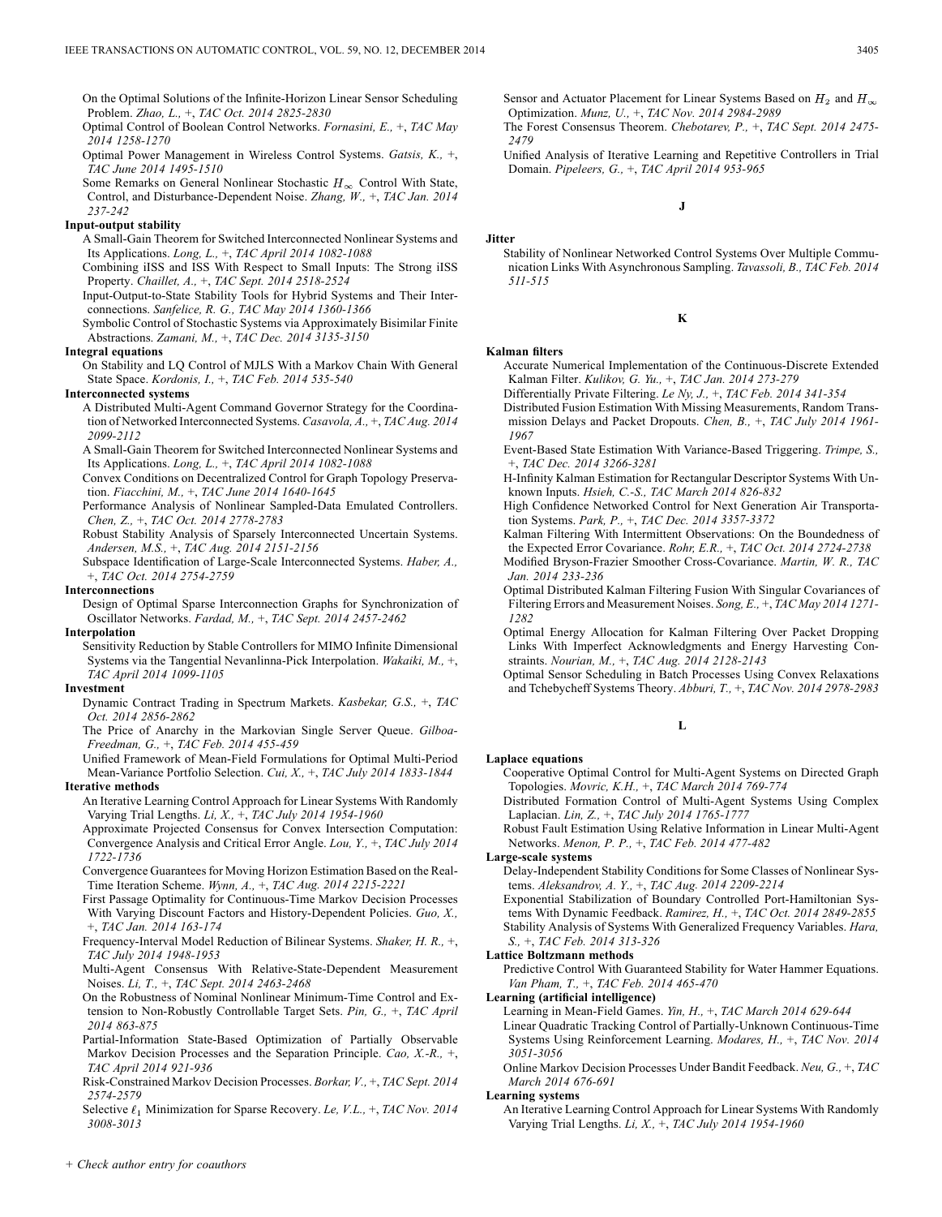On the Optimal Solutions of the Infinite-Horizon Linear Sensor Scheduling Problem. *Zhao, L.,* +, *TAC Oct. 2014 2825-2830*

Optimal Control of Boolean Control Networks. *Fornasini, E.,* +, *TAC May 2014 1258-1270*

Optimal Power Management in Wireless Control Systems. *Gatsis, K.,* +, *TAC June 2014 1495-1510*

Some Remarks on General Nonlinear Stochastic $H_\infty$ Control With State, Control, and Disturbance-Dependent Noise. *Zhang, W.,* +, *TAC Jan. 2014 237-242*

**Input-output stability**

A Small-Gain Theorem for Switched Interconnected Nonlinear Systems and Its Applications. *Long, L.,* +, *TAC April 2014 1082-1088*

Combining iISS and ISS With Respect to Small Inputs: The Strong iISS Property. *Chaillet, A.,* +, *TAC Sept. 2014 2518-2524*

Input-Output-to-State Stability Tools for Hybrid Systems and Their Interconnections. *Sanfelice, R. G., TAC May 2014 1360-1366*

Symbolic Control of Stochastic Systems via Approximately Bisimilar Finite Abstractions. *Zamani, M.,* +, *TAC Dec. 2014 3135-3150*

**Integral equations**

On Stability and LQ Control of MJLS With a Markov Chain With General State Space. *Kordonis, I.,* +, *TAC Feb. 2014 535-540*

**Interconnected systems**

A Distributed Multi-Agent Command Governor Strategy for the Coordination of Networked Interconnected Systems. *Casavola, A.,* +, *TAC Aug. 2014 2099-2112*

A Small-Gain Theorem for Switched Interconnected Nonlinear Systems and Its Applications. *Long, L.,* +, *TAC April 2014 1082-1088*

Convex Conditions on Decentralized Control for Graph Topology Preservation. *Fiacchini, M.,* +, *TAC June 2014 1640-1645*

Performance Analysis of Nonlinear Sampled-Data Emulated Controllers. *Chen, Z.,* +, *TAC Oct. 2014 2778-2783*

Robust Stability Analysis of Sparsely Interconnected Uncertain Systems. *Andersen, M.S.,* +, *TAC Aug. 2014 2151-2156*

Subspace Identification of Large-Scale Interconnected Systems. *Haber, A.,* +, *TAC Oct. 2014 2754-2759*

**Interconnections**

Design of Optimal Sparse Interconnection Graphs for Synchronization of Oscillator Networks. *Fardad, M.,* +, *TAC Sept. 2014 2457-2462*

**Interpolation**

Sensitivity Reduction by Stable Controllers for MIMO Infinite Dimensional Systems via the Tangential Nevanlinna-Pick Interpolation. *Wakaiki, M.,* +, *TAC April 2014 1099-1105*

**Investment**

Dynamic Contract Trading in Spectrum Markets. *Kasbekar, G.S.,* +, *TAC Oct. 2014 2856-2862*

The Price of Anarchy in the Markovian Single Server Queue. *Gilboa-Freedman, G.,* +, *TAC Feb. 2014 455-459*

Unified Framework of Mean-Field Formulations for Optimal Multi-Period Mean-Variance Portfolio Selection. *Cui, X.,* +, *TAC July 2014 1833-1844*

**Iterative methods**

An Iterative Learning Control Approach for Linear Systems With Randomly Varying Trial Lengths. *Li, X.,* +, *TAC July 2014 1954-1960*

Approximate Projected Consensus for Convex Intersection Computation: Convergence Analysis and Critical Error Angle. *Lou, Y.,* +, *TAC July 2014 1722-1736*

Convergence Guarantees for Moving Horizon Estimation Based on the Real-Time Iteration Scheme. *Wynn, A.,* +, *TAC Aug. 2014 2215-2221*

First Passage Optimality for Continuous-Time Markov Decision Processes With Varying Discount Factors and History-Dependent Policies. *Guo, X.,* +, *TAC Jan. 2014 163-174*

Frequency-Interval Model Reduction of Bilinear Systems. *Shaker, H. R.,* +, *TAC July 2014 1948-1953*

Multi-Agent Consensus With Relative-State-Dependent Measurement Noises. *Li, T.,* +, *TAC Sept. 2014 2463-2468*

On the Robustness of Nominal Nonlinear Minimum-Time Control and Extension to Non-Robustly Controllable Target Sets. *Pin, G.,* +, *TAC April 2014 863-875*

Partial-Information State-Based Optimization of Partially Observable Markov Decision Processes and the Separation Principle. *Cao, X.-R.,* +, *TAC April 2014 921-936*

Risk-Constrained Markov Decision Processes. *Borkar, V.,* +, *TAC Sept. 2014 2574-2579*

Selective $\ell_1$ Minimization for Sparse Recovery. *Le, V.L.,* +, *TAC Nov. 2014 3008-3013*

Sensor and Actuator Placement for Linear Systems Based on $H_2$ and $H_\infty$ Optimization. *Munz, U.,* +, *TAC Nov. 2014 2984-2989*

The Forest Consensus Theorem. *Chebotarev, P.,* +, *TAC Sept. 2014 2475-2479*

Unified Analysis of Iterative Learning and Repetitive Controllers in Trial Domain. *Pipeleers, G.,* +, *TAC April 2014 953-965*

## J

**Jitter**

Stability of Nonlinear Networked Control Systems Over Multiple Communication Links With Asynchronous Sampling. *Tavassoli, B., TAC Feb. 2014 511-515*

## K

**Kalman filters**

Accurate Numerical Implementation of the Continuous-Discrete Extended Kalman Filter. *Kulikov, G. Yu.,* +, *TAC Jan. 2014 273-279*

Differentially Private Filtering. *Le Ny, J.,* +, *TAC Feb. 2014 341-354*

Distributed Fusion Estimation With Missing Measurements, Random Transmission Delays and Packet Dropouts. *Chen, B.,* +, *TAC July 2014 1961-1967*

Event-Based State Estimation With Variance-Based Triggering. *Trimpe, S.,* +, *TAC Dec. 2014 3266-3281*

H-Infinity Kalman Estimation for Rectangular Descriptor Systems With Unknown Inputs. *Hsieh, C.-S., TAC March 2014 826-832*

High Confidence Networked Control for Next Generation Air Transportation Systems. *Park, P.,* +, *TAC Dec. 2014 3357-3372*

Kalman Filtering With Intermittent Observations: On the Boundedness of the Expected Error Covariance. *Rohr, E.R.,* +, *TAC Oct. 2014 2724-2738*

Modified Bryson-Frazier Smoother Cross-Covariance. *Martin, W. R., TAC Jan. 2014 233-236*

Optimal Distributed Kalman Filtering Fusion With Singular Covariances of Filtering Errors and Measurement Noises. *Song, E.,* +, *TAC May 2014 1271-1282*

Optimal Energy Allocation for Kalman Filtering Over Packet Dropping Links With Imperfect Acknowledgments and Energy Harvesting Constraints. *Nourian, M.,* +, *TAC Aug. 2014 2128-2143*

Optimal Sensor Scheduling in Batch Processes Using Convex Relaxations and Tchebycheff Systems Theory. *Abburi, T.,* +, *TAC Nov. 2014 2978-2983*

## L

**Laplace equations**

Cooperative Optimal Control for Multi-Agent Systems on Directed Graph Topologies. *Movric, K.H.,* +, *TAC March 2014 769-774*

Distributed Formation Control of Multi-Agent Systems Using Complex Laplacian. *Lin, Z.,* +, *TAC July 2014 1765-1777*

Robust Fault Estimation Using Relative Information in Linear Multi-Agent Networks. *Menon, P. P.,* +, *TAC Feb. 2014 477-482*

**Large-scale systems**

Delay-Independent Stability Conditions for Some Classes of Nonlinear Systems. *Aleksandrov, A. Y.,* +, *TAC Aug. 2014 2209-2214*

Exponential Stabilization of Boundary Controlled Port-Hamiltonian Systems With Dynamic Feedback. *Ramirez, H.,* +, *TAC Oct. 2014 2849-2855*

Stability Analysis of Systems With Generalized Frequency Variables. *Hara, S.,* +, *TAC Feb. 2014 313-326*

**Lattice Boltzmann methods**

Predictive Control With Guaranteed Stability for Water Hammer Equations. *Van Pham, T.,* +, *TAC Feb. 2014 465-470*

**Learning (artificial intelligence)**

Learning in Mean-Field Games. *Yin, H.,* +, *TAC March 2014 629-644*

Linear Quadratic Tracking Control of Partially-Unknown Continuous-Time Systems Using Reinforcement Learning. *Modares, H.,* +, *TAC Nov. 2014 3051-3056*

Online Markov Decision Processes Under Bandit Feedback. *Neu, G.,* +, *TAC March 2014 676-691*

**Learning systems**

An Iterative Learning Control Approach for Linear Systems With Randomly Varying Trial Lengths. *Li, X.,* +, *TAC July 2014 1954-1960*

+ *Check author entry for coauthors*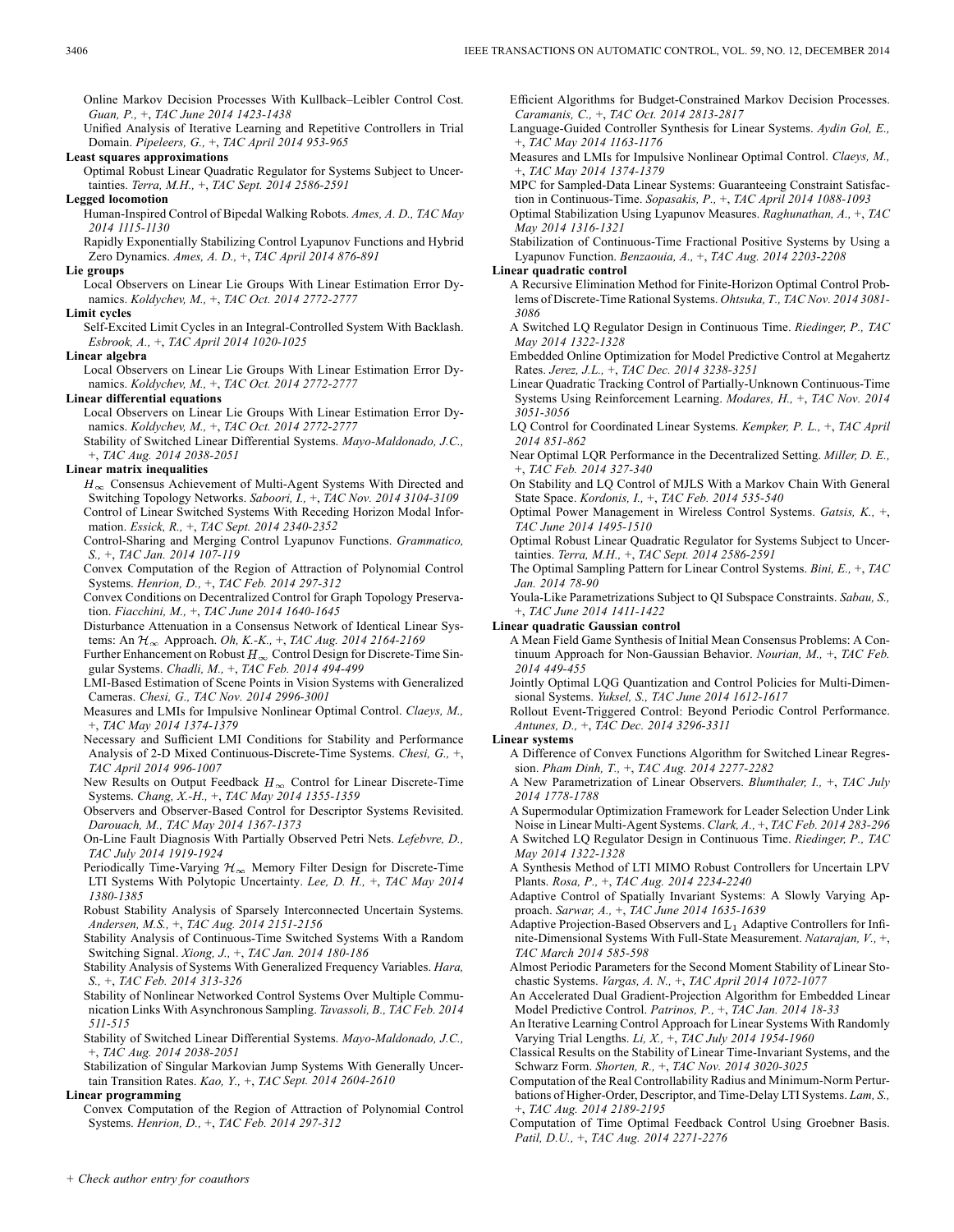Online Markov Decision Processes With Kullback–Leibler Control Cost. *Guan, P.,* +, *TAC June 2014 1423-1438*

Unified Analysis of Iterative Learning and Repetitive Controllers in Trial Domain. *Pipeleers, G.,* +, *TAC April 2014 953-965*

**Least squares approximations**

Optimal Robust Linear Quadratic Regulator for Systems Subject to Uncertainties. *Terra, M.H.,* +, *TAC Sept. 2014 2586-2591*

**Legged locomotion**

Human-Inspired Control of Bipedal Walking Robots. *Ames, A. D., TAC May 2014 1115-1130*

Rapidly Exponentially Stabilizing Control Lyapunov Functions and Hybrid Zero Dynamics. *Ames, A. D.,* +, *TAC April 2014 876-891*

**Lie groups**

Local Observers on Linear Lie Groups With Linear Estimation Error Dynamics. *Koldychev, M.,* +, *TAC Oct. 2014 2772-2777*

**Limit cycles**

Self-Excited Limit Cycles in an Integral-Controlled System With Backlash. *Esbrook, A.,* +, *TAC April 2014 1020-1025*

**Linear algebra**

Local Observers on Linear Lie Groups With Linear Estimation Error Dynamics. *Koldychev, M.,* +, *TAC Oct. 2014 2772-2777*

**Linear differential equations**

Local Observers on Linear Lie Groups With Linear Estimation Error Dynamics. *Koldychev, M.,* +, *TAC Oct. 2014 2772-2777*

Stability of Switched Linear Differential Systems. *Mayo-Maldonado, J.C.,* +, *TAC Aug. 2014 2038-2051*

**Linear matrix inequalities**

$H_\infty$ Consensus Achievement of Multi-Agent Systems With Directed and Switching Topology Networks. *Saboori, I.,* +, *TAC Nov. 2014 3104-3109*

Control of Linear Switched Systems With Receding Horizon Modal Information. *Essick, R.,* +, *TAC Sept. 2014 2340-2352*

Control-Sharing and Merging Control Lyapunov Functions. *Grammatico, S.,* +, *TAC Jan. 2014 107-119*

Convex Computation of the Region of Attraction of Polynomial Control Systems. *Henrion, D.,* +, *TAC Feb. 2014 297-312*

Convex Conditions on Decentralized Control for Graph Topology Preservation. *Fiacchini, M.,* +, *TAC June 2014 1640-1645*

Disturbance Attenuation in a Consensus Network of Identical Linear Systems: An $\mathcal{H}_\infty$ Approach. *Oh, K.-K.,* +, *TAC Aug. 2014 2164-2169*

Further Enhancement on Robust $H_\infty$ Control Design for Discrete-Time Singular Systems. *Chadli, M.,* +, *TAC Feb. 2014 494-499*

LMI-Based Estimation of Scene Points in Vision Systems with Generalized Cameras. *Chesi, G., TAC Nov. 2014 2996-3001*

Measures and LMIs for Impulsive Nonlinear Optimal Control. *Claeys, M.,* +, *TAC May 2014 1374-1379*

Necessary and Sufficient LMI Conditions for Stability and Performance Analysis of 2-D Mixed Continuous-Discrete-Time Systems. *Chesi, G.,* +, *TAC April 2014 996-1007*

New Results on Output Feedback $H_\infty$ Control for Linear Discrete-Time Systems. *Chang, X.-H.,* +, *TAC May 2014 1355-1359*

Observers and Observer-Based Control for Descriptor Systems Revisited. *Darouach, M., TAC May 2014 1367-1373*

On-Line Fault Diagnosis With Partially Observed Petri Nets. *Lefebvre, D., TAC July 2014 1919-1924*

Periodically Time-Varying $\mathcal{H}_\infty$ Memory Filter Design for Discrete-Time LTI Systems With Polytopic Uncertainty. *Lee, D. H.,* +, *TAC May 2014 1380-1385*

Robust Stability Analysis of Sparsely Interconnected Uncertain Systems. *Andersen, M.S.,* +, *TAC Aug. 2014 2151-2156*

Stability Analysis of Continuous-Time Switched Systems With a Random Switching Signal. *Xiong, J.,* +, *TAC Jan. 2014 180-186*

Stability Analysis of Systems With Generalized Frequency Variables. *Hara, S.,* +, *TAC Feb. 2014 313-326*

Stability of Nonlinear Networked Control Systems Over Multiple Communication Links With Asynchronous Sampling. *Tavassoli, B., TAC Feb. 2014 511-515*

Stability of Switched Linear Differential Systems. *Mayo-Maldonado, J.C.,* +, *TAC Aug. 2014 2038-2051*

Stabilization of Singular Markovian Jump Systems With Generally Uncertain Transition Rates. *Kao, Y.,* +, *TAC Sept. 2014 2604-2610*

**Linear programming**

Convex Computation of the Region of Attraction of Polynomial Control Systems. *Henrion, D.,* +, *TAC Feb. 2014 297-312*

Efficient Algorithms for Budget-Constrained Markov Decision Processes. *Caramanis, C.,* +, *TAC Oct. 2014 2813-2817*

Language-Guided Controller Synthesis for Linear Systems. *Aydin Gol, E.,* +, *TAC May 2014 1163-1176*

Measures and LMIs for Impulsive Nonlinear Optimal Control. *Claeys, M.,* +, *TAC May 2014 1374-1379*

MPC for Sampled-Data Linear Systems: Guaranteeing Constraint Satisfaction in Continuous-Time. *Sopasakis, P.,* +, *TAC April 2014 1088-1093*

Optimal Stabilization Using Lyapunov Measures. *Raghunathan, A.,* +, *TAC May 2014 1316-1321*

Stabilization of Continuous-Time Fractional Positive Systems by Using a Lyapunov Function. *Benzaouia, A.,* +, *TAC Aug. 2014 2203-2208*

**Linear quadratic control**

A Recursive Elimination Method for Finite-Horizon Optimal Control Problems of Discrete-Time Rational Systems. *Ohtsuka, T., TAC Nov. 2014 3081-3086*

A Switched LQ Regulator Design in Continuous Time. *Riedinger, P., TAC May 2014 1322-1328*

Embedded Online Optimization for Model Predictive Control at Megahertz Rates. *Jerez, J.L.,* +, *TAC Dec. 2014 3238-3251*

Linear Quadratic Tracking Control of Partially-Unknown Continuous-Time Systems Using Reinforcement Learning. *Modares, H.,* +, *TAC Nov. 2014 3051-3056*

LQ Control for Coordinated Linear Systems. *Kempker, P. L.,* +, *TAC April 2014 851-862*

Near Optimal LQR Performance in the Decentralized Setting. *Miller, D. E.,* +, *TAC Feb. 2014 327-340*

On Stability and LQ Control of MJLS With a Markov Chain With General State Space. *Kordonis, I.,* +, *TAC Feb. 2014 535-540*

Optimal Power Management in Wireless Control Systems. *Gatsis, K.,* +, *TAC June 2014 1495-1510*

Optimal Robust Linear Quadratic Regulator for Systems Subject to Uncertainties. *Terra, M.H.,* +, *TAC Sept. 2014 2586-2591*

The Optimal Sampling Pattern for Linear Control Systems. *Bini, E.,* +, *TAC Jan. 2014 78-90*

Youla-Like Parametrizations Subject to QI Subspace Constraints. *Sabau, S.,* +, *TAC June 2014 1411-1422*

**Linear quadratic Gaussian control**

A Mean Field Game Synthesis of Initial Mean Consensus Problems: A Continuum Approach for Non-Gaussian Behavior. *Nourian, M.,* +, *TAC Feb. 2014 449-455*

Jointly Optimal LQG Quantization and Control Policies for Multi-Dimensional Systems. *Yuksel, S., TAC June 2014 1612-1617*

Rollout Event-Triggered Control: Beyond Periodic Control Performance. *Antunes, D.,* +, *TAC Dec. 2014 3296-3311*

**Linear systems**

A Difference of Convex Functions Algorithm for Switched Linear Regression. *Pham Dinh, T.,* +, *TAC Aug. 2014 2277-2282*

A New Parametrization of Linear Observers. *Blumthaler, I.,* +, *TAC July 2014 1778-1788*

A Supermodular Optimization Framework for Leader Selection Under Link Noise in Linear Multi-Agent Systems. *Clark, A.,* +, *TAC Feb. 2014 283-296*

A Switched LQ Regulator Design in Continuous Time. *Riedinger, P., TAC May 2014 1322-1328*

A Synthesis Method of LTI MIMO Robust Controllers for Uncertain LPV Plants. *Rosa, P.,* +, *TAC Aug. 2014 2234-2240*

Adaptive Control of Spatially Invariant Systems: A Slowly Varying Approach. *Sarwar, A.,* +, *TAC June 2014 1635-1639*

Adaptive Projection-Based Observers and $\mathrm{L}_1$ Adaptive Controllers for Infinite-Dimensional Systems With Full-State Measurement. *Natarajan, V.,* +, *TAC March 2014 585-598*

Almost Periodic Parameters for the Second Moment Stability of Linear Stochastic Systems. *Vargas, A. N.,* +, *TAC April 2014 1072-1077*

An Accelerated Dual Gradient-Projection Algorithm for Embedded Linear Model Predictive Control. *Patrinos, P.,* +, *TAC Jan. 2014 18-33*

An Iterative Learning Control Approach for Linear Systems With Randomly Varying Trial Lengths. *Li, X.,* +, *TAC July 2014 1954-1960*

Classical Results on the Stability of Linear Time-Invariant Systems, and the Schwarz Form. *Shorten, R.,* +, *TAC Nov. 2014 3020-3025*

Computation of the Real Controllability Radius and Minimum-Norm Perturbations of Higher-Order, Descriptor, and Time-Delay LTI Systems. *Lam, S.,* +, *TAC Aug. 2014 2189-2195*

Computation of Time Optimal Feedback Control Using Groebner Basis. *Patil, D.U.,* +, *TAC Aug. 2014 2271-2276*

+ Check author entry for coauthors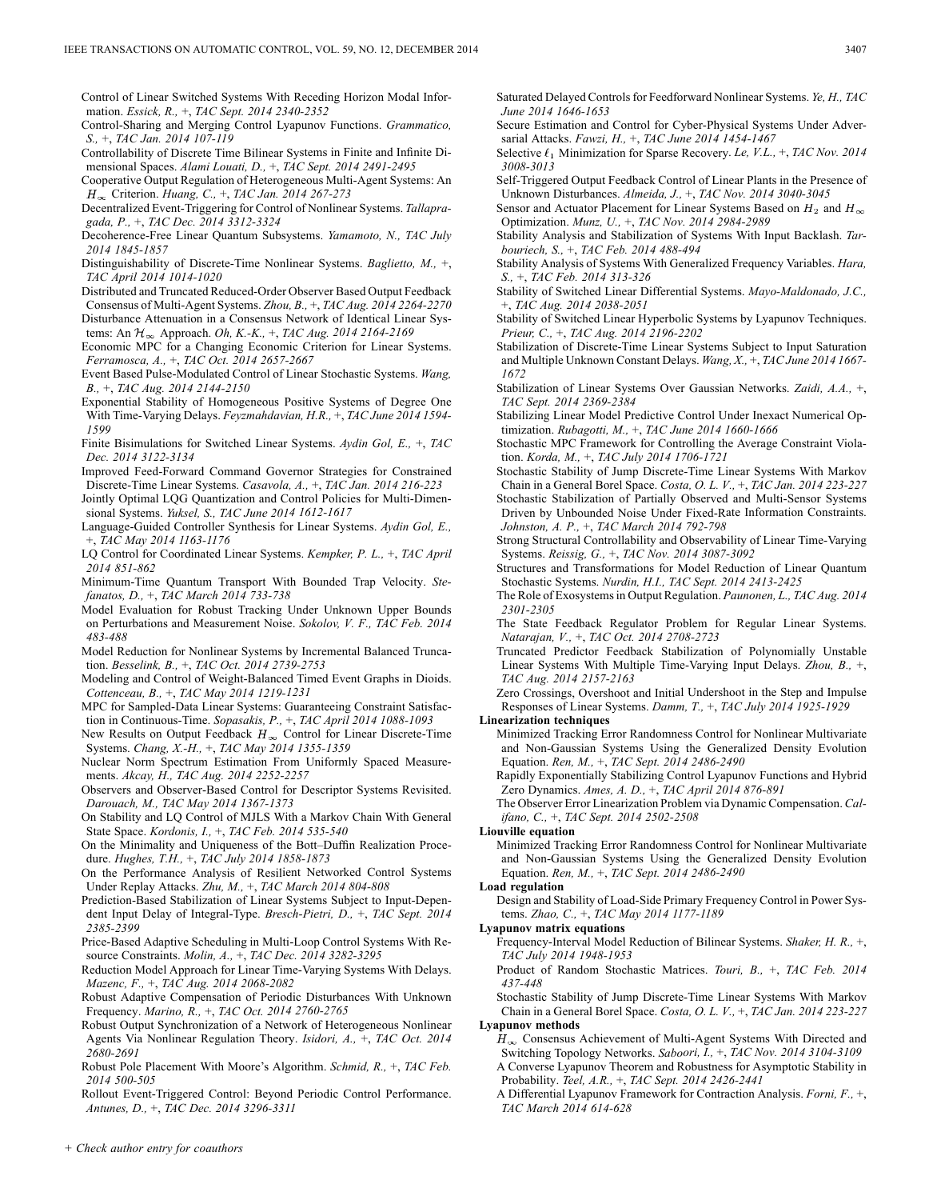Control of Linear Switched Systems With Receding Horizon Modal Information. *Essick, R.,* +, *TAC Sept. 2014 2340-2352*

Control-Sharing and Merging Control Lyapunov Functions. *Grammatico, S.,* +, *TAC Jan. 2014 107-119*

Controllability of Discrete Time Bilinear Systems in Finite and Infinite Dimensional Spaces. *Alami Louati, D.,* +, *TAC Sept. 2014 2491-2495*

Cooperative Output Regulation of Heterogeneous Multi-Agent Systems: An $H_\infty$ Criterion. *Huang, C.,* +, *TAC Jan. 2014 267-273*

Decentralized Event-Triggering for Control of Nonlinear Systems. *Tallapragada, P.,* +, *TAC Dec. 2014 3312-3324*

Decoherence-Free Linear Quantum Subsystems. *Yamamoto, N., TAC July 2014 1845-1857*

Distinguishability of Discrete-Time Nonlinear Systems. *Baglietto, M.,* +, *TAC April 2014 1014-1020*

Distributed and Truncated Reduced-Order Observer Based Output Feedback Consensus of Multi-Agent Systems. *Zhou, B.,* +, *TAC Aug. 2014 2264-2270*

Disturbance Attenuation in a Consensus Network of Identical Linear Systems: An $\mathcal{H}_\infty$ Approach. *Oh, K.-K.,* +, *TAC Aug. 2014 2164-2169*

Economic MPC for a Changing Economic Criterion for Linear Systems. *Ferramosca, A.,* +, *TAC Oct. 2014 2657-2667*

Event Based Pulse-Modulated Control of Linear Stochastic Systems. *Wang, B.,* +, *TAC Aug. 2014 2144-2150*

Exponential Stability of Homogeneous Positive Systems of Degree One With Time-Varying Delays. *Feyzmahdavian, H.R.,* +, *TAC June 2014 1594-1599*

Finite Bisimulations for Switched Linear Systems. *Aydin Gol, E.,* +, *TAC Dec. 2014 3122-3134*

Improved Feed-Forward Command Governor Strategies for Constrained Discrete-Time Linear Systems. *Casavola, A.,* +, *TAC Jan. 2014 216-223*

Jointly Optimal LQG Quantization and Control Policies for Multi-Dimensional Systems. *Yuksel, S., TAC June 2014 1612-1617*

Language-Guided Controller Synthesis for Linear Systems. *Aydin Gol, E.,* +, *TAC May 2014 1163-1176*

LQ Control for Coordinated Linear Systems. *Kempker, P. L.,* +, *TAC April 2014 851-862*

Minimum-Time Quantum Transport With Bounded Trap Velocity. *Stefanatos, D.,* +, *TAC March 2014 733-738*

Model Evaluation for Robust Tracking Under Unknown Upper Bounds on Perturbations and Measurement Noise. *Sokolov, V. F., TAC Feb. 2014 483-488*

Model Reduction for Nonlinear Systems by Incremental Balanced Truncation. *Besselink, B.,* +, *TAC Oct. 2014 2739-2753*

Modeling and Control of Weight-Balanced Timed Event Graphs in Dioids. *Cottenceau, B.,* +, *TAC May 2014 1219-1231*

MPC for Sampled-Data Linear Systems: Guaranteeing Constraint Satisfaction in Continuous-Time. *Sopasakis, P.,* +, *TAC April 2014 1088-1093*

New Results on Output Feedback $H_\infty$ Control for Linear Discrete-Time Systems. *Chang, X.-H.,* +, *TAC May 2014 1355-1359*

Nuclear Norm Spectrum Estimation From Uniformly Spaced Measurements. *Akcay, H., TAC Aug. 2014 2252-2257*

Observers and Observer-Based Control for Descriptor Systems Revisited. *Darouach, M., TAC May 2014 1367-1373*

On Stability and LQ Control of MJLS With a Markov Chain With General State Space. *Kordonis, I.,* +, *TAC Feb. 2014 535-540*

On the Minimality and Uniqueness of the Bott–Duffin Realization Procedure. *Hughes, T.H.,* +, *TAC July 2014 1858-1873*

On the Performance Analysis of Resilient Networked Control Systems Under Replay Attacks. *Zhu, M.,* +, *TAC March 2014 804-808*

Prediction-Based Stabilization of Linear Systems Subject to Input-Dependent Input Delay of Integral-Type. *Bresch-Pietri, D.,* +, *TAC Sept. 2014 2385-2399*

Price-Based Adaptive Scheduling in Multi-Loop Control Systems With Resource Constraints. *Molin, A.,* +, *TAC Dec. 2014 3282-3295*

Reduction Model Approach for Linear Time-Varying Systems With Delays. *Mazenc, F.,* +, *TAC Aug. 2014 2068-2082*

Robust Adaptive Compensation of Periodic Disturbances With Unknown Frequency. *Marino, R.,* +, *TAC Oct. 2014 2760-2765*

Robust Output Synchronization of a Network of Heterogeneous Nonlinear Agents Via Nonlinear Regulation Theory. *Isidori, A.,* +, *TAC Oct. 2014 2680-2691*

Robust Pole Placement With Moore's Algorithm. *Schmid, R.,* +, *TAC Feb. 2014 500-505*

Rollout Event-Triggered Control: Beyond Periodic Control Performance. *Antunes, D.,* +, *TAC Dec. 2014 3296-3311*

Saturated Delayed Controls for Feedforward Nonlinear Systems. *Ye, H., TAC June 2014 1646-1653*

Secure Estimation and Control for Cyber-Physical Systems Under Adversarial Attacks. *Fawzi, H.,* +, *TAC June 2014 1454-1467*

Selective $\ell_1$ Minimization for Sparse Recovery. *Le, V.L.,* +, *TAC Nov. 2014 3008-3013*

Self-Triggered Output Feedback Control of Linear Plants in the Presence of Unknown Disturbances. *Almeida, J.,* +, *TAC Nov. 2014 3040-3045*

Sensor and Actuator Placement for Linear Systems Based on $H_2$ and $H_\infty$ Optimization. *Munz, U.,* +, *TAC Nov. 2014 2984-2989*

Stability Analysis and Stabilization of Systems With Input Backlash. *Tarbouriech, S.,* +, *TAC Feb. 2014 488-494*

Stability Analysis of Systems With Generalized Frequency Variables. *Hara, S.,* +, *TAC Feb. 2014 313-326*

Stability of Switched Linear Differential Systems. *Mayo-Maldonado, J.C.,* +, *TAC Aug. 2014 2038-2051*

Stability of Switched Linear Hyperbolic Systems by Lyapunov Techniques. *Prieur, C.,* +, *TAC Aug. 2014 2196-2202*

Stabilization of Discrete-Time Linear Systems Subject to Input Saturation and Multiple Unknown Constant Delays. *Wang, X.,* +, *TAC June 2014 1667-1672*

Stabilization of Linear Systems Over Gaussian Networks. *Zaidi, A.A.,* +, *TAC Sept. 2014 2369-2384*

Stabilizing Linear Model Predictive Control Under Inexact Numerical Optimization. *Rubagotti, M.,* +, *TAC June 2014 1660-1666*

Stochastic MPC Framework for Controlling the Average Constraint Violation. *Korda, M.,* +, *TAC July 2014 1706-1721*

Stochastic Stability of Jump Discrete-Time Linear Systems With Markov Chain in a General Borel Space. *Costa, O. L. V.,* +, *TAC Jan. 2014 223-227*

Stochastic Stabilization of Partially Observed and Multi-Sensor Systems Driven by Unbounded Noise Under Fixed-Rate Information Constraints. *Johnston, A. P.,* +, *TAC March 2014 792-798*

Strong Structural Controllability and Observability of Linear Time-Varying Systems. *Reissig, G.,* +, *TAC Nov. 2014 3087-3092*

Structures and Transformations for Model Reduction of Linear Quantum Stochastic Systems. *Nurdin, H.I., TAC Sept. 2014 2413-2425*

The Role of Exosystems in Output Regulation. *Paunonen, L., TAC Aug. 2014 2301-2305*

The State Feedback Regulator Problem for Regular Linear Systems. *Natarajan, V.,* +, *TAC Oct. 2014 2708-2723*

Truncated Predictor Feedback Stabilization of Polynomially Unstable Linear Systems With Multiple Time-Varying Input Delays. *Zhou, B.,* +, *TAC Aug. 2014 2157-2163*

Zero Crossings, Overshoot and Initial Undershoot in the Step and Impulse Responses of Linear Systems. *Damm, T.,* +, *TAC July 2014 1925-1929*

**Linearization techniques**

Minimized Tracking Error Randomness Control for Nonlinear Multivariate and Non-Gaussian Systems Using the Generalized Density Evolution Equation. *Ren, M.,* +, *TAC Sept. 2014 2486-2490*

Rapidly Exponentially Stabilizing Control Lyapunov Functions and Hybrid Zero Dynamics. *Ames, A. D.,* +, *TAC April 2014 876-891*

The Observer Error Linearization Problem via Dynamic Compensation. *Califano, C.,* +, *TAC Sept. 2014 2502-2508*

**Liouville equation**

Minimized Tracking Error Randomness Control for Nonlinear Multivariate and Non-Gaussian Systems Using the Generalized Density Evolution Equation. *Ren, M.,* +, *TAC Sept. 2014 2486-2490*

**Load regulation**

Design and Stability of Load-Side Primary Frequency Control in Power Systems. *Zhao, C.,* +, *TAC May 2014 1177-1189*

**Lyapunov matrix equations**

Frequency-Interval Model Reduction of Bilinear Systems. *Shaker, H. R.,* +, *TAC July 2014 1948-1953*

Product of Random Stochastic Matrices. *Touri, B.,* +, *TAC Feb. 2014 437-448*

Stochastic Stability of Jump Discrete-Time Linear Systems With Markov Chain in a General Borel Space. *Costa, O. L. V.,* +, *TAC Jan. 2014 223-227*

**Lyapunov methods**

$H_\infty$ Consensus Achievement of Multi-Agent Systems With Directed and Switching Topology Networks. *Saboori, I.,* +, *TAC Nov. 2014 3104-3109*

A Converse Lyapunov Theorem and Robustness for Asymptotic Stability in Probability. *Teel, A.R.,* +, *TAC Sept. 2014 2426-2441*

A Differential Lyapunov Framework for Contraction Analysis. *Forni, F.,* +, *TAC March 2014 614-628*

+ *Check author entry for coauthors*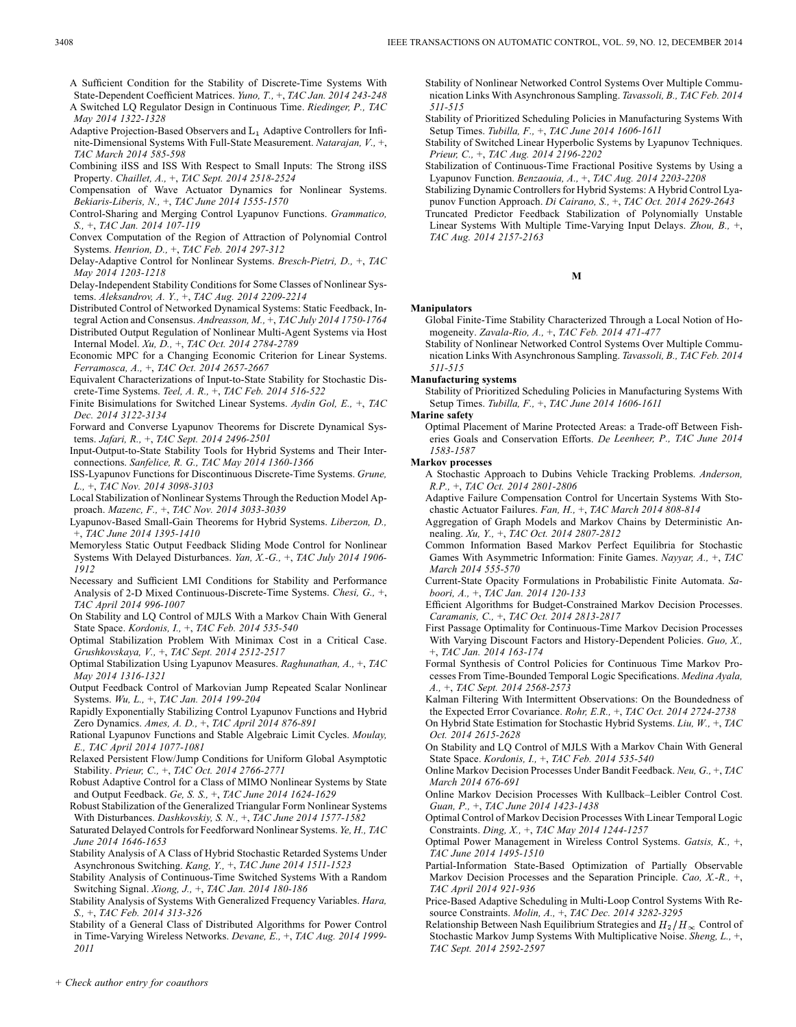A Sufficient Condition for the Stability of Discrete-Time Systems With State-Dependent Coefficient Matrices. *Yuno, T.,* +, *TAC Jan. 2014 243-248*

A Switched LQ Regulator Design in Continuous Time. *Riedinger, P., TAC May 2014 1322-1328*

Adaptive Projection-Based Observers and $L_1$ Adaptive Controllers for Infinite-Dimensional Systems With Full-State Measurement. *Natarajan, V.,* +, *TAC March 2014 585-598*

Combining iISS and ISS With Respect to Small Inputs: The Strong iISS Property. *Chaillet, A.,* +, *TAC Sept. 2014 2518-2524*

Compensation of Wave Actuator Dynamics for Nonlinear Systems. *Bekiaris-Liberis, N.,* +, *TAC June 2014 1555-1570*

Control-Sharing and Merging Control Lyapunov Functions. *Grammatico, S.,* +, *TAC Jan. 2014 107-119*

Convex Computation of the Region of Attraction of Polynomial Control Systems. *Henrion, D.,* +, *TAC Feb. 2014 297-312*

Delay-Adaptive Control for Nonlinear Systems. *Bresch-Pietri, D.,* +, *TAC May 2014 1203-1218*

Delay-Independent Stability Conditions for Some Classes of Nonlinear Systems. *Aleksandrov, A. Y.,* +, *TAC Aug. 2014 2209-2214*

Distributed Control of Networked Dynamical Systems: Static Feedback, Integral Action and Consensus. *Andreasson, M.,* +, *TAC July 2014 1750-1764*

Distributed Output Regulation of Nonlinear Multi-Agent Systems via Host Internal Model. *Xu, D.,* +, *TAC Oct. 2014 2784-2789*

Economic MPC for a Changing Economic Criterion for Linear Systems. *Ferramosca, A.,* +, *TAC Oct. 2014 2657-2667*

Equivalent Characterizations of Input-to-State Stability for Stochastic Discrete-Time Systems. *Teel, A. R.,* +, *TAC Feb. 2014 516-522*

Finite Bisimulations for Switched Linear Systems. *Aydin Gol, E.,* +, *TAC Dec. 2014 3122-3134*

Forward and Converse Lyapunov Theorems for Discrete Dynamical Systems. *Jafari, R.,* +, *TAC Sept. 2014 2496-2501*

Input-Output-to-State Stability Tools for Hybrid Systems and Their Interconnections. *Sanfelice, R. G., TAC May 2014 1360-1366*

ISS-Lyapunov Functions for Discontinuous Discrete-Time Systems. *Grune, L.,* +, *TAC Nov. 2014 3098-3103*

Local Stabilization of Nonlinear Systems Through the Reduction Model Approach. *Mazenc, F.,* +, *TAC Nov. 2014 3033-3039*

Lyapunov-Based Small-Gain Theorems for Hybrid Systems. *Liberzon, D.,* +, *TAC June 2014 1395-1410*

Memoryless Static Output Feedback Sliding Mode Control for Nonlinear Systems With Delayed Disturbances. *Yan, X.-G.,* +, *TAC July 2014 1906-1912*

Necessary and Sufficient LMI Conditions for Stability and Performance Analysis of 2-D Mixed Continuous-Discrete-Time Systems. *Chesi, G.,* +, *TAC April 2014 996-1007*

On Stability and LQ Control of MJLS With a Markov Chain With General State Space. *Kordonis, I.,* +, *TAC Feb. 2014 535-540*

Optimal Stabilization Problem With Minimax Cost in a Critical Case. *Grushkovskaya, V.,* +, *TAC Sept. 2014 2512-2517*

Optimal Stabilization Using Lyapunov Measures. *Raghunathan, A.,* +, *TAC May 2014 1316-1321*

Output Feedback Control of Markovian Jump Repeated Scalar Nonlinear Systems. *Wu, L.,* +, *TAC Jan. 2014 199-204*

Rapidly Exponentially Stabilizing Control Lyapunov Functions and Hybrid Zero Dynamics. *Ames, A. D.,* +, *TAC April 2014 876-891*

Rational Lyapunov Functions and Stable Algebraic Limit Cycles. *Moulay, E., TAC April 2014 1077-1081*

Relaxed Persistent Flow/Jump Conditions for Uniform Global Asymptotic Stability. *Prieur, C.,* +, *TAC Oct. 2014 2766-2771*

Robust Adaptive Control for a Class of MIMO Nonlinear Systems by State and Output Feedback. *Ge, S. S.,* +, *TAC June 2014 1624-1629*

Robust Stabilization of the Generalized Triangular Form Nonlinear Systems With Disturbances. *Dashkovskiy, S. N.,* +, *TAC June 2014 1577-1582*

Saturated Delayed Controls for Feedforward Nonlinear Systems. *Ye, H., TAC June 2014 1646-1653*

Stability Analysis of A Class of Hybrid Stochastic Retarded Systems Under Asynchronous Switching. *Kang, Y.,* +, *TAC June 2014 1511-1523*

Stability Analysis of Continuous-Time Switched Systems With a Random Switching Signal. *Xiong, J.,* +, *TAC Jan. 2014 180-186*

Stability Analysis of Systems With Generalized Frequency Variables. *Hara, S.,* +, *TAC Feb. 2014 313-326*

Stability of a General Class of Distributed Algorithms for Power Control in Time-Varying Wireless Networks. *Devane, E.,* +, *TAC Aug. 2014 1999-2011*

Stability of Nonlinear Networked Control Systems Over Multiple Communication Links With Asynchronous Sampling. *Tavassoli, B., TAC Feb. 2014 511-515*

Stability of Prioritized Scheduling Policies in Manufacturing Systems With Setup Times. *Tubilla, F.,* +, *TAC June 2014 1606-1611*

Stability of Switched Linear Hyperbolic Systems by Lyapunov Techniques. *Prieur, C.,* +, *TAC Aug. 2014 2196-2202*

Stabilization of Continuous-Time Fractional Positive Systems by Using a Lyapunov Function. *Benzaouia, A.,* +, *TAC Aug. 2014 2203-2208*

Stabilizing Dynamic Controllers for Hybrid Systems: A Hybrid Control Lyapunov Function Approach. *Di Cairano, S.,* +, *TAC Oct. 2014 2629-2643*

Truncated Predictor Feedback Stabilization of Polynomially Unstable Linear Systems With Multiple Time-Varying Input Delays. *Zhou, B.,* +, *TAC Aug. 2014 2157-2163*

## M

**Manipulators**

Global Finite-Time Stability Characterized Through a Local Notion of Homogeneity. *Zavala-Rio, A.,* +, *TAC Feb. 2014 471-477*

Stability of Nonlinear Networked Control Systems Over Multiple Communication Links With Asynchronous Sampling. *Tavassoli, B., TAC Feb. 2014 511-515*

**Manufacturing systems**

Stability of Prioritized Scheduling Policies in Manufacturing Systems With Setup Times. *Tubilla, F.,* +, *TAC June 2014 1606-1611*

**Marine safety**

Optimal Placement of Marine Protected Areas: a Trade-off Between Fisheries Goals and Conservation Efforts. *De Leenheer, P., TAC June 2014 1583-1587*

**Markov processes**

A Stochastic Approach to Dubins Vehicle Tracking Problems. *Anderson, R.P.,* +, *TAC Oct. 2014 2801-2806*

Adaptive Failure Compensation Control for Uncertain Systems With Stochastic Actuator Failures. *Fan, H.,* +, *TAC March 2014 808-814*

Aggregation of Graph Models and Markov Chains by Deterministic Annealing. *Xu, Y.,* +, *TAC Oct. 2014 2807-2812*

Common Information Based Markov Perfect Equilibria for Stochastic Games With Asymmetric Information: Finite Games. *Nayyar, A.,* +, *TAC March 2014 555-570*

Current-State Opacity Formulations in Probabilistic Finite Automata. *Saboori, A.,* +, *TAC Jan. 2014 120-133*

Efficient Algorithms for Budget-Constrained Markov Decision Processes. *Caramanis, C.,* +, *TAC Oct. 2014 2813-2817*

First Passage Optimality for Continuous-Time Markov Decision Processes With Varying Discount Factors and History-Dependent Policies. *Guo, X.,* +, *TAC Jan. 2014 163-174*

Formal Synthesis of Control Policies for Continuous Time Markov Processes From Time-Bounded Temporal Logic Specifications. *Medina Ayala, A.,* +, *TAC Sept. 2014 2568-2573*

Kalman Filtering With Intermittent Observations: On the Boundedness of the Expected Error Covariance. *Rohr, E.R.,* +, *TAC Oct. 2014 2724-2738*

On Hybrid State Estimation for Stochastic Hybrid Systems. *Liu, W.,* +, *TAC Oct. 2014 2615-2628*

On Stability and LQ Control of MJLS With a Markov Chain With General State Space. *Kordonis, I.,* +, *TAC Feb. 2014 535-540*

Online Markov Decision Processes Under Bandit Feedback. *Neu, G.,* +, *TAC March 2014 676-691*

Online Markov Decision Processes With Kullback–Leibler Control Cost. *Guan, P.,* +, *TAC June 2014 1423-1438*

Optimal Control of Markov Decision Processes With Linear Temporal Logic Constraints. *Ding, X.,* +, *TAC May 2014 1244-1257*

Optimal Power Management in Wireless Control Systems. *Gatsis, K.,* +, *TAC June 2014 1495-1510*

Partial-Information State-Based Optimization of Partially Observable Markov Decision Processes and the Separation Principle. *Cao, X.-R.,* +, *TAC April 2014 921-936*

Price-Based Adaptive Scheduling in Multi-Loop Control Systems With Resource Constraints. *Molin, A.,* +, *TAC Dec. 2014 3282-3295*

Relationship Between Nash Equilibrium Strategies and $H_2/H_\infty$ Control of Stochastic Markov Jump Systems With Multiplicative Noise. *Sheng, L.,* +, *TAC Sept. 2014 2592-2597*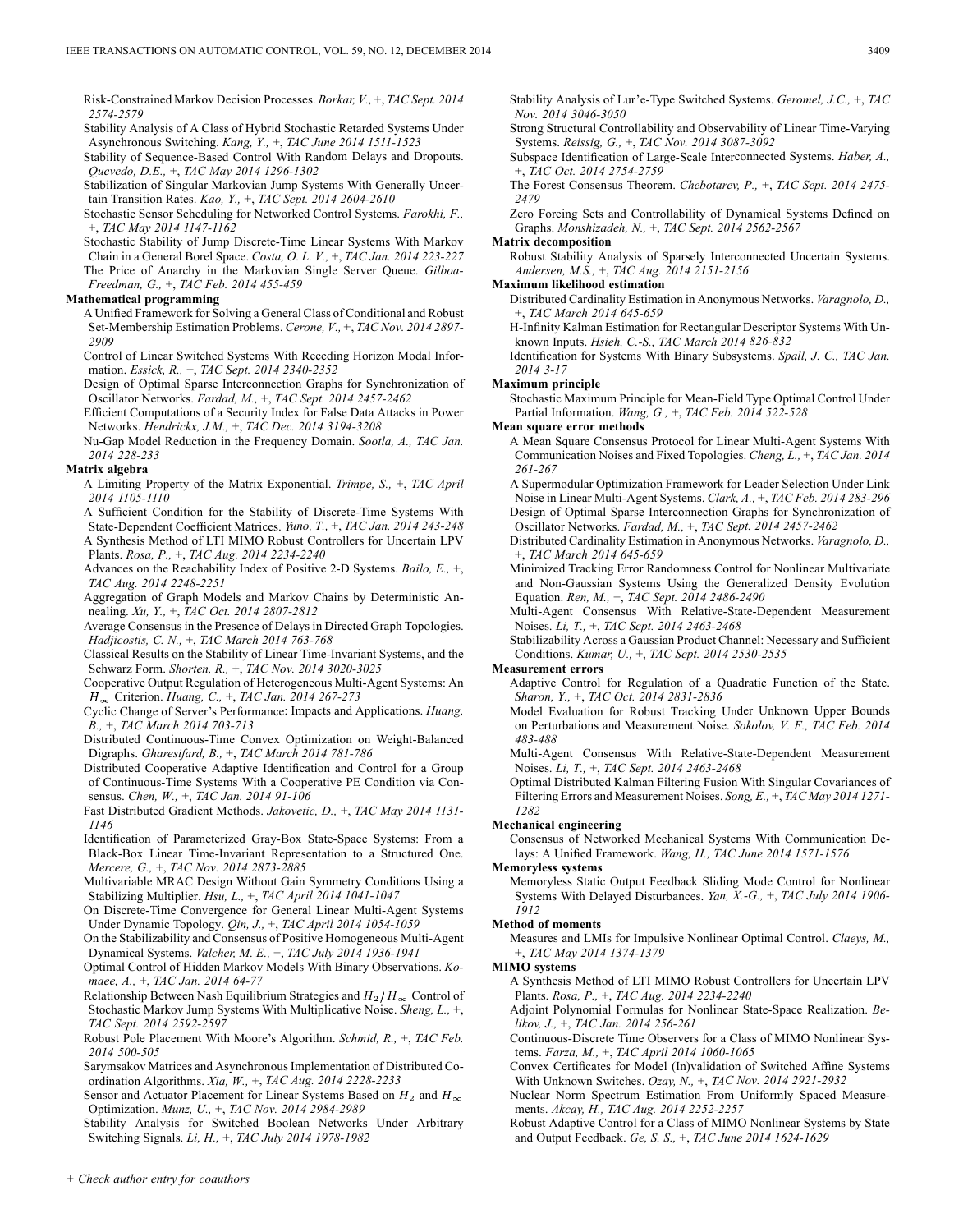Risk-Constrained Markov Decision Processes. *Borkar, V., +, TAC Sept. 2014 2574-2579*

Stability Analysis of A Class of Hybrid Stochastic Retarded Systems Under Asynchronous Switching. *Kang, Y., +, TAC June 2014 1511-1523*

Stability of Sequence-Based Control With Random Delays and Dropouts. *Quevedo, D.E., +, TAC May 2014 1296-1302*

Stabilization of Singular Markovian Jump Systems With Generally Uncertain Transition Rates. *Kao, Y., +, TAC Sept. 2014 2604-2610*

Stochastic Sensor Scheduling for Networked Control Systems. *Farokhi, F., +, TAC May 2014 1147-1162*

Stochastic Stability of Jump Discrete-Time Linear Systems With Markov Chain in a General Borel Space. *Costa, O. L. V., +, TAC Jan. 2014 223-227*

The Price of Anarchy in the Markovian Single Server Queue. *Gilboa-Freedman, G., +, TAC Feb. 2014 455-459*

**Mathematical programming**

A Unified Framework for Solving a General Class of Conditional and Robust Set-Membership Estimation Problems. *Cerone, V., +, TAC Nov. 2014 2897-2909*

Control of Linear Switched Systems With Receding Horizon Modal Information. *Essick, R., +, TAC Sept. 2014 2340-2352*

Design of Optimal Sparse Interconnection Graphs for Synchronization of Oscillator Networks. *Fardad, M., +, TAC Sept. 2014 2457-2462*

Efficient Computations of a Security Index for False Data Attacks in Power Networks. *Hendrickx, J.M., +, TAC Dec. 2014 3194-3208*

Nu-Gap Model Reduction in the Frequency Domain. *Sootla, A., TAC Jan. 2014 228-233*

**Matrix algebra**

A Limiting Property of the Matrix Exponential. *Trimpe, S., +, TAC April 2014 1105-1110*

A Sufficient Condition for the Stability of Discrete-Time Systems With State-Dependent Coefficient Matrices. *Yuno, T., +, TAC Jan. 2014 243-248*

A Synthesis Method of LTI MIMO Robust Controllers for Uncertain LPV Plants. *Rosa, P., +, TAC Aug. 2014 2234-2240*

Advances on the Reachability Index of Positive 2-D Systems. *Bailo, E., +, TAC Aug. 2014 2248-2251*

Aggregation of Graph Models and Markov Chains by Deterministic Annealing. *Xu, Y., +, TAC Oct. 2014 2807-2812*

Average Consensus in the Presence of Delays in Directed Graph Topologies. *Hadjicostis, C. N., +, TAC March 2014 763-768*

Classical Results on the Stability of Linear Time-Invariant Systems, and the Schwarz Form. *Shorten, R., +, TAC Nov. 2014 3020-3025*

Cooperative Output Regulation of Heterogeneous Multi-Agent Systems: An $H_\infty$ Criterion. *Huang, C., +, TAC Jan. 2014 267-273*

Cyclic Change of Server's Performance: Impacts and Applications. *Huang, B., +, TAC March 2014 703-713*

Distributed Continuous-Time Convex Optimization on Weight-Balanced Digraphs. *Gharesifard, B., +, TAC March 2014 781-786*

Distributed Cooperative Adaptive Identification and Control for a Group of Continuous-Time Systems With a Cooperative PE Condition via Consensus. *Chen, W., +, TAC Jan. 2014 91-106*

Fast Distributed Gradient Methods. *Jakovetic, D., +, TAC May 2014 1131-1146*

Identification of Parameterized Gray-Box State-Space Systems: From a Black-Box Linear Time-Invariant Representation to a Structured One. *Mercere, G., +, TAC Nov. 2014 2873-2885*

Multivariable MRAC Design Without Gain Symmetry Conditions Using a Stabilizing Multiplier. *Hsu, L., +, TAC April 2014 1041-1047*

On Discrete-Time Convergence for General Linear Multi-Agent Systems Under Dynamic Topology. *Qin, J., +, TAC April 2014 1054-1059*

On the Stabilizability and Consensus of Positive Homogeneous Multi-Agent Dynamical Systems. *Valcher, M. E., +, TAC July 2014 1936-1941*

Optimal Control of Hidden Markov Models With Binary Observations. *Komaee, A., +, TAC Jan. 2014 64-77*

Relationship Between Nash Equilibrium Strategies and $H_2/H_\infty$ Control of Stochastic Markov Jump Systems With Multiplicative Noise. *Sheng, L., +, TAC Sept. 2014 2592-2597*

Robust Pole Placement With Moore's Algorithm. *Schmid, R., +, TAC Feb. 2014 500-505*

Sarymsakov Matrices and Asynchronous Implementation of Distributed Coordination Algorithms. *Xia, W., +, TAC Aug. 2014 2228-2233*

Sensor and Actuator Placement for Linear Systems Based on $H_2$ and $H_\infty$ Optimization. *Munz, U., +, TAC Nov. 2014 2984-2989*

Stability Analysis for Switched Boolean Networks Under Arbitrary Switching Signals. *Li, H., +, TAC July 2014 1978-1982*

Stability Analysis of Lur'e-Type Switched Systems. *Geromel, J.C., +, TAC Nov. 2014 3046-3050*

Strong Structural Controllability and Observability of Linear Time-Varying Systems. *Reissig, G., +, TAC Nov. 2014 3087-3092*

Subspace Identification of Large-Scale Interconnected Systems. *Haber, A., +, TAC Oct. 2014 2754-2759*

The Forest Consensus Theorem. *Chebotarev, P., +, TAC Sept. 2014 2475-2479*

Zero Forcing Sets and Controllability of Dynamical Systems Defined on Graphs. *Monshizadeh, N., +, TAC Sept. 2014 2562-2567*

**Matrix decomposition**

Robust Stability Analysis of Sparsely Interconnected Uncertain Systems. *Andersen, M.S., +, TAC Aug. 2014 2151-2156*

**Maximum likelihood estimation**

Distributed Cardinality Estimation in Anonymous Networks. *Varagnolo, D., +, TAC March 2014 645-659*

H-Infinity Kalman Estimation for Rectangular Descriptor Systems With Unknown Inputs. *Hsieh, C.-S., TAC March 2014 826-832*

Identification for Systems With Binary Subsystems. *Spall, J. C., TAC Jan. 2014 3-17*

**Maximum principle**

Stochastic Maximum Principle for Mean-Field Type Optimal Control Under Partial Information. *Wang, G., +, TAC Feb. 2014 522-528*

**Mean square error methods**

A Mean Square Consensus Protocol for Linear Multi-Agent Systems With Communication Noises and Fixed Topologies. *Cheng, L., +, TAC Jan. 2014 261-267*

A Supermodular Optimization Framework for Leader Selection Under Link Noise in Linear Multi-Agent Systems. *Clark, A., +, TAC Feb. 2014 283-296*

Design of Optimal Sparse Interconnection Graphs for Synchronization of Oscillator Networks. *Fardad, M., +, TAC Sept. 2014 2457-2462*

Distributed Cardinality Estimation in Anonymous Networks. *Varagnolo, D., +, TAC March 2014 645-659*

Minimized Tracking Error Randomness Control for Nonlinear Multivariate and Non-Gaussian Systems Using the Generalized Density Evolution Equation. *Ren, M., +, TAC Sept. 2014 2486-2490*

Multi-Agent Consensus With Relative-State-Dependent Measurement Noises. *Li, T., +, TAC Sept. 2014 2463-2468*

Stabilizability Across a Gaussian Product Channel: Necessary and Sufficient Conditions. *Kumar, U., +, TAC Sept. 2014 2530-2535*

**Measurement errors**

Adaptive Control for Regulation of a Quadratic Function of the State. *Sharon, Y., +, TAC Oct. 2014 2831-2836*

Model Evaluation for Robust Tracking Under Unknown Upper Bounds on Perturbations and Measurement Noise. *Sokolov, V. F., TAC Feb. 2014 483-488*

Multi-Agent Consensus With Relative-State-Dependent Measurement Noises. *Li, T., +, TAC Sept. 2014 2463-2468*

Optimal Distributed Kalman Filtering Fusion With Singular Covariances of Filtering Errors and Measurement Noises. *Song, E., +, TAC May 2014 1271-1282*

**Mechanical engineering**

Consensus of Networked Mechanical Systems With Communication Delays: A Unified Framework. *Wang, H., TAC June 2014 1571-1576*

**Memoryless systems**

Memoryless Static Output Feedback Sliding Mode Control for Nonlinear Systems With Delayed Disturbances. *Yan, X.-G., +, TAC July 2014 1906-1912*

**Method of moments**

Measures and LMIs for Impulsive Nonlinear Optimal Control. *Claeys, M., +, TAC May 2014 1374-1379*

**MIMO systems**

A Synthesis Method of LTI MIMO Robust Controllers for Uncertain LPV Plants. *Rosa, P., +, TAC Aug. 2014 2234-2240*

Adjoint Polynomial Formulas for Nonlinear State-Space Realization. *Belikov, J., +, TAC Jan. 2014 256-261*

Continuous-Discrete Time Observers for a Class of MIMO Nonlinear Systems. *Farza, M., +, TAC April 2014 1060-1065*

Convex Certificates for Model (In)validation of Switched Affine Systems With Unknown Switches. *Ozay, N., +, TAC Nov. 2014 2921-2932*

Nuclear Norm Spectrum Estimation From Uniformly Spaced Measurements. *Akcay, H., TAC Aug. 2014 2252-2257*

Robust Adaptive Control for a Class of MIMO Nonlinear Systems by State and Output Feedback. *Ge, S. S., +, TAC June 2014 1624-1629*

*+ Check author entry for coauthors*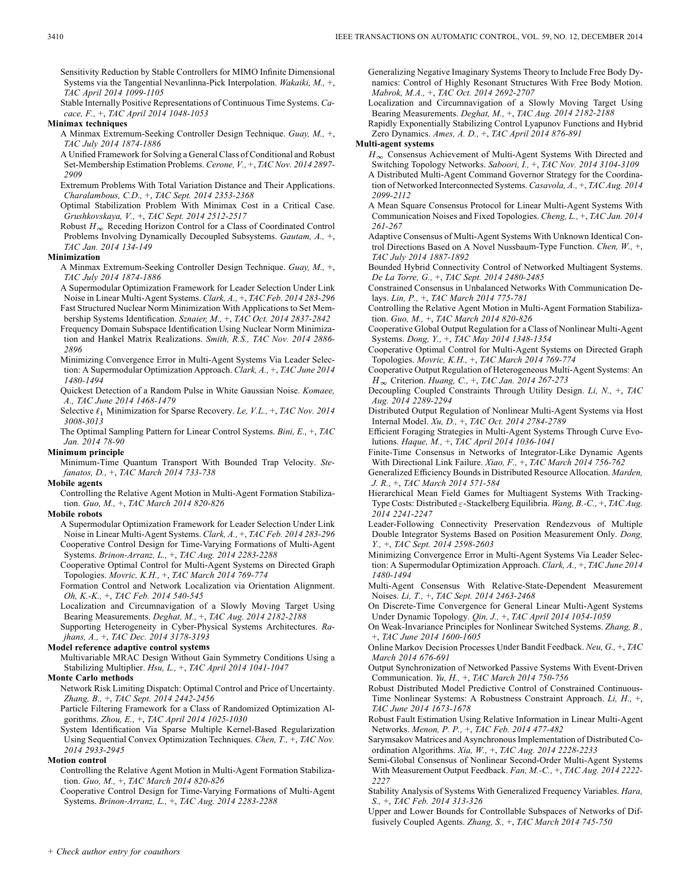Sensitivity Reduction by Stable Controllers for MIMO Infinite Dimensional Systems via the Tangential Nevanlinna-Pick Interpolation. *Wakaiki, M.,* +, *TAC April 2014 1099-1105*

Stable Internally Positive Representations of Continuous Time Systems. *Cacace, F.,* +, *TAC April 2014 1048-1053*

**Minimax techniques**

A Minmax Extremum-Seeking Controller Design Technique. *Guay, M.,* +, *TAC July 2014 1874-1886*

A Unified Framework for Solving a General Class of Conditional and Robust Set-Membership Estimation Problems. *Cerone, V.,* +, *TAC Nov. 2014 2897-2909*

Extremum Problems With Total Variation Distance and Their Applications. *Charalambous, C.D.,* +, *TAC Sept. 2014 2353-2368*

Optimal Stabilization Problem With Minimax Cost in a Critical Case. *Grushkovskaya, V.,* +, *TAC Sept. 2014 2512-2517*

Robust $H_\infty$ Receding Horizon Control for a Class of Coordinated Control Problems Involving Dynamically Decoupled Subsystems. *Gautam, A.,* +, *TAC Jan. 2014 134-149*

**Minimization**

A Minmax Extremum-Seeking Controller Design Technique. *Guay, M.,* +, *TAC July 2014 1874-1886*

A Supermodular Optimization Framework for Leader Selection Under Link Noise in Linear Multi-Agent Systems. *Clark, A.,* +, *TAC Feb. 2014 283-296*

Fast Structured Nuclear Norm Minimization With Applications to Set Membership Systems Identification. *Sznaier, M.,* +, *TAC Oct. 2014 2837-2842*

Frequency Domain Subspace Identification Using Nuclear Norm Minimization and Hankel Matrix Realizations. *Smith, R.S., TAC Nov. 2014 2886-2896*

Minimizing Convergence Error in Multi-Agent Systems Via Leader Selection: A Supermodular Optimization Approach. *Clark, A.,* +, *TAC June 2014 1480-1494*

Quickest Detection of a Random Pulse in White Gaussian Noise. *Komaee, A., TAC June 2014 1468-1479*

Selective $\ell_1$ Minimization for Sparse Recovery. *Le, V.L.,* +, *TAC Nov. 2014 3008-3013*

The Optimal Sampling Pattern for Linear Control Systems. *Bini, E.,* +, *TAC Jan. 2014 78-90*

**Minimum principle**

Minimum-Time Quantum Transport With Bounded Trap Velocity. *Stefanatos, D.,* +, *TAC March 2014 733-738*

**Mobile agents**

Controlling the Relative Agent Motion in Multi-Agent Formation Stabilization. *Guo, M.,* +, *TAC March 2014 820-826*

**Mobile robots**

A Supermodular Optimization Framework for Leader Selection Under Link Noise in Linear Multi-Agent Systems. *Clark, A.,* +, *TAC Feb. 2014 283-296*

Cooperative Control Design for Time-Varying Formations of Multi-Agent Systems. *Brinon-Arranz, L.,* +, *TAC Aug. 2014 2283-2288*

Cooperative Optimal Control for Multi-Agent Systems on Directed Graph Topologies. *Movric, K.H.,* +, *TAC March 2014 769-774*

Formation Control and Network Localization via Orientation Alignment. *Oh, K.-K.,* +, *TAC Feb. 2014 540-545*

Localization and Circumnavigation of a Slowly Moving Target Using Bearing Measurements. *Deghat, M.,* +, *TAC Aug. 2014 2182-2188*

Supporting Heterogeneity in Cyber-Physical Systems Architectures. *Rajhans, A.,* +, *TAC Dec. 2014 3178-3193*

**Model reference adaptive control systems**

Multivariable MRAC Design Without Gain Symmetry Conditions Using a Stabilizing Multiplier. *Hsu, L.,* +, *TAC April 2014 1041-1047*

**Monte Carlo methods**

Network Risk Limiting Dispatch: Optimal Control and Price of Uncertainty. *Zhang, B.,* +, *TAC Sept. 2014 2442-2456*

Particle Filtering Framework for a Class of Randomized Optimization Algorithms. *Zhou, E.,* +, *TAC April 2014 1025-1030*

System Identification Via Sparse Multiple Kernel-Based Regularization Using Sequential Convex Optimization Techniques. *Chen, T.,* +, *TAC Nov. 2014 2933-2945*

**Motion control**

Controlling the Relative Agent Motion in Multi-Agent Formation Stabilization. *Guo, M.,* +, *TAC March 2014 820-826*

Cooperative Control Design for Time-Varying Formations of Multi-Agent Systems. *Brinon-Arranz, L.,* +, *TAC Aug. 2014 2283-2288*

Generalizing Negative Imaginary Systems Theory to Include Free Body Dynamics: Control of Highly Resonant Structures With Free Body Motion. *Mabrok, M.A.,* +, *TAC Oct. 2014 2692-2707*

Localization and Circumnavigation of a Slowly Moving Target Using Bearing Measurements. *Deghat, M.,* +, *TAC Aug. 2014 2182-2188*

Rapidly Exponentially Stabilizing Control Lyapunov Functions and Hybrid Zero Dynamics. *Ames, A. D.,* +, *TAC April 2014 876-891*

**Multi-agent systems**

$H_\infty$ Consensus Achievement of Multi-Agent Systems With Directed and Switching Topology Networks. *Saboori, I.,* +, *TAC Nov. 2014 3104-3109*

A Distributed Multi-Agent Command Governor Strategy for the Coordination of Networked Interconnected Systems. *Casavola, A.,* +, *TAC Aug. 2014 2099-2112*

A Mean Square Consensus Protocol for Linear Multi-Agent Systems With Communication Noises and Fixed Topologies. *Cheng, L.,* +, *TAC Jan. 2014 261-267*

Adaptive Consensus of Multi-Agent Systems With Unknown Identical Control Directions Based on A Novel Nussbaum-Type Function. *Chen, W.,* +, *TAC July 2014 1887-1892*

Bounded Hybrid Connectivity Control of Networked Multiagent Systems. *De La Torre, G.,* +, *TAC Sept. 2014 2480-2485*

Constrained Consensus in Unbalanced Networks With Communication Delays. *Lin, P.,* +, *TAC March 2014 775-781*

Controlling the Relative Agent Motion in Multi-Agent Formation Stabilization. *Guo, M.,* +, *TAC March 2014 820-826*

Cooperative Global Output Regulation for a Class of Nonlinear Multi-Agent Systems. *Dong, Y.,* +, *TAC May 2014 1348-1354*

Cooperative Optimal Control for Multi-Agent Systems on Directed Graph Topologies. *Movric, K.H.,* +, *TAC March 2014 769-774*

Cooperative Output Regulation of Heterogeneous Multi-Agent Systems: An $H_\infty$ Criterion. *Huang, C.,* +, *TAC Jan. 2014 267-273*

Decoupling Coupled Constraints Through Utility Design. *Li, N.,* +, *TAC Aug. 2014 2289-2294*

Distributed Output Regulation of Nonlinear Multi-Agent Systems via Host Internal Model. *Xu, D.,* +, *TAC Oct. 2014 2784-2789*

Efficient Foraging Strategies in Multi-Agent Systems Through Curve Evolutions. *Haque, M.,* +, *TAC April 2014 1036-1041*

Finite-Time Consensus in Networks of Integrator-Like Dynamic Agents With Directional Link Failure. *Xiao, F.,* +, *TAC March 2014 756-762*

Generalized Efficiency Bounds in Distributed Resource Allocation. *Marden, J. R.,* +, *TAC March 2014 571-584*

Hierarchical Mean Field Games for Multiagent Systems With Tracking-Type Costs: Distributed $\varepsilon$-Stackelberg Equilibria. *Wang, B.-C.,* +, *TAC Aug. 2014 2241-2247*

Leader-Following Connectivity Preservation Rendezvous of Multiple Double Integrator Systems Based on Position Measurement Only. *Dong, Y.,* +, *TAC Sept. 2014 2598-2603*

Minimizing Convergence Error in Multi-Agent Systems Via Leader Selection: A Supermodular Optimization Approach. *Clark, A.,* +, *TAC June 2014 1480-1494*

Multi-Agent Consensus With Relative-State-Dependent Measurement Noises. *Li, T.,* +, *TAC Sept. 2014 2463-2468*

On Discrete-Time Convergence for General Linear Multi-Agent Systems Under Dynamic Topology. *Qin, J.,* +, *TAC April 2014 1054-1059*

On Weak-Invariance Principles for Nonlinear Switched Systems. *Zhang, B.,* +, *TAC June 2014 1600-1605*

Online Markov Decision Processes Under Bandit Feedback. *Neu, G.,* +, *TAC March 2014 676-691*

Output Synchronization of Networked Passive Systems With Event-Driven Communication. *Yu, H.,* +, *TAC March 2014 750-756*

Robust Distributed Model Predictive Control of Constrained Continuous-Time Nonlinear Systems: A Robustness Constraint Approach. *Li, H.,* +, *TAC June 2014 1673-1678*

Robust Fault Estimation Using Relative Information in Linear Multi-Agent Networks. *Menon, P. P.,* +, *TAC Feb. 2014 477-482*

Sarymsakov Matrices and Asynchronous Implementation of Distributed Coordination Algorithms. *Xia, W.,* +, *TAC Aug. 2014 2228-2233*

Semi-Global Consensus of Nonlinear Second-Order Multi-Agent Systems With Measurement Output Feedback. *Fan, M.-C.,* +, *TAC Aug. 2014 2222-2227*

Stability Analysis of Systems With Generalized Frequency Variables. *Hara, S.,* +, *TAC Feb. 2014 313-326*

Upper and Lower Bounds for Controllable Subspaces of Networks of Diffusively Coupled Agents. *Zhang, S.,* +, *TAC March 2014 745-750*

*+ Check author entry for coauthors*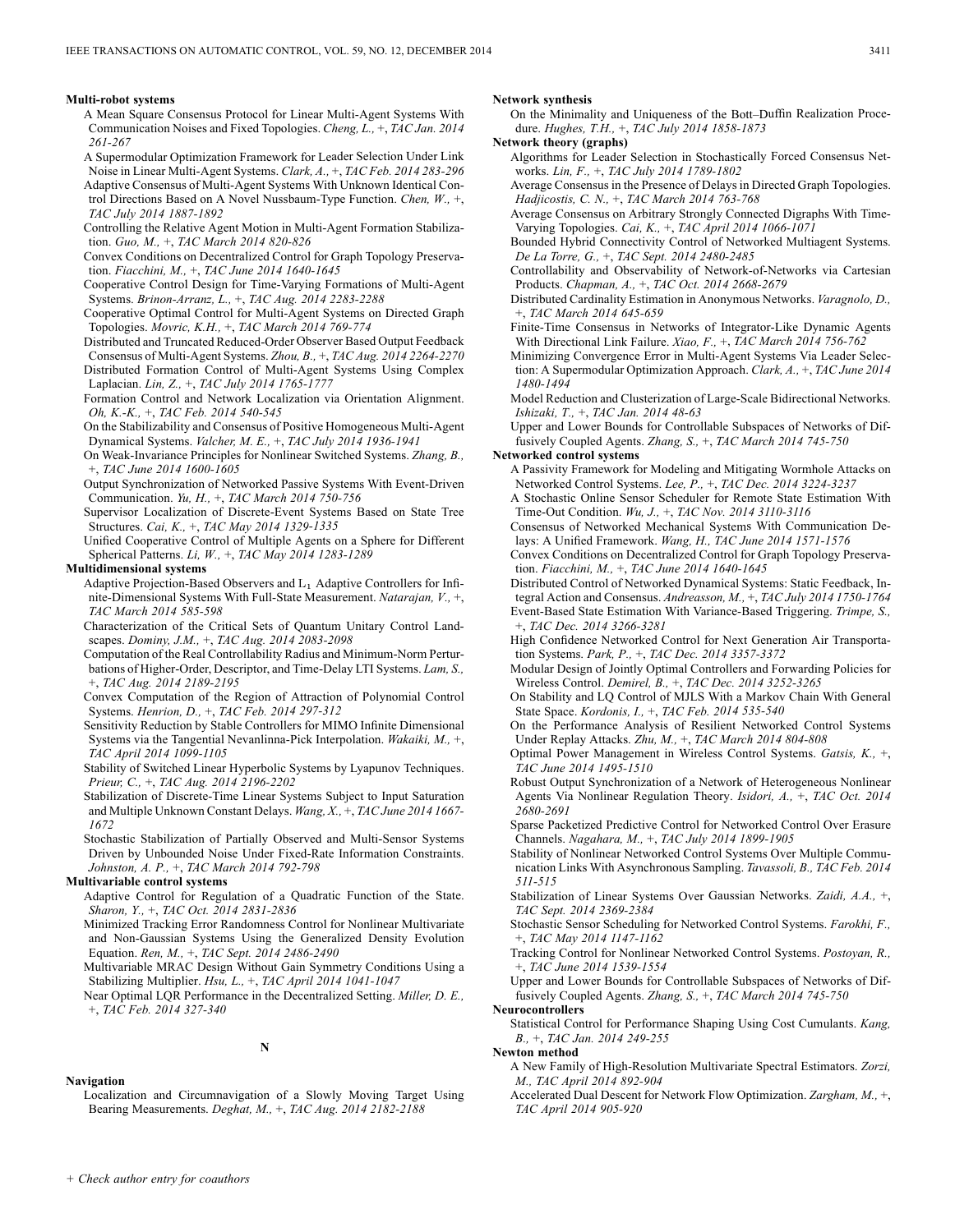**Multi-robot systems**

A Mean Square Consensus Protocol for Linear Multi-Agent Systems With Communication Noises and Fixed Topologies. *Cheng, L.,* +, *TAC Jan. 2014 261-267*

A Supermodular Optimization Framework for Leader Selection Under Link Noise in Linear Multi-Agent Systems. *Clark, A.,* +, *TAC Feb. 2014 283-296*

Adaptive Consensus of Multi-Agent Systems With Unknown Identical Control Directions Based on A Novel Nussbaum-Type Function. *Chen, W.,* +, *TAC July 2014 1887-1892*

Controlling the Relative Agent Motion in Multi-Agent Formation Stabilization. *Guo, M.,* +, *TAC March 2014 820-826*

Convex Conditions on Decentralized Control for Graph Topology Preservation. *Fiacchini, M.,* +, *TAC June 2014 1640-1645*

Cooperative Control Design for Time-Varying Formations of Multi-Agent Systems. *Brinon-Arranz, L.,* +, *TAC Aug. 2014 2283-2288*

Cooperative Optimal Control for Multi-Agent Systems on Directed Graph Topologies. *Movric, K.H.,* +, *TAC March 2014 769-774*

Distributed and Truncated Reduced-Order Observer Based Output Feedback Consensus of Multi-Agent Systems. *Zhou, B.,* +, *TAC Aug. 2014 2264-2270*

Distributed Formation Control of Multi-Agent Systems Using Complex Laplacian. *Lin, Z.,* +, *TAC July 2014 1765-1777*

Formation Control and Network Localization via Orientation Alignment. *Oh, K.-K.,* +, *TAC Feb. 2014 540-545*

On the Stabilizability and Consensus of Positive Homogeneous Multi-Agent Dynamical Systems. *Valcher, M. E.,* +, *TAC July 2014 1936-1941*

On Weak-Invariance Principles for Nonlinear Switched Systems. *Zhang, B.,* +, *TAC June 2014 1600-1605*

Output Synchronization of Networked Passive Systems With Event-Driven Communication. *Yu, H.,* +, *TAC March 2014 750-756*

Supervisor Localization of Discrete-Event Systems Based on State Tree Structures. *Cai, K.,* +, *TAC May 2014 1329-1335*

Unified Cooperative Control of Multiple Agents on a Sphere for Different Spherical Patterns. *Li, W.,* +, *TAC May 2014 1283-1289*

**Multidimensional systems**

Adaptive Projection-Based Observers and $L_1$ Adaptive Controllers for Infinite-Dimensional Systems With Full-State Measurement. *Natarajan, V.,* +, *TAC March 2014 585-598*

Characterization of the Critical Sets of Quantum Unitary Control Landscapes. *Dominy, J.M.,* +, *TAC Aug. 2014 2083-2098*

Computation of the Real Controllability Radius and Minimum-Norm Perturbations of Higher-Order, Descriptor, and Time-Delay LTI Systems. *Lam, S.,* +, *TAC Aug. 2014 2189-2195*

Convex Computation of the Region of Attraction of Polynomial Control Systems. *Henrion, D.,* +, *TAC Feb. 2014 297-312*

Sensitivity Reduction by Stable Controllers for MIMO Infinite Dimensional Systems via the Tangential Nevanlinna-Pick Interpolation. *Wakaiki, M.,* +, *TAC April 2014 1099-1105*

Stability of Switched Linear Hyperbolic Systems by Lyapunov Techniques. *Prieur, C.,* +, *TAC Aug. 2014 2196-2202*

Stabilization of Discrete-Time Linear Systems Subject to Input Saturation and Multiple Unknown Constant Delays. *Wang, X.,* +, *TAC June 2014 1667-1672*

Stochastic Stabilization of Partially Observed and Multi-Sensor Systems Driven by Unbounded Noise Under Fixed-Rate Information Constraints. *Johnston, A. P.,* +, *TAC March 2014 792-798*

**Multivariable control systems**

Adaptive Control for Regulation of a Quadratic Function of the State. *Sharon, Y.,* +, *TAC Oct. 2014 2831-2836*

Minimized Tracking Error Randomness Control for Nonlinear Multivariate and Non-Gaussian Systems Using the Generalized Density Evolution Equation. *Ren, M.,* +, *TAC Sept. 2014 2486-2490*

Multivariable MRAC Design Without Gain Symmetry Conditions Using a Stabilizing Multiplier. *Hsu, L.,* +, *TAC April 2014 1041-1047*

Near Optimal LQR Performance in the Decentralized Setting. *Miller, D. E.,* +, *TAC Feb. 2014 327-340*

## N

**Navigation**

Localization and Circumnavigation of a Slowly Moving Target Using Bearing Measurements. *Deghat, M.,* +, *TAC Aug. 2014 2182-2188*

**Network synthesis**

On the Minimality and Uniqueness of the Bott–Duffin Realization Procedure. *Hughes, T.H.,* +, *TAC July 2014 1858-1873*

**Network theory (graphs)**

Algorithms for Leader Selection in Stochastically Forced Consensus Networks. *Lin, F.,* +, *TAC July 2014 1789-1802*

Average Consensus in the Presence of Delays in Directed Graph Topologies. *Hadjicostis, C. N.,* +, *TAC March 2014 763-768*

Average Consensus on Arbitrary Strongly Connected Digraphs With Time-Varying Topologies. *Cai, K.,* +, *TAC April 2014 1066-1071*

Bounded Hybrid Connectivity Control of Networked Multiagent Systems. *De La Torre, G.,* +, *TAC Sept. 2014 2480-2485*

Controllability and Observability of Network-of-Networks via Cartesian Products. *Chapman, A.,* +, *TAC Oct. 2014 2668-2679*

Distributed Cardinality Estimation in Anonymous Networks. *Varagnolo, D.,* +, *TAC March 2014 645-659*

Finite-Time Consensus in Networks of Integrator-Like Dynamic Agents With Directional Link Failure. *Xiao, F.,* +, *TAC March 2014 756-762*

Minimizing Convergence Error in Multi-Agent Systems Via Leader Selection: A Supermodular Optimization Approach. *Clark, A.,* +, *TAC June 2014 1480-1494*

Model Reduction and Clusterization of Large-Scale Bidirectional Networks. *Ishizaki, T.,* +, *TAC Jan. 2014 48-63*

Upper and Lower Bounds for Controllable Subspaces of Networks of Diffusively Coupled Agents. *Zhang, S.,* +, *TAC March 2014 745-750*

**Networked control systems**

A Passivity Framework for Modeling and Mitigating Wormhole Attacks on Networked Control Systems. *Lee, P.,* +, *TAC Dec. 2014 3224-3237*

A Stochastic Online Sensor Scheduler for Remote State Estimation With Time-Out Condition. *Wu, J.,* +, *TAC Nov. 2014 3110-3116*

Consensus of Networked Mechanical Systems With Communication Delays: A Unified Framework. *Wang, H., TAC June 2014 1571-1576*

Convex Conditions on Decentralized Control for Graph Topology Preservation. *Fiacchini, M.,* +, *TAC June 2014 1640-1645*

Distributed Control of Networked Dynamical Systems: Static Feedback, Integral Action and Consensus. *Andreasson, M.,* +, *TAC July 2014 1750-1764*

Event-Based State Estimation With Variance-Based Triggering. *Trimpe, S.,* +, *TAC Dec. 2014 3266-3281*

High Confidence Networked Control for Next Generation Air Transportation Systems. *Park, P.,* +, *TAC Dec. 2014 3357-3372*

Modular Design of Jointly Optimal Controllers and Forwarding Policies for Wireless Control. *Demirel, B.,* +, *TAC Dec. 2014 3252-3265*

On Stability and LQ Control of MJLS With a Markov Chain With General State Space. *Kordonis, I.,* +, *TAC Feb. 2014 535-540*

On the Performance Analysis of Resilient Networked Control Systems Under Replay Attacks. *Zhu, M.,* +, *TAC March 2014 804-808*

Optimal Power Management in Wireless Control Systems. *Gatsis, K.,* +, *TAC June 2014 1495-1510*

Robust Output Synchronization of a Network of Heterogeneous Nonlinear Agents Via Nonlinear Regulation Theory. *Isidori, A.,* +, *TAC Oct. 2014 2680-2691*

Sparse Packetized Predictive Control for Networked Control Over Erasure Channels. *Nagahara, M.,* +, *TAC July 2014 1899-1905*

Stability of Nonlinear Networked Control Systems Over Multiple Communication Links With Asynchronous Sampling. *Tavassoli, B., TAC Feb. 2014 511-515*

Stabilization of Linear Systems Over Gaussian Networks. *Zaidi, A.A.,* +, *TAC Sept. 2014 2369-2384*

Stochastic Sensor Scheduling for Networked Control Systems. *Farokhi, F.,* +, *TAC May 2014 1147-1162*

Tracking Control for Nonlinear Networked Control Systems. *Postoyan, R.,* +, *TAC June 2014 1539-1554*

Upper and Lower Bounds for Controllable Subspaces of Networks of Diffusively Coupled Agents. *Zhang, S.,* +, *TAC March 2014 745-750*

**Neurocontrollers**

Statistical Control for Performance Shaping Using Cost Cumulants. *Kang, B.,* +, *TAC Jan. 2014 249-255*

**Newton method**

A New Family of High-Resolution Multivariate Spectral Estimators. *Zorzi, M., TAC April 2014 892-904*

Accelerated Dual Descent for Network Flow Optimization. *Zargham, M.,* +, *TAC April 2014 905-920*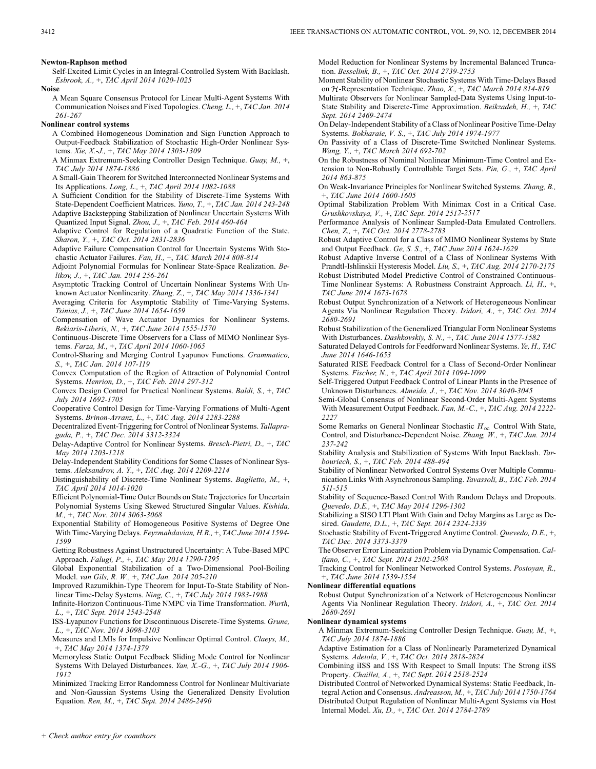**Newton-Raphson method**

Self-Excited Limit Cycles in an Integral-Controlled System With Backlash. *Esbrook, A.,* +, *TAC April 2014 1020-1025*

**Noise**

A Mean Square Consensus Protocol for Linear Multi-Agent Systems With Communication Noises and Fixed Topologies. *Cheng, L.,* +, *TAC Jan. 2014 261-267*

**Nonlinear control systems**

A Combined Homogeneous Domination and Sign Function Approach to Output-Feedback Stabilization of Stochastic High-Order Nonlinear Systems. *Xie, X.-J.,* +, *TAC May 2014 1303-1309*

A Minmax Extremum-Seeking Controller Design Technique. *Guay, M.,* +, *TAC July 2014 1874-1886*

A Small-Gain Theorem for Switched Interconnected Nonlinear Systems and Its Applications. *Long, L.,* +, *TAC April 2014 1082-1088*

A Sufficient Condition for the Stability of Discrete-Time Systems With State-Dependent Coefficient Matrices. *Yuno, T.,* +, *TAC Jan. 2014 243-248*

Adaptive Backstepping Stabilization of Nonlinear Uncertain Systems With Quantized Input Signal. *Zhou, J.,* +, *TAC Feb. 2014 460-464*

Adaptive Control for Regulation of a Quadratic Function of the State. *Sharon, Y.,* +, *TAC Oct. 2014 2831-2836*

Adaptive Failure Compensation Control for Uncertain Systems With Stochastic Actuator Failures. *Fan, H.,* +, *TAC March 2014 808-814*

Adjoint Polynomial Formulas for Nonlinear State-Space Realization. *Belikov, J.,* +, *TAC Jan. 2014 256-261*

Asymptotic Tracking Control of Uncertain Nonlinear Systems With Unknown Actuator Nonlinearity. *Zhang, Z.,* +, *TAC May 2014 1336-1341*

Averaging Criteria for Asymptotic Stability of Time-Varying Systems. *Tsinias, J.,* +, *TAC June 2014 1654-1659*

Compensation of Wave Actuator Dynamics for Nonlinear Systems. *Bekiaris-Liberis, N.,* +, *TAC June 2014 1555-1570*

Continuous-Discrete Time Observers for a Class of MIMO Nonlinear Systems. *Farza, M.,* +, *TAC April 2014 1060-1065*

Control-Sharing and Merging Control Lyapunov Functions. *Grammatico, S.,* +, *TAC Jan. 2014 107-119*

Convex Computation of the Region of Attraction of Polynomial Control Systems. *Henrion, D.,* +, *TAC Feb. 2014 297-312*

Convex Design Control for Practical Nonlinear Systems. *Baldi, S.,* +, *TAC July 2014 1692-1705*

Cooperative Control Design for Time-Varying Formations of Multi-Agent Systems. *Brinon-Arranz, L.,* +, *TAC Aug. 2014 2283-2288*

Decentralized Event-Triggering for Control of Nonlinear Systems. *Tallapragada, P.,* +, *TAC Dec. 2014 3312-3324*

Delay-Adaptive Control for Nonlinear Systems. *Bresch-Pietri, D.,* +, *TAC May 2014 1203-1218*

Delay-Independent Stability Conditions for Some Classes of Nonlinear Systems. *Aleksandrov, A. Y.,* +, *TAC Aug. 2014 2209-2214*

Distinguishability of Discrete-Time Nonlinear Systems. *Baglietto, M.,* +, *TAC April 2014 1014-1020*

Efficient Polynomial-Time Outer Bounds on State Trajectories for Uncertain Polynomial Systems Using Skewed Structured Singular Values. *Kishida, M.,* +, *TAC Nov. 2014 3063-3068*

Exponential Stability of Homogeneous Positive Systems of Degree One With Time-Varying Delays. *Feyzmahdavian, H.R.,* +, *TAC June 2014 1594-1599*

Getting Robustness Against Unstructured Uncertainty: A Tube-Based MPC Approach. *Falugi, P.,* +, *TAC May 2014 1290-1295*

Global Exponential Stabilization of a Two-Dimensional Pool-Boiling Model. *van Gils, R. W.,* +, *TAC Jan. 2014 205-210*

Improved Razumikhin-Type Theorem for Input-To-State Stability of Nonlinear Time-Delay Systems. *Ning, C.,* +, *TAC July 2014 1983-1988*

Infinite-Horizon Continuous-Time NMPC via Time Transformation. *Wurth, L.,* +, *TAC Sept. 2014 2543-2548*

ISS-Lyapunov Functions for Discontinuous Discrete-Time Systems. *Grune, L.,* +, *TAC Nov. 2014 3098-3103*

Measures and LMIs for Impulsive Nonlinear Optimal Control. *Claeys, M.,* +, *TAC May 2014 1374-1379*

Memoryless Static Output Feedback Sliding Mode Control for Nonlinear Systems With Delayed Disturbances. *Yan, X.-G.,* +, *TAC July 2014 1906-1912*

Minimized Tracking Error Randomness Control for Nonlinear Multivariate and Non-Gaussian Systems Using the Generalized Density Evolution Equation. *Ren, M.,* +, *TAC Sept. 2014 2486-2490*

Model Reduction for Nonlinear Systems by Incremental Balanced Truncation. *Besselink, B.,* +, *TAC Oct. 2014 2739-2753*

Moment Stability of Nonlinear Stochastic Systems With Time-Delays Based on $\mathcal{H}$-Representation Technique. *Zhao, X.,* +, *TAC March 2014 814-819*

Multirate Observers for Nonlinear Sampled-Data Systems Using Input-to-State Stability and Discrete-Time Approximation. *Beikzadeh, H.,* +, *TAC Sept. 2014 2469-2474*

On Delay-Independent Stability of a Class of Nonlinear Positive Time-Delay Systems. *Bokharaie, V. S.,* +, *TAC July 2014 1974-1977*

On Passivity of a Class of Discrete-Time Switched Nonlinear Systems. *Wang, Y.,* +, *TAC March 2014 692-702*

On the Robustness of Nominal Nonlinear Minimum-Time Control and Extension to Non-Robustly Controllable Target Sets. *Pin, G.,* +, *TAC April 2014 863-875*

On Weak-Invariance Principles for Nonlinear Switched Systems. *Zhang, B.,* +, *TAC June 2014 1600-1605*

Optimal Stabilization Problem With Minimax Cost in a Critical Case. *Grushkovskaya, V.,* +, *TAC Sept. 2014 2512-2517*

Performance Analysis of Nonlinear Sampled-Data Emulated Controllers. *Chen, Z.,* +, *TAC Oct. 2014 2778-2783*

Robust Adaptive Control for a Class of MIMO Nonlinear Systems by State and Output Feedback. *Ge, S. S.,* +, *TAC June 2014 1624-1629*

Robust Adaptive Inverse Control of a Class of Nonlinear Systems With Prandtl-Ishlinskii Hysteresis Model. *Liu, S.,* +, *TAC Aug. 2014 2170-2175*

Robust Distributed Model Predictive Control of Constrained Continuous-Time Nonlinear Systems: A Robustness Constraint Approach. *Li, H.,* +, *TAC June 2014 1673-1678*

Robust Output Synchronization of a Network of Heterogeneous Nonlinear Agents Via Nonlinear Regulation Theory. *Isidori, A.,* +, *TAC Oct. 2014 2680-2691*

Robust Stabilization of the Generalized Triangular Form Nonlinear Systems With Disturbances. *Dashkovskiy, S. N.,* +, *TAC June 2014 1577-1582*

Saturated Delayed Controls for Feedforward Nonlinear Systems. *Ye, H., TAC June 2014 1646-1653*

Saturated RISE Feedback Control for a Class of Second-Order Nonlinear Systems. *Fischer, N.,* +, *TAC April 2014 1094-1099*

Self-Triggered Output Feedback Control of Linear Plants in the Presence of Unknown Disturbances. *Almeida, J.,* +, *TAC Nov. 2014 3040-3045*

Semi-Global Consensus of Nonlinear Second-Order Multi-Agent Systems With Measurement Output Feedback. *Fan, M.-C.,* +, *TAC Aug. 2014 2222-2227*

Some Remarks on General Nonlinear Stochastic $H_\infty$ Control With State, Control, and Disturbance-Dependent Noise. *Zhang, W.,* +, *TAC Jan. 2014 237-242*

Stability Analysis and Stabilization of Systems With Input Backlash. *Tarbouriech, S.,* +, *TAC Feb. 2014 488-494*

Stability of Nonlinear Networked Control Systems Over Multiple Communication Links With Asynchronous Sampling. *Tavassoli, B., TAC Feb. 2014 511-515*

Stability of Sequence-Based Control With Random Delays and Dropouts. *Quevedo, D.E.,* +, *TAC May 2014 1296-1302*

Stabilizing a SISO LTI Plant With Gain and Delay Margins as Large as Desired. *Gaudette, D.L.,* +, *TAC Sept. 2014 2324-2339*

Stochastic Stability of Event-Triggered Anytime Control. *Quevedo, D.E.,* +, *TAC Dec. 2014 3373-3379*

The Observer Error Linearization Problem via Dynamic Compensation. *Califano, C.,* +, *TAC Sept. 2014 2502-2508*

Tracking Control for Nonlinear Networked Control Systems. *Postoyan, R.,* +, *TAC June 2014 1539-1554*

**Nonlinear differential equations**

Robust Output Synchronization of a Network of Heterogeneous Nonlinear Agents Via Nonlinear Regulation Theory. *Isidori, A.,* +, *TAC Oct. 2014 2680-2691*

**Nonlinear dynamical systems**

A Minmax Extremum-Seeking Controller Design Technique. *Guay, M.,* +, *TAC July 2014 1874-1886*

Adaptive Estimation for a Class of Nonlinearly Parameterized Dynamical Systems. *Adetola, V.,* +, *TAC Oct. 2014 2818-2824*

Combining iISS and ISS With Respect to Small Inputs: The Strong iISS Property. *Chaillet, A.,* +, *TAC Sept. 2014 2518-2524*

Distributed Control of Networked Dynamical Systems: Static Feedback, Integral Action and Consensus. *Andreasson, M.,* +, *TAC July 2014 1750-1764*

Distributed Output Regulation of Nonlinear Multi-Agent Systems via Host Internal Model. *Xu, D.,* +, *TAC Oct. 2014 2784-2789*

+ *Check author entry for coauthors*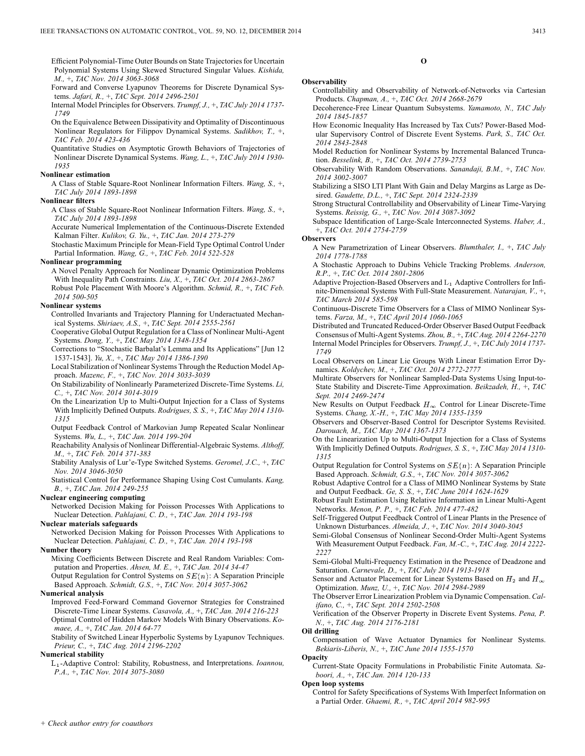Efficient Polynomial-Time Outer Bounds on State Trajectories for Uncertain Polynomial Systems Using Skewed Structured Singular Values. *Kishida, M.,* +, *TAC Nov. 2014 3063-3068*

Forward and Converse Lyapunov Theorems for Discrete Dynamical Systems. *Jafari, R.,* +, *TAC Sept. 2014 2496-2501*

Internal Model Principles for Observers. *Trumpf, J.,* +, *TAC July 2014 1737-1749*

On the Equivalence Between Dissipativity and Optimality of Discontinuous Nonlinear Regulators for Filippov Dynamical Systems. *Sadikhov, T.,* +, *TAC Feb. 2014 423-436*

Quantitative Studies on Asymptotic Growth Behaviors of Trajectories of Nonlinear Discrete Dynamical Systems. *Wang, L.,* +, *TAC July 2014 1930-1935*

**Nonlinear estimation**

A Class of Stable Square-Root Nonlinear Information Filters. *Wang, S.,* +, *TAC July 2014 1893-1898*

**Nonlinear filters**

A Class of Stable Square-Root Nonlinear Information Filters. *Wang, S.,* +, *TAC July 2014 1893-1898*

Accurate Numerical Implementation of the Continuous-Discrete Extended Kalman Filter. *Kulikov, G. Yu.,* +, *TAC Jan. 2014 273-279*

Stochastic Maximum Principle for Mean-Field Type Optimal Control Under Partial Information. *Wang, G.,* +, *TAC Feb. 2014 522-528*

**Nonlinear programming**

A Novel Penalty Approach for Nonlinear Dynamic Optimization Problems With Inequality Path Constraints. *Liu, X.,* +, *TAC Oct. 2014 2863-2867*

Robust Pole Placement With Moore's Algorithm. *Schmid, R.,* +, *TAC Feb. 2014 500-505*

**Nonlinear systems**

Controlled Invariants and Trajectory Planning for Underactuated Mechanical Systems. *Shiriaev, A.S.,* +, *TAC Sept. 2014 2555-2561*

Cooperative Global Output Regulation for a Class of Nonlinear Multi-Agent Systems. *Dong, Y.,* +, *TAC May 2014 1348-1354*

Corrections to "Stochastic Barbalat's Lemma and Its Applications" [Jun 12 1537-1543]. *Yu, X.,* +, *TAC May 2014 1386-1390*

Local Stabilization of Nonlinear Systems Through the Reduction Model Approach. *Mazenc, F.,* +, *TAC Nov. 2014 3033-3039*

On Stabilizability of Nonlinearly Parameterized Discrete-Time Systems. *Li, C.,* +, *TAC Nov. 2014 3014-3019*

On the Linearization Up to Multi-Output Injection for a Class of Systems With Implicitly Defined Outputs. *Rodrigues, S. S.,* +, *TAC May 2014 1310-1315*

Output Feedback Control of Markovian Jump Repeated Scalar Nonlinear Systems. *Wu, L.,* +, *TAC Jan. 2014 199-204*

Reachability Analysis of Nonlinear Differential-Algebraic Systems. *Althoff, M.,* +, *TAC Feb. 2014 371-383*

Stability Analysis of Lur'e-Type Switched Systems. *Geromel, J.C.,* +, *TAC Nov. 2014 3046-3050*

Statistical Control for Performance Shaping Using Cost Cumulants. *Kang, B.,* +, *TAC Jan. 2014 249-255*

**Nuclear engineering computing**

Networked Decision Making for Poisson Processes With Applications to Nuclear Detection. *Pahlajani, C. D.,* +, *TAC Jan. 2014 193-198*

**Nuclear materials safeguards**

Networked Decision Making for Poisson Processes With Applications to Nuclear Detection. *Pahlajani, C. D.,* +, *TAC Jan. 2014 193-198*

**Number theory**

Mixing Coefficients Between Discrete and Real Random Variables: Computation and Properties. *Ahsen, M. E.,* +, *TAC Jan. 2014 34-47*

Output Regulation for Control Systems on $SE(n)$: A Separation Principle Based Approach. *Schmidt, G.S.,* +, *TAC Nov. 2014 3057-3062*

**Numerical analysis**

Improved Feed-Forward Command Governor Strategies for Constrained Discrete-Time Linear Systems. *Casavola, A.,* +, *TAC Jan. 2014 216-223*

Optimal Control of Hidden Markov Models With Binary Observations. *Komaee, A.,* +, *TAC Jan. 2014 64-77*

Stability of Switched Linear Hyperbolic Systems by Lyapunov Techniques. *Prieur, C.,* +, *TAC Aug. 2014 2196-2202*

**Numerical stability**

$L_1$-Adaptive Control: Stability, Robustness, and Interpretations. *Ioannou, P.A.,* +, *TAC Nov. 2014 3075-3080*

## O

**Observability**

Controllability and Observability of Network-of-Networks via Cartesian Products. *Chapman, A.,* +, *TAC Oct. 2014 2668-2679*

Decoherence-Free Linear Quantum Subsystems. *Yamamoto, N., TAC July 2014 1845-1857*

How Economic Inequality Has Increased by Tax Cuts? Power-Based Modular Supervisory Control of Discrete Event Systems. *Park, S., TAC Oct. 2014 2843-2848*

Model Reduction for Nonlinear Systems by Incremental Balanced Truncation. *Besselink, B.,* +, *TAC Oct. 2014 2739-2753*

Observability With Random Observations. *Sanandaji, B.M.,* +, *TAC Nov. 2014 3002-3007*

Stabilizing a SISO LTI Plant With Gain and Delay Margins as Large as Desired. *Gaudette, D.L.,* +, *TAC Sept. 2014 2324-2339*

Strong Structural Controllability and Observability of Linear Time-Varying Systems. *Reissig, G.,* +, *TAC Nov. 2014 3087-3092*

Subspace Identification of Large-Scale Interconnected Systems. *Haber, A.,* +, *TAC Oct. 2014 2754-2759*

**Observers**

A New Parametrization of Linear Observers. *Blumthaler, I.,* +, *TAC July 2014 1778-1788*

A Stochastic Approach to Dubins Vehicle Tracking Problems. *Anderson, R.P.,* +, *TAC Oct. 2014 2801-2806*

Adaptive Projection-Based Observers and $L_1$ Adaptive Controllers for Infinite-Dimensional Systems With Full-State Measurement. *Natarajan, V.,* +, *TAC March 2014 585-598*

Continuous-Discrete Time Observers for a Class of MIMO Nonlinear Systems. *Farza, M.,* +, *TAC April 2014 1060-1065*

Distributed and Truncated Reduced-Order Observer Based Output Feedback Consensus of Multi-Agent Systems. *Zhou, B.,* +, *TAC Aug. 2014 2264-2270*

Internal Model Principles for Observers. *Trumpf, J.,* +, *TAC July 2014 1737-1749*

Local Observers on Linear Lie Groups With Linear Estimation Error Dynamics. *Koldychev, M.,* +, *TAC Oct. 2014 2772-2777*

Multirate Observers for Nonlinear Sampled-Data Systems Using Input-to-State Stability and Discrete-Time Approximation. *Beikzadeh, H.,* +, *TAC Sept. 2014 2469-2474*

New Results on Output Feedback $H_\infty$ Control for Linear Discrete-Time Systems. *Chang, X.-H.,* +, *TAC May 2014 1355-1359*

Observers and Observer-Based Control for Descriptor Systems Revisited. *Darouach, M., TAC May 2014 1367-1373*

On the Linearization Up to Multi-Output Injection for a Class of Systems With Implicitly Defined Outputs. *Rodrigues, S. S.,* +, *TAC May 2014 1310-1315*

Output Regulation for Control Systems on $SE(n)$: A Separation Principle Based Approach. *Schmidt, G.S.,* +, *TAC Nov. 2014 3057-3062*

Robust Adaptive Control for a Class of MIMO Nonlinear Systems by State and Output Feedback. *Ge, S. S.,* +, *TAC June 2014 1624-1629*

Robust Fault Estimation Using Relative Information in Linear Multi-Agent Networks. *Menon, P. P.,* +, *TAC Feb. 2014 477-482*

Self-Triggered Output Feedback Control of Linear Plants in the Presence of Unknown Disturbances. *Almeida, J.,* +, *TAC Nov. 2014 3040-3045*

Semi-Global Consensus of Nonlinear Second-Order Multi-Agent Systems With Measurement Output Feedback. *Fan, M.-C.,* +, *TAC Aug. 2014 2222-2227*

Semi-Global Multi-Frequency Estimation in the Presence of Deadzone and Saturation. *Carnevale, D.,* +, *TAC July 2014 1913-1918*

Sensor and Actuator Placement for Linear Systems Based on $H_2$ and $H_\infty$ Optimization. *Munz, U.,* +, *TAC Nov. 2014 2984-2989*

The Observer Error Linearization Problem via Dynamic Compensation. *Califano, C.,* +, *TAC Sept. 2014 2502-2508*

Verification of the Observer Property in Discrete Event Systems. *Pena, P. N.,* +, *TAC Aug. 2014 2176-2181*

**Oil drilling**

Compensation of Wave Actuator Dynamics for Nonlinear Systems. *Bekiaris-Liberis, N.,* +, *TAC June 2014 1555-1570*

**Opacity**

Current-State Opacity Formulations in Probabilistic Finite Automata. *Saboori, A.,* +, *TAC Jan. 2014 120-133*

**Open loop systems**

Control for Safety Specifications of Systems With Imperfect Information on a Partial Order. *Ghaemi, R.,* +, *TAC April 2014 982-995*

+ Check author entry for coauthors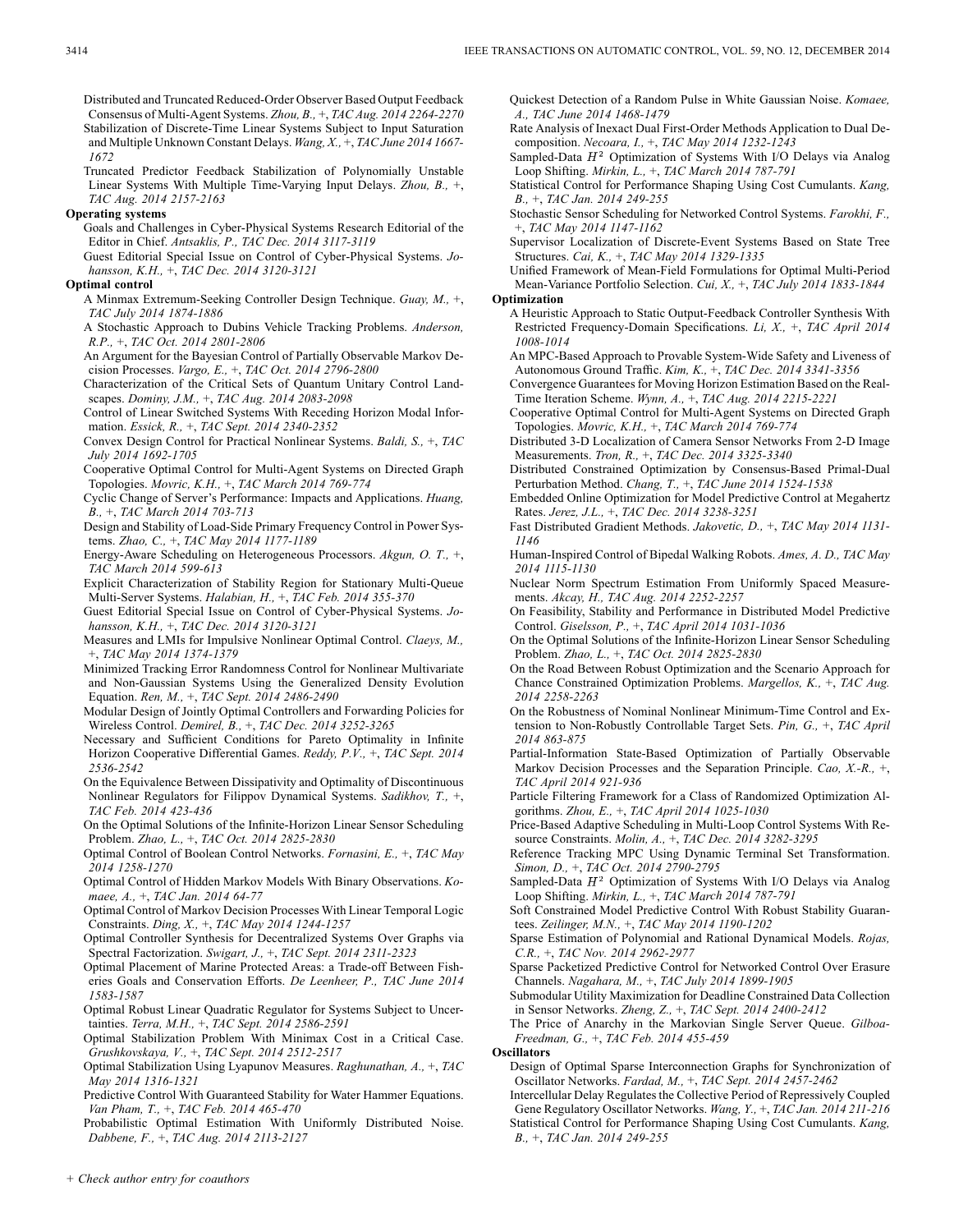Distributed and Truncated Reduced-Order Observer Based Output Feedback Consensus of Multi-Agent Systems. *Zhou, B.,* +, *TAC Aug. 2014 2264-2270*

Stabilization of Discrete-Time Linear Systems Subject to Input Saturation and Multiple Unknown Constant Delays. *Wang, X.,* +, *TAC June 2014 1667-1672*

Truncated Predictor Feedback Stabilization of Polynomially Unstable Linear Systems With Multiple Time-Varying Input Delays. *Zhou, B.,* +, *TAC Aug. 2014 2157-2163*

**Operating systems**

Goals and Challenges in Cyber-Physical Systems Research Editorial of the Editor in Chief. *Antsaklis, P., TAC Dec. 2014 3117-3119*

Guest Editorial Special Issue on Control of Cyber-Physical Systems. *Johansson, K.H.,* +, *TAC Dec. 2014 3120-3121*

**Optimal control**

A Minmax Extremum-Seeking Controller Design Technique. *Guay, M.,* +, *TAC July 2014 1874-1886*

A Stochastic Approach to Dubins Vehicle Tracking Problems. *Anderson, R.P.,* +, *TAC Oct. 2014 2801-2806*

An Argument for the Bayesian Control of Partially Observable Markov Decision Processes. *Vargo, E.,* +, *TAC Oct. 2014 2796-2800*

Characterization of the Critical Sets of Quantum Unitary Control Landscapes. *Dominy, J.M.,* +, *TAC Aug. 2014 2083-2098*

Control of Linear Switched Systems With Receding Horizon Modal Information. *Essick, R.,* +, *TAC Sept. 2014 2340-2352*

Convex Design Control for Practical Nonlinear Systems. *Baldi, S.,* +, *TAC July 2014 1692-1705*

Cooperative Optimal Control for Multi-Agent Systems on Directed Graph Topologies. *Movric, K.H.,* +, *TAC March 2014 769-774*

Cyclic Change of Server's Performance: Impacts and Applications. *Huang, B.,* +, *TAC March 2014 703-713*

Design and Stability of Load-Side Primary Frequency Control in Power Systems. *Zhao, C.,* +, *TAC May 2014 1177-1189*

Energy-Aware Scheduling on Heterogeneous Processors. *Akgun, O. T.,* +, *TAC March 2014 599-613*

Explicit Characterization of Stability Region for Stationary Multi-Queue Multi-Server Systems. *Halabian, H.,* +, *TAC Feb. 2014 355-370*

Guest Editorial Special Issue on Control of Cyber-Physical Systems. *Johansson, K.H.,* +, *TAC Dec. 2014 3120-3121*

Measures and LMIs for Impulsive Nonlinear Optimal Control. *Claeys, M.,* +, *TAC May 2014 1374-1379*

Minimized Tracking Error Randomness Control for Nonlinear Multivariate and Non-Gaussian Systems Using the Generalized Density Evolution Equation. *Ren, M.,* +, *TAC Sept. 2014 2486-2490*

Modular Design of Jointly Optimal Controllers and Forwarding Policies for Wireless Control. *Demirel, B.,* +, *TAC Dec. 2014 3252-3265*

Necessary and Sufficient Conditions for Pareto Optimality in Infinite Horizon Cooperative Differential Games. *Reddy, P.V.,* +, *TAC Sept. 2014 2536-2542*

On the Equivalence Between Dissipativity and Optimality of Discontinuous Nonlinear Regulators for Filippov Dynamical Systems. *Sadikhov, T.,* +, *TAC Feb. 2014 423-436*

On the Optimal Solutions of the Infinite-Horizon Linear Sensor Scheduling Problem. *Zhao, L.,* +, *TAC Oct. 2014 2825-2830*

Optimal Control of Boolean Control Networks. *Fornasini, E.,* +, *TAC May 2014 1258-1270*

Optimal Control of Hidden Markov Models With Binary Observations. *Komaee, A.,* +, *TAC Jan. 2014 64-77*

Optimal Control of Markov Decision Processes With Linear Temporal Logic Constraints. *Ding, X.,* +, *TAC May 2014 1244-1257*

Optimal Controller Synthesis for Decentralized Systems Over Graphs via Spectral Factorization. *Swigart, J.,* +, *TAC Sept. 2014 2311-2323*

Optimal Placement of Marine Protected Areas: a Trade-off Between Fisheries Goals and Conservation Efforts. *De Leenheer, P., TAC June 2014 1583-1587*

Optimal Robust Linear Quadratic Regulator for Systems Subject to Uncertainties. *Terra, M.H.,* +, *TAC Sept. 2014 2586-2591*

Optimal Stabilization Problem With Minimax Cost in a Critical Case. *Grushkovskaya, V.,* +, *TAC Sept. 2014 2512-2517*

Optimal Stabilization Using Lyapunov Measures. *Raghunathan, A.,* +, *TAC May 2014 1316-1321*

Predictive Control With Guaranteed Stability for Water Hammer Equations. *Van Pham, T.,* +, *TAC Feb. 2014 465-470*

Probabilistic Optimal Estimation With Uniformly Distributed Noise. *Dabbene, F.,* +, *TAC Aug. 2014 2113-2127*

Quickest Detection of a Random Pulse in White Gaussian Noise. *Komaee, A., TAC June 2014 1468-1479*

Rate Analysis of Inexact Dual First-Order Methods Application to Dual Decomposition. *Necoara, I.,* +, *TAC May 2014 1232-1243*

Sampled-Data $H^2$ Optimization of Systems With I/O Delays via Analog Loop Shifting. *Mirkin, L.,* +, *TAC March 2014 787-791*

Statistical Control for Performance Shaping Using Cost Cumulants. *Kang, B.,* +, *TAC Jan. 2014 249-255*

Stochastic Sensor Scheduling for Networked Control Systems. *Farokhi, F.,* +, *TAC May 2014 1147-1162*

Supervisor Localization of Discrete-Event Systems Based on State Tree Structures. *Cai, K.,* +, *TAC May 2014 1329-1335*

Unified Framework of Mean-Field Formulations for Optimal Multi-Period Mean-Variance Portfolio Selection. *Cui, X.,* +, *TAC July 2014 1833-1844*

**Optimization**

A Heuristic Approach to Static Output-Feedback Controller Synthesis With Restricted Frequency-Domain Specifications. *Li, X.,* +, *TAC April 2014 1008-1014*

An MPC-Based Approach to Provable System-Wide Safety and Liveness of Autonomous Ground Traffic. *Kim, K.,* +, *TAC Dec. 2014 3341-3356*

Convergence Guarantees for Moving Horizon Estimation Based on the Real-Time Iteration Scheme. *Wynn, A.,* +, *TAC Aug. 2014 2215-2221*

Cooperative Optimal Control for Multi-Agent Systems on Directed Graph Topologies. *Movric, K.H.,* +, *TAC March 2014 769-774*

Distributed 3-D Localization of Camera Sensor Networks From 2-D Image Measurements. *Tron, R.,* +, *TAC Dec. 2014 3325-3340*

Distributed Constrained Optimization by Consensus-Based Primal-Dual Perturbation Method. *Chang, T.,* +, *TAC June 2014 1524-1538*

Embedded Online Optimization for Model Predictive Control at Megahertz Rates. *Jerez, J.L.,* +, *TAC Dec. 2014 3238-3251*

Fast Distributed Gradient Methods. *Jakovetic, D.,* +, *TAC May 2014 1131-1146*

Human-Inspired Control of Bipedal Walking Robots. *Ames, A. D., TAC May 2014 1115-1130*

Nuclear Norm Spectrum Estimation From Uniformly Spaced Measurements. *Akcay, H., TAC Aug. 2014 2252-2257*

On Feasibility, Stability and Performance in Distributed Model Predictive Control. *Giselsson, P.,* +, *TAC April 2014 1031-1036*

On the Optimal Solutions of the Infinite-Horizon Linear Sensor Scheduling Problem. *Zhao, L.,* +, *TAC Oct. 2014 2825-2830*

On the Road Between Robust Optimization and the Scenario Approach for Chance Constrained Optimization Problems. *Margellos, K.,* +, *TAC Aug. 2014 2258-2263*

On the Robustness of Nominal Nonlinear Minimum-Time Control and Extension to Non-Robustly Controllable Target Sets. *Pin, G.,* +, *TAC April 2014 863-875*

Partial-Information State-Based Optimization of Partially Observable Markov Decision Processes and the Separation Principle. *Cao, X.-R.,* +, *TAC April 2014 921-936*

Particle Filtering Framework for a Class of Randomized Optimization Algorithms. *Zhou, E.,* +, *TAC April 2014 1025-1030*

Price-Based Adaptive Scheduling in Multi-Loop Control Systems With Resource Constraints. *Molin, A.,* +, *TAC Dec. 2014 3282-3295*

Reference Tracking MPC Using Dynamic Terminal Set Transformation. *Simon, D.,* +, *TAC Oct. 2014 2790-2795*

Sampled-Data $H^2$ Optimization of Systems With I/O Delays via Analog Loop Shifting. *Mirkin, L.,* +, *TAC March 2014 787-791*

Soft Constrained Model Predictive Control With Robust Stability Guarantees. *Zeilinger, M.N.,* +, *TAC May 2014 1190-1202*

Sparse Estimation of Polynomial and Rational Dynamical Models. *Rojas, C.R.,* +, *TAC Nov. 2014 2962-2977*

Sparse Packetized Predictive Control for Networked Control Over Erasure Channels. *Nagahara, M.,* +, *TAC July 2014 1899-1905*

Submodular Utility Maximization for Deadline Constrained Data Collection in Sensor Networks. *Zheng, Z.,* +, *TAC Sept. 2014 2400-2412*

The Price of Anarchy in the Markovian Single Server Queue. *Gilboa-Freedman, G.,* +, *TAC Feb. 2014 455-459*

**Oscillators**

Design of Optimal Sparse Interconnection Graphs for Synchronization of Oscillator Networks. *Fardad, M.,* +, *TAC Sept. 2014 2457-2462*

Intercellular Delay Regulates the Collective Period of Repressively Coupled Gene Regulatory Oscillator Networks. *Wang, Y.,* +, *TAC Jan. 2014 211-216*

Statistical Control for Performance Shaping Using Cost Cumulants. *Kang, B.,* +, *TAC Jan. 2014 249-255*

*+ Check author entry for coauthors*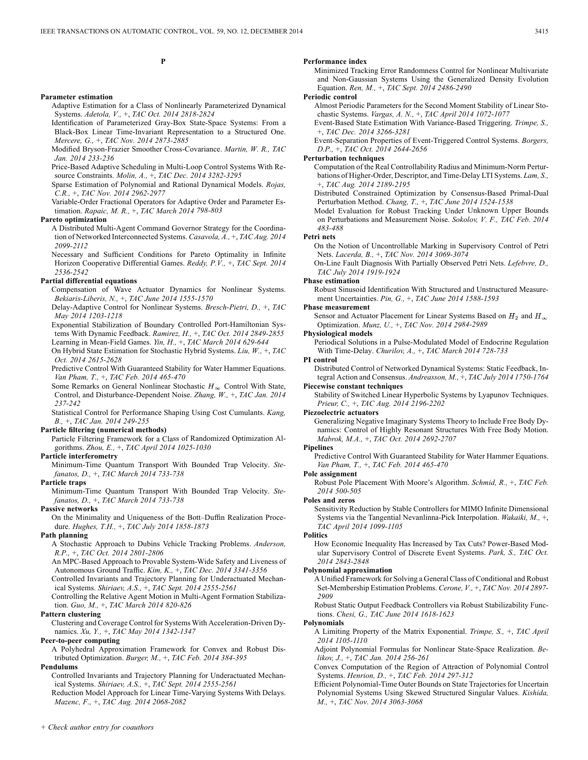# P

**Parameter estimation**

Adaptive Estimation for a Class of Nonlinearly Parameterized Dynamical Systems. *Adetola, V.,* +, *TAC Oct. 2014 2818-2824*

Identification of Parameterized Gray-Box State-Space Systems: From a Black-Box Linear Time-Invariant Representation to a Structured One. *Mercere, G.,* +, *TAC Nov. 2014 2873-2885*

Modified Bryson-Frazier Smoother Cross-Covariance. *Martin, W. R., TAC Jan. 2014 233-236*

Price-Based Adaptive Scheduling in Multi-Loop Control Systems With Resource Constraints. *Molin, A.,* +, *TAC Dec. 2014 3282-3295*

Sparse Estimation of Polynomial and Rational Dynamical Models. *Rojas, C.R.,* +, *TAC Nov. 2014 2962-2977*

Variable-Order Fractional Operators for Adaptive Order and Parameter Estimation. *Rapaic, M. R.,* +, *TAC March 2014 798-803*

**Pareto optimization**

A Distributed Multi-Agent Command Governor Strategy for the Coordination of Networked Interconnected Systems. *Casavola, A.,* +, *TAC Aug. 2014 2099-2112*

Necessary and Sufficient Conditions for Pareto Optimality in Infinite Horizon Cooperative Differential Games. *Reddy, P.V.,* +, *TAC Sept. 2014 2536-2542*

**Partial differential equations**

Compensation of Wave Actuator Dynamics for Nonlinear Systems. *Bekiaris-Liberis, N.,* +, *TAC June 2014 1555-1570*

Delay-Adaptive Control for Nonlinear Systems. *Bresch-Pietri, D.,* +, *TAC May 2014 1203-1218*

Exponential Stabilization of Boundary Controlled Port-Hamiltonian Systems With Dynamic Feedback. *Ramirez, H.,* +, *TAC Oct. 2014 2849-2855*

Learning in Mean-Field Games. *Yin, H.,* +, *TAC March 2014 629-644*

On Hybrid State Estimation for Stochastic Hybrid Systems. *Liu, W.,* +, *TAC Oct. 2014 2615-2628*

Predictive Control With Guaranteed Stability for Water Hammer Equations. *Van Pham, T.,* +, *TAC Feb. 2014 465-470*

Some Remarks on General Nonlinear Stochastic $H_\infty$ Control With State, Control, and Disturbance-Dependent Noise. *Zhang, W.,* +, *TAC Jan. 2014 237-242*

Statistical Control for Performance Shaping Using Cost Cumulants. *Kang, B.,* +, *TAC Jan. 2014 249-255*

**Particle filtering (numerical methods)**

Particle Filtering Framework for a Class of Randomized Optimization Algorithms. *Zhou, E.,* +, *TAC April 2014 1025-1030*

**Particle interferometry**

Minimum-Time Quantum Transport With Bounded Trap Velocity. *Stefanatos, D.,* +, *TAC March 2014 733-738*

**Particle traps**

Minimum-Time Quantum Transport With Bounded Trap Velocity. *Stefanatos, D.,* +, *TAC March 2014 733-738*

**Passive networks**

On the Minimality and Uniqueness of the Bott–Duffin Realization Procedure. *Hughes, T.H.,* +, *TAC July 2014 1858-1873*

**Path planning**

A Stochastic Approach to Dubins Vehicle Tracking Problems. *Anderson, R.P.,* +, *TAC Oct. 2014 2801-2806*

An MPC-Based Approach to Provable System-Wide Safety and Liveness of Autonomous Ground Traffic. *Kim, K.,* +, *TAC Dec. 2014 3341-3356*

Controlled Invariants and Trajectory Planning for Underactuated Mechanical Systems. *Shiriaev, A.S.,* +, *TAC Sept. 2014 2555-2561*

Controlling the Relative Agent Motion in Multi-Agent Formation Stabilization. *Guo, M.,* +, *TAC March 2014 820-826*

**Pattern clustering**

Clustering and Coverage Control for Systems With Acceleration-Driven Dynamics. *Xu, Y.,* +, *TAC May 2014 1342-1347*

**Peer-to-peer computing**

A Polyhedral Approximation Framework for Convex and Robust Distributed Optimization. *Burger, M.,* +, *TAC Feb. 2014 384-395*

**Pendulums**

Controlled Invariants and Trajectory Planning for Underactuated Mechanical Systems. *Shiriaev, A.S.,* +, *TAC Sept. 2014 2555-2561*

Reduction Model Approach for Linear Time-Varying Systems With Delays. *Mazenc, F.,* +, *TAC Aug. 2014 2068-2082*

**Performance index**

Minimized Tracking Error Randomness Control for Nonlinear Multivariate and Non-Gaussian Systems Using the Generalized Density Evolution Equation. *Ren, M.,* +, *TAC Sept. 2014 2486-2490*

**Periodic control**

Almost Periodic Parameters for the Second Moment Stability of Linear Stochastic Systems. *Vargas, A. N.,* +, *TAC April 2014 1072-1077*

Event-Based State Estimation With Variance-Based Triggering. *Trimpe, S.,* +, *TAC Dec. 2014 3266-3281*

Event-Separation Properties of Event-Triggered Control Systems. *Borgers, D.P.,* +, *TAC Oct. 2014 2644-2656*

**Perturbation techniques**

Computation of the Real Controllability Radius and Minimum-Norm Perturbations of Higher-Order, Descriptor, and Time-Delay LTI Systems. *Lam, S.,* +, *TAC Aug. 2014 2189-2195*

Distributed Constrained Optimization by Consensus-Based Primal-Dual Perturbation Method. *Chang, T.,* +, *TAC June 2014 1524-1538*

Model Evaluation for Robust Tracking Under Unknown Upper Bounds on Perturbations and Measurement Noise. *Sokolov, V. F., TAC Feb. 2014 483-488*

**Petri nets**

On the Notion of Uncontrollable Marking in Supervisory Control of Petri Nets. *Lacerda, B.,* +, *TAC Nov. 2014 3069-3074*

On-Line Fault Diagnosis With Partially Observed Petri Nets. *Lefebvre, D., TAC July 2014 1919-1924*

**Phase estimation**

Robust Sinusoid Identification With Structured and Unstructured Measurement Uncertainties. *Pin, G.,* +, *TAC June 2014 1588-1593*

**Phase measurement**

Sensor and Actuator Placement for Linear Systems Based on $H_2$ and $H_\infty$ Optimization. *Munz, U.,* +, *TAC Nov. 2014 2984-2989*

**Physiological models**

Periodical Solutions in a Pulse-Modulated Model of Endocrine Regulation With Time-Delay. *Churilov, A.,* +, *TAC March 2014 728-733*

**PI control**

Distributed Control of Networked Dynamical Systems: Static Feedback, Integral Action and Consensus. *Andreasson, M.,* +, *TAC July 2014 1750-1764*

**Piecewise constant techniques**

Stability of Switched Linear Hyperbolic Systems by Lyapunov Techniques. *Prieur, C.,* +, *TAC Aug. 2014 2196-2202*

**Piezoelectric actuators**

Generalizing Negative Imaginary Systems Theory to Include Free Body Dynamics: Control of Highly Resonant Structures With Free Body Motion. *Mabrok, M.A.,* +, *TAC Oct. 2014 2692-2707*

**Pipelines**

Predictive Control With Guaranteed Stability for Water Hammer Equations. *Van Pham, T.,* +, *TAC Feb. 2014 465-470*

**Pole assignment**

Robust Pole Placement With Moore's Algorithm. *Schmid, R.,* +, *TAC Feb. 2014 500-505*

**Poles and zeros**

Sensitivity Reduction by Stable Controllers for MIMO Infinite Dimensional Systems via the Tangential Nevanlinna-Pick Interpolation. *Wakaiki, M.,* +, *TAC April 2014 1099-1105*

**Politics**

How Economic Inequality Has Increased by Tax Cuts? Power-Based Modular Supervisory Control of Discrete Event Systems. *Park, S., TAC Oct. 2014 2843-2848*

**Polynomial approximation**

A Unified Framework for Solving a General Class of Conditional and Robust Set-Membership Estimation Problems. *Cerone, V.,* +, *TAC Nov. 2014 2897-2909*

Robust Static Output Feedback Controllers via Robust Stabilizability Functions. *Chesi, G., TAC June 2014 1618-1623*

**Polynomials**

A Limiting Property of the Matrix Exponential. *Trimpe, S.,* +, *TAC April 2014 1105-1110*

Adjoint Polynomial Formulas for Nonlinear State-Space Realization. *Belikov, J.,* +, *TAC Jan. 2014 256-261*

Convex Computation of the Region of Attraction of Polynomial Control Systems. *Henrion, D.,* +, *TAC Feb. 2014 297-312*

Efficient Polynomial-Time Outer Bounds on State Trajectories for Uncertain Polynomial Systems Using Skewed Structured Singular Values. *Kishida, M.,* +, *TAC Nov. 2014 3063-3068*

+ *Check author entry for coauthors*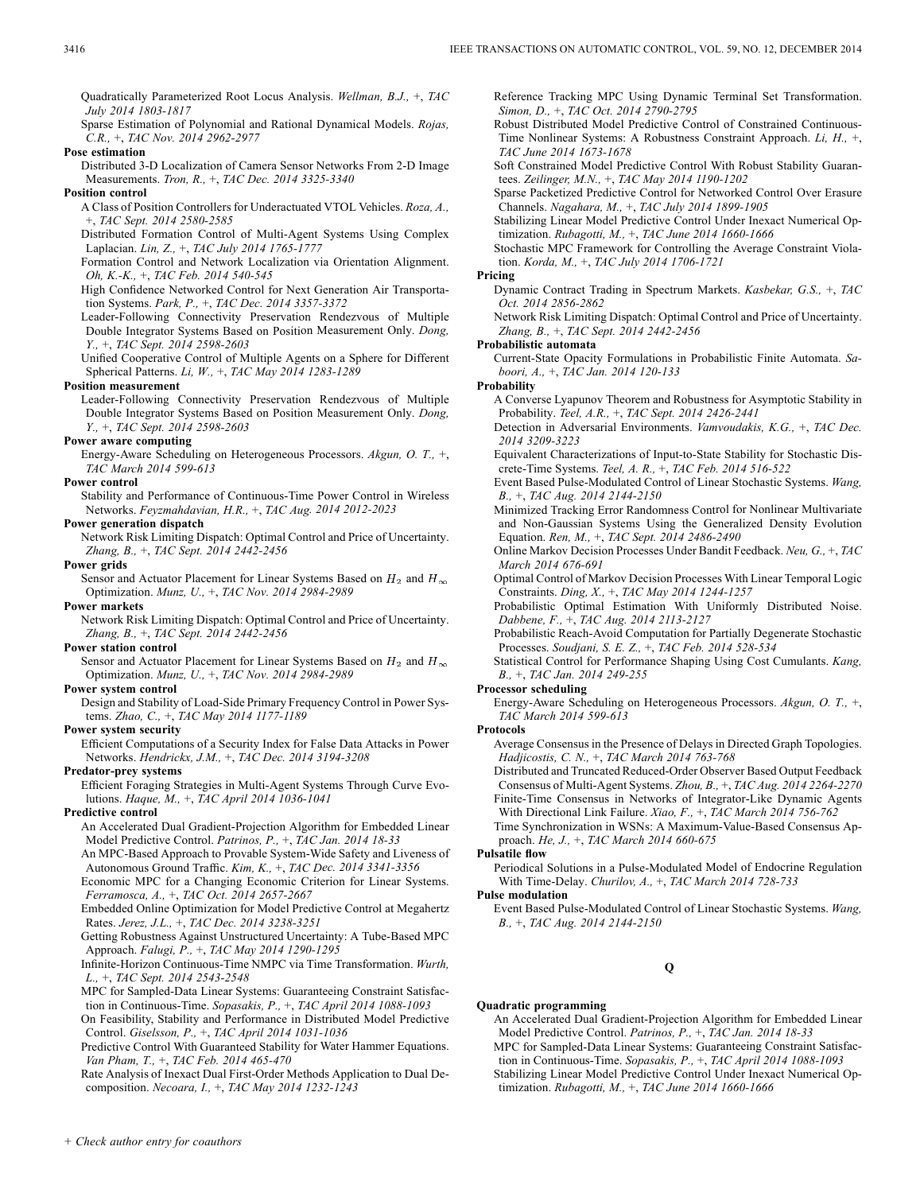Quadratically Parameterized Root Locus Analysis. *Wellman, B.J.,* +, *TAC July 2014 1803-1817*

Sparse Estimation of Polynomial and Rational Dynamical Models. *Rojas, C.R.,* +, *TAC Nov. 2014 2962-2977*

**Pose estimation**

Distributed 3-D Localization of Camera Sensor Networks From 2-D Image Measurements. *Tron, R.,* +, *TAC Dec. 2014 3325-3340*

**Position control**

A Class of Position Controllers for Underactuated VTOL Vehicles. *Roza, A.,* +, *TAC Sept. 2014 2580-2585*

Distributed Formation Control of Multi-Agent Systems Using Complex Laplacian. *Lin, Z.,* +, *TAC July 2014 1765-1777*

Formation Control and Network Localization via Orientation Alignment. *Oh, K.-K.,* +, *TAC Feb. 2014 540-545*

High Confidence Networked Control for Next Generation Air Transportation Systems. *Park, P.,* +, *TAC Dec. 2014 3357-3372*

Leader-Following Connectivity Preservation Rendezvous of Multiple Double Integrator Systems Based on Position Measurement Only. *Dong, Y.,* +, *TAC Sept. 2014 2598-2603*

Unified Cooperative Control of Multiple Agents on a Sphere for Different Spherical Patterns. *Li, W.,* +, *TAC May 2014 1283-1289*

**Position measurement**

Leader-Following Connectivity Preservation Rendezvous of Multiple Double Integrator Systems Based on Position Measurement Only. *Dong, Y.,* +, *TAC Sept. 2014 2598-2603*

**Power aware computing**

Energy-Aware Scheduling on Heterogeneous Processors. *Akgun, O. T.,* +, *TAC March 2014 599-613*

**Power control**

Stability and Performance of Continuous-Time Power Control in Wireless Networks. *Feyzmahdavian, H.R.,* +, *TAC Aug. 2014 2012-2023*

**Power generation dispatch**

Network Risk Limiting Dispatch: Optimal Control and Price of Uncertainty. *Zhang, B.,* +, *TAC Sept. 2014 2442-2456*

**Power grids**

Sensor and Actuator Placement for Linear Systems Based on $H_2$ and $H_\infty$ Optimization. *Munz, U.,* +, *TAC Nov. 2014 2984-2989*

**Power markets**

Network Risk Limiting Dispatch: Optimal Control and Price of Uncertainty. *Zhang, B.,* +, *TAC Sept. 2014 2442-2456*

**Power station control**

Sensor and Actuator Placement for Linear Systems Based on $H_2$ and $H_\infty$ Optimization. *Munz, U.,* +, *TAC Nov. 2014 2984-2989*

**Power system control**

Design and Stability of Load-Side Primary Frequency Control in Power Systems. *Zhao, C.,* +, *TAC May 2014 1177-1189*

**Power system security**

Efficient Computations of a Security Index for False Data Attacks in Power Networks. *Hendrickx, J.M.,* +, *TAC Dec. 2014 3194-3208*

**Predator-prey systems**

Efficient Foraging Strategies in Multi-Agent Systems Through Curve Evolutions. *Haque, M.,* +, *TAC April 2014 1036-1041*

**Predictive control**

An Accelerated Dual Gradient-Projection Algorithm for Embedded Linear Model Predictive Control. *Patrinos, P.,* +, *TAC Jan. 2014 18-33*

An MPC-Based Approach to Provable System-Wide Safety and Liveness of Autonomous Ground Traffic. *Kim, K.,* +, *TAC Dec. 2014 3341-3356*

Economic MPC for a Changing Economic Criterion for Linear Systems. *Ferramosca, A.,* +, *TAC Oct. 2014 2657-2667*

Embedded Online Optimization for Model Predictive Control at Megahertz Rates. *Jerez, J.L.,* +, *TAC Dec. 2014 3238-3251*

Getting Robustness Against Unstructured Uncertainty: A Tube-Based MPC Approach. *Falugi, P.,* +, *TAC May 2014 1290-1295*

Infinite-Horizon Continuous-Time NMPC via Time Transformation. *Wurth, L.,* +, *TAC Sept. 2014 2543-2548*

MPC for Sampled-Data Linear Systems: Guaranteeing Constraint Satisfaction in Continuous-Time. *Sopasakis, P.,* +, *TAC April 2014 1088-1093*

On Feasibility, Stability and Performance in Distributed Model Predictive Control. *Giselsson, P.,* +, *TAC April 2014 1031-1036*

Predictive Control With Guaranteed Stability for Water Hammer Equations. *Van Pham, T.,* +, *TAC Feb. 2014 465-470*

Rate Analysis of Inexact Dual First-Order Methods Application to Dual Decomposition. *Necoara, I.,* +, *TAC May 2014 1232-1243*

Reference Tracking MPC Using Dynamic Terminal Set Transformation. *Simon, D.,* +, *TAC Oct. 2014 2790-2795*

Robust Distributed Model Predictive Control of Constrained Continuous-Time Nonlinear Systems: A Robustness Constraint Approach. *Li, H.,* +, *TAC June 2014 1673-1678*

Soft Constrained Model Predictive Control With Robust Stability Guarantees. *Zeilinger, M.N.,* +, *TAC May 2014 1190-1202*

Sparse Packetized Predictive Control for Networked Control Over Erasure Channels. *Nagahara, M.,* +, *TAC July 2014 1899-1905*

Stabilizing Linear Model Predictive Control Under Inexact Numerical Optimization. *Rubagotti, M.,* +, *TAC June 2014 1660-1666*

Stochastic MPC Framework for Controlling the Average Constraint Violation. *Korda, M.,* +, *TAC July 2014 1706-1721*

**Pricing**

Dynamic Contract Trading in Spectrum Markets. *Kasbekar, G.S.,* +, *TAC Oct. 2014 2856-2862*

Network Risk Limiting Dispatch: Optimal Control and Price of Uncertainty. *Zhang, B.,* +, *TAC Sept. 2014 2442-2456*

**Probabilistic automata**

Current-State Opacity Formulations in Probabilistic Finite Automata. *Saboori, A.,* +, *TAC Jan. 2014 120-133*

**Probability**

A Converse Lyapunov Theorem and Robustness for Asymptotic Stability in Probability. *Teel, A.R.,* +, *TAC Sept. 2014 2426-2441*

Detection in Adversarial Environments. *Vamvoudakis, K.G.,* +, *TAC Dec. 2014 3209-3223*

Equivalent Characterizations of Input-to-State Stability for Stochastic Discrete-Time Systems. *Teel, A. R.,* +, *TAC Feb. 2014 516-522*

Event Based Pulse-Modulated Control of Linear Stochastic Systems. *Wang, B.,* +, *TAC Aug. 2014 2144-2150*

Minimized Tracking Error Randomness Control for Nonlinear Multivariate and Non-Gaussian Systems Using the Generalized Density Evolution Equation. *Ren, M.,* +, *TAC Sept. 2014 2486-2490*

Online Markov Decision Processes Under Bandit Feedback. *Neu, G.,* +, *TAC March 2014 676-691*

Optimal Control of Markov Decision Processes With Linear Temporal Logic Constraints. *Ding, X.,* +, *TAC May 2014 1244-1257*

Probabilistic Optimal Estimation With Uniformly Distributed Noise. *Dabbene, F.,* +, *TAC Aug. 2014 2113-2127*

Probabilistic Reach-Avoid Computation for Partially Degenerate Stochastic Processes. *Soudjani, S. E. Z.,* +, *TAC Feb. 2014 528-534*

Statistical Control for Performance Shaping Using Cost Cumulants. *Kang, B.,* +, *TAC Jan. 2014 249-255*

**Processor scheduling**

Energy-Aware Scheduling on Heterogeneous Processors. *Akgun, O. T.,* +, *TAC March 2014 599-613*

**Protocols**

Average Consensus in the Presence of Delays in Directed Graph Topologies. *Hadjicostis, C. N.,* +, *TAC March 2014 763-768*

Distributed and Truncated Reduced-Order Observer Based Output Feedback Consensus of Multi-Agent Systems. *Zhou, B.,* +, *TAC Aug. 2014 2264-2270*

Finite-Time Consensus in Networks of Integrator-Like Dynamic Agents With Directional Link Failure. *Xiao, F.,* +, *TAC March 2014 756-762*

Time Synchronization in WSNs: A Maximum-Value-Based Consensus Approach. *He, J.,* +, *TAC March 2014 660-675*

**Pulsatile flow**

Periodical Solutions in a Pulse-Modulated Model of Endocrine Regulation With Time-Delay. *Churilov, A.,* +, *TAC March 2014 728-733*

**Pulse modulation**

Event Based Pulse-Modulated Control of Linear Stochastic Systems. *Wang, B.,* +, *TAC Aug. 2014 2144-2150*

## Q

**Quadratic programming**

An Accelerated Dual Gradient-Projection Algorithm for Embedded Linear Model Predictive Control. *Patrinos, P.,* +, *TAC Jan. 2014 18-33*

MPC for Sampled-Data Linear Systems: Guaranteeing Constraint Satisfaction in Continuous-Time. *Sopasakis, P.,* +, *TAC April 2014 1088-1093*

Stabilizing Linear Model Predictive Control Under Inexact Numerical Optimization. *Rubagotti, M.,* +, *TAC June 2014 1660-1666*

*+ Check author entry for coauthors*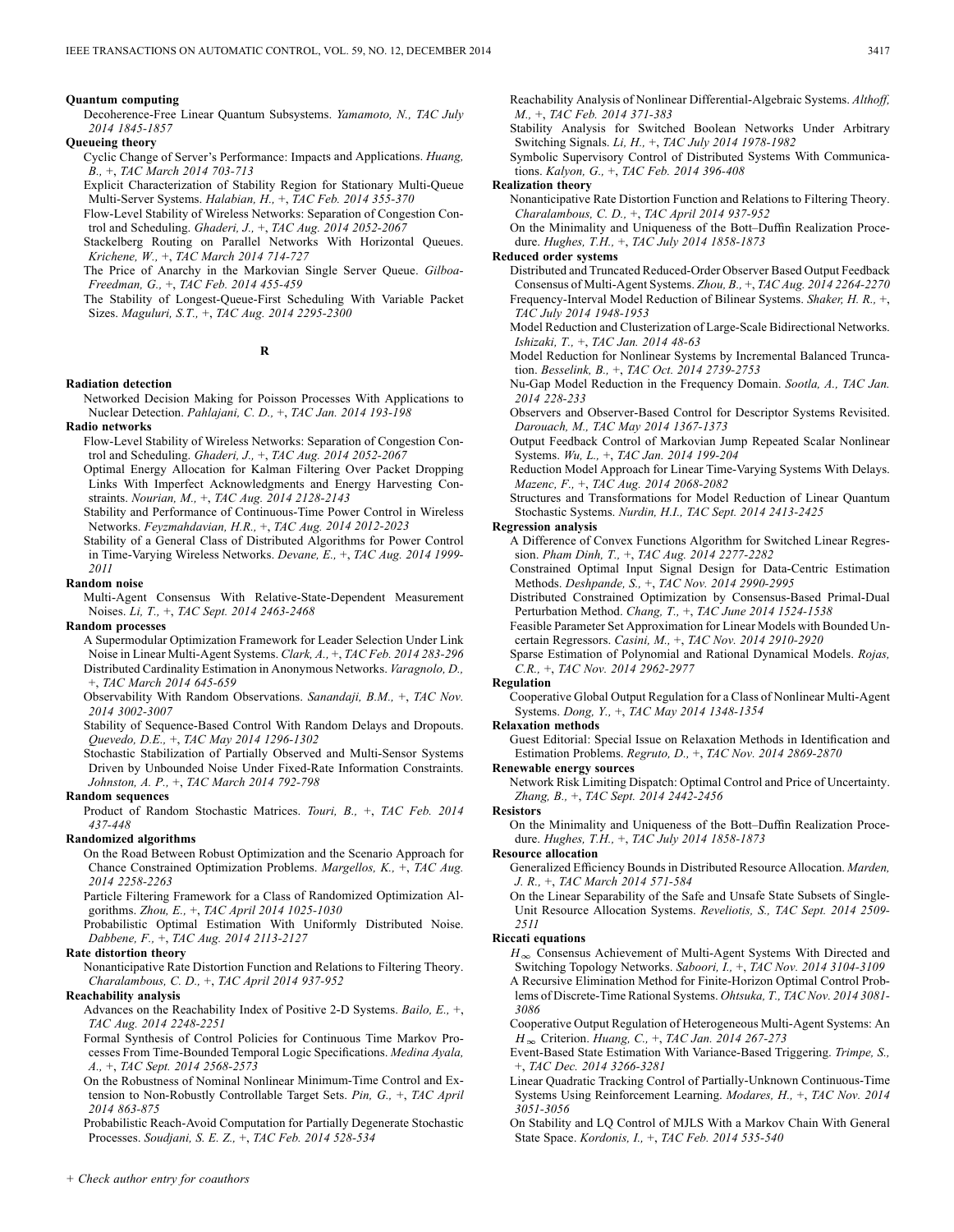**Quantum computing**

Decoherence-Free Linear Quantum Subsystems. *Yamamoto, N., TAC July 2014 1845-1857*

**Queueing theory**

Cyclic Change of Server's Performance: Impacts and Applications. *Huang, B.,* +, *TAC March 2014 703-713*

Explicit Characterization of Stability Region for Stationary Multi-Queue Multi-Server Systems. *Halabian, H.,* +, *TAC Feb. 2014 355-370*

Flow-Level Stability of Wireless Networks: Separation of Congestion Control and Scheduling. *Ghaderi, J.,* +, *TAC Aug. 2014 2052-2067*

Stackelberg Routing on Parallel Networks With Horizontal Queues. *Krichene, W.,* +, *TAC March 2014 714-727*

The Price of Anarchy in the Markovian Single Server Queue. *Gilboa-Freedman, G.,* +, *TAC Feb. 2014 455-459*

The Stability of Longest-Queue-First Scheduling With Variable Packet Sizes. *Maguluri, S.T.,* +, *TAC Aug. 2014 2295-2300*

## R

**Radiation detection**

Networked Decision Making for Poisson Processes With Applications to Nuclear Detection. *Pahlajani, C. D.,* +, *TAC Jan. 2014 193-198*

**Radio networks**

Flow-Level Stability of Wireless Networks: Separation of Congestion Control and Scheduling. *Ghaderi, J.,* +, *TAC Aug. 2014 2052-2067*

Optimal Energy Allocation for Kalman Filtering Over Packet Dropping Links With Imperfect Acknowledgments and Energy Harvesting Constraints. *Nourian, M.,* +, *TAC Aug. 2014 2128-2143*

Stability and Performance of Continuous-Time Power Control in Wireless Networks. *Feyzmahdavian, H.R.,* +, *TAC Aug. 2014 2012-2023*

Stability of a General Class of Distributed Algorithms for Power Control in Time-Varying Wireless Networks. *Devane, E.,* +, *TAC Aug. 2014 1999-2011*

**Random noise**

Multi-Agent Consensus With Relative-State-Dependent Measurement Noises. *Li, T.,* +, *TAC Sept. 2014 2463-2468*

**Random processes**

A Supermodular Optimization Framework for Leader Selection Under Link Noise in Linear Multi-Agent Systems. *Clark, A.,* +, *TAC Feb. 2014 283-296*

Distributed Cardinality Estimation in Anonymous Networks. *Varagnolo, D.,* +, *TAC March 2014 645-659*

Observability With Random Observations. *Sanandaji, B.M.,* +, *TAC Nov. 2014 3002-3007*

Stability of Sequence-Based Control With Random Delays and Dropouts. *Quevedo, D.E.,* +, *TAC May 2014 1296-1302*

Stochastic Stabilization of Partially Observed and Multi-Sensor Systems Driven by Unbounded Noise Under Fixed-Rate Information Constraints. *Johnston, A. P.,* +, *TAC March 2014 792-798*

**Random sequences**

Product of Random Stochastic Matrices. *Touri, B.,* +, *TAC Feb. 2014 437-448*

**Randomized algorithms**

On the Road Between Robust Optimization and the Scenario Approach for Chance Constrained Optimization Problems. *Margellos, K.,* +, *TAC Aug. 2014 2258-2263*

Particle Filtering Framework for a Class of Randomized Optimization Algorithms. *Zhou, E.,* +, *TAC April 2014 1025-1030*

Probabilistic Optimal Estimation With Uniformly Distributed Noise. *Dabbene, F.,* +, *TAC Aug. 2014 2113-2127*

**Rate distortion theory**

Nonanticipative Rate Distortion Function and Relations to Filtering Theory. *Charalambous, C. D.,* +, *TAC April 2014 937-952*

**Reachability analysis**

Advances on the Reachability Index of Positive 2-D Systems. *Bailo, E.,* +, *TAC Aug. 2014 2248-2251*

Formal Synthesis of Control Policies for Continuous Time Markov Processes From Time-Bounded Temporal Logic Specifications. *Medina Ayala, A.,* +, *TAC Sept. 2014 2568-2573*

On the Robustness of Nominal Nonlinear Minimum-Time Control and Extension to Non-Robustly Controllable Target Sets. *Pin, G.,* +, *TAC April 2014 863-875*

Probabilistic Reach-Avoid Computation for Partially Degenerate Stochastic Processes. *Soudjani, S. E. Z.,* +, *TAC Feb. 2014 528-534*

Reachability Analysis of Nonlinear Differential-Algebraic Systems. *Althoff, M.,* +, *TAC Feb. 2014 371-383*

Stability Analysis for Switched Boolean Networks Under Arbitrary Switching Signals. *Li, H.,* +, *TAC July 2014 1978-1982*

Symbolic Supervisory Control of Distributed Systems With Communications. *Kalyon, G.,* +, *TAC Feb. 2014 396-408*

**Realization theory**

Nonanticipative Rate Distortion Function and Relations to Filtering Theory. *Charalambous, C. D.,* +, *TAC April 2014 937-952*

On the Minimality and Uniqueness of the Bott–Duffin Realization Procedure. *Hughes, T.H.,* +, *TAC July 2014 1858-1873*

**Reduced order systems**

Distributed and Truncated Reduced-Order Observer Based Output Feedback Consensus of Multi-Agent Systems. *Zhou, B.,* +, *TAC Aug. 2014 2264-2270*

Frequency-Interval Model Reduction of Bilinear Systems. *Shaker, H. R.,* +, *TAC July 2014 1948-1953*

Model Reduction and Clusterization of Large-Scale Bidirectional Networks. *Ishizaki, T.,* +, *TAC Jan. 2014 48-63*

Model Reduction for Nonlinear Systems by Incremental Balanced Truncation. *Besselink, B.,* +, *TAC Oct. 2014 2739-2753*

Nu-Gap Model Reduction in the Frequency Domain. *Sootla, A., TAC Jan. 2014 228-233*

Observers and Observer-Based Control for Descriptor Systems Revisited. *Darouach, M., TAC May 2014 1367-1373*

Output Feedback Control of Markovian Jump Repeated Scalar Nonlinear Systems. *Wu, L.,* +, *TAC Jan. 2014 199-204*

Reduction Model Approach for Linear Time-Varying Systems With Delays. *Mazenc, F.,* +, *TAC Aug. 2014 2068-2082*

Structures and Transformations for Model Reduction of Linear Quantum Stochastic Systems. *Nurdin, H.I., TAC Sept. 2014 2413-2425*

**Regression analysis**

A Difference of Convex Functions Algorithm for Switched Linear Regression. *Pham Dinh, T.,* +, *TAC Aug. 2014 2277-2282*

Constrained Optimal Input Signal Design for Data-Centric Estimation Methods. *Deshpande, S.,* +, *TAC Nov. 2014 2990-2995*

Distributed Constrained Optimization by Consensus-Based Primal-Dual Perturbation Method. *Chang, T.,* +, *TAC June 2014 1524-1538*

Feasible Parameter Set Approximation for Linear Models with Bounded Uncertain Regressors. *Casini, M.,* +, *TAC Nov. 2014 2910-2920*

Sparse Estimation of Polynomial and Rational Dynamical Models. *Rojas, C.R.,* +, *TAC Nov. 2014 2962-2977*

**Regulation**

Cooperative Global Output Regulation for a Class of Nonlinear Multi-Agent Systems. *Dong, Y.,* +, *TAC May 2014 1348-1354*

**Relaxation methods**

Guest Editorial: Special Issue on Relaxation Methods in Identification and Estimation Problems. *Regruto, D.,* +, *TAC Nov. 2014 2869-2870*

**Renewable energy sources**

Network Risk Limiting Dispatch: Optimal Control and Price of Uncertainty. *Zhang, B.,* +, *TAC Sept. 2014 2442-2456*

**Resistors**

On the Minimality and Uniqueness of the Bott–Duffin Realization Procedure. *Hughes, T.H.,* +, *TAC July 2014 1858-1873*

**Resource allocation**

Generalized Efficiency Bounds in Distributed Resource Allocation. *Marden, J. R.,* +, *TAC March 2014 571-584*

On the Linear Separability of the Safe and Unsafe State Subsets of Single-Unit Resource Allocation Systems. *Reveliotis, S., TAC Sept. 2014 2509-2511*

**Riccati equations**

$H_\infty$ Consensus Achievement of Multi-Agent Systems With Directed and Switching Topology Networks. *Saboori, I.,* +, *TAC Nov. 2014 3104-3109*

A Recursive Elimination Method for Finite-Horizon Optimal Control Problems of Discrete-Time Rational Systems. *Ohtsuka, T., TAC Nov. 2014 3081-3086*

Cooperative Output Regulation of Heterogeneous Multi-Agent Systems: An $H_\infty$ Criterion. *Huang, C.,* +, *TAC Jan. 2014 267-273*

Event-Based State Estimation With Variance-Based Triggering. *Trimpe, S.,* +, *TAC Dec. 2014 3266-3281*

Linear Quadratic Tracking Control of Partially-Unknown Continuous-Time Systems Using Reinforcement Learning. *Modares, H.,* +, *TAC Nov. 2014 3051-3056*

On Stability and LQ Control of MJLS With a Markov Chain With General State Space. *Kordonis, I.,* +, *TAC Feb. 2014 535-540*

+ *Check author entry for coauthors*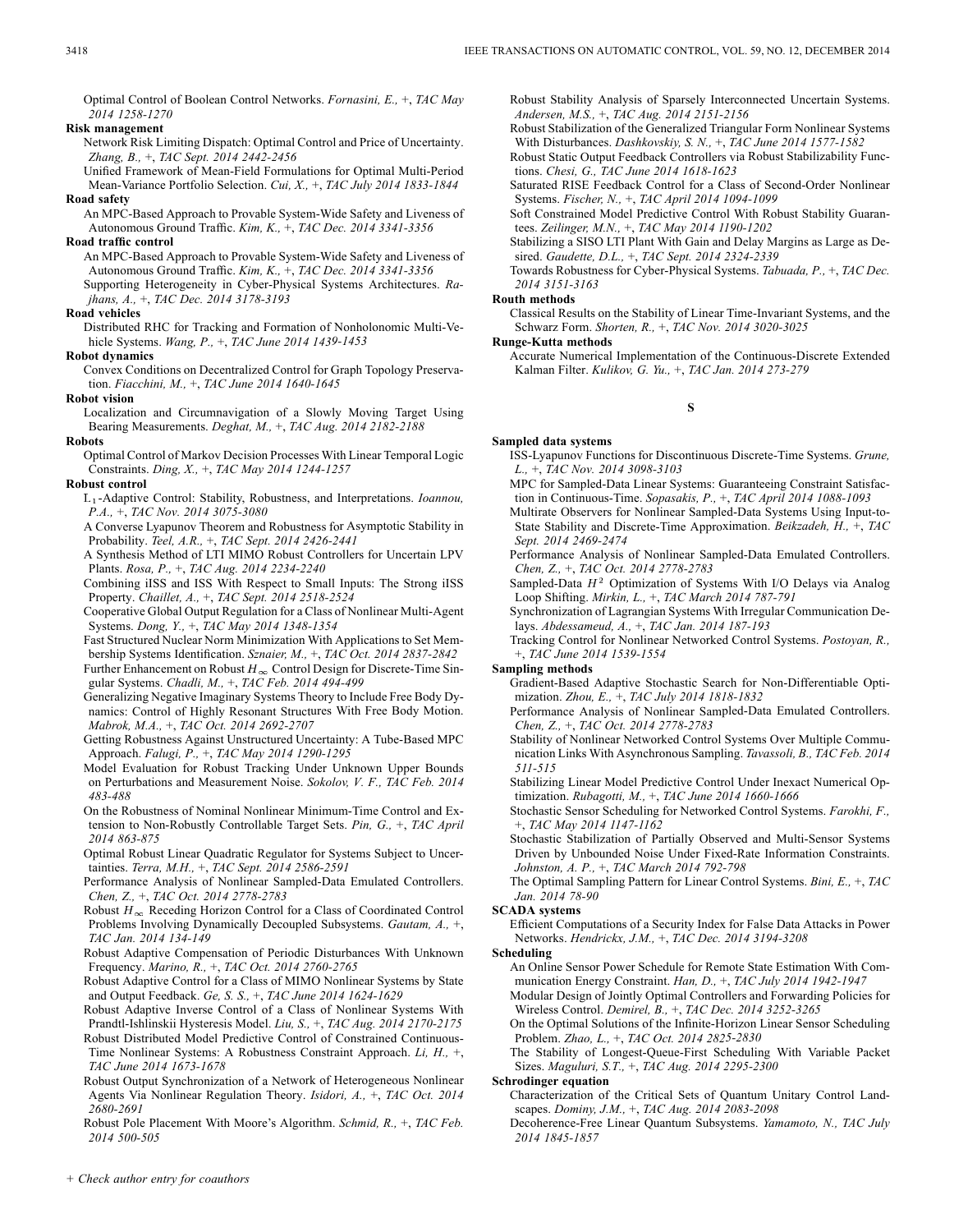Optimal Control of Boolean Control Networks. *Fornasini, E.,* +, *TAC May 2014 1258-1270*

**Risk management**

Network Risk Limiting Dispatch: Optimal Control and Price of Uncertainty. *Zhang, B.,* +, *TAC Sept. 2014 2442-2456*

Unified Framework of Mean-Field Formulations for Optimal Multi-Period Mean-Variance Portfolio Selection. *Cui, X.,* +, *TAC July 2014 1833-1844*

**Road safety**

An MPC-Based Approach to Provable System-Wide Safety and Liveness of Autonomous Ground Traffic. *Kim, K.,* +, *TAC Dec. 2014 3341-3356*

**Road traffic control**

An MPC-Based Approach to Provable System-Wide Safety and Liveness of Autonomous Ground Traffic. *Kim, K.,* +, *TAC Dec. 2014 3341-3356*

Supporting Heterogeneity in Cyber-Physical Systems Architectures. *Rajhans, A.,* +, *TAC Dec. 2014 3178-3193*

**Road vehicles**

Distributed RHC for Tracking and Formation of Nonholonomic Multi-Vehicle Systems. *Wang, P.,* +, *TAC June 2014 1439-1453*

**Robot dynamics**

Convex Conditions on Decentralized Control for Graph Topology Preservation. *Fiacchini, M.,* +, *TAC June 2014 1640-1645*

**Robot vision**

Localization and Circumnavigation of a Slowly Moving Target Using Bearing Measurements. *Deghat, M.,* +, *TAC Aug. 2014 2182-2188*

**Robots**

Optimal Control of Markov Decision Processes With Linear Temporal Logic Constraints. *Ding, X.,* +, *TAC May 2014 1244-1257*

**Robust control**

$L_1$-Adaptive Control: Stability, Robustness, and Interpretations. *Ioannou, P.A.,* +, *TAC Nov. 2014 3075-3080*

A Converse Lyapunov Theorem and Robustness for Asymptotic Stability in Probability. *Teel, A.R.,* +, *TAC Sept. 2014 2426-2441*

A Synthesis Method of LTI MIMO Robust Controllers for Uncertain LPV Plants. *Rosa, P.,* +, *TAC Aug. 2014 2234-2240*

Combining iISS and ISS With Respect to Small Inputs: The Strong iISS Property. *Chaillet, A.,* +, *TAC Sept. 2014 2518-2524*

Cooperative Global Output Regulation for a Class of Nonlinear Multi-Agent Systems. *Dong, Y.,* +, *TAC May 2014 1348-1354*

Fast Structured Nuclear Norm Minimization With Applications to Set Membership Systems Identification. *Sznaier, M.,* +, *TAC Oct. 2014 2837-2842*

Further Enhancement on Robust $H_\infty$ Control Design for Discrete-Time Singular Systems. *Chadli, M.,* +, *TAC Feb. 2014 494-499*

Generalizing Negative Imaginary Systems Theory to Include Free Body Dynamics: Control of Highly Resonant Structures With Free Body Motion. *Mabrok, M.A.,* +, *TAC Oct. 2014 2692-2707*

Getting Robustness Against Unstructured Uncertainty: A Tube-Based MPC Approach. *Falugi, P.,* +, *TAC May 2014 1290-1295*

Model Evaluation for Robust Tracking Under Unknown Upper Bounds on Perturbations and Measurement Noise. *Sokolov, V. F., TAC Feb. 2014 483-488*

On the Robustness of Nominal Nonlinear Minimum-Time Control and Extension to Non-Robustly Controllable Target Sets. *Pin, G.,* +, *TAC April 2014 863-875*

Optimal Robust Linear Quadratic Regulator for Systems Subject to Uncertainties. *Terra, M.H.,* +, *TAC Sept. 2014 2586-2591*

Performance Analysis of Nonlinear Sampled-Data Emulated Controllers. *Chen, Z.,* +, *TAC Oct. 2014 2778-2783*

Robust $H_\infty$ Receding Horizon Control for a Class of Coordinated Control Problems Involving Dynamically Decoupled Subsystems. *Gautam, A.,* +, *TAC Jan. 2014 134-149*

Robust Adaptive Compensation of Periodic Disturbances With Unknown Frequency. *Marino, R.,* +, *TAC Oct. 2014 2760-2765*

Robust Adaptive Control for a Class of MIMO Nonlinear Systems by State and Output Feedback. *Ge, S. S.,* +, *TAC June 2014 1624-1629*

Robust Adaptive Inverse Control of a Class of Nonlinear Systems With Prandtl-Ishlinskii Hysteresis Model. *Liu, S.,* +, *TAC Aug. 2014 2170-2175*

Robust Distributed Model Predictive Control of Constrained Continuous-Time Nonlinear Systems: A Robustness Constraint Approach. *Li, H.,* +, *TAC June 2014 1673-1678*

Robust Output Synchronization of a Network of Heterogeneous Nonlinear Agents Via Nonlinear Regulation Theory. *Isidori, A.,* +, *TAC Oct. 2014 2680-2691*

Robust Pole Placement With Moore's Algorithm. *Schmid, R.,* +, *TAC Feb. 2014 500-505*

Robust Stability Analysis of Sparsely Interconnected Uncertain Systems. *Andersen, M.S.,* +, *TAC Aug. 2014 2151-2156*

Robust Stabilization of the Generalized Triangular Form Nonlinear Systems With Disturbances. *Dashkovskiy, S. N.,* +, *TAC June 2014 1577-1582*

Robust Static Output Feedback Controllers via Robust Stabilizability Functions. *Chesi, G., TAC June 2014 1618-1623*

Saturated RISE Feedback Control for a Class of Second-Order Nonlinear Systems. *Fischer, N.,* +, *TAC April 2014 1094-1099*

Soft Constrained Model Predictive Control With Robust Stability Guarantees. *Zeilinger, M.N.,* +, *TAC May 2014 1190-1202*

Stabilizing a SISO LTI Plant With Gain and Delay Margins as Large as Desired. *Gaudette, D.L.,* +, *TAC Sept. 2014 2324-2339*

Towards Robustness for Cyber-Physical Systems. *Tabuada, P.,* +, *TAC Dec. 2014 3151-3163*

**Routh methods**

Classical Results on the Stability of Linear Time-Invariant Systems, and the Schwarz Form. *Shorten, R.,* +, *TAC Nov. 2014 3020-3025*

**Runge-Kutta methods**

Accurate Numerical Implementation of the Continuous-Discrete Extended Kalman Filter. *Kulikov, G. Yu.,* +, *TAC Jan. 2014 273-279*

## S

**Sampled data systems**

ISS-Lyapunov Functions for Discontinuous Discrete-Time Systems. *Grune, L.,* +, *TAC Nov. 2014 3098-3103*

MPC for Sampled-Data Linear Systems: Guaranteeing Constraint Satisfaction in Continuous-Time. *Sopasakis, P.,* +, *TAC April 2014 1088-1093*

Multirate Observers for Nonlinear Sampled-Data Systems Using Input-to-State Stability and Discrete-Time Approximation. *Beikzadeh, H.,* +, *TAC Sept. 2014 2469-2474*

Performance Analysis of Nonlinear Sampled-Data Emulated Controllers. *Chen, Z.,* +, *TAC Oct. 2014 2778-2783*

Sampled-Data $H^2$ Optimization of Systems With I/O Delays via Analog Loop Shifting. *Mirkin, L.,* +, *TAC March 2014 787-791*

Synchronization of Lagrangian Systems With Irregular Communication Delays. *Abdessameud, A.,* +, *TAC Jan. 2014 187-193*

Tracking Control for Nonlinear Networked Control Systems. *Postoyan, R.,* +, *TAC June 2014 1539-1554*

**Sampling methods**

Gradient-Based Adaptive Stochastic Search for Non-Differentiable Optimization. *Zhou, E.,* +, *TAC July 2014 1818-1832*

Performance Analysis of Nonlinear Sampled-Data Emulated Controllers. *Chen, Z.,* +, *TAC Oct. 2014 2778-2783*

Stability of Nonlinear Networked Control Systems Over Multiple Communication Links With Asynchronous Sampling. *Tavassoli, B., TAC Feb. 2014 511-515*

Stabilizing Linear Model Predictive Control Under Inexact Numerical Optimization. *Rubagotti, M.,* +, *TAC June 2014 1660-1666*

Stochastic Sensor Scheduling for Networked Control Systems. *Farokhi, F.,* +, *TAC May 2014 1147-1162*

Stochastic Stabilization of Partially Observed and Multi-Sensor Systems Driven by Unbounded Noise Under Fixed-Rate Information Constraints. *Johnston, A. P.,* +, *TAC March 2014 792-798*

The Optimal Sampling Pattern for Linear Control Systems. *Bini, E.,* +, *TAC Jan. 2014 78-90*

**SCADA systems**

Efficient Computations of a Security Index for False Data Attacks in Power Networks. *Hendrickx, J.M.,* +, *TAC Dec. 2014 3194-3208*

**Scheduling**

An Online Sensor Power Schedule for Remote State Estimation With Communication Energy Constraint. *Han, D.,* +, *TAC July 2014 1942-1947*

Modular Design of Jointly Optimal Controllers and Forwarding Policies for Wireless Control. *Demirel, B.,* +, *TAC Dec. 2014 3252-3265*

On the Optimal Solutions of the Infinite-Horizon Linear Sensor Scheduling Problem. *Zhao, L.,* +, *TAC Oct. 2014 2825-2830*

The Stability of Longest-Queue-First Scheduling With Variable Packet Sizes. *Maguluri, S.T.,* +, *TAC Aug. 2014 2295-2300*

**Schrodinger equation**

Characterization of the Critical Sets of Quantum Unitary Control Landscapes. *Dominy, J.M.,* +, *TAC Aug. 2014 2083-2098*

Decoherence-Free Linear Quantum Subsystems. *Yamamoto, N., TAC July 2014 1845-1857*

+ *Check author entry for coauthors*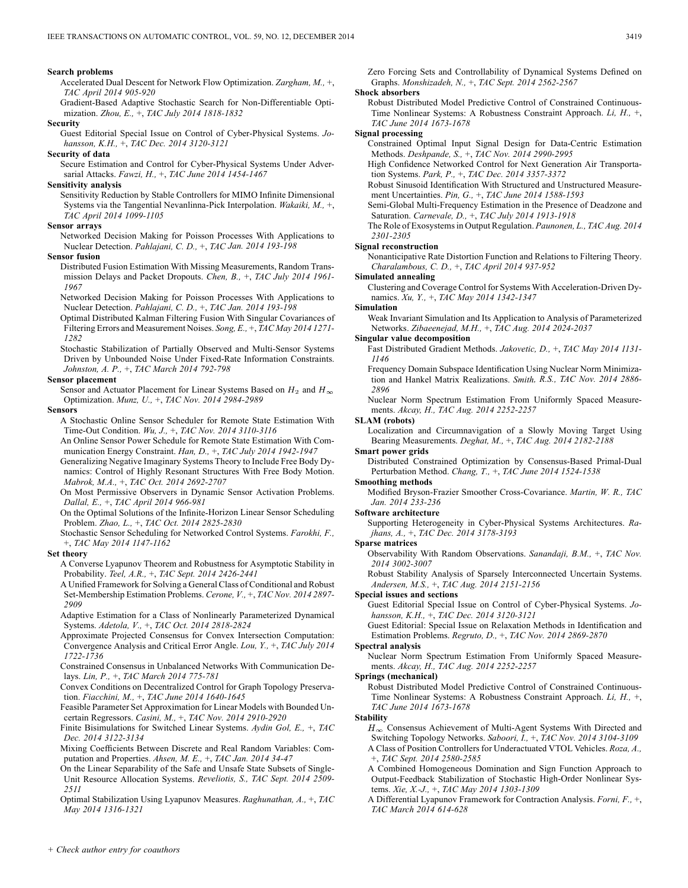**Search problems**

Accelerated Dual Descent for Network Flow Optimization. *Zargham, M.,* +, *TAC April 2014 905-920*

Gradient-Based Adaptive Stochastic Search for Non-Differentiable Optimization. *Zhou, E.,* +, *TAC July 2014 1818-1832*

**Security**

Guest Editorial Special Issue on Control of Cyber-Physical Systems. *Johansson, K.H.,* +, *TAC Dec. 2014 3120-3121*

**Security of data**

Secure Estimation and Control for Cyber-Physical Systems Under Adversarial Attacks. *Fawzi, H.,* +, *TAC June 2014 1454-1467*

**Sensitivity analysis**

Sensitivity Reduction by Stable Controllers for MIMO Infinite Dimensional Systems via the Tangential Nevanlinna-Pick Interpolation. *Wakaiki, M.,* +, *TAC April 2014 1099-1105*

**Sensor arrays**

Networked Decision Making for Poisson Processes With Applications to Nuclear Detection. *Pahlajani, C. D.,* +, *TAC Jan. 2014 193-198*

**Sensor fusion**

Distributed Fusion Estimation With Missing Measurements, Random Transmission Delays and Packet Dropouts. *Chen, B.,* +, *TAC July 2014 1961-1967*

Networked Decision Making for Poisson Processes With Applications to Nuclear Detection. *Pahlajani, C. D.,* +, *TAC Jan. 2014 193-198*

Optimal Distributed Kalman Filtering Fusion With Singular Covariances of Filtering Errors and Measurement Noises. *Song, E.,* +, *TAC May 2014 1271-1282*

Stochastic Stabilization of Partially Observed and Multi-Sensor Systems Driven by Unbounded Noise Under Fixed-Rate Information Constraints. *Johnston, A. P.,* +, *TAC March 2014 792-798*

**Sensor placement**

Sensor and Actuator Placement for Linear Systems Based on $H_2$ and $H_\infty$ Optimization. *Munz, U.,* +, *TAC Nov. 2014 2984-2989*

**Sensors**

A Stochastic Online Sensor Scheduler for Remote State Estimation With Time-Out Condition. *Wu, J.,* +, *TAC Nov. 2014 3110-3116*

An Online Sensor Power Schedule for Remote State Estimation With Communication Energy Constraint. *Han, D.,* +, *TAC July 2014 1942-1947*

Generalizing Negative Imaginary Systems Theory to Include Free Body Dynamics: Control of Highly Resonant Structures With Free Body Motion. *Mabrok, M.A.,* +, *TAC Oct. 2014 2692-2707*

On Most Permissive Observers in Dynamic Sensor Activation Problems. *Dallal, E.,* +, *TAC April 2014 966-981*

On the Optimal Solutions of the Infinite-Horizon Linear Sensor Scheduling Problem. *Zhao, L.,* +, *TAC Oct. 2014 2825-2830*

Stochastic Sensor Scheduling for Networked Control Systems. *Farokhi, F.,* +, *TAC May 2014 1147-1162*

**Set theory**

A Converse Lyapunov Theorem and Robustness for Asymptotic Stability in Probability. *Teel, A.R.,* +, *TAC Sept. 2014 2426-2441*

A Unified Framework for Solving a General Class of Conditional and Robust Set-Membership Estimation Problems. *Cerone, V.,* +, *TAC Nov. 2014 2897-2909*

Adaptive Estimation for a Class of Nonlinearly Parameterized Dynamical Systems. *Adetola, V.,* +, *TAC Oct. 2014 2818-2824*

Approximate Projected Consensus for Convex Intersection Computation: Convergence Analysis and Critical Error Angle. *Lou, Y.,* +, *TAC July 2014 1722-1736*

Constrained Consensus in Unbalanced Networks With Communication Delays. *Lin, P.,* +, *TAC March 2014 775-781*

Convex Conditions on Decentralized Control for Graph Topology Preservation. *Fiacchini, M.,* +, *TAC June 2014 1640-1645*

Feasible Parameter Set Approximation for Linear Models with Bounded Uncertain Regressors. *Casini, M.,* +, *TAC Nov. 2014 2910-2920*

Finite Bisimulations for Switched Linear Systems. *Aydin Gol, E.,* +, *TAC Dec. 2014 3122-3134*

Mixing Coefficients Between Discrete and Real Random Variables: Computation and Properties. *Ahsen, M. E.,* +, *TAC Jan. 2014 34-47*

On the Linear Separability of the Safe and Unsafe State Subsets of Single-Unit Resource Allocation Systems. *Reveliotis, S., TAC Sept. 2014 2509-2511*

Optimal Stabilization Using Lyapunov Measures. *Raghunathan, A.,* +, *TAC May 2014 1316-1321*

Zero Forcing Sets and Controllability of Dynamical Systems Defined on Graphs. *Monshizadeh, N.,* +, *TAC Sept. 2014 2562-2567*

**Shock absorbers**

Robust Distributed Model Predictive Control of Constrained Continuous-Time Nonlinear Systems: A Robustness Constraint Approach. *Li, H.,* +, *TAC June 2014 1673-1678*

**Signal processing**

Constrained Optimal Input Signal Design for Data-Centric Estimation Methods. *Deshpande, S.,* +, *TAC Nov. 2014 2990-2995*

High Confidence Networked Control for Next Generation Air Transportation Systems. *Park, P.,* +, *TAC Dec. 2014 3357-3372*

Robust Sinusoid Identification With Structured and Unstructured Measurement Uncertainties. *Pin, G.,* +, *TAC June 2014 1588-1593*

Semi-Global Multi-Frequency Estimation in the Presence of Deadzone and Saturation. *Carnevale, D.,* +, *TAC July 2014 1913-1918*

The Role of Exosystems in Output Regulation. *Paunonen, L., TAC Aug. 2014 2301-2305*

**Signal reconstruction**

Nonanticipative Rate Distortion Function and Relations to Filtering Theory. *Charalambous, C. D.,* +, *TAC April 2014 937-952*

**Simulated annealing**

Clustering and Coverage Control for Systems With Acceleration-Driven Dynamics. *Xu, Y.,* +, *TAC May 2014 1342-1347*

**Simulation**

Weak Invariant Simulation and Its Application to Analysis of Parameterized Networks. *Zibaeenejad, M.H.,* +, *TAC Aug. 2014 2024-2037*

**Singular value decomposition**

Fast Distributed Gradient Methods. *Jakovetic, D.,* +, *TAC May 2014 1131-1146*

Frequency Domain Subspace Identification Using Nuclear Norm Minimization and Hankel Matrix Realizations. *Smith, R.S., TAC Nov. 2014 2886-2896*

Nuclear Norm Spectrum Estimation From Uniformly Spaced Measurements. *Akcay, H., TAC Aug. 2014 2252-2257*

**SLAM (robots)**

Localization and Circumnavigation of a Slowly Moving Target Using Bearing Measurements. *Deghat, M.,* +, *TAC Aug. 2014 2182-2188*

**Smart power grids**

Distributed Constrained Optimization by Consensus-Based Primal-Dual Perturbation Method. *Chang, T.,* +, *TAC June 2014 1524-1538*

**Smoothing methods**

Modified Bryson-Frazier Smoother Cross-Covariance. *Martin, W. R., TAC Jan. 2014 233-236*

**Software architecture**

Supporting Heterogeneity in Cyber-Physical Systems Architectures. *Rajhans, A.,* +, *TAC Dec. 2014 3178-3193*

**Sparse matrices**

Observability With Random Observations. *Sanandaji, B.M.,* +, *TAC Nov. 2014 3002-3007*

Robust Stability Analysis of Sparsely Interconnected Uncertain Systems. *Andersen, M.S.,* +, *TAC Aug. 2014 2151-2156*

**Special issues and sections**

Guest Editorial Special Issue on Control of Cyber-Physical Systems. *Johansson, K.H.,* +, *TAC Dec. 2014 3120-3121*

Guest Editorial: Special Issue on Relaxation Methods in Identification and Estimation Problems. *Regruto, D.,* +, *TAC Nov. 2014 2869-2870*

**Spectral analysis**

Nuclear Norm Spectrum Estimation From Uniformly Spaced Measurements. *Akcay, H., TAC Aug. 2014 2252-2257*

**Springs (mechanical)**

Robust Distributed Model Predictive Control of Constrained Continuous-Time Nonlinear Systems: A Robustness Constraint Approach. *Li, H.,* +, *TAC June 2014 1673-1678*

**Stability**

$H_\infty$ Consensus Achievement of Multi-Agent Systems With Directed and Switching Topology Networks. *Saboori, I.,* +, *TAC Nov. 2014 3104-3109*

A Class of Position Controllers for Underactuated VTOL Vehicles. *Roza, A.,* +, *TAC Sept. 2014 2580-2585*

A Combined Homogeneous Domination and Sign Function Approach to Output-Feedback Stabilization of Stochastic High-Order Nonlinear Systems. *Xie, X.-J.,* +, *TAC May 2014 1303-1309*

A Differential Lyapunov Framework for Contraction Analysis. *Forni, F.,* +, *TAC March 2014 614-628*

+ Check author entry for coauthors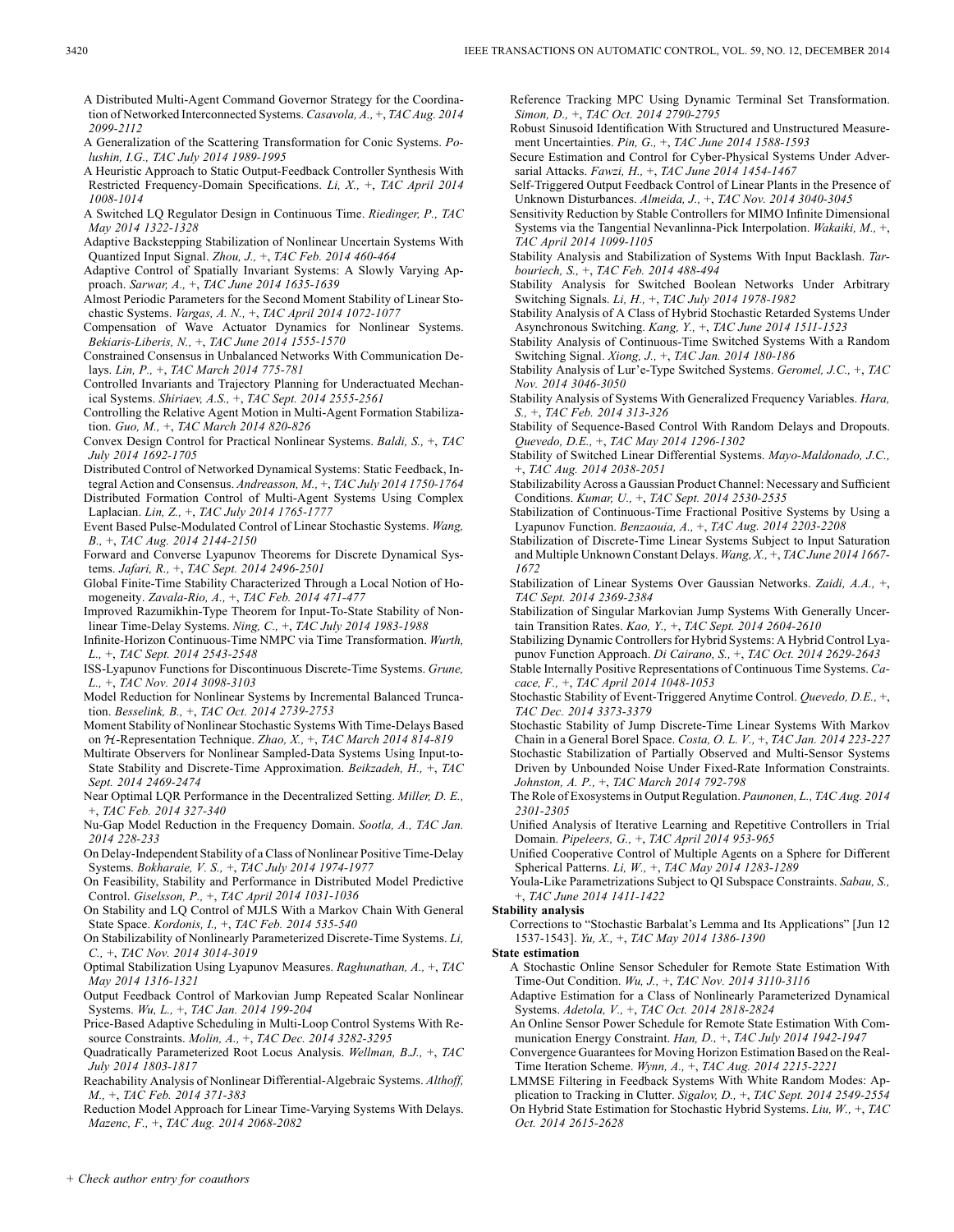A Distributed Multi-Agent Command Governor Strategy for the Coordination of Networked Interconnected Systems. *Casavola, A., +, TAC Aug. 2014 2099-2112*

A Generalization of the Scattering Transformation for Conic Systems. *Polushin, I.G., TAC July 2014 1989-1995*

A Heuristic Approach to Static Output-Feedback Controller Synthesis With Restricted Frequency-Domain Specifications. *Li, X., +, TAC April 2014 1008-1014*

A Switched LQ Regulator Design in Continuous Time. *Riedinger, P., TAC May 2014 1322-1328*

Adaptive Backstepping Stabilization of Nonlinear Uncertain Systems With Quantized Input Signal. *Zhou, J., +, TAC Feb. 2014 460-464*

Adaptive Control of Spatially Invariant Systems: A Slowly Varying Approach. *Sarwar, A., +, TAC June 2014 1635-1639*

Almost Periodic Parameters for the Second Moment Stability of Linear Stochastic Systems. *Vargas, A. N., +, TAC April 2014 1072-1077*

Compensation of Wave Actuator Dynamics for Nonlinear Systems. *Bekiaris-Liberis, N., +, TAC June 2014 1555-1570*

Constrained Consensus in Unbalanced Networks With Communication Delays. *Lin, P., +, TAC March 2014 775-781*

Controlled Invariants and Trajectory Planning for Underactuated Mechanical Systems. *Shiriaev, A.S., +, TAC Sept. 2014 2555-2561*

Controlling the Relative Agent Motion in Multi-Agent Formation Stabilization. *Guo, M., +, TAC March 2014 820-826*

Convex Design Control for Practical Nonlinear Systems. *Baldi, S., +, TAC July 2014 1692-1705*

Distributed Control of Networked Dynamical Systems: Static Feedback, Integral Action and Consensus. *Andreasson, M., +, TAC July 2014 1750-1764*

Distributed Formation Control of Multi-Agent Systems Using Complex Laplacian. *Lin, Z., +, TAC July 2014 1765-1777*

Event Based Pulse-Modulated Control of Linear Stochastic Systems. *Wang, B., +, TAC Aug. 2014 2144-2150*

Forward and Converse Lyapunov Theorems for Discrete Dynamical Systems. *Jafari, R., +, TAC Sept. 2014 2496-2501*

Global Finite-Time Stability Characterized Through a Local Notion of Homogeneity. *Zavala-Río, A., +, TAC Feb. 2014 471-477*

Improved Razumikhin-Type Theorem for Input-To-State Stability of Nonlinear Time-Delay Systems. *Ning, C., +, TAC July 2014 1983-1988*

Infinite-Horizon Continuous-Time NMPC via Time Transformation. *Wurth, L., +, TAC Sept. 2014 2543-2548*

ISS-Lyapunov Functions for Discontinuous Discrete-Time Systems. *Grune, L., +, TAC Nov. 2014 3098-3103*

Model Reduction for Nonlinear Systems by Incremental Balanced Truncation. *Besselink, B., +, TAC Oct. 2014 2739-2753*

Moment Stability of Nonlinear Stochastic Systems With Time-Delays Based on $\mathcal{H}$-Representation Technique. *Zhao, X., +, TAC March 2014 814-819*

Multirate Observers for Nonlinear Sampled-Data Systems Using Input-to-State Stability and Discrete-Time Approximation. *Beikzadeh, H., +, TAC Sept. 2014 2469-2474*

Near Optimal LQR Performance in the Decentralized Setting. *Miller, D. E., +, TAC Feb. 2014 327-340*

Nu-Gap Model Reduction in the Frequency Domain. *Sootla, A., TAC Jan. 2014 228-233*

On Delay-Independent Stability of a Class of Nonlinear Positive Time-Delay Systems. *Bokharaie, V. S., +, TAC July 2014 1974-1977*

On Feasibility, Stability and Performance in Distributed Model Predictive Control. *Giselsson, P., +, TAC April 2014 1031-1036*

On Stability and LQ Control of MJLS With a Markov Chain With General State Space. *Kordonis, I., +, TAC Feb. 2014 535-540*

On Stabilizability of Nonlinearly Parameterized Discrete-Time Systems. *Li, C., +, TAC Nov. 2014 3014-3019*

Optimal Stabilization Using Lyapunov Measures. *Raghunathan, A., +, TAC May 2014 1316-1321*

Output Feedback Control of Markovian Jump Repeated Scalar Nonlinear Systems. *Wu, L., +, TAC Jan. 2014 199-204*

Price-Based Adaptive Scheduling in Multi-Loop Control Systems With Resource Constraints. *Molin, A., +, TAC Dec. 2014 3282-3295*

Quadratically Parameterized Root Locus Analysis. *Wellman, B.J., +, TAC July 2014 1803-1817*

Reachability Analysis of Nonlinear Differential-Algebraic Systems. *Althoff, M., +, TAC Feb. 2014 371-383*

Reduction Model Approach for Linear Time-Varying Systems With Delays. *Mazenc, F., +, TAC Aug. 2014 2068-2082*

Reference Tracking MPC Using Dynamic Terminal Set Transformation. *Simon, D., +, TAC Oct. 2014 2790-2795*

Robust Sinusoid Identification With Structured and Unstructured Measurement Uncertainties. *Pin, G., +, TAC June 2014 1588-1593*

Secure Estimation and Control for Cyber-Physical Systems Under Adversarial Attacks. *Fawzi, H., +, TAC June 2014 1454-1467*

Self-Triggered Output Feedback Control of Linear Plants in the Presence of Unknown Disturbances. *Almeida, J., +, TAC Nov. 2014 3040-3045*

Sensitivity Reduction by Stable Controllers for MIMO Infinite Dimensional Systems via the Tangential Nevanlinna-Pick Interpolation. *Wakaiki, M., +, TAC April 2014 1099-1105*

Stability Analysis and Stabilization of Systems With Input Backlash. *Tarbouriech, S., +, TAC Feb. 2014 488-494*

Stability Analysis for Switched Boolean Networks Under Arbitrary Switching Signals. *Li, H., +, TAC July 2014 1978-1982*

Stability Analysis of A Class of Hybrid Stochastic Retarded Systems Under Asynchronous Switching. *Kang, Y., +, TAC June 2014 1511-1523*

Stability Analysis of Continuous-Time Switched Systems With a Random Switching Signal. *Xiong, J., +, TAC Jan. 2014 180-186*

Stability Analysis of Lur'e-Type Switched Systems. *Geromel, J.C., +, TAC Nov. 2014 3046-3050*

Stability Analysis of Systems With Generalized Frequency Variables. *Hara, S., +, TAC Feb. 2014 313-326*

Stability of Sequence-Based Control With Random Delays and Dropouts. *Quevedo, D.E., +, TAC May 2014 1296-1302*

Stability of Switched Linear Differential Systems. *Mayo-Maldonado, J.C., +, TAC Aug. 2014 2038-2051*

Stabilizability Across a Gaussian Product Channel: Necessary and Sufficient Conditions. *Kumar, U., +, TAC Sept. 2014 2530-2535*

Stabilization of Continuous-Time Fractional Positive Systems by Using a Lyapunov Function. *Benzaouia, A., +, TAC Aug. 2014 2203-2208*

Stabilization of Discrete-Time Linear Systems Subject to Input Saturation and Multiple Unknown Constant Delays. *Wang, X., +, TAC June 2014 1667-1672*

Stabilization of Linear Systems Over Gaussian Networks. *Zaidi, A.A., +, TAC Sept. 2014 2369-2384*

Stabilization of Singular Markovian Jump Systems With Generally Uncertain Transition Rates. *Kao, Y., +, TAC Sept. 2014 2604-2610*

Stabilizing Dynamic Controllers for Hybrid Systems: A Hybrid Control Lyapunov Function Approach. *Di Cairano, S., +, TAC Oct. 2014 2629-2643*

Stable Internally Positive Representations of Continuous Time Systems. *Cacace, F., +, TAC April 2014 1048-1053*

Stochastic Stability of Event-Triggered Anytime Control. *Quevedo, D.E., +, TAC Dec. 2014 3373-3379*

Stochastic Stability of Jump Discrete-Time Linear Systems With Markov Chain in a General Borel Space. *Costa, O. L. V., +, TAC Jan. 2014 223-227*

Stochastic Stabilization of Partially Observed and Multi-Sensor Systems Driven by Unbounded Noise Under Fixed-Rate Information Constraints. *Johnston, A. P., +, TAC March 2014 792-798*

The Role of Exosystems in Output Regulation. *Paunonen, L., TAC Aug. 2014 2301-2305*

Unified Analysis of Iterative Learning and Repetitive Controllers in Trial Domain. *Pipeleers, G., +, TAC April 2014 953-965*

Unified Cooperative Control of Multiple Agents on a Sphere for Different Spherical Patterns. *Li, W., +, TAC May 2014 1283-1289*

Youla-Like Parametrizations Subject to QI Subspace Constraints. *Sabau, S., +, TAC June 2014 1411-1422*

**Stability analysis**

Corrections to "Stochastic Barbalat's Lemma and Its Applications" [Jun 12 1537-1543]. *Yu, X., +, TAC May 2014 1386-1390*

**State estimation**

A Stochastic Online Sensor Scheduler for Remote State Estimation With Time-Out Condition. *Wu, J., +, TAC Nov. 2014 3110-3116*

Adaptive Estimation for a Class of Nonlinearly Parameterized Dynamical Systems. *Adetola, V., +, TAC Oct. 2014 2818-2824*

An Online Sensor Power Schedule for Remote State Estimation With Communication Energy Constraint. *Han, D., +, TAC July 2014 1942-1947*

Convergence Guarantees for Moving Horizon Estimation Based on the Real-Time Iteration Scheme. *Wynn, A., +, TAC Aug. 2014 2215-2221*

LMMSE Filtering in Feedback Systems With White Random Modes: Application to Tracking in Clutter. *Sigalov, D., +, TAC Sept. 2014 2549-2554*

On Hybrid State Estimation for Stochastic Hybrid Systems. *Liu, W., +, TAC Oct. 2014 2615-2628*

*+ Check author entry for coauthors*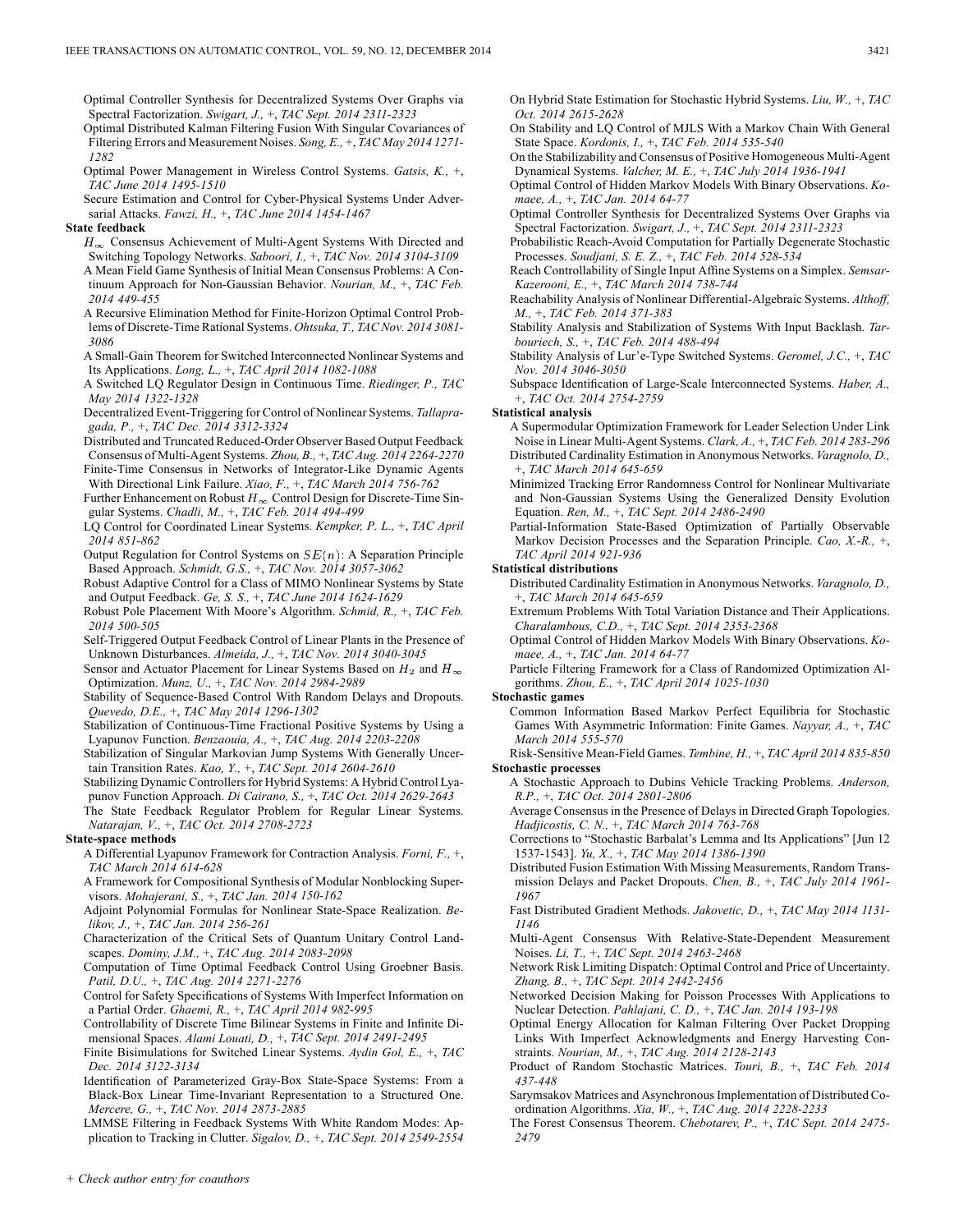Optimal Controller Synthesis for Decentralized Systems Over Graphs via Spectral Factorization. *Swigart, J.*, +, *TAC Sept. 2014 2311-2323*

Optimal Distributed Kalman Filtering Fusion With Singular Covariances of Filtering Errors and Measurement Noises. *Song, E.*, +, *TAC May 2014 1271-1282*

Optimal Power Management in Wireless Control Systems. *Gatsis, K.*, +, *TAC June 2014 1495-1510*

Secure Estimation and Control for Cyber-Physical Systems Under Adversarial Attacks. *Fawzi, H.*, +, *TAC June 2014 1454-1467*

**State feedback**

$H_\infty$ Consensus Achievement of Multi-Agent Systems With Directed and Switching Topology Networks. *Saboori, I.*, +, *TAC Nov. 2014 3104-3109*

A Mean Field Game Synthesis of Initial Mean Consensus Problems: A Continuum Approach for Non-Gaussian Behavior. *Nourian, M.*, +, *TAC Feb. 2014 449-455*

A Recursive Elimination Method for Finite-Horizon Optimal Control Problems of Discrete-Time Rational Systems. *Ohtsuka, T., TAC Nov. 2014 3081-3086*

A Small-Gain Theorem for Switched Interconnected Nonlinear Systems and Its Applications. *Long, L.*, +, *TAC April 2014 1082-1088*

A Switched LQ Regulator Design in Continuous Time. *Riedinger, P., TAC May 2014 1322-1328*

Decentralized Event-Triggering for Control of Nonlinear Systems. *Tallapragada, P.*, +, *TAC Dec. 2014 3312-3324*

Distributed and Truncated Reduced-Order Observer Based Output Feedback Consensus of Multi-Agent Systems. *Zhou, B.*, +, *TAC Aug. 2014 2264-2270*

Finite-Time Consensus in Networks of Integrator-Like Dynamic Agents With Directional Link Failure. *Xiao, F.*, +, *TAC March 2014 756-762*

Further Enhancement on Robust $H_\infty$ Control Design for Discrete-Time Singular Systems. *Chadli, M.*, +, *TAC Feb. 2014 494-499*

LQ Control for Coordinated Linear Systems. *Kempker, P. L.*, +, *TAC April 2014 851-862*

Output Regulation for Control Systems on $SE(n)$: A Separation Principle Based Approach. *Schmidt, G.S.*, +, *TAC Nov. 2014 3057-3062*

Robust Adaptive Control for a Class of MIMO Nonlinear Systems by State and Output Feedback. *Ge, S. S.*, +, *TAC June 2014 1624-1629*

Robust Pole Placement With Moore's Algorithm. *Schmid, R.*, +, *TAC Feb. 2014 500-505*

Self-Triggered Output Feedback Control of Linear Plants in the Presence of Unknown Disturbances. *Almeida, J.*, +, *TAC Nov. 2014 3040-3045*

Sensor and Actuator Placement for Linear Systems Based on $H_2$ and $H_\infty$ Optimization. *Munz, U.*, +, *TAC Nov. 2014 2984-2989*

Stability of Sequence-Based Control With Random Delays and Dropouts. *Quevedo, D.E.*, +, *TAC May 2014 1296-1302*

Stabilization of Continuous-Time Fractional Positive Systems by Using a Lyapunov Function. *Benzaouia, A.*, +, *TAC Aug. 2014 2203-2208*

Stabilization of Singular Markovian Jump Systems With Generally Uncertain Transition Rates. *Kao, Y.*, +, *TAC Sept. 2014 2604-2610*

Stabilizing Dynamic Controllers for Hybrid Systems: A Hybrid Control Lyapunov Function Approach. *Di Cairano, S.*, +, *TAC Oct. 2014 2629-2643*

The State Feedback Regulator Problem for Regular Linear Systems. *Natarajan, V.*, +, *TAC Oct. 2014 2708-2723*

**State-space methods**

A Differential Lyapunov Framework for Contraction Analysis. *Forni, F.*, +, *TAC March 2014 614-628*

A Framework for Compositional Synthesis of Modular Nonblocking Supervisors. *Mohajerani, S.*, +, *TAC Jan. 2014 150-162*

Adjoint Polynomial Formulas for Nonlinear State-Space Realization. *Belikov, J.*, +, *TAC Jan. 2014 256-261*

Characterization of the Critical Sets of Quantum Unitary Control Landscapes. *Dominy, J.M.*, +, *TAC Aug. 2014 2083-2098*

Computation of Time Optimal Feedback Control Using Groebner Basis. *Patil, D.U.*, +, *TAC Aug. 2014 2271-2276*

Control for Safety Specifications of Systems With Imperfect Information on a Partial Order. *Ghaemi, R.*, +, *TAC April 2014 982-995*

Controllability of Discrete Time Bilinear Systems in Finite and Infinite Dimensional Spaces. *Alami Louati, D.*, +, *TAC Sept. 2014 2491-2495*

Finite Bisimulations for Switched Linear Systems. *Aydin Gol, E.*, +, *TAC Dec. 2014 3122-3134*

Identification of Parameterized Gray-Box State-Space Systems: From a Black-Box Linear Time-Invariant Representation to a Structured One. *Mercere, G.*, +, *TAC Nov. 2014 2873-2885*

LMMSE Filtering in Feedback Systems With White Random Modes: Application to Tracking in Clutter. *Sigalov, D.*, +, *TAC Sept. 2014 2549-2554*

On Hybrid State Estimation for Stochastic Hybrid Systems. *Liu, W.*, +, *TAC Oct. 2014 2615-2628*

On Stability and LQ Control of MJLS With a Markov Chain With General State Space. *Kordonis, I.*, +, *TAC Feb. 2014 535-540*

On the Stabilizability and Consensus of Positive Homogeneous Multi-Agent Dynamical Systems. *Valcher, M. E.*, +, *TAC July 2014 1936-1941*

Optimal Control of Hidden Markov Models With Binary Observations. *Komaee, A.*, +, *TAC Jan. 2014 64-77*

Optimal Controller Synthesis for Decentralized Systems Over Graphs via Spectral Factorization. *Swigart, J.*, +, *TAC Sept. 2014 2311-2323*

Probabilistic Reach-Avoid Computation for Partially Degenerate Stochastic Processes. *Soudjani, S. E. Z.*, +, *TAC Feb. 2014 528-534*

Reach Controllability of Single Input Affine Systems on a Simplex. *Semsar-Kazerooni, E.*, +, *TAC March 2014 738-744*

Reachability Analysis of Nonlinear Differential-Algebraic Systems. *Althoff, M.*, +, *TAC Feb. 2014 371-383*

Stability Analysis and Stabilization of Systems With Input Backlash. *Tarbouriech, S.*, +, *TAC Feb. 2014 488-494*

Stability Analysis of Lur'e-Type Switched Systems. *Geromel, J.C.*, +, *TAC Nov. 2014 3046-3050*

Subspace Identification of Large-Scale Interconnected Systems. *Haber, A.*, +, *TAC Oct. 2014 2754-2759*

**Statistical analysis**

A Supermodular Optimization Framework for Leader Selection Under Link Noise in Linear Multi-Agent Systems. *Clark, A.*, +, *TAC Feb. 2014 283-296*

Distributed Cardinality Estimation in Anonymous Networks. *Varagnolo, D.*, +, *TAC March 2014 645-659*

Minimized Tracking Error Randomness Control for Nonlinear Multivariate and Non-Gaussian Systems Using the Generalized Density Evolution Equation. *Ren, M.*, +, *TAC Sept. 2014 2486-2490*

Partial-Information State-Based Optimization of Partially Observable Markov Decision Processes and the Separation Principle. *Cao, X.-R.*, +, *TAC April 2014 921-936*

**Statistical distributions**

Distributed Cardinality Estimation in Anonymous Networks. *Varagnolo, D.*, +, *TAC March 2014 645-659*

Extremum Problems With Total Variation Distance and Their Applications. *Charalambous, C.D.*, +, *TAC Sept. 2014 2353-2368*

Optimal Control of Hidden Markov Models With Binary Observations. *Komaee, A.*, +, *TAC Jan. 2014 64-77*

Particle Filtering Framework for a Class of Randomized Optimization Algorithms. *Zhou, E.*, +, *TAC April 2014 1025-1030*

**Stochastic games**

Common Information Based Markov Perfect Equilibria for Stochastic Games With Asymmetric Information: Finite Games. *Nayyar, A.*, +, *TAC March 2014 555-570*

Risk-Sensitive Mean-Field Games. *Tembine, H.*, +, *TAC April 2014 835-850*

**Stochastic processes**

A Stochastic Approach to Dubins Vehicle Tracking Problems. *Anderson, R.P.*, +, *TAC Oct. 2014 2801-2806*

Average Consensus in the Presence of Delays in Directed Graph Topologies. *Hadjicostis, C. N.*, +, *TAC March 2014 763-768*

Corrections to "Stochastic Barbalat's Lemma and Its Applications" [Jun 12 1537-1543]. *Yu, X.*, +, *TAC May 2014 1386-1390*

Distributed Fusion Estimation With Missing Measurements, Random Transmission Delays and Packet Dropouts. *Chen, B.*, +, *TAC July 2014 1961-1967*

Fast Distributed Gradient Methods. *Jakovetic, D.*, +, *TAC May 2014 1131-1146*

Multi-Agent Consensus With Relative-State-Dependent Measurement Noises. *Li, T.*, +, *TAC Sept. 2014 2463-2468*

Network Risk Limiting Dispatch: Optimal Control and Price of Uncertainty. *Zhang, B.*, +, *TAC Sept. 2014 2442-2456*

Networked Decision Making for Poisson Processes With Applications to Nuclear Detection. *Pahlajani, C. D.*, +, *TAC Jan. 2014 193-198*

Optimal Energy Allocation for Kalman Filtering Over Packet Dropping Links With Imperfect Acknowledgments and Energy Harvesting Constraints. *Nourian, M.*, +, *TAC Aug. 2014 2128-2143*

Product of Random Stochastic Matrices. *Touri, B.*, +, *TAC Feb. 2014 437-448*

Sarymsakov Matrices and Asynchronous Implementation of Distributed Coordination Algorithms. *Xia, W.*, +, *TAC Aug. 2014 2228-2233*

The Forest Consensus Theorem. *Chebotarev, P.*, +, *TAC Sept. 2014 2475-2479*

*+ Check author entry for coauthors*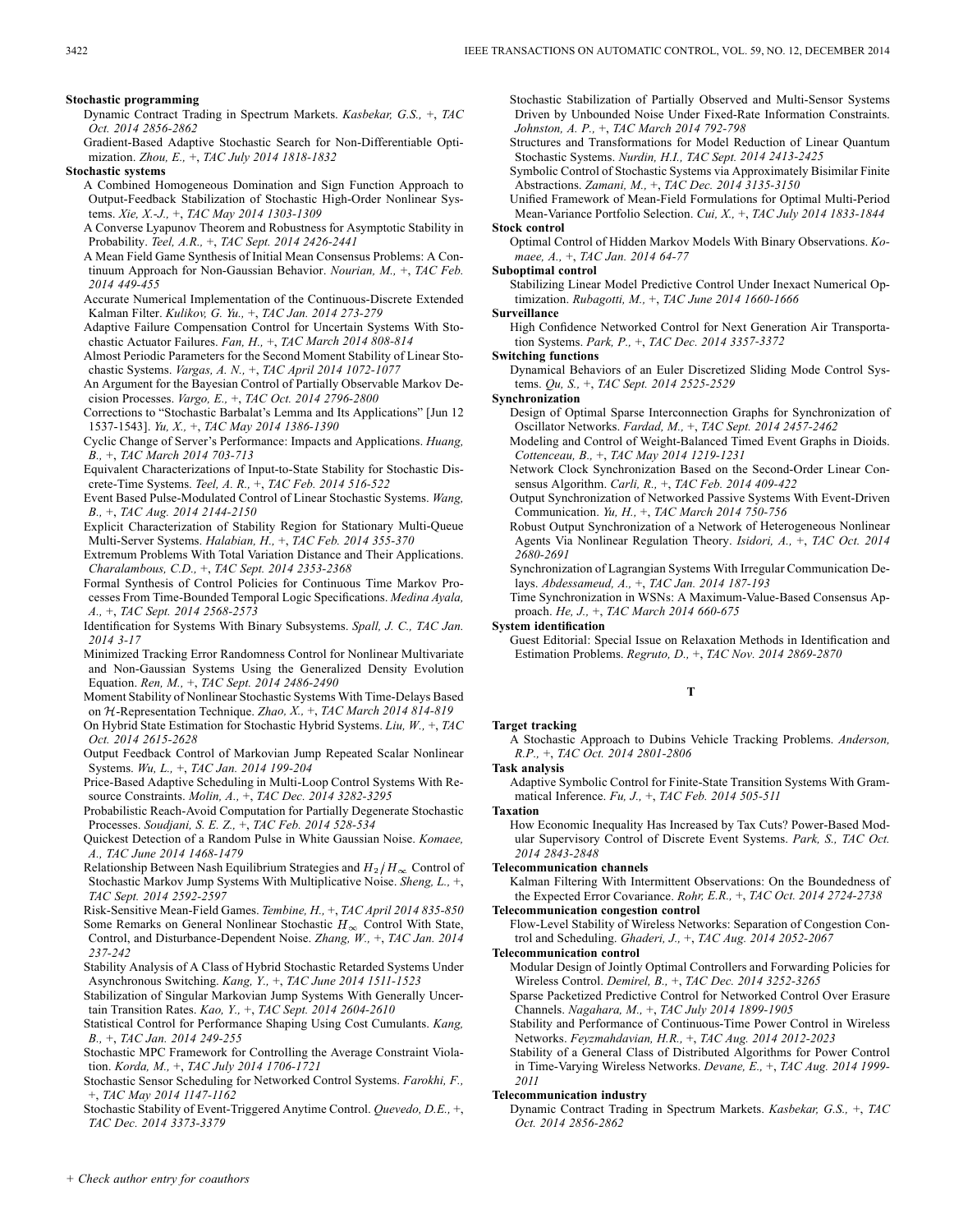**Stochastic programming**

Dynamic Contract Trading in Spectrum Markets. *Kasbekar, G.S.*, +, *TAC Oct. 2014 2856-2862*

Gradient-Based Adaptive Stochastic Search for Non-Differentiable Optimization. *Zhou, E.*, +, *TAC July 2014 1818-1832*

**Stochastic systems**

A Combined Homogeneous Domination and Sign Function Approach to Output-Feedback Stabilization of Stochastic High-Order Nonlinear Systems. *Xie, X.-J.*, +, *TAC May 2014 1303-1309*

A Converse Lyapunov Theorem and Robustness for Asymptotic Stability in Probability. *Teel, A.R.*, +, *TAC Sept. 2014 2426-2441*

A Mean Field Game Synthesis of Initial Mean Consensus Problems: A Continuum Approach for Non-Gaussian Behavior. *Nourian, M.*, +, *TAC Feb. 2014 449-455*

Accurate Numerical Implementation of the Continuous-Discrete Extended Kalman Filter. *Kulikov, G. Yu.*, +, *TAC Jan. 2014 273-279*

Adaptive Failure Compensation Control for Uncertain Systems With Stochastic Actuator Failures. *Fan, H.*, +, *TAC March 2014 808-814*

Almost Periodic Parameters for the Second Moment Stability of Linear Stochastic Systems. *Vargas, A. N.*, +, *TAC April 2014 1072-1077*

An Argument for the Bayesian Control of Partially Observable Markov Decision Processes. *Vargo, E.*, +, *TAC Oct. 2014 2796-2800*

Corrections to "Stochastic Barbalat's Lemma and Its Applications" [Jun 12 1537-1543]. *Yu, X.*, +, *TAC May 2014 1386-1390*

Cyclic Change of Server's Performance: Impacts and Applications. *Huang, B.*, +, *TAC March 2014 703-713*

Equivalent Characterizations of Input-to-State Stability for Stochastic Discrete-Time Systems. *Teel, A. R.*, +, *TAC Feb. 2014 516-522*

Event Based Pulse-Modulated Control of Linear Stochastic Systems. *Wang, B.*, +, *TAC Aug. 2014 2144-2150*

Explicit Characterization of Stability Region for Stationary Multi-Queue Multi-Server Systems. *Halabian, H.*, +, *TAC Feb. 2014 355-370*

Extremum Problems With Total Variation Distance and Their Applications. *Charalambous, C.D.*, +, *TAC Sept. 2014 2353-2368*

Formal Synthesis of Control Policies for Continuous Time Markov Processes From Time-Bounded Temporal Logic Specifications. *Medina Ayala, A.*, +, *TAC Sept. 2014 2568-2573*

Identification for Systems With Binary Subsystems. *Spall, J. C.*, *TAC Jan. 2014 3-17*

Minimized Tracking Error Randomness Control for Nonlinear Multivariate and Non-Gaussian Systems Using the Generalized Density Evolution Equation. *Ren, M.*, +, *TAC Sept. 2014 2486-2490*

Moment Stability of Nonlinear Stochastic Systems With Time-Delays Based on $\mathcal{H}$-Representation Technique. *Zhao, X.*, +, *TAC March 2014 814-819*

On Hybrid State Estimation for Stochastic Hybrid Systems. *Liu, W.*, +, *TAC Oct. 2014 2615-2628*

Output Feedback Control of Markovian Jump Repeated Scalar Nonlinear Systems. *Wu, L.*, +, *TAC Jan. 2014 199-204*

Price-Based Adaptive Scheduling in Multi-Loop Control Systems With Resource Constraints. *Molin, A.*, +, *TAC Dec. 2014 3282-3295*

Probabilistic Reach-Avoid Computation for Partially Degenerate Stochastic Processes. *Soudjani, S. E. Z.*, +, *TAC Feb. 2014 528-534*

Quickest Detection of a Random Pulse in White Gaussian Noise. *Komaee, A.*, *TAC June 2014 1468-1479*

Relationship Between Nash Equilibrium Strategies and $H_2/H_\infty$ Control of Stochastic Markov Jump Systems With Multiplicative Noise. *Sheng, L.*, +, *TAC Sept. 2014 2592-2597*

Risk-Sensitive Mean-Field Games. *Tembine, H.*, +, *TAC April 2014 835-850*

Some Remarks on General Nonlinear Stochastic $H_\infty$ Control With State, Control, and Disturbance-Dependent Noise. *Zhang, W.*, +, *TAC Jan. 2014 237-242*

Stability Analysis of A Class of Hybrid Stochastic Retarded Systems Under Asynchronous Switching. *Kang, Y.*, +, *TAC June 2014 1511-1523*

Stabilization of Singular Markovian Jump Systems With Generally Uncertain Transition Rates. *Kao, Y.*, +, *TAC Sept. 2014 2604-2610*

Statistical Control for Performance Shaping Using Cost Cumulants. *Kang, B.*, +, *TAC Jan. 2014 249-255*

Stochastic MPC Framework for Controlling the Average Constraint Violation. *Korda, M.*, +, *TAC July 2014 1706-1721*

Stochastic Sensor Scheduling for Networked Control Systems. *Farokhi, F.*, +, *TAC May 2014 1147-1162*

Stochastic Stability of Event-Triggered Anytime Control. *Quevedo, D.E.*, +, *TAC Dec. 2014 3373-3379*

Stochastic Stabilization of Partially Observed and Multi-Sensor Systems Driven by Unbounded Noise Under Fixed-Rate Information Constraints. *Johnston, A. P.*, +, *TAC March 2014 792-798*

Structures and Transformations for Model Reduction of Linear Quantum Stochastic Systems. *Nurdin, H.I.*, *TAC Sept. 2014 2413-2425*

Symbolic Control of Stochastic Systems via Approximately Bisimilar Finite Abstractions. *Zamani, M.*, +, *TAC Dec. 2014 3135-3150*

Unified Framework of Mean-Field Formulations for Optimal Multi-Period Mean-Variance Portfolio Selection. *Cui, X.*, +, *TAC July 2014 1833-1844*

**Stock control**

Optimal Control of Hidden Markov Models With Binary Observations. *Komaee, A.*, +, *TAC Jan. 2014 64-77*

**Suboptimal control**

Stabilizing Linear Model Predictive Control Under Inexact Numerical Optimization. *Rubagotti, M.*, +, *TAC June 2014 1660-1666*

**Surveillance**

High Confidence Networked Control for Next Generation Air Transportation Systems. *Park, P.*, +, *TAC Dec. 2014 3357-3372*

**Switching functions**

Dynamical Behaviors of an Euler Discretized Sliding Mode Control Systems. *Qu, S.*, +, *TAC Sept. 2014 2525-2529*

**Synchronization**

Design of Optimal Sparse Interconnection Graphs for Synchronization of Oscillator Networks. *Fardad, M.*, +, *TAC Sept. 2014 2457-2462*

Modeling and Control of Weight-Balanced Timed Event Graphs in Dioids. *Cottenceau, B.*, +, *TAC May 2014 1219-1231*

Network Clock Synchronization Based on the Second-Order Linear Consensus Algorithm. *Carli, R.*, +, *TAC Feb. 2014 409-422*

Output Synchronization of Networked Passive Systems With Event-Driven Communication. *Yu, H.*, +, *TAC March 2014 750-756*

Robust Output Synchronization of a Network of Heterogeneous Nonlinear Agents Via Nonlinear Regulation Theory. *Isidori, A.*, +, *TAC Oct. 2014 2680-2691*

Synchronization of Lagrangian Systems With Irregular Communication Delays. *Abdessameud, A.*, +, *TAC Jan. 2014 187-193*

Time Synchronization in WSNs: A Maximum-Value-Based Consensus Approach. *He, J.*, +, *TAC March 2014 660-675*

**System identification**

Guest Editorial: Special Issue on Relaxation Methods in Identification and Estimation Problems. *Regruto, D.*, +, *TAC Nov. 2014 2869-2870*

## T

**Target tracking**

A Stochastic Approach to Dubins Vehicle Tracking Problems. *Anderson, R.P.*, +, *TAC Oct. 2014 2801-2806*

**Task analysis**

Adaptive Symbolic Control for Finite-State Transition Systems With Grammatical Inference. *Fu, J.*, +, *TAC Feb. 2014 505-511*

**Taxation**

How Economic Inequality Has Increased by Tax Cuts? Power-Based Modular Supervisory Control of Discrete Event Systems. *Park, S.*, *TAC Oct. 2014 2843-2848*

**Telecommunication channels**

Kalman Filtering With Intermittent Observations: On the Boundedness of the Expected Error Covariance. *Rohr, E.R.*, +, *TAC Oct. 2014 2724-2738*

**Telecommunication congestion control**

Flow-Level Stability of Wireless Networks: Separation of Congestion Control and Scheduling. *Ghaderi, J.*, +, *TAC Aug. 2014 2052-2067*

**Telecommunication control**

Modular Design of Jointly Optimal Controllers and Forwarding Policies for Wireless Control. *Demirel, B.*, +, *TAC Dec. 2014 3252-3265*

Sparse Packetized Predictive Control for Networked Control Over Erasure Channels. *Nagahara, M.*, +, *TAC July 2014 1899-1905*

Stability and Performance of Continuous-Time Power Control in Wireless Networks. *Feyzmahdavian, H.R.*, +, *TAC Aug. 2014 2012-2023*

Stability of a General Class of Distributed Algorithms for Power Control in Time-Varying Wireless Networks. *Devane, E.*, +, *TAC Aug. 2014 1999-2011*

**Telecommunication industry**

Dynamic Contract Trading in Spectrum Markets. *Kasbekar, G.S.*, +, *TAC Oct. 2014 2856-2862*

*+ Check author entry for coauthors*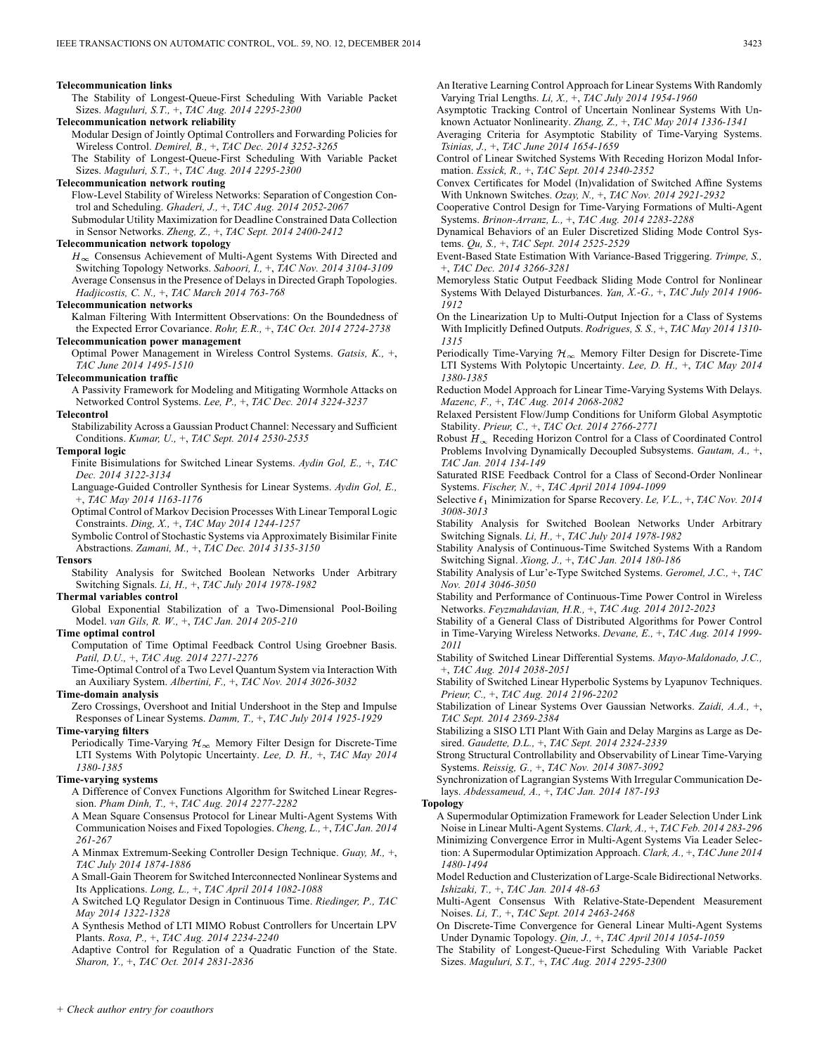**Telecommunication links**

The Stability of Longest-Queue-First Scheduling With Variable Packet Sizes. *Maguluri, S.T.,* +, *TAC Aug. 2014 2295-2300*

**Telecommunication network reliability**

Modular Design of Jointly Optimal Controllers and Forwarding Policies for Wireless Control. *Demirel, B.,* +, *TAC Dec. 2014 3252-3265*

The Stability of Longest-Queue-First Scheduling With Variable Packet Sizes. *Maguluri, S.T.,* +, *TAC Aug. 2014 2295-2300*

**Telecommunication network routing**

Flow-Level Stability of Wireless Networks: Separation of Congestion Control and Scheduling. *Ghaderi, J.,* +, *TAC Aug. 2014 2052-2067*

Submodular Utility Maximization for Deadline Constrained Data Collection in Sensor Networks. *Zheng, Z.,* +, *TAC Sept. 2014 2400-2412*

**Telecommunication network topology**

$H_\infty$ Consensus Achievement of Multi-Agent Systems With Directed and Switching Topology Networks. *Saboori, I.,* +, *TAC Nov. 2014 3104-3109*

Average Consensus in the Presence of Delays in Directed Graph Topologies. *Hadjicostis, C. N.,* +, *TAC March 2014 763-768*

**Telecommunication networks**

Kalman Filtering With Intermittent Observations: On the Boundedness of the Expected Error Covariance. *Rohr, E.R.,* +, *TAC Oct. 2014 2724-2738*

**Telecommunication power management**

Optimal Power Management in Wireless Control Systems. *Gatsis, K.,* +, *TAC June 2014 1495-1510*

**Telecommunication traffic**

A Passivity Framework for Modeling and Mitigating Wormhole Attacks on Networked Control Systems. *Lee, P.,* +, *TAC Dec. 2014 3224-3237*

**Telecontrol**

Stabilizability Across a Gaussian Product Channel: Necessary and Sufficient Conditions. *Kumar, U.,* +, *TAC Sept. 2014 2530-2535*

**Temporal logic**

Finite Bisimulations for Switched Linear Systems. *Aydin Gol, E.,* +, *TAC Dec. 2014 3122-3134*

Language-Guided Controller Synthesis for Linear Systems. *Aydin Gol, E.,* +, *TAC May 2014 1163-1176*

Optimal Control of Markov Decision Processes With Linear Temporal Logic Constraints. *Ding, X.,* +, *TAC May 2014 1244-1257*

Symbolic Control of Stochastic Systems via Approximately Bisimilar Finite Abstractions. *Zamani, M.,* +, *TAC Dec. 2014 3135-3150*

**Tensors**

Stability Analysis for Switched Boolean Networks Under Arbitrary Switching Signals. *Li, H.,* +, *TAC July 2014 1978-1982*

**Thermal variables control**

Global Exponential Stabilization of a Two-Dimensional Pool-Boiling Model. *van Gils, R. W.,* +, *TAC Jan. 2014 205-210*

**Time optimal control**

Computation of Time Optimal Feedback Control Using Groebner Basis. *Patil, D.U.,* +, *TAC Aug. 2014 2271-2276*

Time-Optimal Control of a Two Level Quantum System via Interaction With an Auxiliary System. *Albertini, F.,* +, *TAC Nov. 2014 3026-3032*

**Time-domain analysis**

Zero Crossings, Overshoot and Initial Undershoot in the Step and Impulse Responses of Linear Systems. *Damm, T.,* +, *TAC July 2014 1925-1929*

**Time-varying filters**

Periodically Time-Varying $\mathcal{H}_\infty$ Memory Filter Design for Discrete-Time LTI Systems With Polytopic Uncertainty. *Lee, D. H.,* +, *TAC May 2014 1380-1385*

**Time-varying systems**

A Difference of Convex Functions Algorithm for Switched Linear Regression. *Pham Dinh, T.,* +, *TAC Aug. 2014 2277-2282*

A Mean Square Consensus Protocol for Linear Multi-Agent Systems With Communication Noises and Fixed Topologies. *Cheng, L.,* +, *TAC Jan. 2014 261-267*

A Minmax Extremum-Seeking Controller Design Technique. *Guay, M.,* +, *TAC July 2014 1874-1886*

A Small-Gain Theorem for Switched Interconnected Nonlinear Systems and Its Applications. *Long, L.,* +, *TAC April 2014 1082-1088*

A Switched LQ Regulator Design in Continuous Time. *Riedinger, P., TAC May 2014 1322-1328*

A Synthesis Method of LTI MIMO Robust Controllers for Uncertain LPV Plants. *Rosa, P.,* +, *TAC Aug. 2014 2234-2240*

Adaptive Control for Regulation of a Quadratic Function of the State. *Sharon, Y.,* +, *TAC Oct. 2014 2831-2836*

An Iterative Learning Control Approach for Linear Systems With Randomly Varying Trial Lengths. *Li, X.,* +, *TAC July 2014 1954-1960*

Asymptotic Tracking Control of Uncertain Nonlinear Systems With Unknown Actuator Nonlinearity. *Zhang, Z.,* +, *TAC May 2014 1336-1341*

Averaging Criteria for Asymptotic Stability of Time-Varying Systems. *Tsinias, J.,* +, *TAC June 2014 1654-1659*

Control of Linear Switched Systems With Receding Horizon Modal Information. *Essick, R.,* +, *TAC Sept. 2014 2340-2352*

Convex Certificates for Model (In)validation of Switched Affine Systems With Unknown Switches. *Ozay, N.,* +, *TAC Nov. 2014 2921-2932*

Cooperative Control Design for Time-Varying Formations of Multi-Agent Systems. *Brinon-Arranz, L.,* +, *TAC Aug. 2014 2283-2288*

Dynamical Behaviors of an Euler Discretized Sliding Mode Control Systems. *Qu, S.,* +, *TAC Sept. 2014 2525-2529*

Event-Based State Estimation With Variance-Based Triggering. *Trimpe, S.,* +, *TAC Dec. 2014 3266-3281*

Memoryless Static Output Feedback Sliding Mode Control for Nonlinear Systems With Delayed Disturbances. *Yan, X.-G.,* +, *TAC July 2014 1906-1912*

On the Linearization Up to Multi-Output Injection for a Class of Systems With Implicitly Defined Outputs. *Rodrigues, S. S.,* +, *TAC May 2014 1310-1315*

Periodically Time-Varying $\mathcal{H}_\infty$ Memory Filter Design for Discrete-Time LTI Systems With Polytopic Uncertainty. *Lee, D. H.,* +, *TAC May 2014 1380-1385*

Reduction Model Approach for Linear Time-Varying Systems With Delays. *Mazenc, F.,* +, *TAC Aug. 2014 2068-2082*

Relaxed Persistent Flow/Jump Conditions for Uniform Global Asymptotic Stability. *Prieur, C.,* +, *TAC Oct. 2014 2766-2771*

Robust $H_\infty$ Receding Horizon Control for a Class of Coordinated Control Problems Involving Dynamically Decoupled Subsystems. *Gautam, A.,* +, *TAC Jan. 2014 134-149*

Saturated RISE Feedback Control for a Class of Second-Order Nonlinear Systems. *Fischer, N.,* +, *TAC April 2014 1094-1099*

Selective $\ell_1$ Minimization for Sparse Recovery. *Le, V.L.,* +, *TAC Nov. 2014 3008-3013*

Stability Analysis for Switched Boolean Networks Under Arbitrary Switching Signals. *Li, H.,* +, *TAC July 2014 1978-1982*

Stability Analysis of Continuous-Time Switched Systems With a Random Switching Signal. *Xiong, J.,* +, *TAC Jan. 2014 180-186*

Stability Analysis of Lur'e-Type Switched Systems. *Geromel, J.C.,* +, *TAC Nov. 2014 3046-3050*

Stability and Performance of Continuous-Time Power Control in Wireless Networks. *Feyzmahdavian, H.R.,* +, *TAC Aug. 2014 2012-2023*

Stability of a General Class of Distributed Algorithms for Power Control in Time-Varying Wireless Networks. *Devane, E.,* +, *TAC Aug. 2014 1999-2011*

Stability of Switched Linear Differential Systems. *Mayo-Maldonado, J.C.,* +, *TAC Aug. 2014 2038-2051*

Stability of Switched Linear Hyperbolic Systems by Lyapunov Techniques. *Prieur, C.,* +, *TAC Aug. 2014 2196-2202*

Stabilization of Linear Systems Over Gaussian Networks. *Zaidi, A.A.,* +, *TAC Sept. 2014 2369-2384*

Stabilizing a SISO LTI Plant With Gain and Delay Margins as Large as Desired. *Gaudette, D.L.,* +, *TAC Sept. 2014 2324-2339*

Strong Structural Controllability and Observability of Linear Time-Varying Systems. *Reissig, G.,* +, *TAC Nov. 2014 3087-3092*

Synchronization of Lagrangian Systems With Irregular Communication Delays. *Abdessameud, A.,* +, *TAC Jan. 2014 187-193*

**Topology**

A Supermodular Optimization Framework for Leader Selection Under Link Noise in Linear Multi-Agent Systems. *Clark, A.,* +, *TAC Feb. 2014 283-296*

Minimizing Convergence Error in Multi-Agent Systems Via Leader Selection: A Supermodular Optimization Approach. *Clark, A.,* +, *TAC June 2014 1480-1494*

Model Reduction and Clusterization of Large-Scale Bidirectional Networks. *Ishizaki, T.,* +, *TAC Jan. 2014 48-63*

Multi-Agent Consensus With Relative-State-Dependent Measurement Noises. *Li, T.,* +, *TAC Sept. 2014 2463-2468*

On Discrete-Time Convergence for General Linear Multi-Agent Systems Under Dynamic Topology. *Qin, J.,* +, *TAC April 2014 1054-1059*

The Stability of Longest-Queue-First Scheduling With Variable Packet Sizes. *Maguluri, S.T.,* +, *TAC Aug. 2014 2295-2300*

*+ Check author entry for coauthors*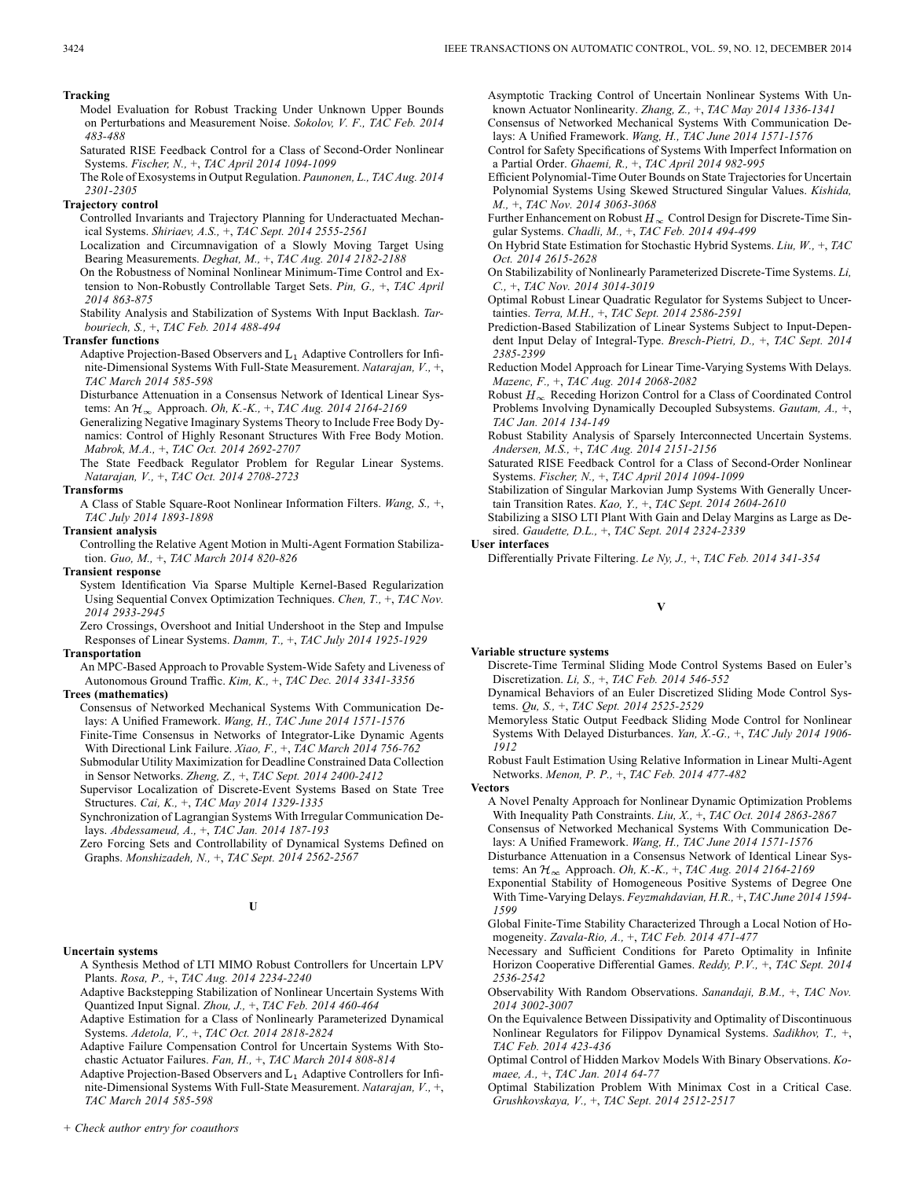**Tracking**

Model Evaluation for Robust Tracking Under Unknown Upper Bounds on Perturbations and Measurement Noise. *Sokolov, V. F., TAC Feb. 2014 483-488*

Saturated RISE Feedback Control for a Class of Second-Order Nonlinear Systems. *Fischer, N.,* +, *TAC April 2014 1094-1099*

The Role of Exosystems in Output Regulation. *Paunonen, L., TAC Aug. 2014 2301-2305*

**Trajectory control**

Controlled Invariants and Trajectory Planning for Underactuated Mechanical Systems. *Shiriaev, A.S.,* +, *TAC Sept. 2014 2555-2561*

Localization and Circumnavigation of a Slowly Moving Target Using Bearing Measurements. *Deghat, M.,* +, *TAC Aug. 2014 2182-2188*

On the Robustness of Nominal Nonlinear Minimum-Time Control and Extension to Non-Robustly Controllable Target Sets. *Pin, G.,* +, *TAC April 2014 863-875*

Stability Analysis and Stabilization of Systems With Input Backlash. *Tarbouriech, S.,* +, *TAC Feb. 2014 488-494*

**Transfer functions**

Adaptive Projection-Based Observers and $L_1$ Adaptive Controllers for Infinite-Dimensional Systems With Full-State Measurement. *Natarajan, V.,* +, *TAC March 2014 585-598*

Disturbance Attenuation in a Consensus Network of Identical Linear Systems: An $\mathcal{H}_\infty$ Approach. *Oh, K.-K.,* +, *TAC Aug. 2014 2164-2169*

Generalizing Negative Imaginary Systems Theory to Include Free Body Dynamics: Control of Highly Resonant Structures With Free Body Motion. *Mabrok, M.A.,* +, *TAC Oct. 2014 2692-2707*

The State Feedback Regulator Problem for Regular Linear Systems. *Natarajan, V.,* +, *TAC Oct. 2014 2708-2723*

**Transforms**

A Class of Stable Square-Root Nonlinear Information Filters. *Wang, S.,* +, *TAC July 2014 1893-1898*

**Transient analysis**

Controlling the Relative Agent Motion in Multi-Agent Formation Stabilization. *Guo, M.,* +, *TAC March 2014 820-826*

**Transient response**

System Identification Via Sparse Multiple Kernel-Based Regularization Using Sequential Convex Optimization Techniques. *Chen, T.,* +, *TAC Nov. 2014 2933-2945*

Zero Crossings, Overshoot and Initial Undershoot in the Step and Impulse Responses of Linear Systems. *Damm, T.,* +, *TAC July 2014 1925-1929*

**Transportation**

An MPC-Based Approach to Provable System-Wide Safety and Liveness of Autonomous Ground Traffic. *Kim, K.,* +, *TAC Dec. 2014 3341-3356*

**Trees (mathematics)**

Consensus of Networked Mechanical Systems With Communication Delays: A Unified Framework. *Wang, H., TAC June 2014 1571-1576*

Finite-Time Consensus in Networks of Integrator-Like Dynamic Agents With Directional Link Failure. *Xiao, F.,* +, *TAC March 2014 756-762*

Submodular Utility Maximization for Deadline Constrained Data Collection in Sensor Networks. *Zheng, Z.,* +, *TAC Sept. 2014 2400-2412*

Supervisor Localization of Discrete-Event Systems Based on State Tree Structures. *Cai, K.,* +, *TAC May 2014 1329-1335*

Synchronization of Lagrangian Systems With Irregular Communication Delays. *Abdessameud, A.,* +, *TAC Jan. 2014 187-193*

Zero Forcing Sets and Controllability of Dynamical Systems Defined on Graphs. *Monshizadeh, N.,* +, *TAC Sept. 2014 2562-2567*

## U

**Uncertain systems**

A Synthesis Method of LTI MIMO Robust Controllers for Uncertain LPV Plants. *Rosa, P.,* +, *TAC Aug. 2014 2234-2240*

Adaptive Backstepping Stabilization of Nonlinear Uncertain Systems With Quantized Input Signal. *Zhou, J.,* +, *TAC Feb. 2014 460-464*

Adaptive Estimation for a Class of Nonlinearly Parameterized Dynamical Systems. *Adetola, V.,* +, *TAC Oct. 2014 2818-2824*

Adaptive Failure Compensation Control for Uncertain Systems With Stochastic Actuator Failures. *Fan, H.,* +, *TAC March 2014 808-814*

Adaptive Projection-Based Observers and $L_1$ Adaptive Controllers for Infinite-Dimensional Systems With Full-State Measurement. *Natarajan, V.,* +, *TAC March 2014 585-598*

Asymptotic Tracking Control of Uncertain Nonlinear Systems With Unknown Actuator Nonlinearity. *Zhang, Z.,* +, *TAC May 2014 1336-1341*

Consensus of Networked Mechanical Systems With Communication Delays: A Unified Framework. *Wang, H., TAC June 2014 1571-1576*

Control for Safety Specifications of Systems With Imperfect Information on a Partial Order. *Ghaemi, R.,* +, *TAC April 2014 982-995*

Efficient Polynomial-Time Outer Bounds on State Trajectories for Uncertain Polynomial Systems Using Skewed Structured Singular Values. *Kishida, M.,* +, *TAC Nov. 2014 3063-3068*

Further Enhancement on Robust $H_\infty$ Control Design for Discrete-Time Singular Systems. *Chadli, M.,* +, *TAC Feb. 2014 494-499*

On Hybrid State Estimation for Stochastic Hybrid Systems. *Liu, W.,* +, *TAC Oct. 2014 2615-2628*

On Stabilizability of Nonlinearly Parameterized Discrete-Time Systems. *Li, C.,* +, *TAC Nov. 2014 3014-3019*

Optimal Robust Linear Quadratic Regulator for Systems Subject to Uncertainties. *Terra, M.H.,* +, *TAC Sept. 2014 2586-2591*

Prediction-Based Stabilization of Linear Systems Subject to Input-Dependent Input Delay of Integral-Type. *Bresch-Pietri, D.,* +, *TAC Sept. 2014 2385-2399*

Reduction Model Approach for Linear Time-Varying Systems With Delays. *Mazenc, F.,* +, *TAC Aug. 2014 2068-2082*

Robust $H_\infty$ Receding Horizon Control for a Class of Coordinated Control Problems Involving Dynamically Decoupled Subsystems. *Gautam, A.,* +, *TAC Jan. 2014 134-149*

Robust Stability Analysis of Sparsely Interconnected Uncertain Systems. *Andersen, M.S.,* +, *TAC Aug. 2014 2151-2156*

Saturated RISE Feedback Control for a Class of Second-Order Nonlinear Systems. *Fischer, N.,* +, *TAC April 2014 1094-1099*

Stabilization of Singular Markovian Jump Systems With Generally Uncertain Transition Rates. *Kao, Y.,* +, *TAC Sept. 2014 2604-2610*

Stabilizing a SISO LTI Plant With Gain and Delay Margins as Large as Desired. *Gaudette, D.L.,* +, *TAC Sept. 2014 2324-2339*

**User interfaces**

Differentially Private Filtering. *Le Ny, J.,* +, *TAC Feb. 2014 341-354*

## V

**Variable structure systems**

Discrete-Time Terminal Sliding Mode Control Systems Based on Euler's Discretization. *Li, S.,* +, *TAC Feb. 2014 546-552*

Dynamical Behaviors of an Euler Discretized Sliding Mode Control Systems. *Qu, S.,* +, *TAC Sept. 2014 2525-2529*

Memoryless Static Output Feedback Sliding Mode Control for Nonlinear Systems With Delayed Disturbances. *Yan, X.-G.,* +, *TAC July 2014 1906-1912*

Robust Fault Estimation Using Relative Information in Linear Multi-Agent Networks. *Menon, P. P.,* +, *TAC Feb. 2014 477-482*

**Vectors**

A Novel Penalty Approach for Nonlinear Dynamic Optimization Problems With Inequality Path Constraints. *Liu, X.,* +, *TAC Oct. 2014 2863-2867*

Consensus of Networked Mechanical Systems With Communication Delays: A Unified Framework. *Wang, H., TAC June 2014 1571-1576*

Disturbance Attenuation in a Consensus Network of Identical Linear Systems: An $\mathcal{H}_\infty$ Approach. *Oh, K.-K.,* +, *TAC Aug. 2014 2164-2169*

Exponential Stability of Homogeneous Positive Systems of Degree One With Time-Varying Delays. *Feyzmahdavian, H.R.,* +, *TAC June 2014 1594-1599*

Global Finite-Time Stability Characterized Through a Local Notion of Homogeneity. *Zavala-Rio, A.,* +, *TAC Feb. 2014 471-477*

Necessary and Sufficient Conditions for Pareto Optimality in Infinite Horizon Cooperative Differential Games. *Reddy, P.V.,* +, *TAC Sept. 2014 2536-2542*

Observability With Random Observations. *Sanandaji, B.M.,* +, *TAC Nov. 2014 3002-3007*

On the Equivalence Between Dissipativity and Optimality of Discontinuous Nonlinear Regulators for Filippov Dynamical Systems. *Sadikhov, T.,* +, *TAC Feb. 2014 423-436*

Optimal Control of Hidden Markov Models With Binary Observations. *Komaee, A.,* +, *TAC Jan. 2014 64-77*

Optimal Stabilization Problem With Minimax Cost in a Critical Case. *Grushkovskaya, V.,* +, *TAC Sept. 2014 2512-2517*

+ *Check author entry for coauthors*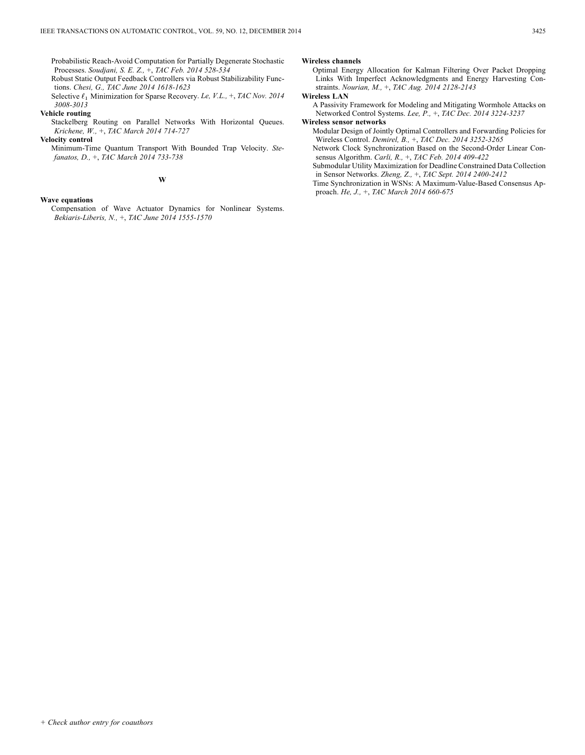Probabilistic Reach-Avoid Computation for Partially Degenerate Stochastic Processes. *Soudjani, S. E. Z., +, TAC Feb. 2014 528-534*

Robust Static Output Feedback Controllers via Robust Stabilizability Functions. *Chesi, G., TAC June 2014 1618-1623*

Selective $\ell_1$ Minimization for Sparse Recovery. *Le, V.L., +, TAC Nov. 2014 3008-3013*

**Vehicle routing**

Stackelberg Routing on Parallel Networks With Horizontal Queues. *Krichene, W., +, TAC March 2014 714-727*

**Velocity control**

Minimum-Time Quantum Transport With Bounded Trap Velocity. *Stefanatos, D., +, TAC March 2014 733-738*

## W

**Wave equations**

Compensation of Wave Actuator Dynamics for Nonlinear Systems. *Bekiaris-Liberis, N., +, TAC June 2014 1555-1570*

**Wireless channels**

Optimal Energy Allocation for Kalman Filtering Over Packet Dropping Links With Imperfect Acknowledgments and Energy Harvesting Constraints. *Nourian, M., +, TAC Aug. 2014 2128-2143*

**Wireless LAN**

A Passivity Framework for Modeling and Mitigating Wormhole Attacks on Networked Control Systems. *Lee, P., +, TAC Dec. 2014 3224-3237*

**Wireless sensor networks**

Modular Design of Jointly Optimal Controllers and Forwarding Policies for Wireless Control. *Demirel, B., +, TAC Dec. 2014 3252-3265*

Network Clock Synchronization Based on the Second-Order Linear Consensus Algorithm. *Carli, R., +, TAC Feb. 2014 409-422*

Submodular Utility Maximization for Deadline Constrained Data Collection in Sensor Networks. *Zheng, Z., +, TAC Sept. 2014 2400-2412*

Time Synchronization in WSNs: A Maximum-Value-Based Consensus Approach. *He, J., +, TAC March 2014 660-675*

*+ Check author entry for coauthors*